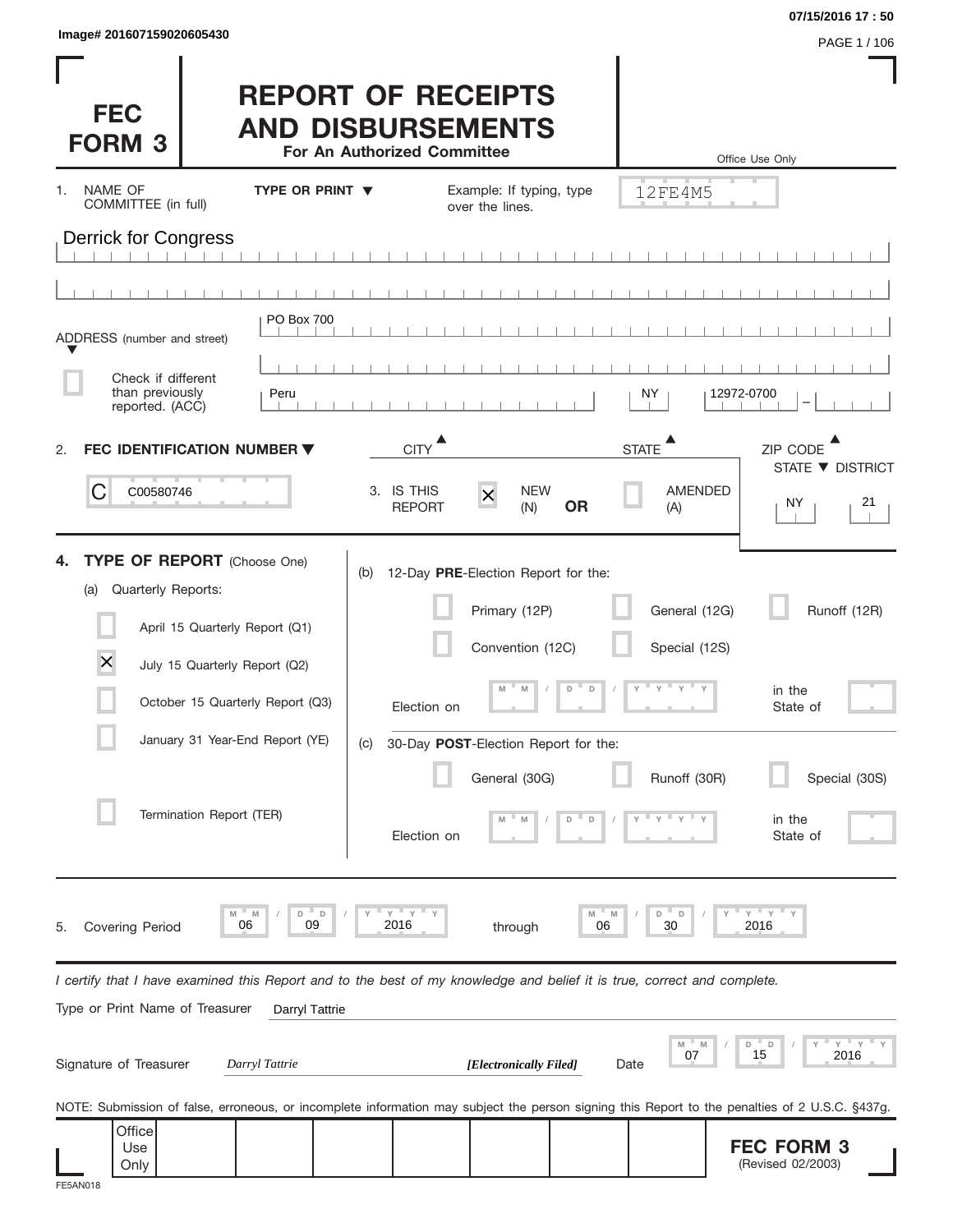Image# 201607159020605430

07/15/2016 17 : 50

# FEC FORM 3

# REPORT OF RECEIPTS AND DISBURSEMENTS

**For An Authorized Committee**

Office Use Only

12FE4M5

1. NAME OF COMMITTEE (in full) **TYPE OR PRINT ▼** Example: If typing, type over the lines.

Derrick for Congress

ADDRESS (number and street) PO Box 700

☐ Check if different than previously reported. (ACC)

| CITY | STATE | ZIP CODE |
|---|---|---|
| Peru | NY | 12972-0700 |

2. **FEC IDENTIFICATION NUMBER ▼**

C00580746

3. IS THIS REPORT [X] NEW (N) **OR** [ ] AMENDED (A)

STATE ▼ DISTRICT: NY 21

4. **TYPE OF REPORT** (Choose One)

(a) Quarterly Reports:

- [ ] April 15 Quarterly Report (Q1)
- [X] July 15 Quarterly Report (Q2)
- [ ] October 15 Quarterly Report (Q3)
- [ ] January 31 Year-End Report (YE)
- [ ] Termination Report (TER)

(b) 12-Day **PRE**-Election Report for the:

- [ ] Primary (12P)
- [ ] General (12G)
- [ ] Runoff (12R)
- [ ] Convention (12C)
- [ ] Special (12S)

Election on MM / DD / YYYY in the State of

(c) 30-Day **POST**-Election Report for the:

- [ ] General (30G)
- [ ] Runoff (30R)
- [ ] Special (30S)

Election on MM / DD / YYYY in the State of

5. Covering Period 06 / 09 / 2016 through 06 / 30 / 2016

*I certify that I have examined this Report and to the best of my knowledge and belief it is true, correct and complete.*

Type or Print Name of Treasurer: Darryl Tattrie

Signature of Treasurer: *Darryl Tattrie* ***[Electronically Filed]*** Date 07 / 15 / 2016

NOTE: Submission of false, erroneous, or incomplete information may subject the person signing this Report to the penalties of 2 U.S.C. §437g.

Office Use Only

**FEC FORM 3**
(Revised 02/2003)

FE5AN018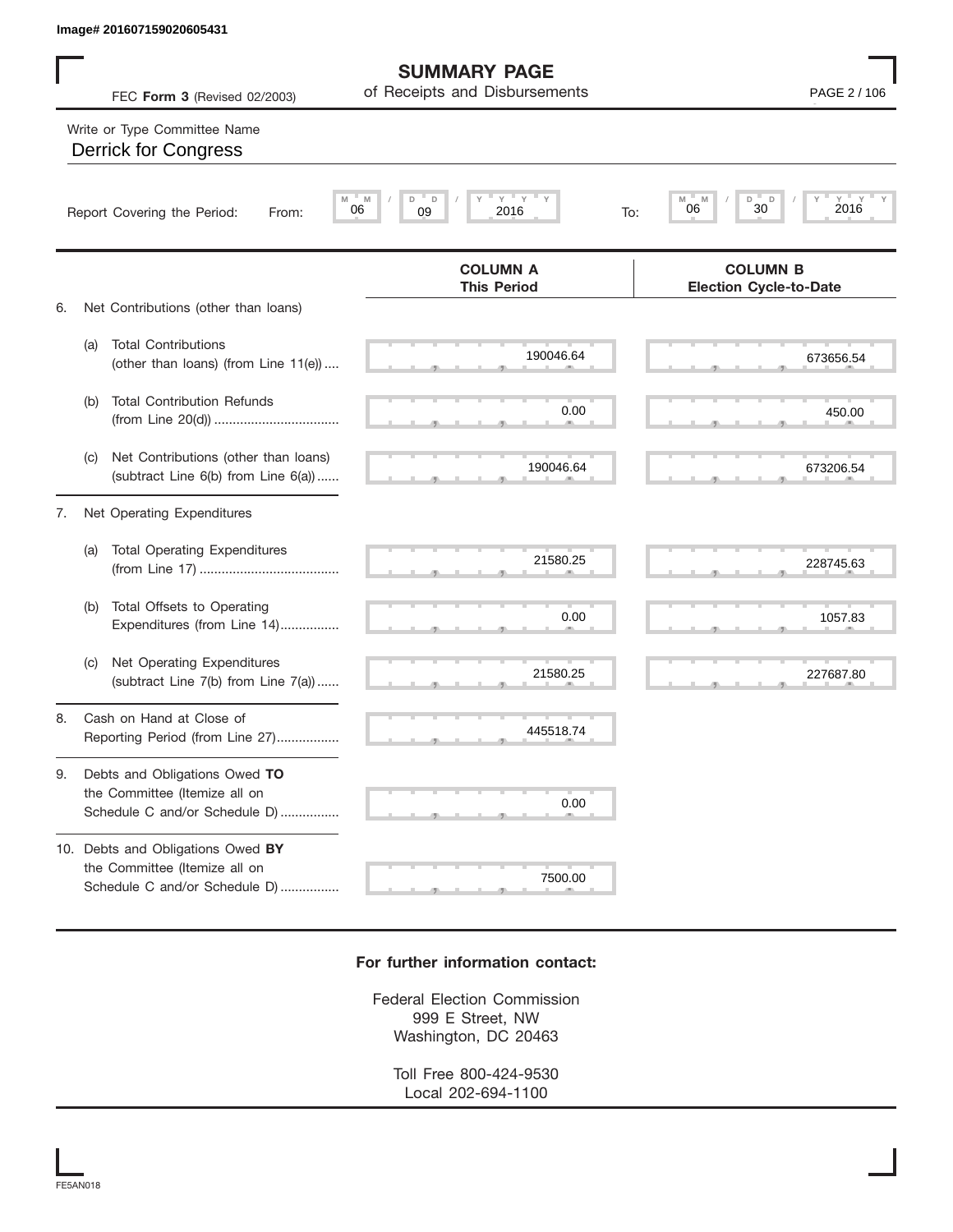Image# 201607159020605431

# SUMMARY PAGE

of Receipts and Disbursements

FEC **Form 3** (Revised 02/2003)

Write or Type Committee Name

Derrick for Congress

Report Covering the Period: From: 06 / 09 / 2016 To: 06 / 30 / 2016

| | | COLUMN A This Period | COLUMN B Election Cycle-to-Date |
|---|---|---|---|
| 6. | Net Contributions (other than loans) | | |
| | (a) Total Contributions (other than loans) (from Line 11(e)) .... | 190046.64 | 673656.54 |
| | (b) Total Contribution Refunds (from Line 20(d)) .................................. | 0.00 | 450.00 |
| | (c) Net Contributions (other than loans) (subtract Line 6(b) from Line 6(a)) ...... | 190046.64 | 673206.54 |
| 7. | Net Operating Expenditures | | |
| | (a) Total Operating Expenditures (from Line 17) ...................................... | 21580.25 | 228745.63 |
| | (b) Total Offsets to Operating Expenditures (from Line 14)................ | 0.00 | 1057.83 |
| | (c) Net Operating Expenditures (subtract Line 7(b) from Line 7(a)) ...... | 21580.25 | 227687.80 |
| 8. | Cash on Hand at Close of Reporting Period (from Line 27)................. | 445518.74 | |
| 9. | Debts and Obligations Owed **TO** the Committee (Itemize all on Schedule C and/or Schedule D) ................ | 0.00 | |
| 10. | Debts and Obligations Owed **BY** the Committee (Itemize all on Schedule C and/or Schedule D) ................ | 7500.00 | |

**For further information contact:**

Federal Election Commission
999 E Street, NW
Washington, DC 20463

Toll Free 800-424-9530
Local 202-694-1100

FE5AN018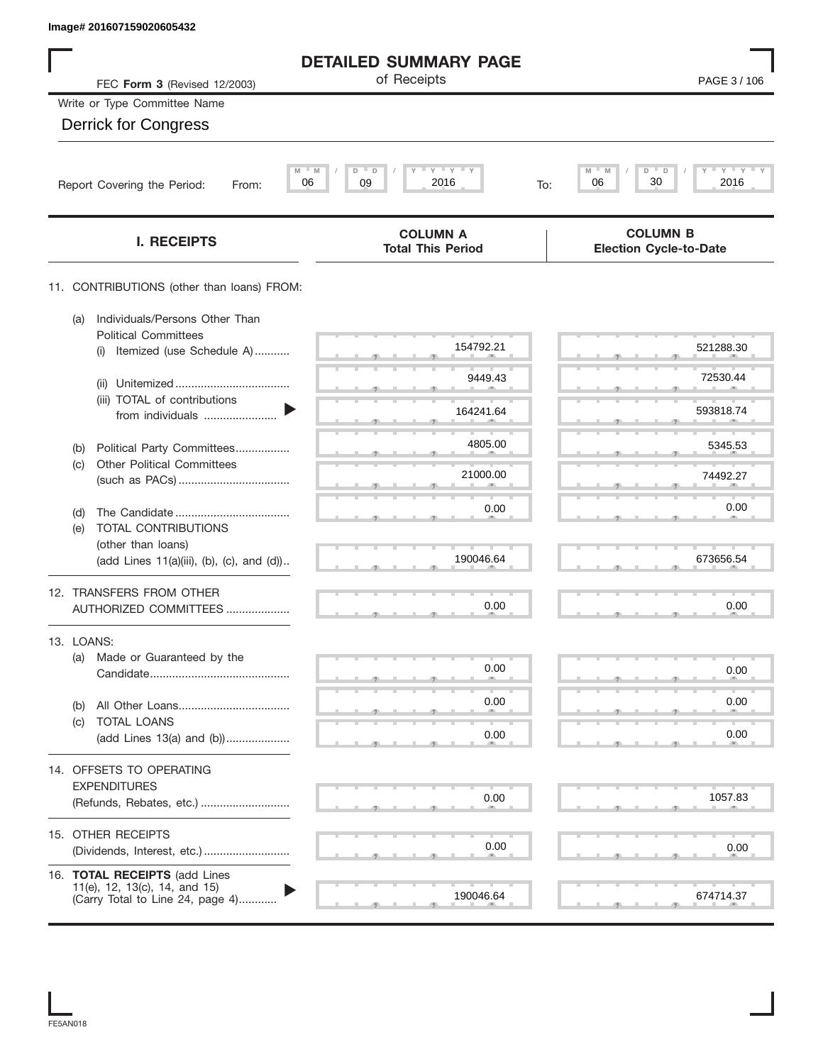Image# 201607159020605432

# DETAILED SUMMARY PAGE
of Receipts

FEC **Form 3** (Revised 12/2003)

Write or Type Committee Name

Derrick for Congress

Report Covering the Period: From: 06 / 09 / 2016 To: 06 / 30 / 2016

| I. RECEIPTS | COLUMN A Total This Period | COLUMN B Election Cycle-to-Date |
|---|---|---|
| 11. CONTRIBUTIONS (other than loans) FROM: | | |
| (a) Individuals/Persons Other Than Political Committees (i) Itemized (use Schedule A)........... | 154792.21 | 521288.30 |
| (ii) Unitemized.................................... | 9449.43 | 72530.44 |
| (iii) TOTAL of contributions from individuals ....................... | 164241.64 | 593818.74 |
| (b) Political Party Committees................. | 4805.00 | 5345.53 |
| (c) Other Political Committees (such as PACs).................................. | 21000.00 | 74492.27 |
| (d) The Candidate.................................... | 0.00 | 0.00 |
| (e) TOTAL CONTRIBUTIONS (other than loans) (add Lines 11(a)(iii), (b), (c), and (d)).. | 190046.64 | 673656.54 |
| 12. TRANSFERS FROM OTHER AUTHORIZED COMMITTEES .................... | 0.00 | 0.00 |
| 13. LOANS: | | |
| (a) Made or Guaranteed by the Candidate............................................ | 0.00 | 0.00 |
| (b) All Other Loans.................................. | 0.00 | 0.00 |
| (c) TOTAL LOANS (add Lines 13(a) and (b)).................... | 0.00 | 0.00 |
| 14. OFFSETS TO OPERATING EXPENDITURES (Refunds, Rebates, etc.) ........................... | 0.00 | 1057.83 |
| 15. OTHER RECEIPTS (Dividends, Interest, etc.)........................... | 0.00 | 0.00 |
| 16. **TOTAL RECEIPTS** (add Lines 11(e), 12, 13(c), 14, and 15) (Carry Total to Line 24, page 4)............ | 190046.64 | 674714.37 |

FE5AN018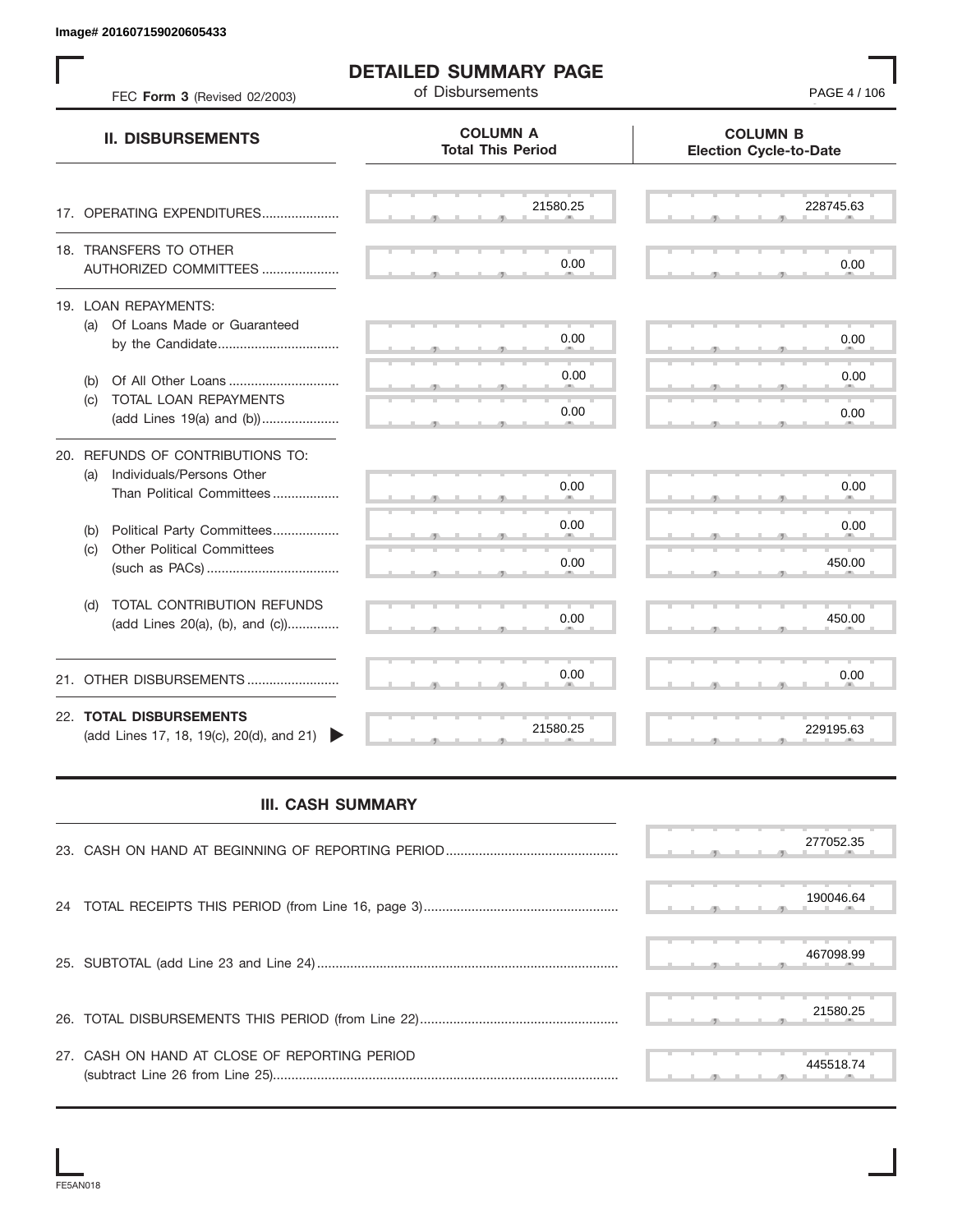Image# 201607159020605433

# DETAILED SUMMARY PAGE

of Disbursements

FEC **Form 3** (Revised 02/2003)

| II. DISBURSEMENTS | COLUMN A Total This Period | COLUMN B Election Cycle-to-Date |
|---|---|---|
| 17. OPERATING EXPENDITURES | 21580.25 | 228745.63 |
| 18. TRANSFERS TO OTHER AUTHORIZED COMMITTEES | 0.00 | 0.00 |
| 19. LOAN REPAYMENTS: | | |
| (a) Of Loans Made or Guaranteed by the Candidate | 0.00 | 0.00 |
| (b) Of All Other Loans | 0.00 | 0.00 |
| (c) TOTAL LOAN REPAYMENTS (add Lines 19(a) and (b)) | 0.00 | 0.00 |
| 20. REFUNDS OF CONTRIBUTIONS TO: | | |
| (a) Individuals/Persons Other Than Political Committees | 0.00 | 0.00 |
| (b) Political Party Committees | 0.00 | 0.00 |
| (c) Other Political Committees (such as PACs) | 0.00 | 450.00 |
| (d) TOTAL CONTRIBUTION REFUNDS (add Lines 20(a), (b), and (c)) | 0.00 | 450.00 |
| 21. OTHER DISBURSEMENTS | 0.00 | 0.00 |
| 22. **TOTAL DISBURSEMENTS** (add Lines 17, 18, 19(c), 20(d), and 21) | 21580.25 | 229195.63 |

## III. CASH SUMMARY

| | |
|---|---|
| 23. CASH ON HAND AT BEGINNING OF REPORTING PERIOD | 277052.35 |
| 24 TOTAL RECEIPTS THIS PERIOD (from Line 16, page 3) | 190046.64 |
| 25. SUBTOTAL (add Line 23 and Line 24) | 467098.99 |
| 26. TOTAL DISBURSEMENTS THIS PERIOD (from Line 22) | 21580.25 |
| 27. CASH ON HAND AT CLOSE OF REPORTING PERIOD (subtract Line 26 from Line 25) | 445518.74 |

FE5AN018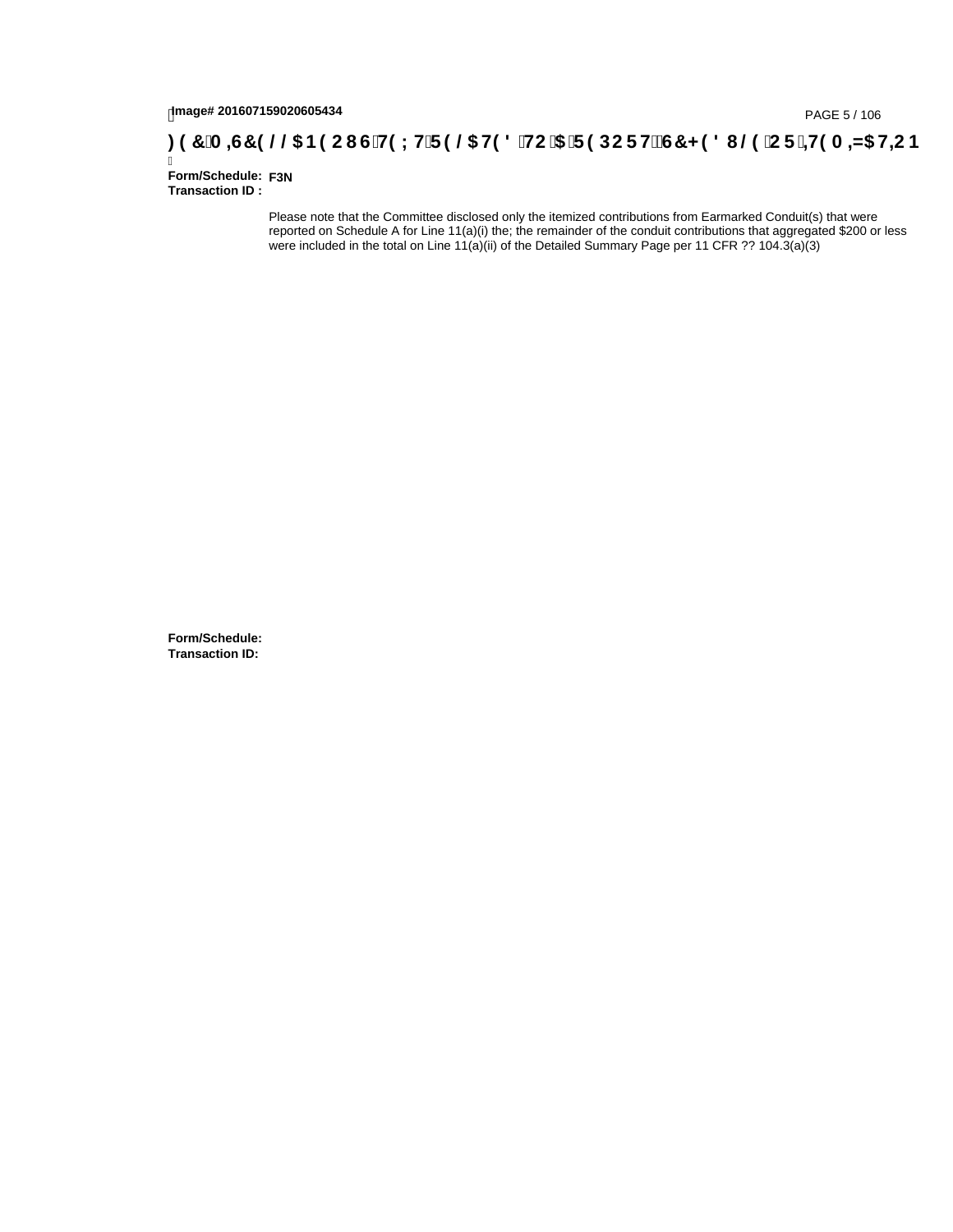Image# 201607159020605434

) ( &0 ,6&( / / $1 ( 2 8 6 7( ; 75( / $ 7( ' 72 $ 5( 3 2 5 7 6&+( ' 8 / ( 2 5 ,7( 0 ,=$ 7,2 1

**Form/Schedule:** F3N
**Transaction ID :**

Please note that the Committee disclosed only the itemized contributions from Earmarked Conduit(s) that were reported on Schedule A for Line 11(a)(i) the; the remainder of the conduit contributions that aggregated $200 or less were included in the total on Line 11(a)(ii) of the Detailed Summary Page per 11 CFR ?? 104.3(a)(3)

**Form/Schedule:**
**Transaction ID:**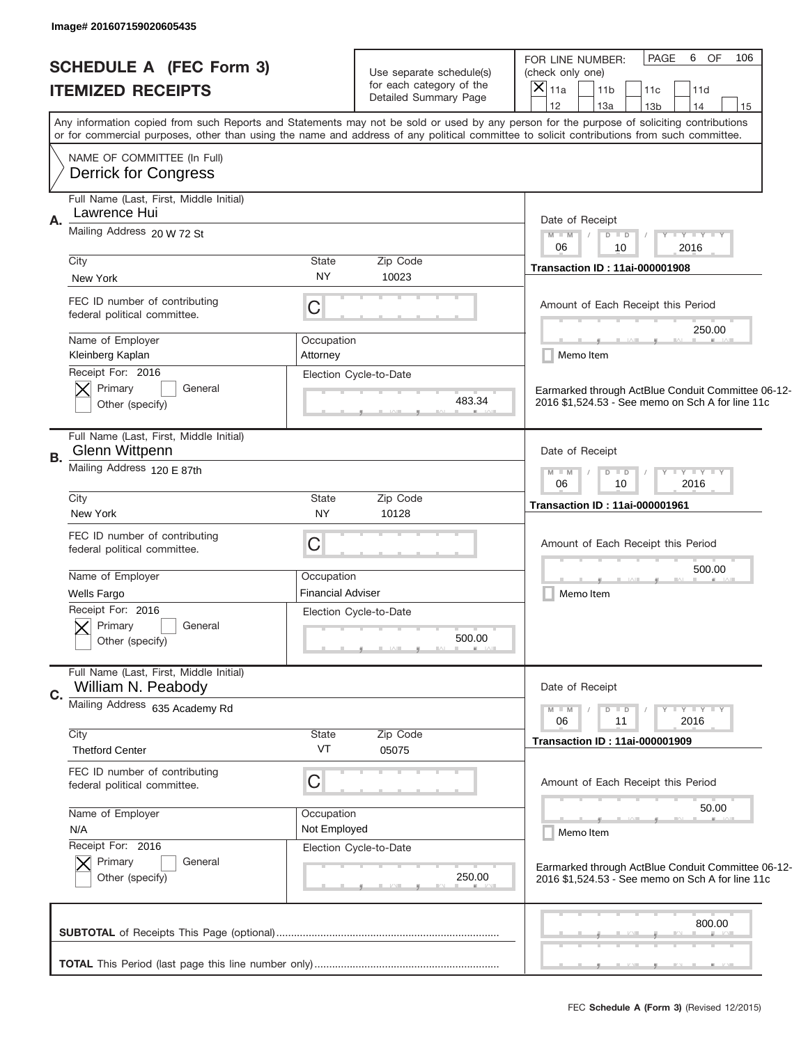Image# 201607159020605435

# SCHEDULE A (FEC Form 3)
## ITEMIZED RECEIPTS

Use separate schedule(s) for each category of the Detailed Summary Page

FOR LINE NUMBER: (check only one)
[X] 11a [ ] 11b [ ] 11c [ ] 11d
[ ] 12 [ ] 13a [ ] 13b [ ] 14 [ ] 15

PAGE 6 OF 106

Any information copied from such Reports and Statements may not be sold or used by any person for the purpose of soliciting contributions or for commercial purposes, other than using the name and address of any political committee to solicit contributions from such committee.

NAME OF COMMITTEE (In Full)
Derrick for Congress

---

**A.**
Full Name (Last, First, Middle Initial): Lawrence Hui
Mailing Address: 20 W 72 St
City: New York | State: NY | Zip Code: 10023
FEC ID number of contributing federal political committee: C
Name of Employer: Kleinberg Kaplan | Occupation: Attorney
Receipt For: 2016 — [X] Primary [ ] General [ ] Other (specify)
Election Cycle-to-Date: 483.34

Date of Receipt: 06 / 10 / 2016
Transaction ID : 11ai-000001908
Amount of Each Receipt this Period: 250.00
[ ] Memo Item

Earmarked through ActBlue Conduit Committee 06-12-2016 $1,524.53 - See memo on Sch A for line 11c

---

**B.**
Full Name (Last, First, Middle Initial): Glenn Wittpenn
Mailing Address: 120 E 87th
City: New York | State: NY | Zip Code: 10128
FEC ID number of contributing federal political committee: C
Name of Employer: Wells Fargo | Occupation: Financial Adviser
Receipt For: 2016 — [X] Primary [ ] General [ ] Other (specify)
Election Cycle-to-Date: 500.00

Date of Receipt: 06 / 10 / 2016
Transaction ID : 11ai-000001961
Amount of Each Receipt this Period: 500.00
[ ] Memo Item

---

**C.**
Full Name (Last, First, Middle Initial): William N. Peabody
Mailing Address: 635 Academy Rd
City: Thetford Center | State: VT | Zip Code: 05075
FEC ID number of contributing federal political committee: C
Name of Employer: N/A | Occupation: Not Employed
Receipt For: 2016 — [X] Primary [ ] General [ ] Other (specify)
Election Cycle-to-Date: 250.00

Date of Receipt: 06 / 11 / 2016
Transaction ID : 11ai-000001909
Amount of Each Receipt this Period: 50.00
[ ] Memo Item

Earmarked through ActBlue Conduit Committee 06-12-2016 $1,524.53 - See memo on Sch A for line 11c

---

**SUBTOTAL** of Receipts This Page (optional): 800.00

**TOTAL** This Period (last page this line number only):

FEC **Schedule A (Form 3)** (Revised 12/2015)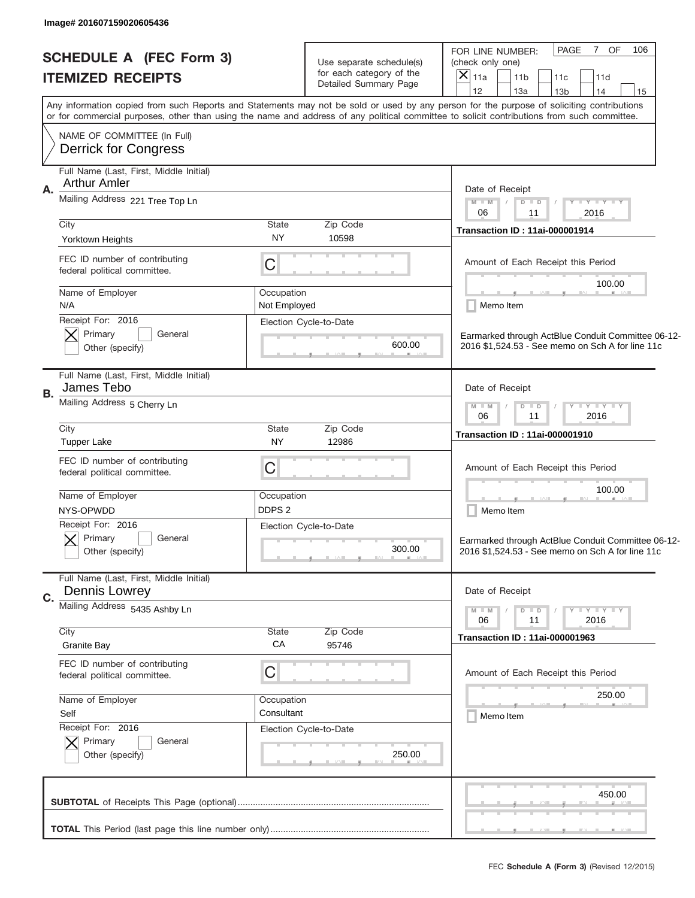Image# 201607159020605436

# SCHEDULE A (FEC Form 3)
## ITEMIZED RECEIPTS

Use separate schedule(s) for each category of the Detailed Summary Page

FOR LINE NUMBER: (check only one)
[X] 11a [ ] 11b [ ] 11c [ ] 11d [ ] 12 [ ] 13a [ ] 13b [ ] 14 [ ] 15

PAGE 7 OF 106

Any information copied from such Reports and Statements may not be sold or used by any person for the purpose of soliciting contributions or for commercial purposes, other than using the name and address of any political committee to solicit contributions from such committee.

NAME OF COMMITTEE (In Full)
Derrick for Congress

---

**A.** Full Name (Last, First, Middle Initial): Arthur Amler

Mailing Address: 221 Tree Top Ln

City: Yorktown Heights | State: NY | Zip Code: 10598

FEC ID number of contributing federal political committee: C

Name of Employer: N/A | Occupation: Not Employed

Receipt For: 2016 — [X] Primary [ ] General [ ] Other (specify)

Election Cycle-to-Date: 600.00

Date of Receipt: 06 / 11 / 2016

Transaction ID : 11ai-000001914

Amount of Each Receipt this Period: 100.00

[ ] Memo Item

Earmarked through ActBlue Conduit Committee 06-12-2016 $1,524.53 - See memo on Sch A for line 11c

---

**B.** Full Name (Last, First, Middle Initial): James Tebo

Mailing Address: 5 Cherry Ln

City: Tupper Lake | State: NY | Zip Code: 12986

FEC ID number of contributing federal political committee: C

Name of Employer: NYS-OPWDD | Occupation: DDPS 2

Receipt For: 2016 — [X] Primary [ ] General [ ] Other (specify)

Election Cycle-to-Date: 300.00

Date of Receipt: 06 / 11 / 2016

Transaction ID : 11ai-000001910

Amount of Each Receipt this Period: 100.00

[ ] Memo Item

Earmarked through ActBlue Conduit Committee 06-12-2016 $1,524.53 - See memo on Sch A for line 11c

---

**C.** Full Name (Last, First, Middle Initial): Dennis Lowrey

Mailing Address: 5435 Ashby Ln

City: Granite Bay | State: CA | Zip Code: 95746

FEC ID number of contributing federal political committee: C

Name of Employer: Self | Occupation: Consultant

Receipt For: 2016 — [X] Primary [ ] General [ ] Other (specify)

Election Cycle-to-Date: 250.00

Date of Receipt: 06 / 11 / 2016

Transaction ID : 11ai-000001963

Amount of Each Receipt this Period: 250.00

[ ] Memo Item

---

**SUBTOTAL** of Receipts This Page (optional): 450.00

**TOTAL** This Period (last page this line number only):

FEC **Schedule A** (Form 3) (Revised 12/2015)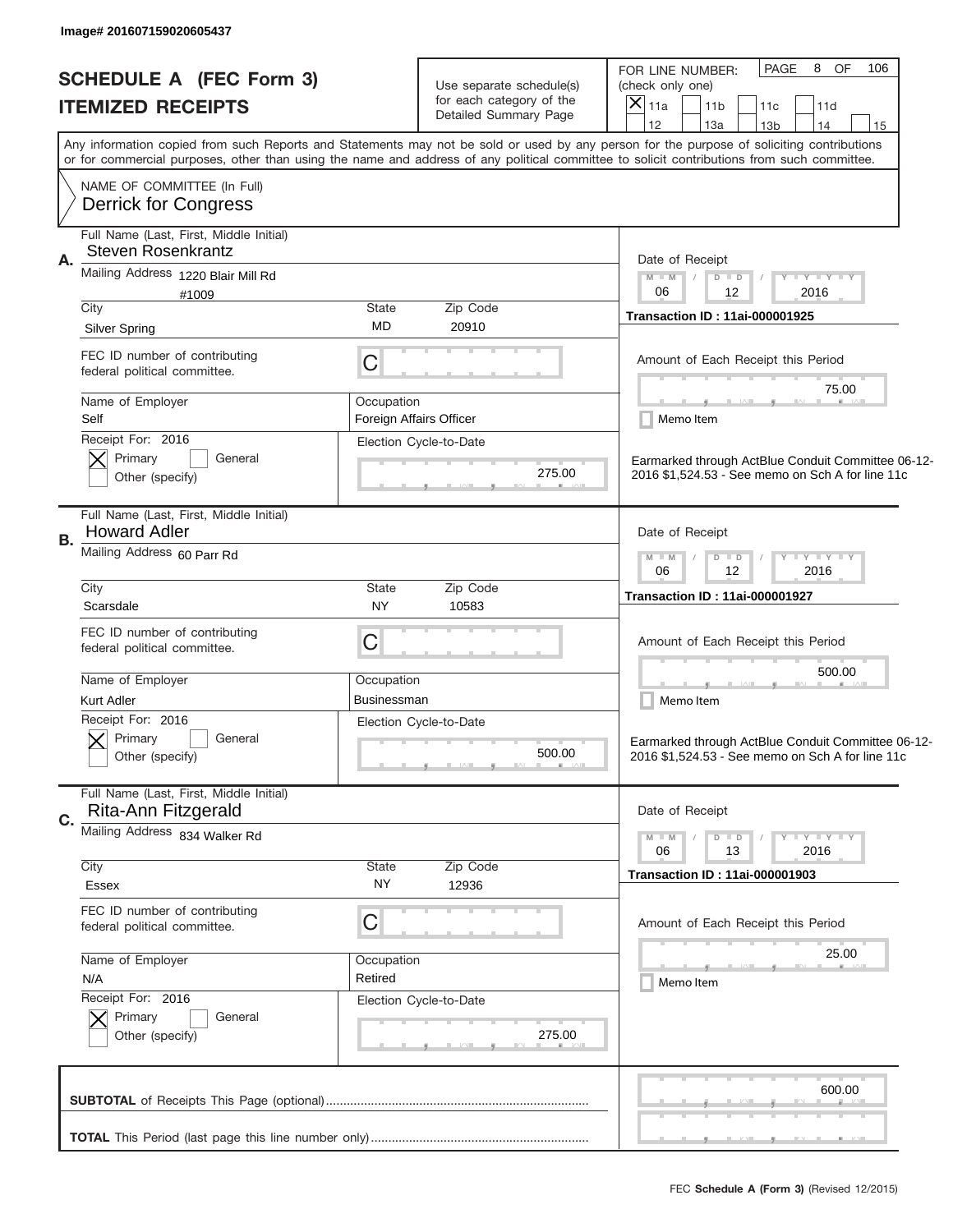Image# 201607159020605437

# SCHEDULE A (FEC Form 3)
# ITEMIZED RECEIPTS

Use separate schedule(s) for each category of the Detailed Summary Page

FOR LINE NUMBER: (check only one)
[X] 11a [ ] 11b [ ] 11c [ ] 11d [ ] 12 [ ] 13a [ ] 13b [ ] 14 [ ] 15

PAGE 8 OF 106

Any information copied from such Reports and Statements may not be sold or used by any person for the purpose of soliciting contributions or for commercial purposes, other than using the name and address of any political committee to solicit contributions from such committee.

NAME OF COMMITTEE (In Full)
Derrick for Congress

---

**A.** Full Name (Last, First, Middle Initial): Steven Rosenkrantz
Mailing Address: 1220 Blair Mill Rd #1009
City: Silver Spring | State: MD | Zip Code: 20910
FEC ID number of contributing federal political committee: C
Name of Employer: Self
Occupation: Foreign Affairs Officer
Receipt For: 2016 — [X] Primary [ ] General [ ] Other (specify)
Election Cycle-to-Date: 275.00

Date of Receipt: 06 / 12 / 2016
Transaction ID : 11ai-000001925
Amount of Each Receipt this Period: 75.00
[ ] Memo Item
Earmarked through ActBlue Conduit Committee 06-12-2016 $1,524.53 - See memo on Sch A for line 11c

---

**B.** Full Name (Last, First, Middle Initial): Howard Adler
Mailing Address: 60 Parr Rd
City: Scarsdale | State: NY | Zip Code: 10583
FEC ID number of contributing federal political committee: C
Name of Employer: Kurt Adler
Occupation: Businessman
Receipt For: 2016 — [X] Primary [ ] General [ ] Other (specify)
Election Cycle-to-Date: 500.00

Date of Receipt: 06 / 12 / 2016
Transaction ID : 11ai-000001927
Amount of Each Receipt this Period: 500.00
[ ] Memo Item
Earmarked through ActBlue Conduit Committee 06-12-2016 $1,524.53 - See memo on Sch A for line 11c

---

**C.** Full Name (Last, First, Middle Initial): Rita-Ann Fitzgerald
Mailing Address: 834 Walker Rd
City: Essex | State: NY | Zip Code: 12936
FEC ID number of contributing federal political committee: C
Name of Employer: N/A
Occupation: Retired
Receipt For: 2016 — [X] Primary [ ] General [ ] Other (specify)
Election Cycle-to-Date: 275.00

Date of Receipt: 06 / 13 / 2016
Transaction ID : 11ai-000001903
Amount of Each Receipt this Period: 25.00
[ ] Memo Item

---

**SUBTOTAL** of Receipts This Page (optional): 600.00

**TOTAL** This Period (last page this line number only):

FEC **Schedule A** (Form 3) (Revised 12/2015)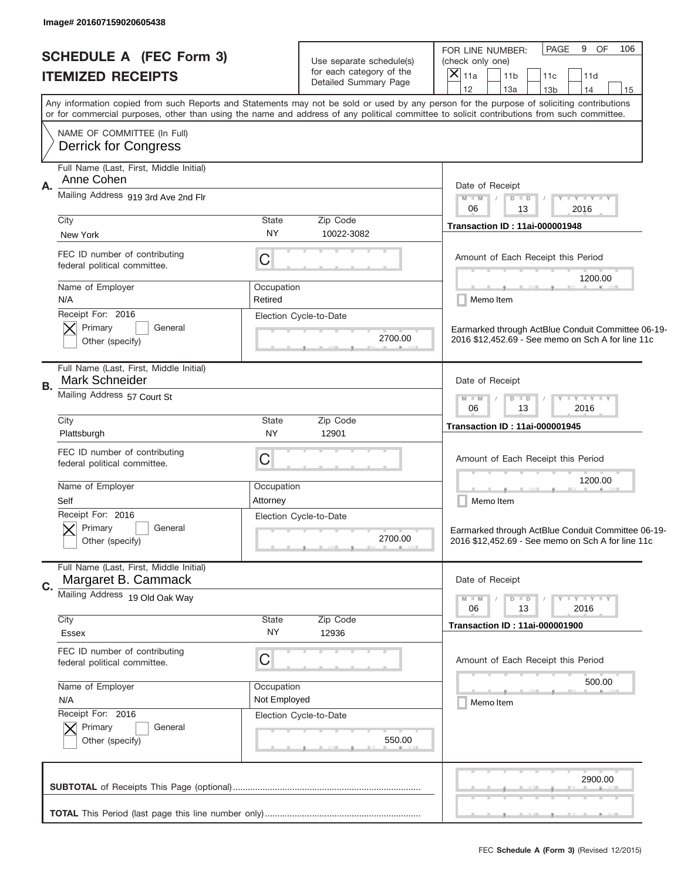Image# 201607159020605438

# SCHEDULE A (FEC Form 3)
# ITEMIZED RECEIPTS

Use separate schedule(s) for each category of the Detailed Summary Page

FOR LINE NUMBER: (check only one)

- [X] 11a
- [ ] 11b
- [ ] 11c
- [ ] 11d
- [ ] 12
- [ ] 13a
- [ ] 13b
- [ ] 14
- [ ] 15

PAGE 9 OF 106

Any information copied from such Reports and Statements may not be sold or used by any person for the purpose of soliciting contributions or for commercial purposes, other than using the name and address of any political committee to solicit contributions from such committee.

NAME OF COMMITTEE (In Full)
Derrick for Congress

## A.

Full Name (Last, First, Middle Initial): Anne Cohen

Mailing Address: 919 3rd Ave 2nd Flr

City: New York | State: NY | Zip Code: 10022-3082

FEC ID number of contributing federal political committee: C

Name of Employer: N/A

Occupation: Retired

Receipt For: 2016 — [X] Primary [ ] General [ ] Other (specify)

Election Cycle-to-Date: 2700.00

Date of Receipt: 06 / 13 / 2016

Transaction ID : 11ai-000001948

Amount of Each Receipt this Period: 1200.00

[ ] Memo Item

Earmarked through ActBlue Conduit Committee 06-19-2016 $12,452.69 - See memo on Sch A for line 11c

## B.

Full Name (Last, First, Middle Initial): Mark Schneider

Mailing Address: 57 Court St

City: Plattsburgh | State: NY | Zip Code: 12901

FEC ID number of contributing federal political committee: C

Name of Employer: Self

Occupation: Attorney

Receipt For: 2016 — [X] Primary [ ] General [ ] Other (specify)

Election Cycle-to-Date: 2700.00

Date of Receipt: 06 / 13 / 2016

Transaction ID : 11ai-000001945

Amount of Each Receipt this Period: 1200.00

[ ] Memo Item

Earmarked through ActBlue Conduit Committee 06-19-2016 $12,452.69 - See memo on Sch A for line 11c

## C.

Full Name (Last, First, Middle Initial): Margaret B. Cammack

Mailing Address: 19 Old Oak Way

City: Essex | State: NY | Zip Code: 12936

FEC ID number of contributing federal political committee: C

Name of Employer: N/A

Occupation: Not Employed

Receipt For: 2016 — [X] Primary [ ] General [ ] Other (specify)

Election Cycle-to-Date: 550.00

Date of Receipt: 06 / 13 / 2016

Transaction ID : 11ai-000001900

Amount of Each Receipt this Period: 500.00

[ ] Memo Item

**SUBTOTAL** of Receipts This Page (optional): 2900.00

**TOTAL** This Period (last page this line number only):

FEC **Schedule A** (Form 3) (Revised 12/2015)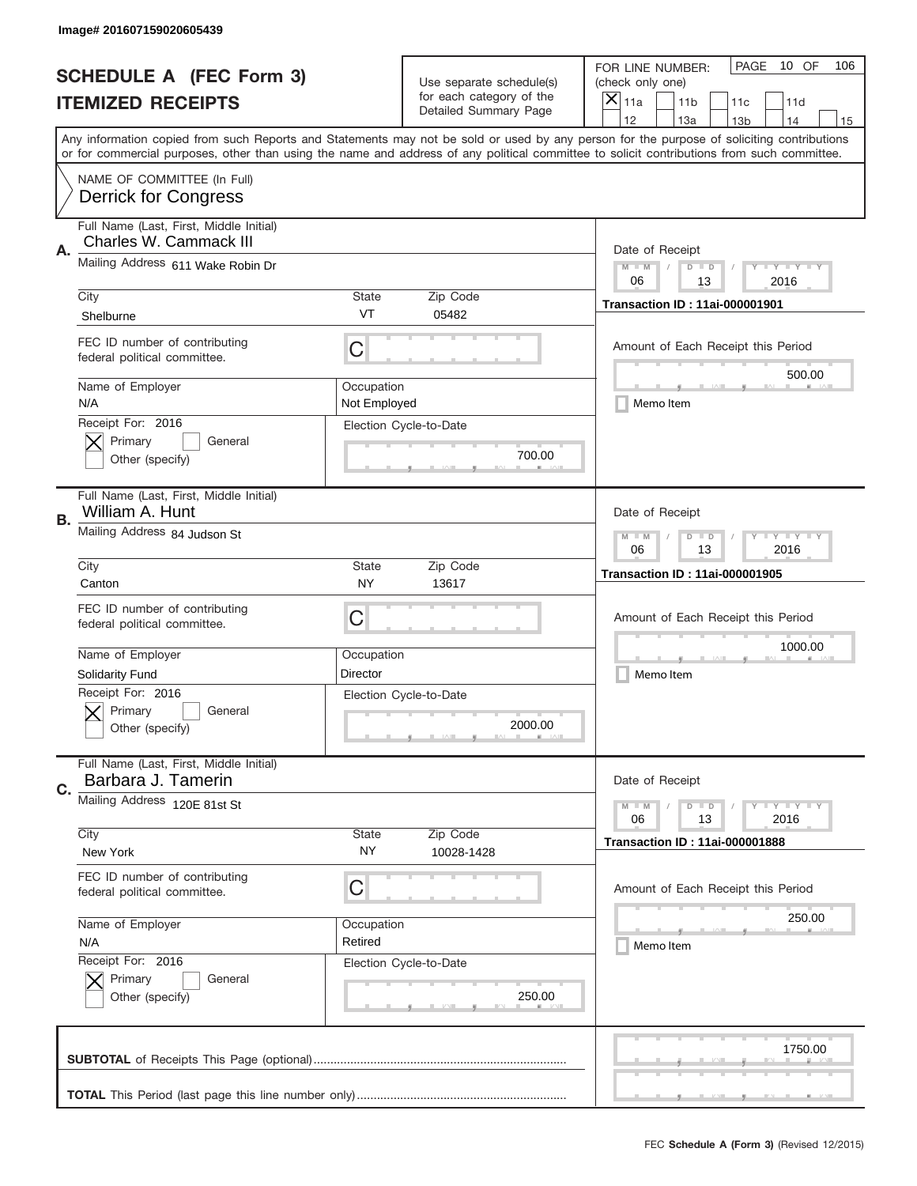Image# 201607159020605439

# SCHEDULE A (FEC Form 3)
## ITEMIZED RECEIPTS

Use separate schedule(s) for each category of the Detailed Summary Page

FOR LINE NUMBER: (check only one)

- [X] 11a
- [ ] 11b
- [ ] 11c
- [ ] 11d
- [ ] 12
- [ ] 13a
- [ ] 13b
- [ ] 14
- [ ] 15

PAGE 10 OF 106

Any information copied from such Reports and Statements may not be sold or used by any person for the purpose of soliciting contributions or for commercial purposes, other than using the name and address of any political committee to solicit contributions from such committee.

NAME OF COMMITTEE (In Full)
Derrick for Congress

---

**A.**

| Field | Value |
|---|---|
| Full Name (Last, First, Middle Initial) | Charles W. Cammack III |
| Mailing Address | 611 Wake Robin Dr |
| City | Shelburne |
| State | VT |
| Zip Code | 05482 |
| FEC ID number of contributing federal political committee | C |
| Name of Employer | N/A |
| Occupation | Not Employed |
| Receipt For | 2016 — [X] Primary [ ] General [ ] Other (specify) |
| Election Cycle-to-Date | 700.00 |
| Date of Receipt | 06 / 13 / 2016 |
| Transaction ID | 11ai-000001901 |
| Amount of Each Receipt this Period | 500.00 |
| Memo Item | [ ] |

---

**B.**

| Field | Value |
|---|---|
| Full Name (Last, First, Middle Initial) | William A. Hunt |
| Mailing Address | 84 Judson St |
| City | Canton |
| State | NY |
| Zip Code | 13617 |
| FEC ID number of contributing federal political committee | C |
| Name of Employer | Solidarity Fund |
| Occupation | Director |
| Receipt For | 2016 — [X] Primary [ ] General [ ] Other (specify) |
| Election Cycle-to-Date | 2000.00 |
| Date of Receipt | 06 / 13 / 2016 |
| Transaction ID | 11ai-000001905 |
| Amount of Each Receipt this Period | 1000.00 |
| Memo Item | [ ] |

---

**C.**

| Field | Value |
|---|---|
| Full Name (Last, First, Middle Initial) | Barbara J. Tamerin |
| Mailing Address | 120E 81st St |
| City | New York |
| State | NY |
| Zip Code | 10028-1428 |
| FEC ID number of contributing federal political committee | C |
| Name of Employer | N/A |
| Occupation | Retired |
| Receipt For | 2016 — [X] Primary [ ] General [ ] Other (specify) |
| Election Cycle-to-Date | 250.00 |
| Date of Receipt | 06 / 13 / 2016 |
| Transaction ID | 11ai-000001888 |
| Amount of Each Receipt this Period | 250.00 |
| Memo Item | [ ] |

---

**SUBTOTAL** of Receipts This Page (optional) .......... 1750.00

**TOTAL** This Period (last page this line number only) ..........

FEC **Schedule A (Form 3)** (Revised 12/2015)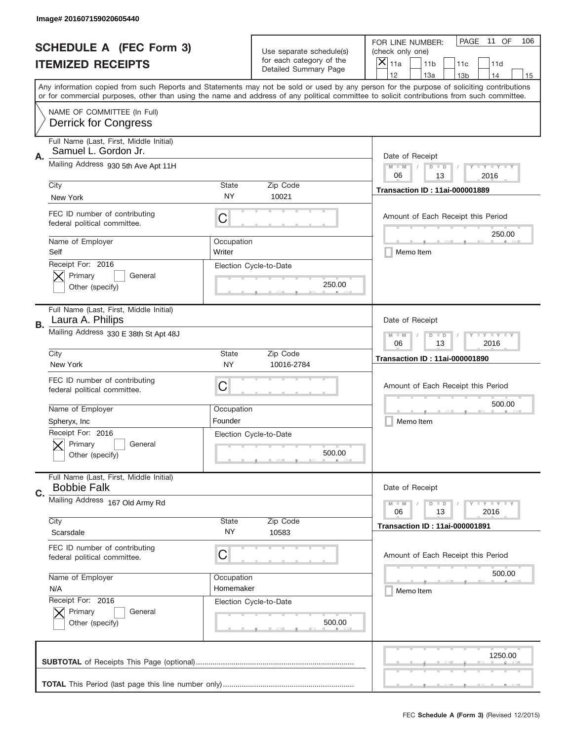Image# 201607159020605440

# SCHEDULE A (FEC Form 3)
# ITEMIZED RECEIPTS

Use separate schedule(s) for each category of the Detailed Summary Page

FOR LINE NUMBER: (check only one)
[X] 11a [ ] 11b [ ] 11c [ ] 11d
[ ] 12 [ ] 13a [ ] 13b [ ] 14 [ ] 15

PAGE 11 OF 106

Any information copied from such Reports and Statements may not be sold or used by any person for the purpose of soliciting contributions or for commercial purposes, other than using the name and address of any political committee to solicit contributions from such committee.

NAME OF COMMITTEE (In Full)
Derrick for Congress

---

**A.**
Full Name (Last, First, Middle Initial): Samuel L. Gordon Jr.
Mailing Address: 930 5th Ave Apt 11H
City: New York
State: NY
Zip Code: 10021
FEC ID number of contributing federal political committee: C
Name of Employer: Self
Occupation: Writer
Receipt For: 2016 — [X] Primary [ ] General [ ] Other (specify)
Election Cycle-to-Date: 250.00

Date of Receipt: 06 / 13 / 2016
Transaction ID : 11ai-000001889
Amount of Each Receipt this Period: 250.00
[ ] Memo Item

---

**B.**
Full Name (Last, First, Middle Initial): Laura A. Philips
Mailing Address: 330 E 38th St Apt 48J
City: New York
State: NY
Zip Code: 10016-2784
FEC ID number of contributing federal political committee: C
Name of Employer: Spheryx, Inc
Occupation: Founder
Receipt For: 2016 — [X] Primary [ ] General [ ] Other (specify)
Election Cycle-to-Date: 500.00

Date of Receipt: 06 / 13 / 2016
Transaction ID : 11ai-000001890
Amount of Each Receipt this Period: 500.00
[ ] Memo Item

---

**C.**
Full Name (Last, First, Middle Initial): Bobbie Falk
Mailing Address: 167 Old Army Rd
City: Scarsdale
State: NY
Zip Code: 10583
FEC ID number of contributing federal political committee: C
Name of Employer: N/A
Occupation: Homemaker
Receipt For: 2016 — [X] Primary [ ] General [ ] Other (specify)
Election Cycle-to-Date: 500.00

Date of Receipt: 06 / 13 / 2016
Transaction ID : 11ai-000001891
Amount of Each Receipt this Period: 500.00
[ ] Memo Item

---

**SUBTOTAL** of Receipts This Page (optional): 1250.00

**TOTAL** This Period (last page this line number only):

FEC **Schedule A** (Form 3) (Revised 12/2015)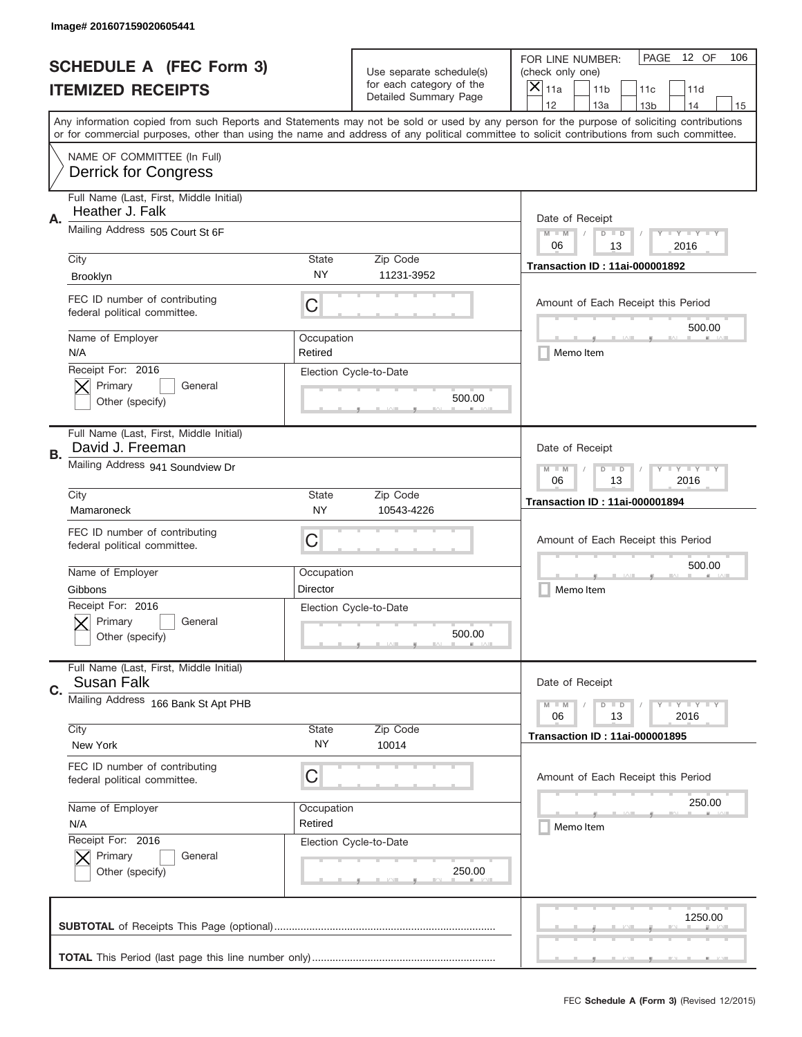Image# 201607159020605441

# SCHEDULE A (FEC Form 3)
## ITEMIZED RECEIPTS

Use separate schedule(s) for each category of the Detailed Summary Page

FOR LINE NUMBER: (check only one)
[X] 11a [ ] 11b [ ] 11c [ ] 11d [ ] 12 [ ] 13a [ ] 13b [ ] 14 [ ] 15

PAGE 12 OF 106

Any information copied from such Reports and Statements may not be sold or used by any person for the purpose of soliciting contributions or for commercial purposes, other than using the name and address of any political committee to solicit contributions from such committee.

NAME OF COMMITTEE (In Full)
Derrick for Congress

---

**A.**

Full Name (Last, First, Middle Initial): Heather J. Falk

Mailing Address: 505 Court St 6F

City: Brooklyn | State: NY | Zip Code: 11231-3952

FEC ID number of contributing federal political committee: C

Name of Employer: N/A | Occupation: Retired

Receipt For: 2016 [X] Primary [ ] General [ ] Other (specify)

Election Cycle-to-Date: 500.00

Date of Receipt: 06 / 13 / 2016

Transaction ID : 11ai-000001892

Amount of Each Receipt this Period: 500.00

[ ] Memo Item

---

**B.**

Full Name (Last, First, Middle Initial): David J. Freeman

Mailing Address: 941 Soundview Dr

City: Mamaroneck | State: NY | Zip Code: 10543-4226

FEC ID number of contributing federal political committee: C

Name of Employer: Gibbons | Occupation: Director

Receipt For: 2016 [X] Primary [ ] General [ ] Other (specify)

Election Cycle-to-Date: 500.00

Date of Receipt: 06 / 13 / 2016

Transaction ID : 11ai-000001894

Amount of Each Receipt this Period: 500.00

[ ] Memo Item

---

**C.**

Full Name (Last, First, Middle Initial): Susan Falk

Mailing Address: 166 Bank St Apt PHB

City: New York | State: NY | Zip Code: 10014

FEC ID number of contributing federal political committee: C

Name of Employer: N/A | Occupation: Retired

Receipt For: 2016 [X] Primary [ ] General [ ] Other (specify)

Election Cycle-to-Date: 250.00

Date of Receipt: 06 / 13 / 2016

Transaction ID : 11ai-000001895

Amount of Each Receipt this Period: 250.00

[ ] Memo Item

---

**SUBTOTAL** of Receipts This Page (optional): 1250.00

**TOTAL** This Period (last page this line number only):

FEC **Schedule A** (Form 3) (Revised 12/2015)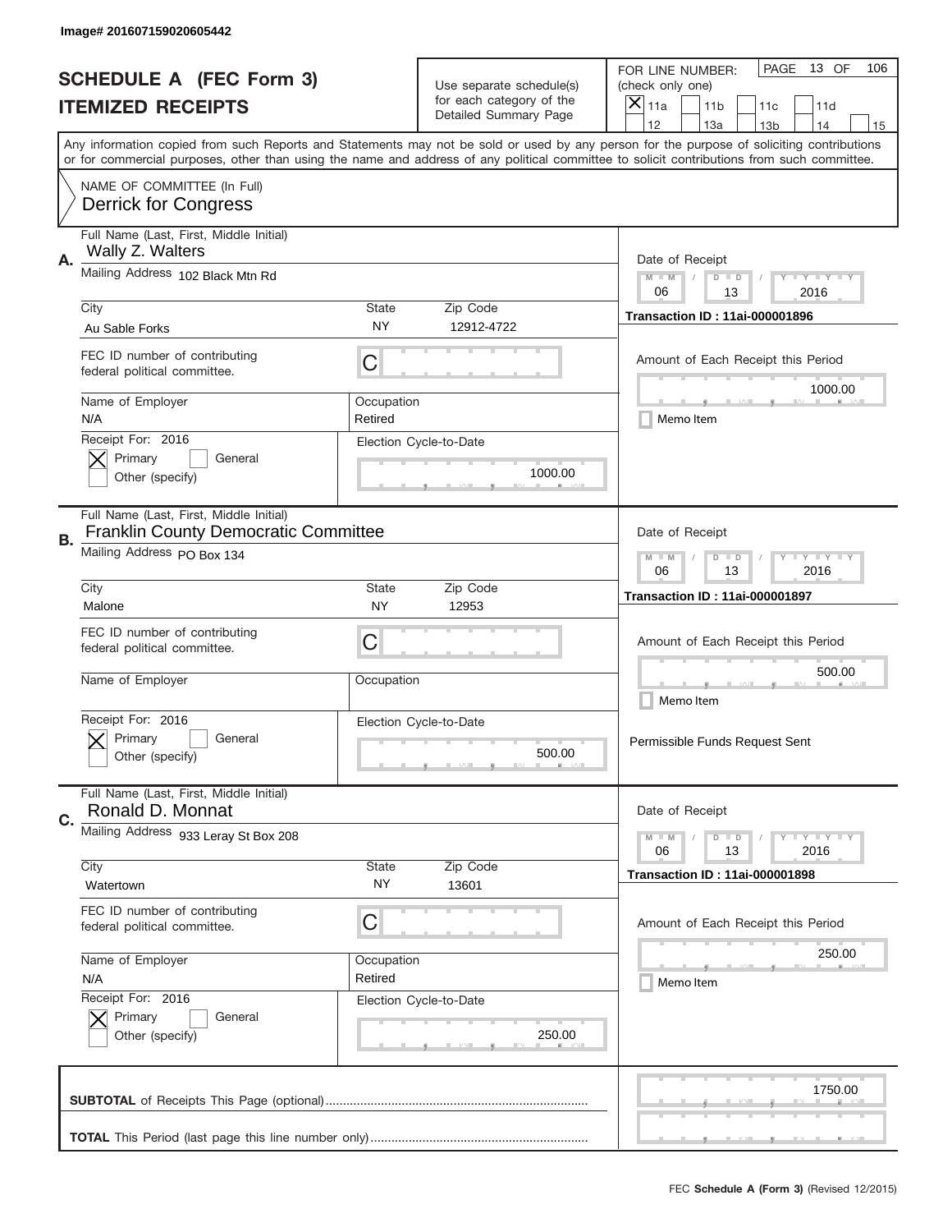Image# 201607159020605442

# SCHEDULE A (FEC Form 3)
# ITEMIZED RECEIPTS

Use separate schedule(s) for each category of the Detailed Summary Page

FOR LINE NUMBER: (check only one)

- [X] 11a
- [ ] 11b
- [ ] 11c
- [ ] 11d
- [ ] 12
- [ ] 13a
- [ ] 13b
- [ ] 14
- [ ] 15

PAGE 13 OF 106

Any information copied from such Reports and Statements may not be sold or used by any person for the purpose of soliciting contributions or for commercial purposes, other than using the name and address of any political committee to solicit contributions from such committee.

NAME OF COMMITTEE (In Full)
Derrick for Congress

---

**A.**

Full Name (Last, First, Middle Initial): Wally Z. Walters

Mailing Address: 102 Black Mtn Rd

City: Au Sable Forks | State: NY | Zip Code: 12912-4722

FEC ID number of contributing federal political committee: C

Name of Employer: N/A

Occupation: Retired

Receipt For: 2016
- [X] Primary
- [ ] General
- [ ] Other (specify)

Election Cycle-to-Date: 1000.00

Date of Receipt: 06 / 13 / 2016

Transaction ID : 11ai-000001896

Amount of Each Receipt this Period: 1000.00

- [ ] Memo Item

---

**B.**

Full Name (Last, First, Middle Initial): Franklin County Democratic Committee

Mailing Address: PO Box 134

City: Malone | State: NY | Zip Code: 12953

FEC ID number of contributing federal political committee: C

Name of Employer:

Occupation:

Receipt For: 2016
- [X] Primary
- [ ] General
- [ ] Other (specify)

Election Cycle-to-Date: 500.00

Date of Receipt: 06 / 13 / 2016

Transaction ID : 11ai-000001897

Amount of Each Receipt this Period: 500.00

- [ ] Memo Item

Permissible Funds Request Sent

---

**C.**

Full Name (Last, First, Middle Initial): Ronald D. Monnat

Mailing Address: 933 Leray St Box 208

City: Watertown | State: NY | Zip Code: 13601

FEC ID number of contributing federal political committee: C

Name of Employer: N/A

Occupation: Retired

Receipt For: 2016
- [X] Primary
- [ ] General
- [ ] Other (specify)

Election Cycle-to-Date: 250.00

Date of Receipt: 06 / 13 / 2016

Transaction ID : 11ai-000001898

Amount of Each Receipt this Period: 250.00

- [ ] Memo Item

---

**SUBTOTAL** of Receipts This Page (optional): 1750.00

**TOTAL** This Period (last page this line number only):

FEC **Schedule A** (Form 3) (Revised 12/2015)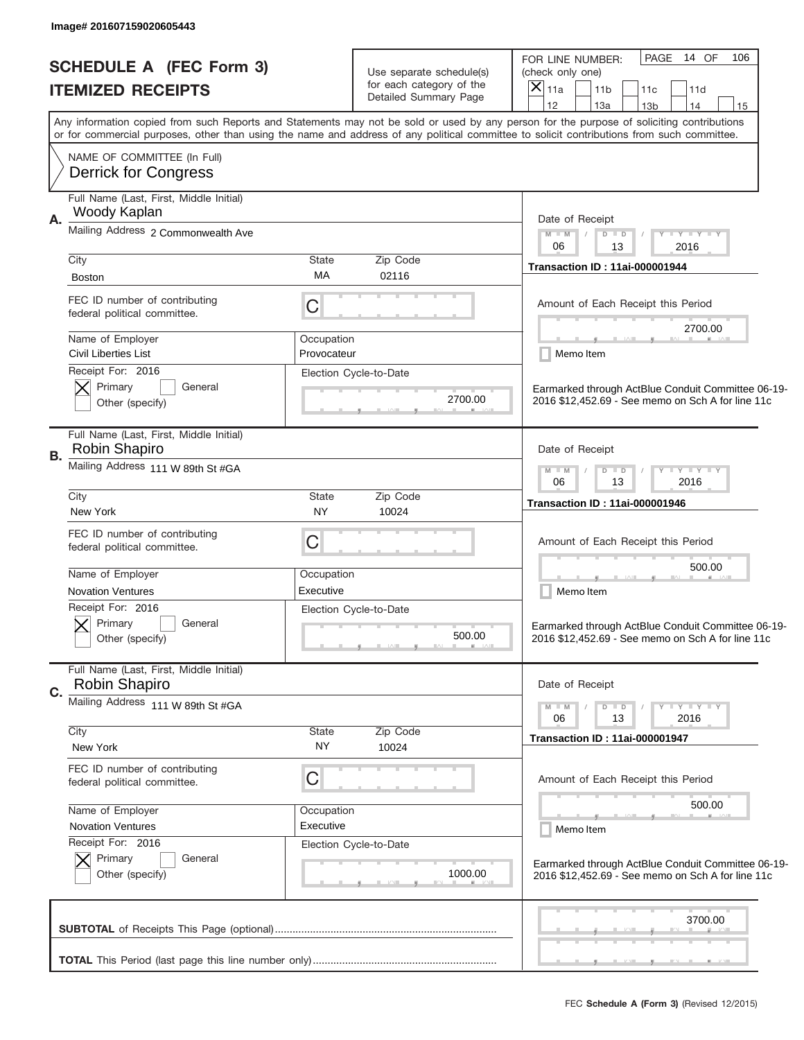Image# 201607159020605443

# SCHEDULE A (FEC Form 3)
## ITEMIZED RECEIPTS

Use separate schedule(s) for each category of the Detailed Summary Page

FOR LINE NUMBER: (check only one)
[X] 11a [ ] 11b [ ] 11c [ ] 11d
[ ] 12 [ ] 13a [ ] 13b [ ] 14 [ ] 15

PAGE 14 OF 106

Any information copied from such Reports and Statements may not be sold or used by any person for the purpose of soliciting contributions or for commercial purposes, other than using the name and address of any political committee to solicit contributions from such committee.

NAME OF COMMITTEE (In Full)
Derrick for Congress

---

**A.**
Full Name (Last, First, Middle Initial): Woody Kaplan
Mailing Address: 2 Commonwealth Ave
City: Boston | State: MA | Zip Code: 02116
FEC ID number of contributing federal political committee: C
Name of Employer: Civil Liberties List
Occupation: Provocateur
Receipt For: 2016 — [X] Primary [ ] General [ ] Other (specify)
Election Cycle-to-Date: 2700.00

Date of Receipt: 06 / 13 / 2016
Transaction ID : 11ai-000001944
Amount of Each Receipt this Period: 2700.00
[ ] Memo Item
Earmarked through ActBlue Conduit Committee 06-19-2016 $12,452.69 - See memo on Sch A for line 11c

---

**B.**
Full Name (Last, First, Middle Initial): Robin Shapiro
Mailing Address: 111 W 89th St #GA
City: New York | State: NY | Zip Code: 10024
FEC ID number of contributing federal political committee: C
Name of Employer: Novation Ventures
Occupation: Executive
Receipt For: 2016 — [X] Primary [ ] General [ ] Other (specify)
Election Cycle-to-Date: 500.00

Date of Receipt: 06 / 13 / 2016
Transaction ID : 11ai-000001946
Amount of Each Receipt this Period: 500.00
[ ] Memo Item
Earmarked through ActBlue Conduit Committee 06-19-2016 $12,452.69 - See memo on Sch A for line 11c

---

**C.**
Full Name (Last, First, Middle Initial): Robin Shapiro
Mailing Address: 111 W 89th St #GA
City: New York | State: NY | Zip Code: 10024
FEC ID number of contributing federal political committee: C
Name of Employer: Novation Ventures
Occupation: Executive
Receipt For: 2016 — [X] Primary [ ] General [ ] Other (specify)
Election Cycle-to-Date: 1000.00

Date of Receipt: 06 / 13 / 2016
Transaction ID : 11ai-000001947
Amount of Each Receipt this Period: 500.00
[ ] Memo Item
Earmarked through ActBlue Conduit Committee 06-19-2016 $12,452.69 - See memo on Sch A for line 11c

---

**SUBTOTAL** of Receipts This Page (optional): 3700.00

**TOTAL** This Period (last page this line number only):

FEC **Schedule A** (Form 3) (Revised 12/2015)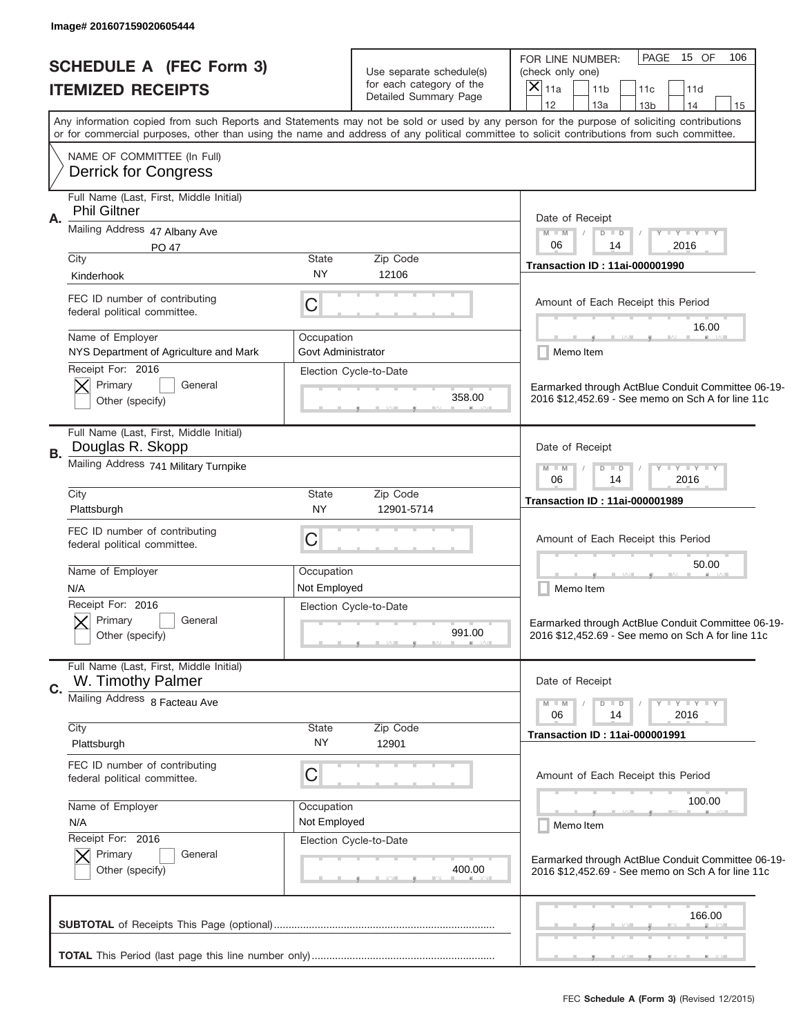Image# 201607159020605444

# SCHEDULE A (FEC Form 3)
## ITEMIZED RECEIPTS

Use separate schedule(s) for each category of the Detailed Summary Page

FOR LINE NUMBER: (check only one)
[X] 11a [ ] 11b [ ] 11c [ ] 11d [ ] 12 [ ] 13a [ ] 13b [ ] 14 [ ] 15

PAGE 15 OF 106

Any information copied from such Reports and Statements may not be sold or used by any person for the purpose of soliciting contributions or for commercial purposes, other than using the name and address of any political committee to solicit contributions from such committee.

NAME OF COMMITTEE (In Full)
Derrick for Congress

---

**A.** Full Name (Last, First, Middle Initial): Phil Giltner

Mailing Address: 47 Albany Ave PO 47

City: Kinderhook | State: NY | Zip Code: 12106

FEC ID number of contributing federal political committee: C

Name of Employer: NYS Department of Agriculture and Mark

Occupation: Govt Administrator

Receipt For: 2016 [X] Primary [ ] General [ ] Other (specify)

Election Cycle-to-Date: 358.00

Date of Receipt: 06 / 14 / 2016

Transaction ID : 11ai-000001990

Amount of Each Receipt this Period: 16.00

[ ] Memo Item

Earmarked through ActBlue Conduit Committee 06-19-2016 $12,452.69 - See memo on Sch A for line 11c

---

**B.** Full Name (Last, First, Middle Initial): Douglas R. Skopp

Mailing Address: 741 Military Turnpike

City: Plattsburgh | State: NY | Zip Code: 12901-5714

FEC ID number of contributing federal political committee: C

Name of Employer: N/A

Occupation: Not Employed

Receipt For: 2016 [X] Primary [ ] General [ ] Other (specify)

Election Cycle-to-Date: 991.00

Date of Receipt: 06 / 14 / 2016

Transaction ID : 11ai-000001989

Amount of Each Receipt this Period: 50.00

[ ] Memo Item

Earmarked through ActBlue Conduit Committee 06-19-2016 $12,452.69 - See memo on Sch A for line 11c

---

**C.** Full Name (Last, First, Middle Initial): W. Timothy Palmer

Mailing Address: 8 Facteau Ave

City: Plattsburgh | State: NY | Zip Code: 12901

FEC ID number of contributing federal political committee: C

Name of Employer: N/A

Occupation: Not Employed

Receipt For: 2016 [X] Primary [ ] General [ ] Other (specify)

Election Cycle-to-Date: 400.00

Date of Receipt: 06 / 14 / 2016

Transaction ID : 11ai-000001991

Amount of Each Receipt this Period: 100.00

[ ] Memo Item

Earmarked through ActBlue Conduit Committee 06-19-2016 $12,452.69 - See memo on Sch A for line 11c

---

**SUBTOTAL** of Receipts This Page (optional): 166.00

**TOTAL** This Period (last page this line number only):

FEC **Schedule A (Form 3)** (Revised 12/2015)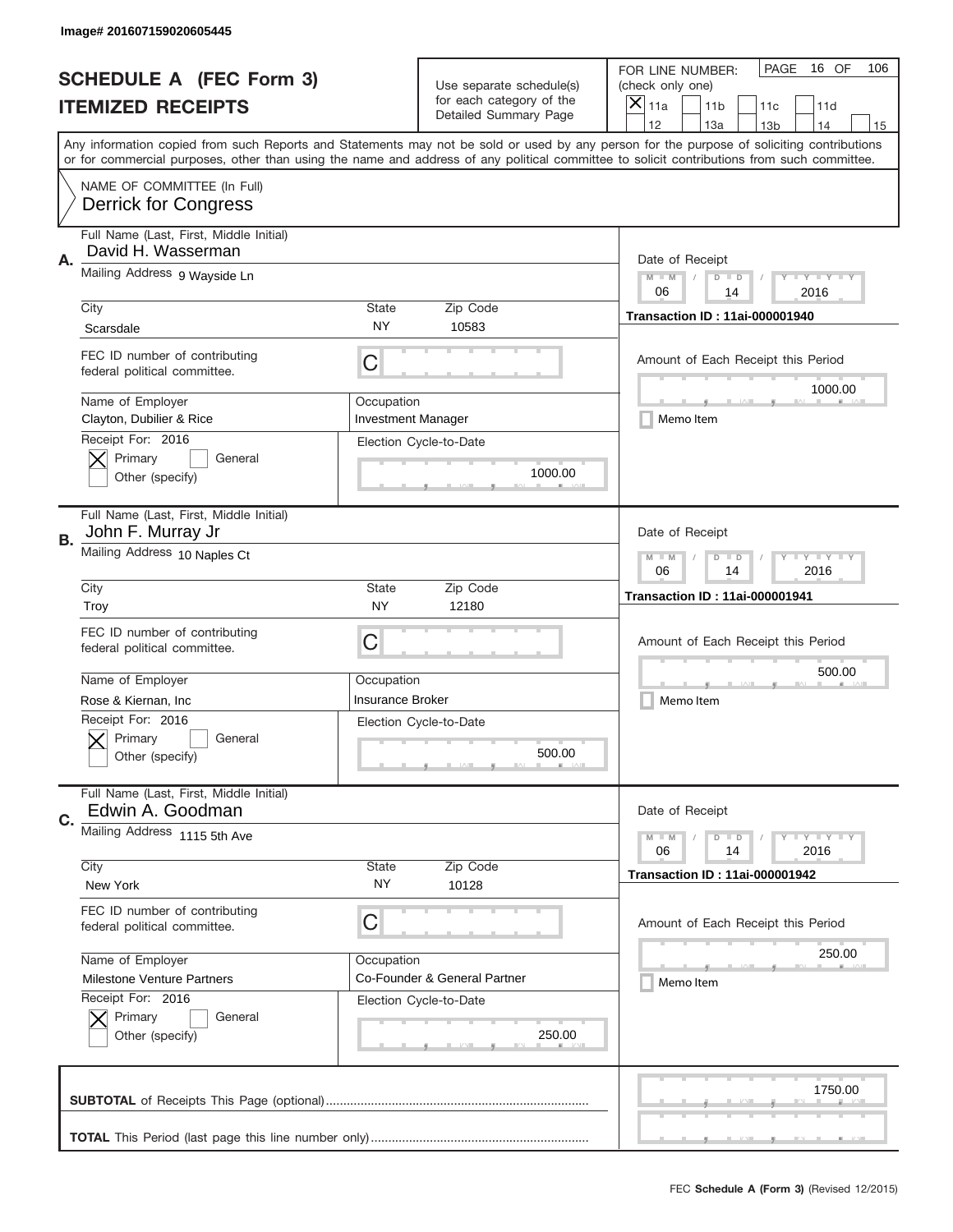Image# 201607159020605445

# SCHEDULE A (FEC Form 3)
## ITEMIZED RECEIPTS

Use separate schedule(s) for each category of the Detailed Summary Page

FOR LINE NUMBER: (check only one)

[X] 11a [ ] 11b [ ] 11c [ ] 11d [ ] 12 [ ] 13a [ ] 13b [ ] 14 [ ] 15

PAGE 16 OF 106

Any information copied from such Reports and Statements may not be sold or used by any person for the purpose of soliciting contributions or for commercial purposes, other than using the name and address of any political committee to solicit contributions from such committee.

NAME OF COMMITTEE (In Full)
Derrick for Congress

---

**A.** Full Name (Last, First, Middle Initial): David H. Wasserman

Mailing Address: 9 Wayside Ln

City: Scarsdale | State: NY | Zip Code: 10583

FEC ID number of contributing federal political committee: C

Name of Employer: Clayton, Dubilier & Rice

Occupation: Investment Manager

Receipt For: 2016 — [X] Primary [ ] General [ ] Other (specify)

Election Cycle-to-Date: 1000.00

Date of Receipt: 06 / 14 / 2016

Transaction ID : 11ai-000001940

Amount of Each Receipt this Period: 1000.00

[ ] Memo Item

---

**B.** Full Name (Last, First, Middle Initial): John F. Murray Jr

Mailing Address: 10 Naples Ct

City: Troy | State: NY | Zip Code: 12180

FEC ID number of contributing federal political committee: C

Name of Employer: Rose & Kiernan, Inc

Occupation: Insurance Broker

Receipt For: 2016 — [X] Primary [ ] General [ ] Other (specify)

Election Cycle-to-Date: 500.00

Date of Receipt: 06 / 14 / 2016

Transaction ID : 11ai-000001941

Amount of Each Receipt this Period: 500.00

[ ] Memo Item

---

**C.** Full Name (Last, First, Middle Initial): Edwin A. Goodman

Mailing Address: 1115 5th Ave

City: New York | State: NY | Zip Code: 10128

FEC ID number of contributing federal political committee: C

Name of Employer: Milestone Venture Partners

Occupation: Co-Founder & General Partner

Receipt For: 2016 — [X] Primary [ ] General [ ] Other (specify)

Election Cycle-to-Date: 250.00

Date of Receipt: 06 / 14 / 2016

Transaction ID : 11ai-000001942

Amount of Each Receipt this Period: 250.00

[ ] Memo Item

---

**SUBTOTAL** of Receipts This Page (optional): 1750.00

**TOTAL** This Period (last page this line number only):

FEC **Schedule A (Form 3)** (Revised 12/2015)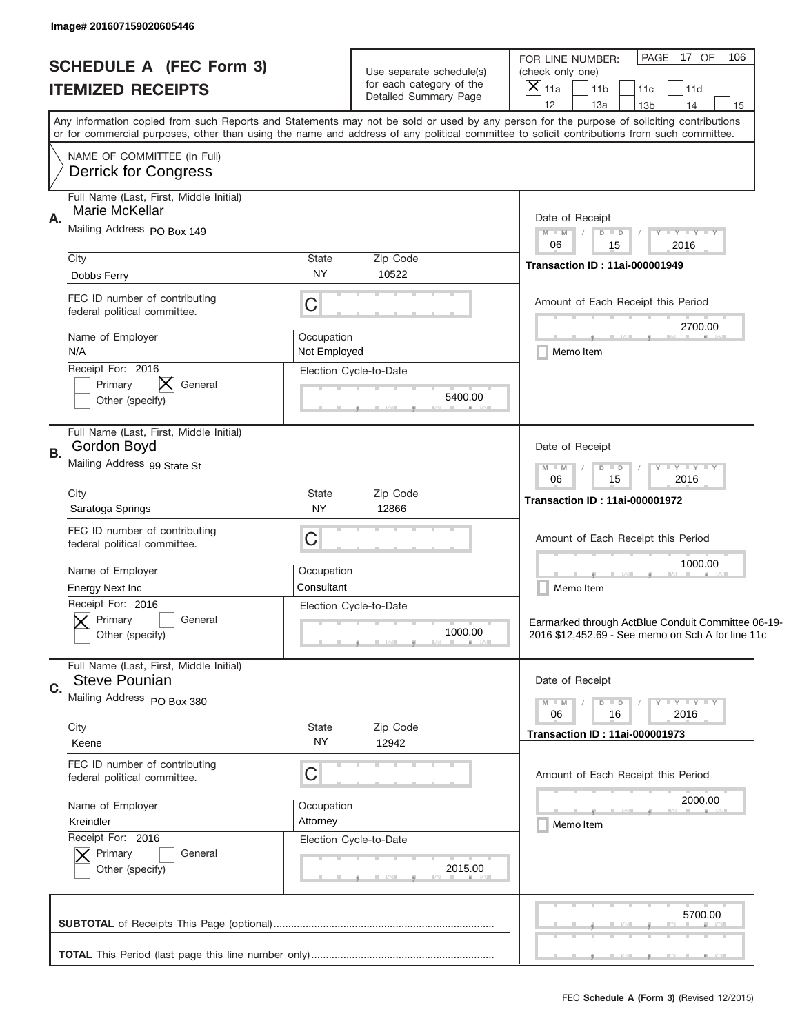Image# 201607159020605446

# SCHEDULE A (FEC Form 3)
## ITEMIZED RECEIPTS

Use separate schedule(s) for each category of the Detailed Summary Page

FOR LINE NUMBER: (check only one)

[X] 11a [ ] 11b [ ] 11c [ ] 11d
[ ] 12 [ ] 13a [ ] 13b [ ] 14 [ ] 15

PAGE 17 OF 106

Any information copied from such Reports and Statements may not be sold or used by any person for the purpose of soliciting contributions or for commercial purposes, other than using the name and address of any political committee to solicit contributions from such committee.

NAME OF COMMITTEE (In Full)
Derrick for Congress

---

**A.** Full Name (Last, First, Middle Initial): Marie McKellar

Mailing Address: PO Box 149

City: Dobbs Ferry | State: NY | Zip Code: 10522

Date of Receipt: 06 / 15 / 2016

Transaction ID : 11ai-000001949

FEC ID number of contributing federal political committee: C

Amount of Each Receipt this Period: 2700.00

Name of Employer: N/A | Occupation: Not Employed

[ ] Memo Item

Receipt For: 2016 — [ ] Primary [X] General [ ] Other (specify)

Election Cycle-to-Date: 5400.00

---

**B.** Full Name (Last, First, Middle Initial): Gordon Boyd

Mailing Address: 99 State St

City: Saratoga Springs | State: NY | Zip Code: 12866

Date of Receipt: 06 / 15 / 2016

Transaction ID : 11ai-000001972

FEC ID number of contributing federal political committee: C

Amount of Each Receipt this Period: 1000.00

Name of Employer: Energy Next Inc | Occupation: Consultant

[ ] Memo Item

Receipt For: 2016 — [X] Primary [ ] General [ ] Other (specify)

Election Cycle-to-Date: 1000.00

Earmarked through ActBlue Conduit Committee 06-19-2016 $12,452.69 - See memo on Sch A for line 11c

---

**C.** Full Name (Last, First, Middle Initial): Steve Pounian

Mailing Address: PO Box 380

City: Keene | State: NY | Zip Code: 12942

Date of Receipt: 06 / 16 / 2016

Transaction ID : 11ai-000001973

FEC ID number of contributing federal political committee: C

Amount of Each Receipt this Period: 2000.00

Name of Employer: Kreindler | Occupation: Attorney

[ ] Memo Item

Receipt For: 2016 — [X] Primary [ ] General [ ] Other (specify)

Election Cycle-to-Date: 2015.00

---

**SUBTOTAL** of Receipts This Page (optional): 5700.00

**TOTAL** This Period (last page this line number only):

FEC **Schedule A** (Form 3) (Revised 12/2015)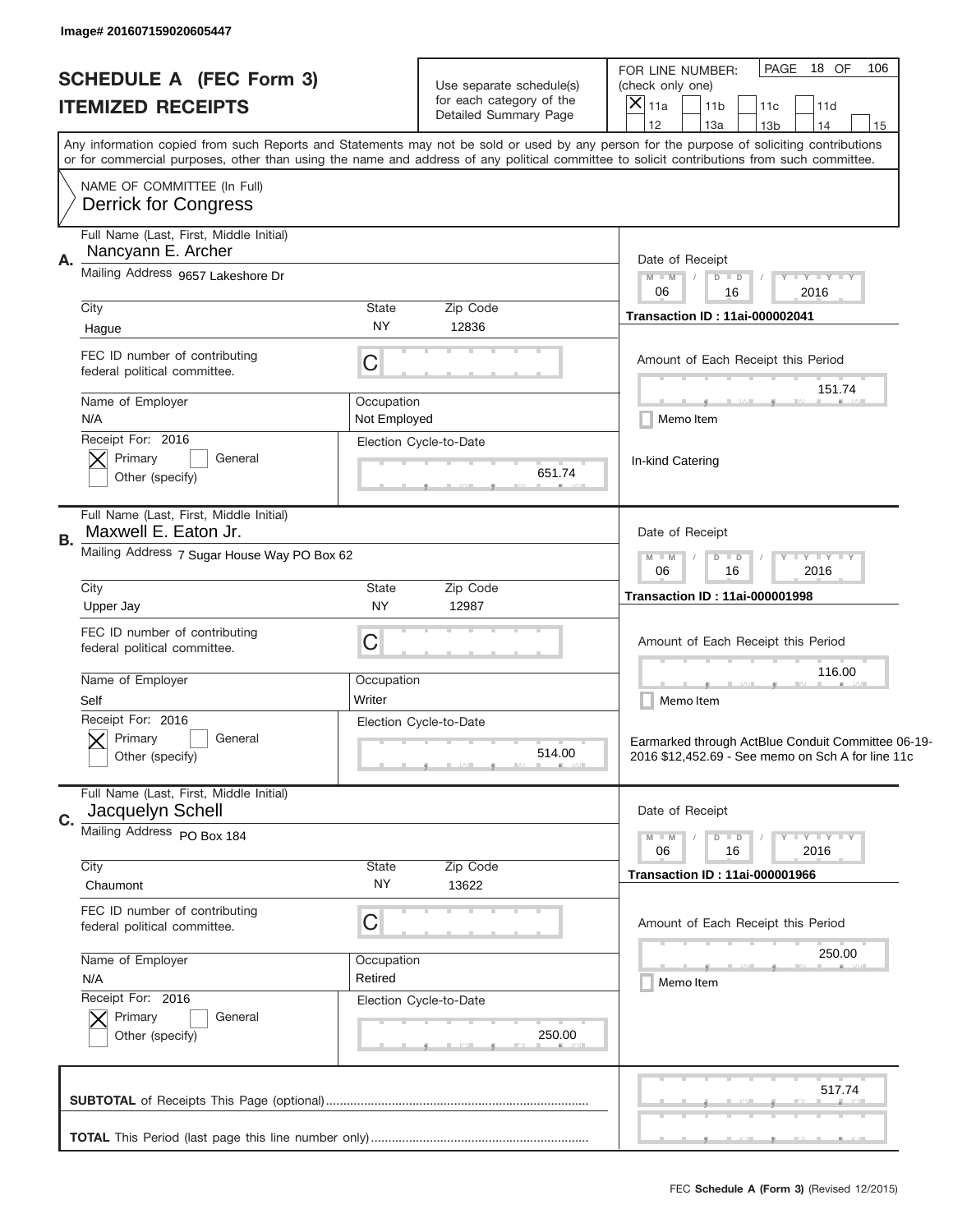Image# 201607159020605447

# SCHEDULE A (FEC Form 3)
## ITEMIZED RECEIPTS

Use separate schedule(s) for each category of the Detailed Summary Page

FOR LINE NUMBER: (check only one)
[X] 11a [ ] 11b [ ] 11c [ ] 11d [ ] 12 [ ] 13a [ ] 13b [ ] 14 [ ] 15

Any information copied from such Reports and Statements may not be sold or used by any person for the purpose of soliciting contributions or for commercial purposes, other than using the name and address of any political committee to solicit contributions from such committee.

NAME OF COMMITTEE (In Full)
Derrick for Congress

---

**A.** Full Name (Last, First, Middle Initial): Nancyann E. Archer

Mailing Address: 9657 Lakeshore Dr

City: Hague | State: NY | Zip Code: 12836

FEC ID number of contributing federal political committee: C

Name of Employer: N/A | Occupation: Not Employed

Receipt For: 2016 — [X] Primary [ ] General [ ] Other (specify)

Election Cycle-to-Date: 651.74

Date of Receipt: 06 / 16 / 2016

Transaction ID : 11ai-000002041

Amount of Each Receipt this Period: 151.74

[ ] Memo Item

In-kind Catering

---

**B.** Full Name (Last, First, Middle Initial): Maxwell E. Eaton Jr.

Mailing Address: 7 Sugar House Way PO Box 62

City: Upper Jay | State: NY | Zip Code: 12987

FEC ID number of contributing federal political committee: C

Name of Employer: Self | Occupation: Writer

Receipt For: 2016 — [X] Primary [ ] General [ ] Other (specify)

Election Cycle-to-Date: 514.00

Date of Receipt: 06 / 16 / 2016

Transaction ID : 11ai-000001998

Amount of Each Receipt this Period: 116.00

[ ] Memo Item

Earmarked through ActBlue Conduit Committee 06-19-2016 $12,452.69 - See memo on Sch A for line 11c

---

**C.** Full Name (Last, First, Middle Initial): Jacquelyn Schell

Mailing Address: PO Box 184

City: Chaumont | State: NY | Zip Code: 13622

FEC ID number of contributing federal political committee: C

Name of Employer: N/A | Occupation: Retired

Receipt For: 2016 — [X] Primary [ ] General [ ] Other (specify)

Election Cycle-to-Date: 250.00

Date of Receipt: 06 / 16 / 2016

Transaction ID : 11ai-000001966

Amount of Each Receipt this Period: 250.00

[ ] Memo Item

---

**SUBTOTAL** of Receipts This Page (optional): 517.74

**TOTAL** This Period (last page this line number only):

FEC **Schedule A (Form 3)** (Revised 12/2015)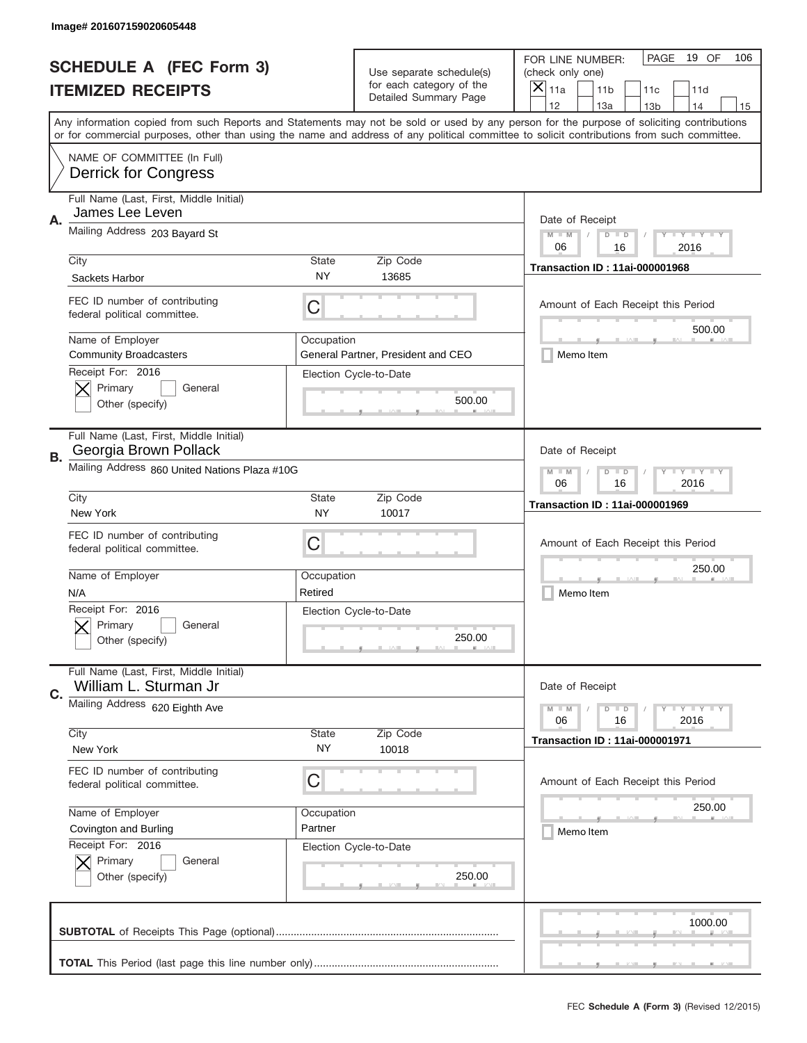Image# 201607159020605448

# SCHEDULE A (FEC Form 3)
# ITEMIZED RECEIPTS

Use separate schedule(s) for each category of the Detailed Summary Page

FOR LINE NUMBER: (check only one)
[X] 11a [ ] 11b [ ] 11c [ ] 11d
[ ] 12 [ ] 13a [ ] 13b [ ] 14 [ ] 15

PAGE 19 OF 106

Any information copied from such Reports and Statements may not be sold or used by any person for the purpose of soliciting contributions or for commercial purposes, other than using the name and address of any political committee to solicit contributions from such committee.

NAME OF COMMITTEE (In Full)
Derrick for Congress

---

**A.** Full Name (Last, First, Middle Initial): James Lee Leven

Mailing Address: 203 Bayard St

City: Sackets Harbor | State: NY | Zip Code: 13685

FEC ID number of contributing federal political committee: C

Name of Employer: Community Broadcasters
Occupation: General Partner, President and CEO

Receipt For: 2016 — [X] Primary [ ] General [ ] Other (specify)

Election Cycle-to-Date: 500.00

Date of Receipt: 06 / 16 / 2016
Transaction ID : 11ai-000001968
Amount of Each Receipt this Period: 500.00
[ ] Memo Item

---

**B.** Full Name (Last, First, Middle Initial): Georgia Brown Pollack

Mailing Address: 860 United Nations Plaza #10G

City: New York | State: NY | Zip Code: 10017

FEC ID number of contributing federal political committee: C

Name of Employer: N/A
Occupation: Retired

Receipt For: 2016 — [X] Primary [ ] General [ ] Other (specify)

Election Cycle-to-Date: 250.00

Date of Receipt: 06 / 16 / 2016
Transaction ID : 11ai-000001969
Amount of Each Receipt this Period: 250.00
[ ] Memo Item

---

**C.** Full Name (Last, First, Middle Initial): William L. Sturman Jr

Mailing Address: 620 Eighth Ave

City: New York | State: NY | Zip Code: 10018

FEC ID number of contributing federal political committee: C

Name of Employer: Covington and Burling
Occupation: Partner

Receipt For: 2016 — [X] Primary [ ] General [ ] Other (specify)

Election Cycle-to-Date: 250.00

Date of Receipt: 06 / 16 / 2016
Transaction ID : 11ai-000001971
Amount of Each Receipt this Period: 250.00
[ ] Memo Item

---

**SUBTOTAL** of Receipts This Page (optional): 1000.00

**TOTAL** This Period (last page this line number only):

FEC **Schedule A (Form 3)** (Revised 12/2015)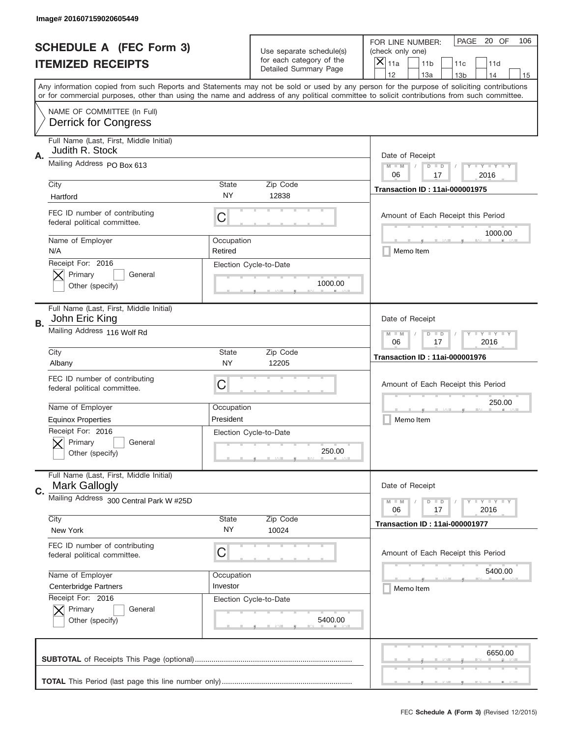Image# 201607159020605449

# SCHEDULE A (FEC Form 3)
## ITEMIZED RECEIPTS

Use separate schedule(s) for each category of the Detailed Summary Page

FOR LINE NUMBER: (check only one)
[X] 11a [ ] 11b [ ] 11c [ ] 11d [ ] 12 [ ] 13a [ ] 13b [ ] 14 [ ] 15

PAGE 20 OF 106

Any information copied from such Reports and Statements may not be sold or used by any person for the purpose of soliciting contributions or for commercial purposes, other than using the name and address of any political committee to solicit contributions from such committee.

NAME OF COMMITTEE (In Full)
Derrick for Congress

---

**A.**

Full Name (Last, First, Middle Initial): Judith R. Stock
Mailing Address: PO Box 613
City: Hartford | State: NY | Zip Code: 12838
FEC ID number of contributing federal political committee: C
Name of Employer: N/A
Occupation: Retired
Receipt For: 2016 — [X] Primary [ ] General [ ] Other (specify)
Election Cycle-to-Date: 1000.00

Date of Receipt: 06 / 17 / 2016
Transaction ID : 11ai-000001975
Amount of Each Receipt this Period: 1000.00
[ ] Memo Item

---

**B.**

Full Name (Last, First, Middle Initial): John Eric King
Mailing Address: 116 Wolf Rd
City: Albany | State: NY | Zip Code: 12205
FEC ID number of contributing federal political committee: C
Name of Employer: Equinox Properties
Occupation: President
Receipt For: 2016 — [X] Primary [ ] General [ ] Other (specify)
Election Cycle-to-Date: 250.00

Date of Receipt: 06 / 17 / 2016
Transaction ID : 11ai-000001976
Amount of Each Receipt this Period: 250.00
[ ] Memo Item

---

**C.**

Full Name (Last, First, Middle Initial): Mark Gallogly
Mailing Address: 300 Central Park W #25D
City: New York | State: NY | Zip Code: 10024
FEC ID number of contributing federal political committee: C
Name of Employer: Centerbridge Partners
Occupation: Investor
Receipt For: 2016 — [X] Primary [ ] General [ ] Other (specify)
Election Cycle-to-Date: 5400.00

Date of Receipt: 06 / 17 / 2016
Transaction ID : 11ai-000001977
Amount of Each Receipt this Period: 5400.00
[ ] Memo Item

---

**SUBTOTAL** of Receipts This Page (optional): 6650.00

**TOTAL** This Period (last page this line number only):

FEC **Schedule A** (Form 3) (Revised 12/2015)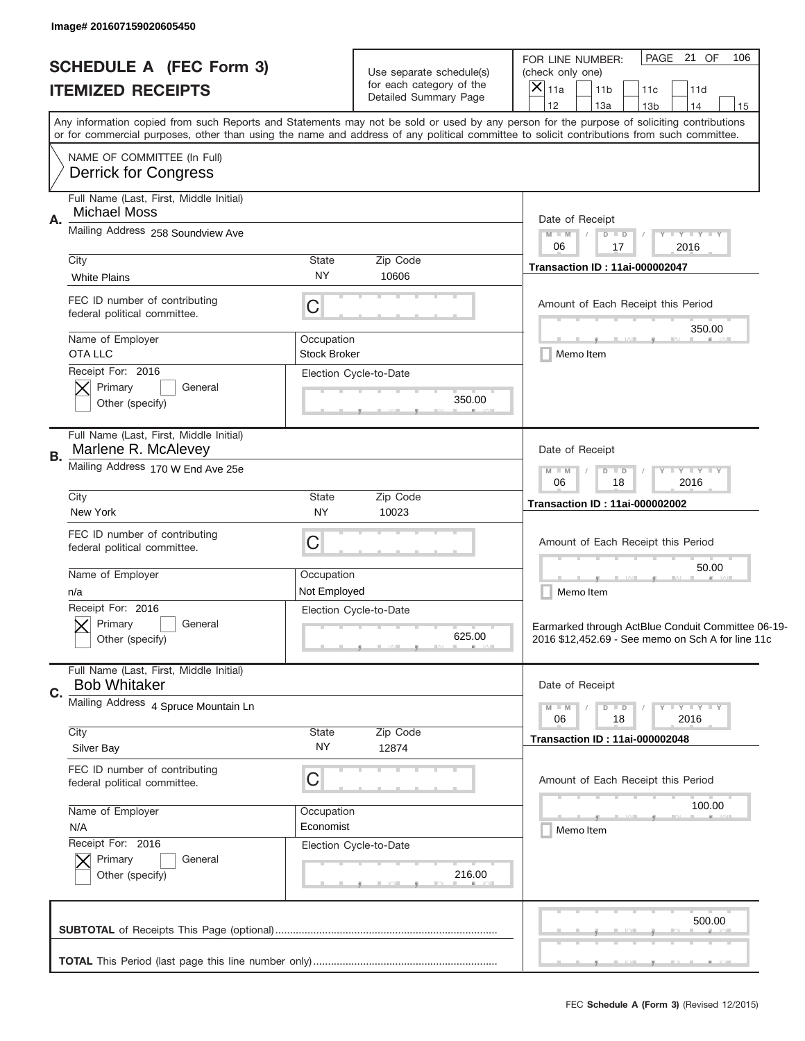Image# 201607159020605450

# SCHEDULE A (FEC Form 3)
# ITEMIZED RECEIPTS

Use separate schedule(s) for each category of the Detailed Summary Page

FOR LINE NUMBER: (check only one)

- [X] 11a
- [ ] 11b
- [ ] 11c
- [ ] 11d
- [ ] 12
- [ ] 13a
- [ ] 13b
- [ ] 14
- [ ] 15

PAGE 21 OF 106

Any information copied from such Reports and Statements may not be sold or used by any person for the purpose of soliciting contributions or for commercial purposes, other than using the name and address of any political committee to solicit contributions from such committee.

NAME OF COMMITTEE (In Full)
Derrick for Congress

---

**A.**

Full Name (Last, First, Middle Initial): Michael Moss

Mailing Address: 258 Soundview Ave

| City | State | Zip Code |
|---|---|---|
| White Plains | NY | 10606 |

FEC ID number of contributing federal political committee: C

| Name of Employer | Occupation |
|---|---|
| OTA LLC | Stock Broker |

Receipt For: 2016
- [X] Primary
- [ ] General
- [ ] Other (specify)

Election Cycle-to-Date: 350.00

Date of Receipt: 06 / 17 / 2016

Transaction ID : 11ai-000002047

Amount of Each Receipt this Period: 350.00

- [ ] Memo Item

---

**B.**

Full Name (Last, First, Middle Initial): Marlene R. McAlevey

Mailing Address: 170 W End Ave 25e

| City | State | Zip Code |
|---|---|---|
| New York | NY | 10023 |

FEC ID number of contributing federal political committee: C

| Name of Employer | Occupation |
|---|---|
| n/a | Not Employed |

Receipt For: 2016
- [X] Primary
- [ ] General
- [ ] Other (specify)

Election Cycle-to-Date: 625.00

Date of Receipt: 06 / 18 / 2016

Transaction ID : 11ai-000002002

Amount of Each Receipt this Period: 50.00

- [ ] Memo Item

Earmarked through ActBlue Conduit Committee 06-19-2016 $12,452.69 - See memo on Sch A for line 11c

---

**C.**

Full Name (Last, First, Middle Initial): Bob Whitaker

Mailing Address: 4 Spruce Mountain Ln

| City | State | Zip Code |
|---|---|---|
| Silver Bay | NY | 12874 |

FEC ID number of contributing federal political committee: C

| Name of Employer | Occupation |
|---|---|
| N/A | Economist |

Receipt For: 2016
- [X] Primary
- [ ] General
- [ ] Other (specify)

Election Cycle-to-Date: 216.00

Date of Receipt: 06 / 18 / 2016

Transaction ID : 11ai-000002048

Amount of Each Receipt this Period: 100.00

- [ ] Memo Item

---

**SUBTOTAL** of Receipts This Page (optional): 500.00

**TOTAL** This Period (last page this line number only):

FEC **Schedule A** (Form 3) (Revised 12/2015)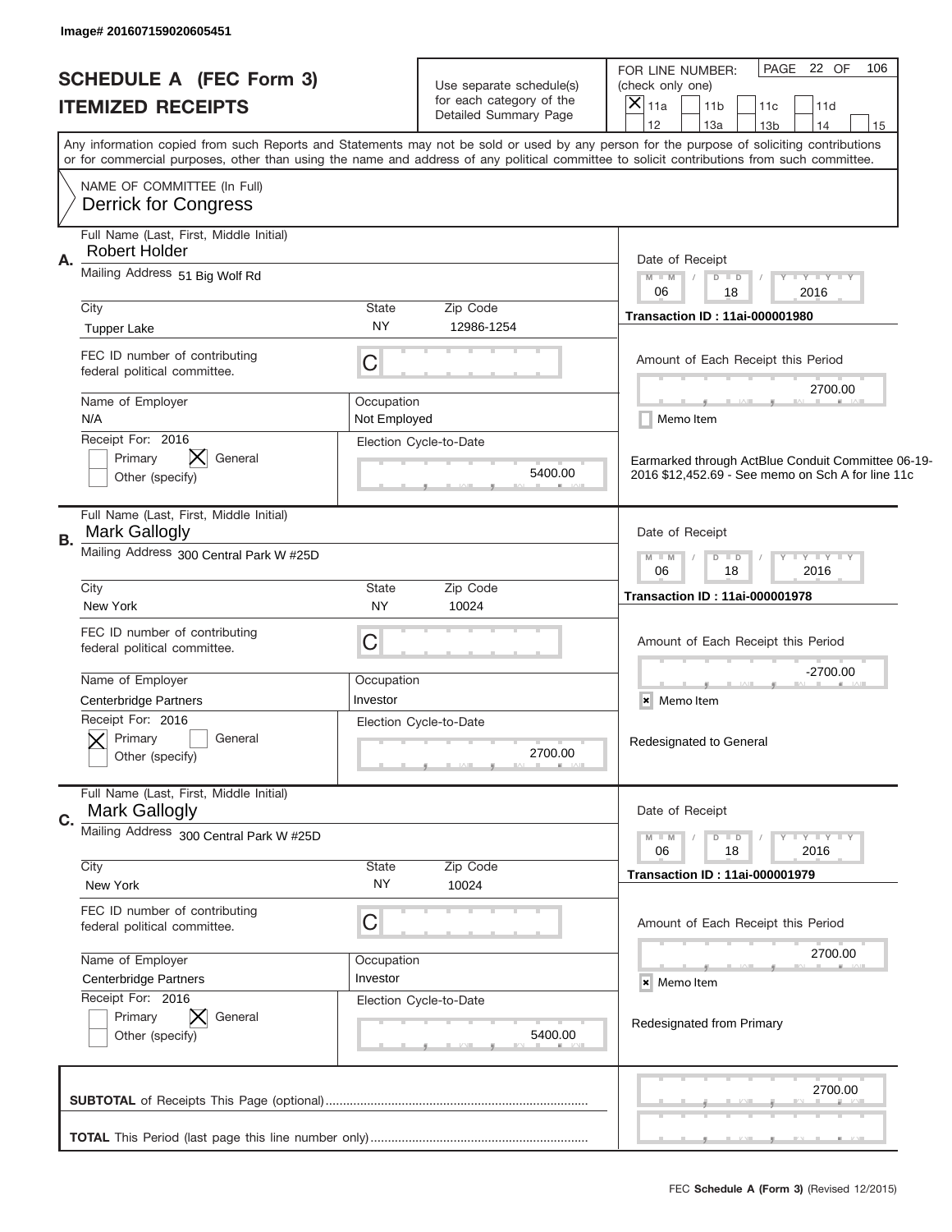Image# 201607159020605451

# SCHEDULE A (FEC Form 3)
# ITEMIZED RECEIPTS

Use separate schedule(s) for each category of the Detailed Summary Page

FOR LINE NUMBER: (check only one)
[X] 11a [ ] 11b [ ] 11c [ ] 11d [ ] 12 [ ] 13a [ ] 13b [ ] 14 [ ] 15

PAGE 22 OF 106

Any information copied from such Reports and Statements may not be sold or used by any person for the purpose of soliciting contributions or for commercial purposes, other than using the name and address of any political committee to solicit contributions from such committee.

NAME OF COMMITTEE (In Full)
Derrick for Congress

---

**A.** Full Name (Last, First, Middle Initial): Robert Holder

Mailing Address: 51 Big Wolf Rd

City: Tupper Lake | State: NY | Zip Code: 12986-1254

FEC ID number of contributing federal political committee: C

Name of Employer: N/A | Occupation: Not Employed

Receipt For: 2016 — [ ] Primary [X] General [ ] Other (specify)

Election Cycle-to-Date: 5400.00

Date of Receipt: 06 / 18 / 2016

Transaction ID : 11ai-000001980

Amount of Each Receipt this Period: 2700.00

[ ] Memo Item

Earmarked through ActBlue Conduit Committee 06-19-2016 $12,452.69 - See memo on Sch A for line 11c

---

**B.** Full Name (Last, First, Middle Initial): Mark Gallogly

Mailing Address: 300 Central Park W #25D

City: New York | State: NY | Zip Code: 10024

FEC ID number of contributing federal political committee: C

Name of Employer: Centerbridge Partners | Occupation: Investor

Receipt For: 2016 — [X] Primary [ ] General [ ] Other (specify)

Election Cycle-to-Date: 2700.00

Date of Receipt: 06 / 18 / 2016

Transaction ID : 11ai-000001978

Amount of Each Receipt this Period: -2700.00

[X] Memo Item

Redesignated to General

---

**C.** Full Name (Last, First, Middle Initial): Mark Gallogly

Mailing Address: 300 Central Park W #25D

City: New York | State: NY | Zip Code: 10024

FEC ID number of contributing federal political committee: C

Name of Employer: Centerbridge Partners | Occupation: Investor

Receipt For: 2016 — [ ] Primary [X] General [ ] Other (specify)

Election Cycle-to-Date: 5400.00

Date of Receipt: 06 / 18 / 2016

Transaction ID : 11ai-000001979

Amount of Each Receipt this Period: 2700.00

[X] Memo Item

Redesignated from Primary

---

**SUBTOTAL** of Receipts This Page (optional): 2700.00

**TOTAL** This Period (last page this line number only):

FEC **Schedule A** (Form 3) (Revised 12/2015)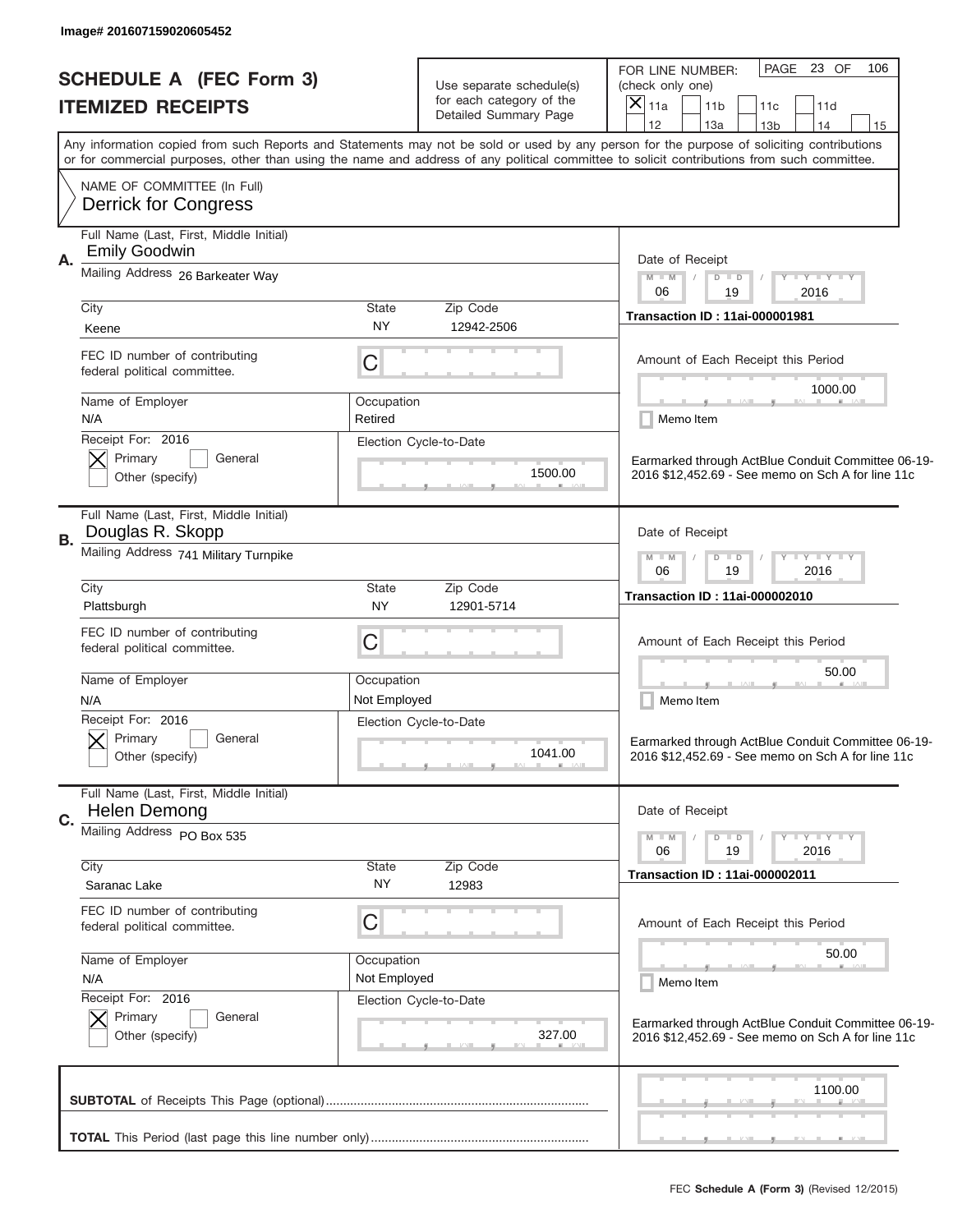Image# 201607159020605452

# SCHEDULE A (FEC Form 3)
# ITEMIZED RECEIPTS

Use separate schedule(s) for each category of the Detailed Summary Page

FOR LINE NUMBER: (check only one)

[X] 11a [ ] 11b [ ] 11c [ ] 11d [ ] 12 [ ] 13a [ ] 13b [ ] 14 [ ] 15

Any information copied from such Reports and Statements may not be sold or used by any person for the purpose of soliciting contributions or for commercial purposes, other than using the name and address of any political committee to solicit contributions from such committee.

NAME OF COMMITTEE (In Full)
Derrick for Congress

---

**A.** Full Name (Last, First, Middle Initial): Emily Goodwin

Mailing Address: 26 Barkeater Way

City: Keene | State: NY | Zip Code: 12942-2506

FEC ID number of contributing federal political committee: C

Name of Employer: N/A | Occupation: Retired

Receipt For: 2016 — [X] Primary [ ] General [ ] Other (specify)

Election Cycle-to-Date: 1500.00

Date of Receipt: 06 / 19 / 2016

Transaction ID : 11ai-000001981

Amount of Each Receipt this Period: 1000.00

[ ] Memo Item

Earmarked through ActBlue Conduit Committee 06-19-2016 $12,452.69 - See memo on Sch A for line 11c

---

**B.** Full Name (Last, First, Middle Initial): Douglas R. Skopp

Mailing Address: 741 Military Turnpike

City: Plattsburgh | State: NY | Zip Code: 12901-5714

FEC ID number of contributing federal political committee: C

Name of Employer: N/A | Occupation: Not Employed

Receipt For: 2016 — [X] Primary [ ] General [ ] Other (specify)

Election Cycle-to-Date: 1041.00

Date of Receipt: 06 / 19 / 2016

Transaction ID : 11ai-000002010

Amount of Each Receipt this Period: 50.00

[ ] Memo Item

Earmarked through ActBlue Conduit Committee 06-19-2016 $12,452.69 - See memo on Sch A for line 11c

---

**C.** Full Name (Last, First, Middle Initial): Helen Demong

Mailing Address: PO Box 535

City: Saranac Lake | State: NY | Zip Code: 12983

FEC ID number of contributing federal political committee: C

Name of Employer: N/A | Occupation: Not Employed

Receipt For: 2016 — [X] Primary [ ] General [ ] Other (specify)

Election Cycle-to-Date: 327.00

Date of Receipt: 06 / 19 / 2016

Transaction ID : 11ai-000002011

Amount of Each Receipt this Period: 50.00

[ ] Memo Item

Earmarked through ActBlue Conduit Committee 06-19-2016 $12,452.69 - See memo on Sch A for line 11c

---

**SUBTOTAL** of Receipts This Page (optional): 1100.00

**TOTAL** This Period (last page this line number only):

FEC **Schedule A** (Form 3) (Revised 12/2015)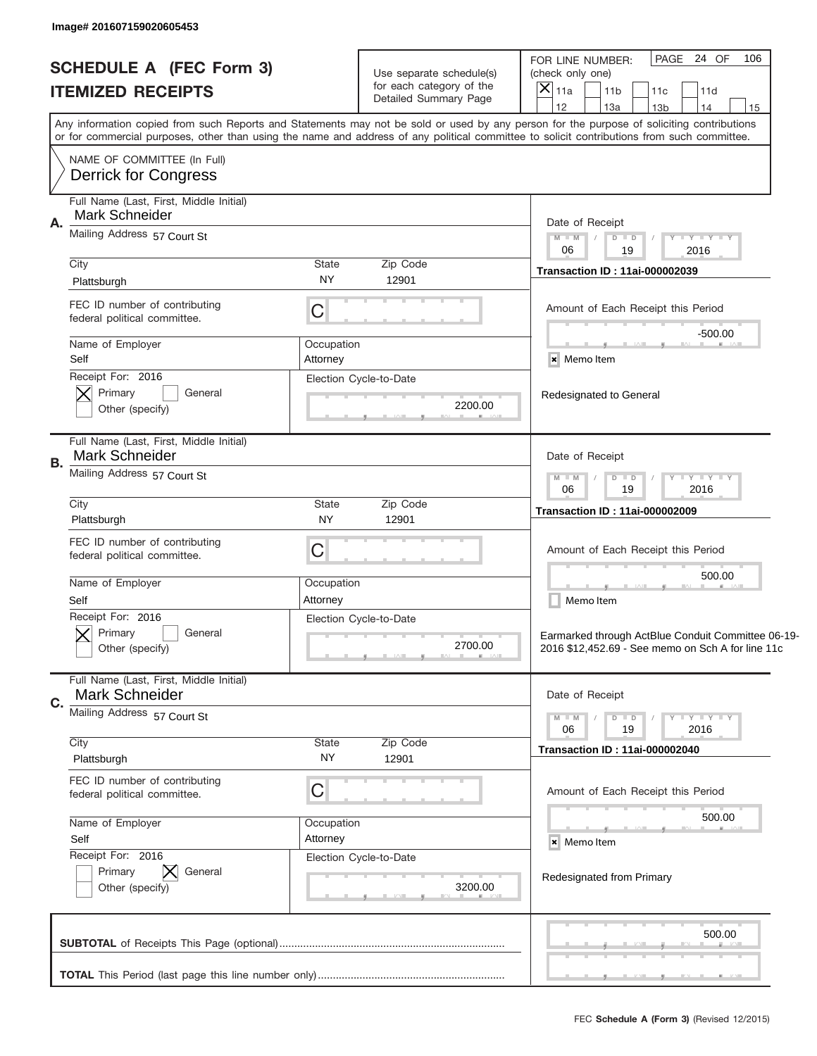Image# 201607159020605453

# SCHEDULE A (FEC Form 3)
# ITEMIZED RECEIPTS

Use separate schedule(s) for each category of the Detailed Summary Page

FOR LINE NUMBER: (check only one)
[X] 11a [ ] 11b [ ] 11c [ ] 11d [ ] 12 [ ] 13a [ ] 13b [ ] 14 [ ] 15

PAGE 24 OF 106

Any information copied from such Reports and Statements may not be sold or used by any person for the purpose of soliciting contributions or for commercial purposes, other than using the name and address of any political committee to solicit contributions from such committee.

NAME OF COMMITTEE (In Full)
Derrick for Congress

## A.

Full Name (Last, First, Middle Initial): Mark Schneider

Mailing Address: 57 Court St

City: Plattsburgh | State: NY | Zip Code: 12901

FEC ID number of contributing federal political committee: C

Name of Employer: Self | Occupation: Attorney

Receipt For: 2016 — [X] Primary [ ] General [ ] Other (specify)

Election Cycle-to-Date: 2200.00

Date of Receipt: 06 / 19 / 2016

Transaction ID : 11ai-000002039

Amount of Each Receipt this Period: -500.00

[X] Memo Item

Redesignated to General

## B.

Full Name (Last, First, Middle Initial): Mark Schneider

Mailing Address: 57 Court St

City: Plattsburgh | State: NY | Zip Code: 12901

FEC ID number of contributing federal political committee: C

Name of Employer: Self | Occupation: Attorney

Receipt For: 2016 — [X] Primary [ ] General [ ] Other (specify)

Election Cycle-to-Date: 2700.00

Date of Receipt: 06 / 19 / 2016

Transaction ID : 11ai-000002009

Amount of Each Receipt this Period: 500.00

[ ] Memo Item

Earmarked through ActBlue Conduit Committee 06-19-2016 $12,452.69 - See memo on Sch A for line 11c

## C.

Full Name (Last, First, Middle Initial): Mark Schneider

Mailing Address: 57 Court St

City: Plattsburgh | State: NY | Zip Code: 12901

FEC ID number of contributing federal political committee: C

Name of Employer: Self | Occupation: Attorney

Receipt For: 2016 — [ ] Primary [X] General [ ] Other (specify)

Election Cycle-to-Date: 3200.00

Date of Receipt: 06 / 19 / 2016

Transaction ID : 11ai-000002040

Amount of Each Receipt this Period: 500.00

[X] Memo Item

Redesignated from Primary

**SUBTOTAL** of Receipts This Page (optional): 500.00

**TOTAL** This Period (last page this line number only):

FEC **Schedule A** (Form 3) (Revised 12/2015)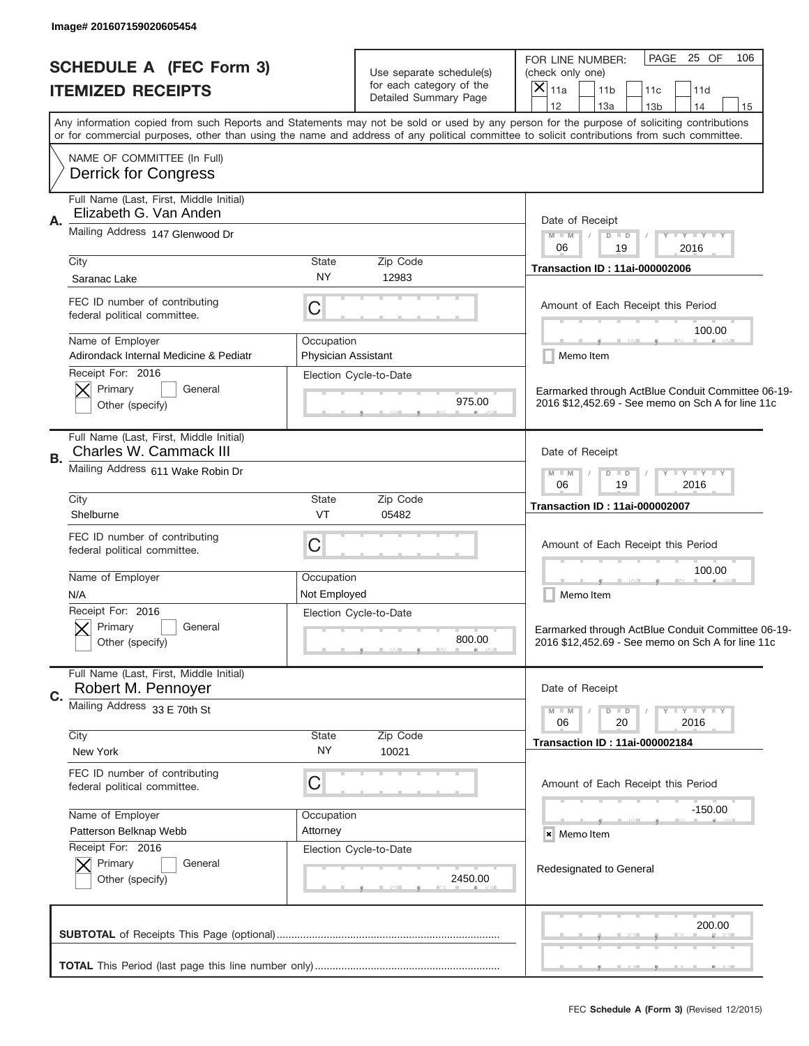Image# 201607159020605454

# SCHEDULE A (FEC Form 3)
## ITEMIZED RECEIPTS

Use separate schedule(s) for each category of the Detailed Summary Page

FOR LINE NUMBER: (check only one)
[X] 11a [ ] 11b [ ] 11c [ ] 11d [ ] 12 [ ] 13a [ ] 13b [ ] 14 [ ] 15

PAGE 25 OF 106

Any information copied from such Reports and Statements may not be sold or used by any person for the purpose of soliciting contributions or for commercial purposes, other than using the name and address of any political committee to solicit contributions from such committee.

NAME OF COMMITTEE (In Full)
Derrick for Congress

---

**A.**
Full Name (Last, First, Middle Initial): Elizabeth G. Van Anden
Mailing Address: 147 Glenwood Dr
City: Saranac Lake
State: NY
Zip Code: 12983
FEC ID number of contributing federal political committee: C
Name of Employer: Adirondack Internal Medicine & Pediatr
Occupation: Physician Assistant
Receipt For: 2016 [X] Primary [ ] General [ ] Other (specify)
Election Cycle-to-Date: 975.00

Date of Receipt: 06 / 19 / 2016
Transaction ID : 11ai-000002006
Amount of Each Receipt this Period: 100.00
[ ] Memo Item
Earmarked through ActBlue Conduit Committee 06-19-2016 $12,452.69 - See memo on Sch A for line 11c

---

**B.**
Full Name (Last, First, Middle Initial): Charles W. Cammack III
Mailing Address: 611 Wake Robin Dr
City: Shelburne
State: VT
Zip Code: 05482
FEC ID number of contributing federal political committee: C
Name of Employer: N/A
Occupation: Not Employed
Receipt For: 2016 [X] Primary [ ] General [ ] Other (specify)
Election Cycle-to-Date: 800.00

Date of Receipt: 06 / 19 / 2016
Transaction ID : 11ai-000002007
Amount of Each Receipt this Period: 100.00
[ ] Memo Item
Earmarked through ActBlue Conduit Committee 06-19-2016 $12,452.69 - See memo on Sch A for line 11c

---

**C.**
Full Name (Last, First, Middle Initial): Robert M. Pennoyer
Mailing Address: 33 E 70th St
City: New York
State: NY
Zip Code: 10021
FEC ID number of contributing federal political committee: C
Name of Employer: Patterson Belknap Webb
Occupation: Attorney
Receipt For: 2016 [X] Primary [ ] General [ ] Other (specify)
Election Cycle-to-Date: 2450.00

Date of Receipt: 06 / 20 / 2016
Transaction ID : 11ai-000002184
Amount of Each Receipt this Period: -150.00
[X] Memo Item
Redesignated to General

---

**SUBTOTAL** of Receipts This Page (optional): 200.00

**TOTAL** This Period (last page this line number only):

FEC **Schedule A (Form 3)** (Revised 12/2015)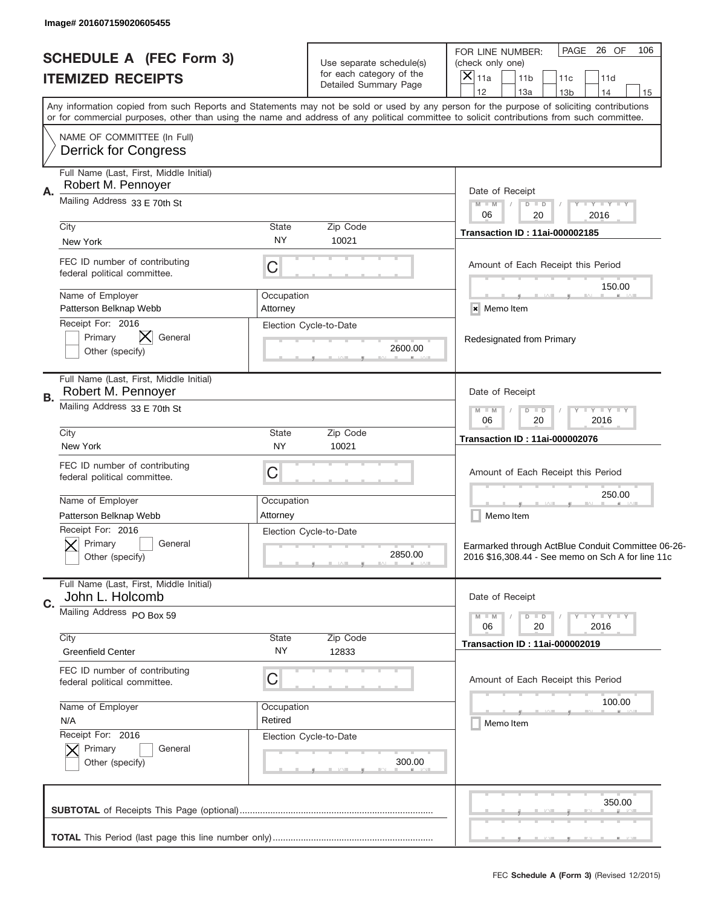Image# 201607159020605455

# SCHEDULE A (FEC Form 3)
## ITEMIZED RECEIPTS

Use separate schedule(s) for each category of the Detailed Summary Page

FOR LINE NUMBER: (check only one)
[X] 11a [ ] 11b [ ] 11c [ ] 11d [ ] 12 [ ] 13a [ ] 13b [ ] 14 [ ] 15

PAGE 26 OF 106

Any information copied from such Reports and Statements may not be sold or used by any person for the purpose of soliciting contributions or for commercial purposes, other than using the name and address of any political committee to solicit contributions from such committee.

NAME OF COMMITTEE (In Full)
**Derrick for Congress**

---

**A.** Full Name (Last, First, Middle Initial): Robert M. Pennoyer

Mailing Address: 33 E 70th St

City: New York | State: NY | Zip Code: 10021

FEC ID number of contributing federal political committee: C

Name of Employer: Patterson Belknap Webb | Occupation: Attorney

Receipt For: 2016 [ ] Primary [X] General [ ] Other (specify)

Election Cycle-to-Date: 2600.00

Date of Receipt: 06 / 20 / 2016

Transaction ID : 11ai-000002185

Amount of Each Receipt this Period: 150.00

[X] Memo Item

Redesignated from Primary

---

**B.** Full Name (Last, First, Middle Initial): Robert M. Pennoyer

Mailing Address: 33 E 70th St

City: New York | State: NY | Zip Code: 10021

FEC ID number of contributing federal political committee: C

Name of Employer: Patterson Belknap Webb | Occupation: Attorney

Receipt For: 2016 [X] Primary [ ] General [ ] Other (specify)

Election Cycle-to-Date: 2850.00

Date of Receipt: 06 / 20 / 2016

Transaction ID : 11ai-000002076

Amount of Each Receipt this Period: 250.00

[ ] Memo Item

Earmarked through ActBlue Conduit Committee 06-26-2016 $16,308.44 - See memo on Sch A for line 11c

---

**C.** Full Name (Last, First, Middle Initial): John L. Holcomb

Mailing Address: PO Box 59

City: Greenfield Center | State: NY | Zip Code: 12833

FEC ID number of contributing federal political committee: C

Name of Employer: N/A | Occupation: Retired

Receipt For: 2016 [X] Primary [ ] General [ ] Other (specify)

Election Cycle-to-Date: 300.00

Date of Receipt: 06 / 20 / 2016

Transaction ID : 11ai-000002019

Amount of Each Receipt this Period: 100.00

[ ] Memo Item

---

**SUBTOTAL** of Receipts This Page (optional): 350.00

**TOTAL** This Period (last page this line number only):

FEC **Schedule A** (Form 3) (Revised 12/2015)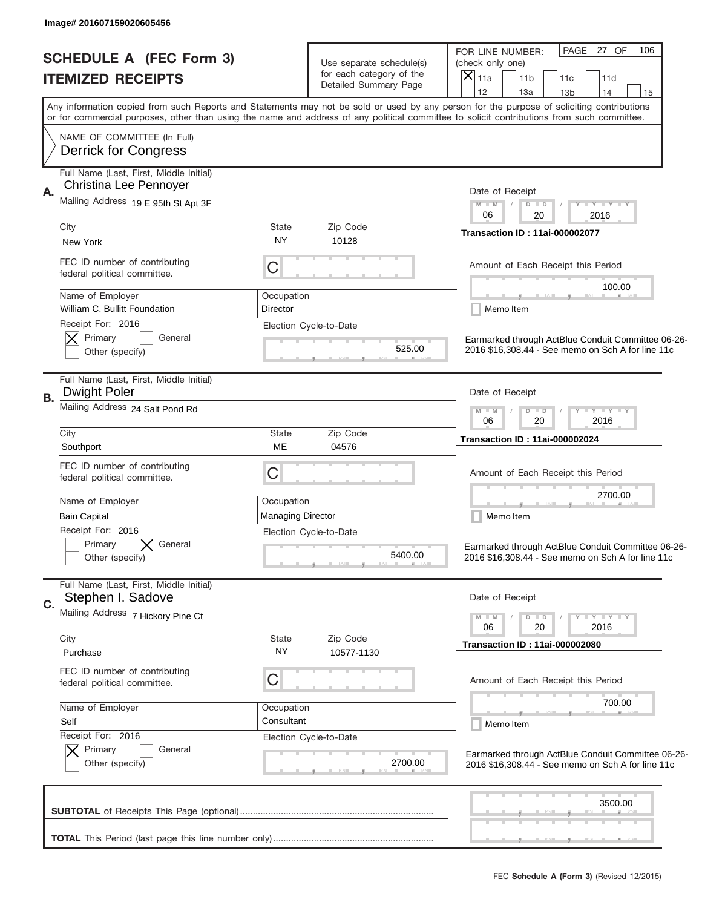Image# 201607159020605456

# SCHEDULE A (FEC Form 3)

## ITEMIZED RECEIPTS

Use separate schedule(s) for each category of the Detailed Summary Page

FOR LINE NUMBER: (check only one)

[X] 11a [ ] 11b [ ] 11c [ ] 11d [ ] 12 [ ] 13a [ ] 13b [ ] 14 [ ] 15

PAGE 27 OF 106

Any information copied from such Reports and Statements may not be sold or used by any person for the purpose of soliciting contributions or for commercial purposes, other than using the name and address of any political committee to solicit contributions from such committee.

NAME OF COMMITTEE (In Full)
Derrick for Congress

---

**A.** Full Name (Last, First, Middle Initial): Christina Lee Pennoyer

Mailing Address: 19 E 95th St Apt 3F

City: New York | State: NY | Zip Code: 10128

FEC ID number of contributing federal political committee: C

Name of Employer: William C. Bullitt Foundation

Occupation: Director

Receipt For: 2016 — [X] Primary [ ] General [ ] Other (specify)

Election Cycle-to-Date: 525.00

Date of Receipt: 06 / 20 / 2016

Transaction ID : 11ai-000002077

Amount of Each Receipt this Period: 100.00

[ ] Memo Item

Earmarked through ActBlue Conduit Committee 06-26-2016 $16,308.44 - See memo on Sch A for line 11c

---

**B.** Full Name (Last, First, Middle Initial): Dwight Poler

Mailing Address: 24 Salt Pond Rd

City: Southport | State: ME | Zip Code: 04576

FEC ID number of contributing federal political committee: C

Name of Employer: Bain Capital

Occupation: Managing Director

Receipt For: 2016 — [ ] Primary [X] General [ ] Other (specify)

Election Cycle-to-Date: 5400.00

Date of Receipt: 06 / 20 / 2016

Transaction ID : 11ai-000002024

Amount of Each Receipt this Period: 2700.00

[ ] Memo Item

Earmarked through ActBlue Conduit Committee 06-26-2016 $16,308.44 - See memo on Sch A for line 11c

---

**C.** Full Name (Last, First, Middle Initial): Stephen I. Sadove

Mailing Address: 7 Hickory Pine Ct

City: Purchase | State: NY | Zip Code: 10577-1130

FEC ID number of contributing federal political committee: C

Name of Employer: Self

Occupation: Consultant

Receipt For: 2016 — [X] Primary [ ] General [ ] Other (specify)

Election Cycle-to-Date: 2700.00

Date of Receipt: 06 / 20 / 2016

Transaction ID : 11ai-000002080

Amount of Each Receipt this Period: 700.00

[ ] Memo Item

Earmarked through ActBlue Conduit Committee 06-26-2016 $16,308.44 - See memo on Sch A for line 11c

---

**SUBTOTAL** of Receipts This Page (optional): 3500.00

**TOTAL** This Period (last page this line number only):

FEC **Schedule A** (Form 3) (Revised 12/2015)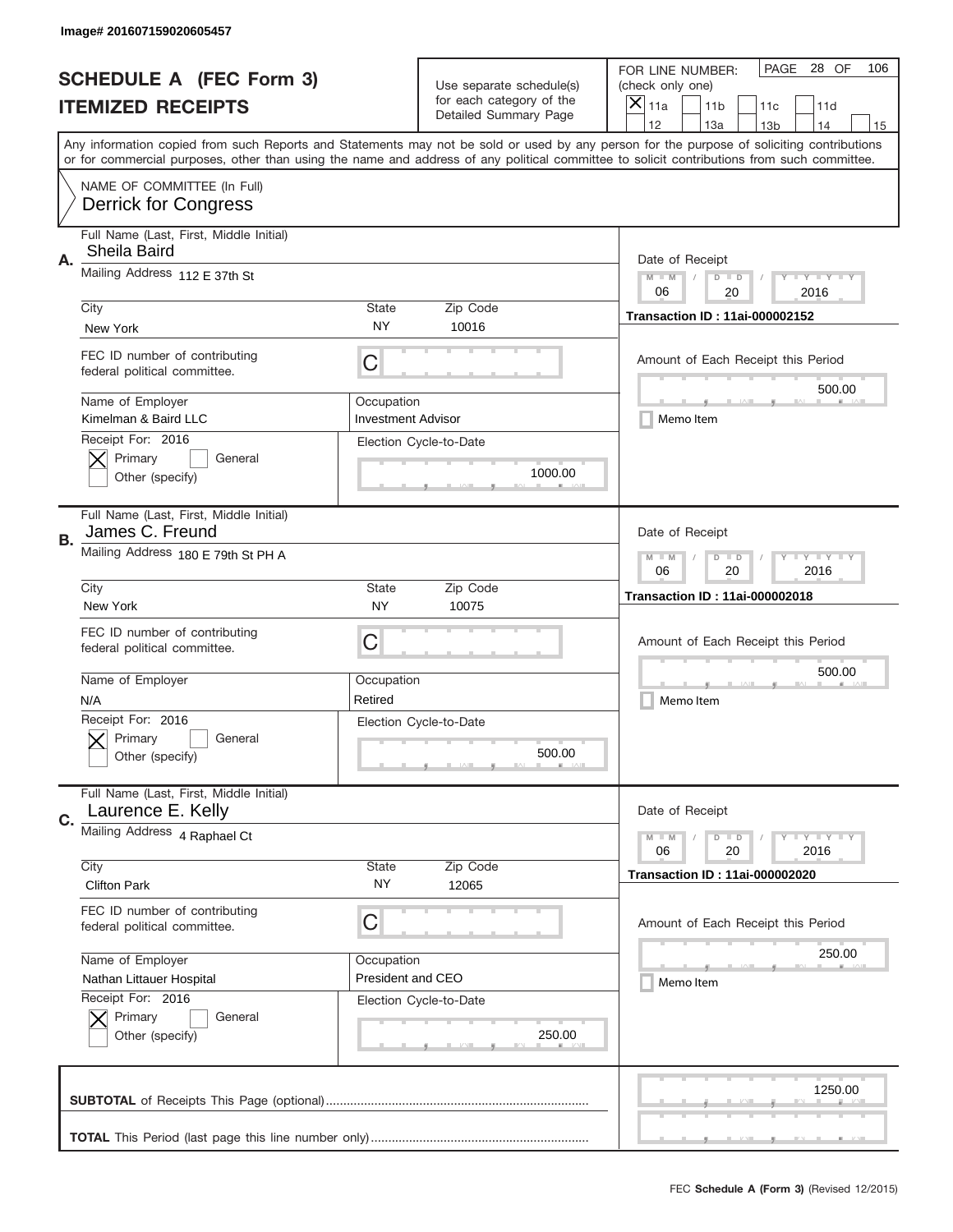Image# 201607159020605457

# SCHEDULE A (FEC Form 3)
## ITEMIZED RECEIPTS

Use separate schedule(s) for each category of the Detailed Summary Page

FOR LINE NUMBER: (check only one)

[X] 11a [ ] 11b [ ] 11c [ ] 11d [ ] 12 [ ] 13a [ ] 13b [ ] 14 [ ] 15

PAGE 28 OF 106

Any information copied from such Reports and Statements may not be sold or used by any person for the purpose of soliciting contributions or for commercial purposes, other than using the name and address of any political committee to solicit contributions from such committee.

NAME OF COMMITTEE (In Full)
Derrick for Congress

---

**A.**

Full Name (Last, First, Middle Initial): Sheila Baird

Mailing Address: 112 E 37th St

City: New York | State: NY | Zip Code: 10016

FEC ID number of contributing federal political committee: C

Name of Employer: Kimelman & Baird LLC

Occupation: Investment Advisor

Receipt For: 2016 — [X] Primary [ ] General [ ] Other (specify)

Election Cycle-to-Date: 1000.00

Date of Receipt: 06 / 20 / 2016

Transaction ID : 11ai-000002152

Amount of Each Receipt this Period: 500.00

[ ] Memo Item

---

**B.**

Full Name (Last, First, Middle Initial): James C. Freund

Mailing Address: 180 E 79th St PH A

City: New York | State: NY | Zip Code: 10075

FEC ID number of contributing federal political committee: C

Name of Employer: N/A

Occupation: Retired

Receipt For: 2016 — [X] Primary [ ] General [ ] Other (specify)

Election Cycle-to-Date: 500.00

Date of Receipt: 06 / 20 / 2016

Transaction ID : 11ai-000002018

Amount of Each Receipt this Period: 500.00

[ ] Memo Item

---

**C.**

Full Name (Last, First, Middle Initial): Laurence E. Kelly

Mailing Address: 4 Raphael Ct

City: Clifton Park | State: NY | Zip Code: 12065

FEC ID number of contributing federal political committee: C

Name of Employer: Nathan Littauer Hospital

Occupation: President and CEO

Receipt For: 2016 — [X] Primary [ ] General [ ] Other (specify)

Election Cycle-to-Date: 250.00

Date of Receipt: 06 / 20 / 2016

Transaction ID : 11ai-000002020

Amount of Each Receipt this Period: 250.00

[ ] Memo Item

---

**SUBTOTAL** of Receipts This Page (optional): 1250.00

**TOTAL** This Period (last page this line number only):

FEC **Schedule A (Form 3)** (Revised 12/2015)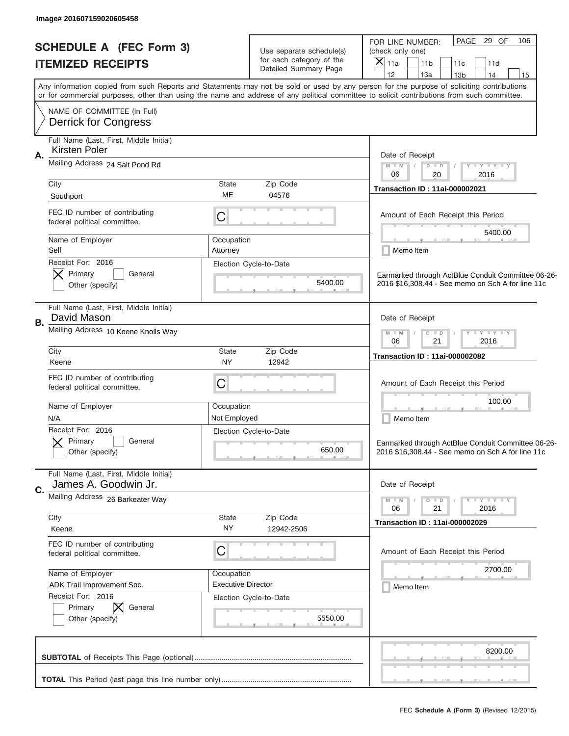Image# 201607159020605458

# SCHEDULE A (FEC Form 3)
## ITEMIZED RECEIPTS

Use separate schedule(s) for each category of the Detailed Summary Page

FOR LINE NUMBER: (check only one)

- [X] 11a
- [ ] 11b
- [ ] 11c
- [ ] 11d
- [ ] 12
- [ ] 13a
- [ ] 13b
- [ ] 14
- [ ] 15

PAGE 29 OF 106

Any information copied from such Reports and Statements may not be sold or used by any person for the purpose of soliciting contributions or for commercial purposes, other than using the name and address of any political committee to solicit contributions from such committee.

NAME OF COMMITTEE (In Full)
Derrick for Congress

---

**A.**

Full Name (Last, First, Middle Initial): Kirsten Poler

Mailing Address: 24 Salt Pond Rd

City: Southport | State: ME | Zip Code: 04576

FEC ID number of contributing federal political committee: C

Name of Employer: Self | Occupation: Attorney

Receipt For: 2016 — [X] Primary [ ] General [ ] Other (specify)

Election Cycle-to-Date: 5400.00

Date of Receipt: 06 / 20 / 2016

Transaction ID : 11ai-000002021

Amount of Each Receipt this Period: 5400.00

[ ] Memo Item

Earmarked through ActBlue Conduit Committee 06-26-2016 $16,308.44 - See memo on Sch A for line 11c

---

**B.**

Full Name (Last, First, Middle Initial): David Mason

Mailing Address: 10 Keene Knolls Way

City: Keene | State: NY | Zip Code: 12942

FEC ID number of contributing federal political committee: C

Name of Employer: N/A | Occupation: Not Employed

Receipt For: 2016 — [X] Primary [ ] General [ ] Other (specify)

Election Cycle-to-Date: 650.00

Date of Receipt: 06 / 21 / 2016

Transaction ID : 11ai-000002082

Amount of Each Receipt this Period: 100.00

[ ] Memo Item

Earmarked through ActBlue Conduit Committee 06-26-2016 $16,308.44 - See memo on Sch A for line 11c

---

**C.**

Full Name (Last, First, Middle Initial): James A. Goodwin Jr.

Mailing Address: 26 Barkeater Way

City: Keene | State: NY | Zip Code: 12942-2506

FEC ID number of contributing federal political committee: C

Name of Employer: ADK Trail Improvement Soc. | Occupation: Executive Director

Receipt For: 2016 — [ ] Primary [X] General [ ] Other (specify)

Election Cycle-to-Date: 5550.00

Date of Receipt: 06 / 21 / 2016

Transaction ID : 11ai-000002029

Amount of Each Receipt this Period: 2700.00

[ ] Memo Item

---

**SUBTOTAL** of Receipts This Page (optional): 8200.00

**TOTAL** This Period (last page this line number only):

FEC **Schedule A** (Form 3) (Revised 12/2015)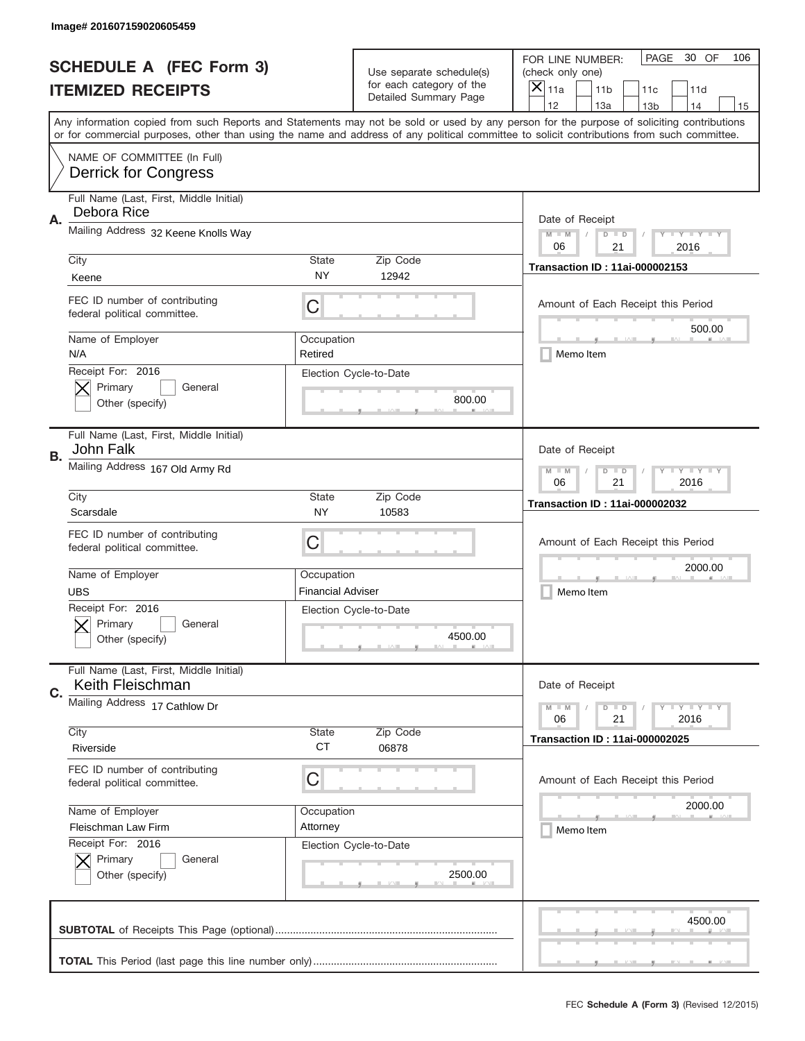Image# 201607159020605459

# SCHEDULE A (FEC Form 3)
## ITEMIZED RECEIPTS

Use separate schedule(s) for each category of the Detailed Summary Page

FOR LINE NUMBER: (check only one)
[X] 11a [ ] 11b [ ] 11c [ ] 11d [ ] 12 [ ] 13a [ ] 13b [ ] 14 [ ] 15

PAGE 30 OF 106

Any information copied from such Reports and Statements may not be sold or used by any person for the purpose of soliciting contributions or for commercial purposes, other than using the name and address of any political committee to solicit contributions from such committee.

NAME OF COMMITTEE (In Full)
Derrick for Congress

---

**A.** Full Name (Last, First, Middle Initial): Debora Rice

Mailing Address: 32 Keene Knolls Way

City: Keene | State: NY | Zip Code: 12942

FEC ID number of contributing federal political committee: C

Name of Employer: N/A | Occupation: Retired

Receipt For: 2016 — [X] Primary [ ] General [ ] Other (specify)

Election Cycle-to-Date: 800.00

Date of Receipt: 06 / 21 / 2016

Transaction ID : 11ai-000002153

Amount of Each Receipt this Period: 500.00

[ ] Memo Item

---

**B.** Full Name (Last, First, Middle Initial): John Falk

Mailing Address: 167 Old Army Rd

City: Scarsdale | State: NY | Zip Code: 10583

FEC ID number of contributing federal political committee: C

Name of Employer: UBS | Occupation: Financial Adviser

Receipt For: 2016 — [X] Primary [ ] General [ ] Other (specify)

Election Cycle-to-Date: 4500.00

Date of Receipt: 06 / 21 / 2016

Transaction ID : 11ai-000002032

Amount of Each Receipt this Period: 2000.00

[ ] Memo Item

---

**C.** Full Name (Last, First, Middle Initial): Keith Fleischman

Mailing Address: 17 Cathlow Dr

City: Riverside | State: CT | Zip Code: 06878

FEC ID number of contributing federal political committee: C

Name of Employer: Fleischman Law Firm | Occupation: Attorney

Receipt For: 2016 — [X] Primary [ ] General [ ] Other (specify)

Election Cycle-to-Date: 2500.00

Date of Receipt: 06 / 21 / 2016

Transaction ID : 11ai-000002025

Amount of Each Receipt this Period: 2000.00

[ ] Memo Item

---

**SUBTOTAL** of Receipts This Page (optional): 4500.00

**TOTAL** This Period (last page this line number only):

FEC **Schedule A (Form 3)** (Revised 12/2015)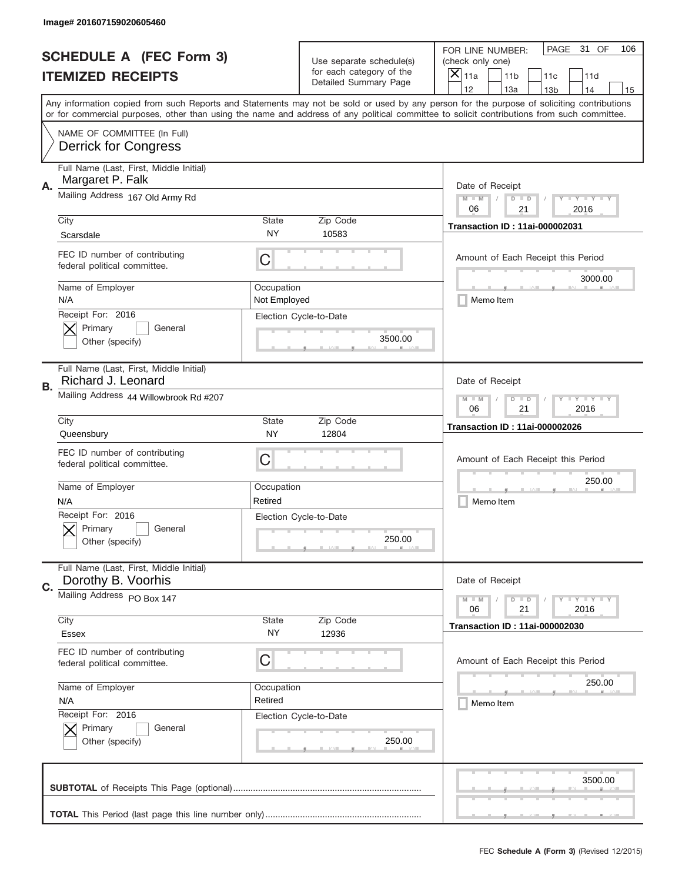Image# 201607159020605460

# SCHEDULE A (FEC Form 3)
## ITEMIZED RECEIPTS

Use separate schedule(s) for each category of the Detailed Summary Page

FOR LINE NUMBER: (check only one)

- [x] 11a
- [ ] 11b
- [ ] 11c
- [ ] 11d
- [ ] 12
- [ ] 13a
- [ ] 13b
- [ ] 14
- [ ] 15

PAGE 31 OF 106

Any information copied from such Reports and Statements may not be sold or used by any person for the purpose of soliciting contributions or for commercial purposes, other than using the name and address of any political committee to solicit contributions from such committee.

NAME OF COMMITTEE (In Full)
Derrick for Congress

---

**A.** Full Name (Last, First, Middle Initial): Margaret P. Falk

Mailing Address: 167 Old Army Rd

City: Scarsdale | State: NY | Zip Code: 10583

FEC ID number of contributing federal political committee: C

Name of Employer: N/A | Occupation: Not Employed

Receipt For: 2016 — [x] Primary [ ] General [ ] Other (specify)

Election Cycle-to-Date: 3500.00

Date of Receipt: 06 / 21 / 2016

Transaction ID : 11ai-000002031

Amount of Each Receipt this Period: 3000.00

[ ] Memo Item

---

**B.** Full Name (Last, First, Middle Initial): Richard J. Leonard

Mailing Address: 44 Willowbrook Rd #207

City: Queensbury | State: NY | Zip Code: 12804

FEC ID number of contributing federal political committee: C

Name of Employer: N/A | Occupation: Retired

Receipt For: 2016 — [x] Primary [ ] General [ ] Other (specify)

Election Cycle-to-Date: 250.00

Date of Receipt: 06 / 21 / 2016

Transaction ID : 11ai-000002026

Amount of Each Receipt this Period: 250.00

[ ] Memo Item

---

**C.** Full Name (Last, First, Middle Initial): Dorothy B. Voorhis

Mailing Address: PO Box 147

City: Essex | State: NY | Zip Code: 12936

FEC ID number of contributing federal political committee: C

Name of Employer: N/A | Occupation: Retired

Receipt For: 2016 — [x] Primary [ ] General [ ] Other (specify)

Election Cycle-to-Date: 250.00

Date of Receipt: 06 / 21 / 2016

Transaction ID : 11ai-000002030

Amount of Each Receipt this Period: 250.00

[ ] Memo Item

---

**SUBTOTAL** of Receipts This Page (optional): 3500.00

**TOTAL** This Period (last page this line number only):

FEC **Schedule A** (Form 3) (Revised 12/2015)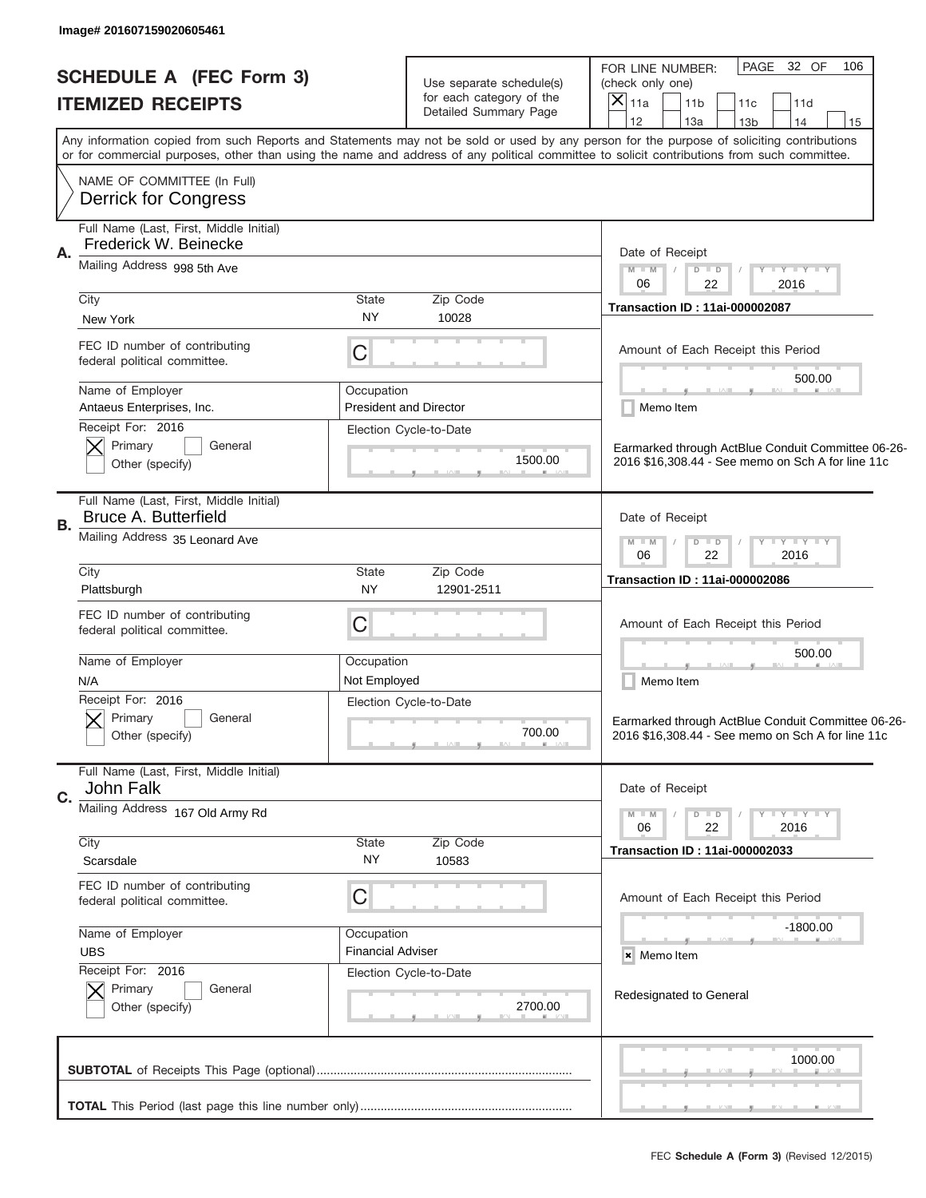Image# 201607159020605461

# SCHEDULE A (FEC Form 3)
## ITEMIZED RECEIPTS

Use separate schedule(s) for each category of the Detailed Summary Page

FOR LINE NUMBER: (check only one)

[X] 11a [ ] 11b [ ] 11c [ ] 11d [ ] 12 [ ] 13a [ ] 13b [ ] 14 [ ] 15

PAGE 32 OF 106

Any information copied from such Reports and Statements may not be sold or used by any person for the purpose of soliciting contributions or for commercial purposes, other than using the name and address of any political committee to solicit contributions from such committee.

NAME OF COMMITTEE (In Full)
Derrick for Congress

---

**A.** Full Name (Last, First, Middle Initial): Frederick W. Beinecke

Mailing Address: 998 5th Ave

City: New York | State: NY | Zip Code: 10028

FEC ID number of contributing federal political committee: C

Name of Employer: Antaeus Enterprises, Inc.

Occupation: President and Director

Receipt For: 2016 — [X] Primary [ ] General [ ] Other (specify)

Election Cycle-to-Date: 1500.00

Date of Receipt: 06 / 22 / 2016

Transaction ID : 11ai-000002087

Amount of Each Receipt this Period: 500.00

[ ] Memo Item

Earmarked through ActBlue Conduit Committee 06-26-2016 $16,308.44 - See memo on Sch A for line 11c

---

**B.** Full Name (Last, First, Middle Initial): Bruce A. Butterfield

Mailing Address: 35 Leonard Ave

City: Plattsburgh | State: NY | Zip Code: 12901-2511

FEC ID number of contributing federal political committee: C

Name of Employer: N/A

Occupation: Not Employed

Receipt For: 2016 — [X] Primary [ ] General [ ] Other (specify)

Election Cycle-to-Date: 700.00

Date of Receipt: 06 / 22 / 2016

Transaction ID : 11ai-000002086

Amount of Each Receipt this Period: 500.00

[ ] Memo Item

Earmarked through ActBlue Conduit Committee 06-26-2016 $16,308.44 - See memo on Sch A for line 11c

---

**C.** Full Name (Last, First, Middle Initial): John Falk

Mailing Address: 167 Old Army Rd

City: Scarsdale | State: NY | Zip Code: 10583

FEC ID number of contributing federal political committee: C

Name of Employer: UBS

Occupation: Financial Adviser

Receipt For: 2016 — [X] Primary [ ] General [ ] Other (specify)

Election Cycle-to-Date: 2700.00

Date of Receipt: 06 / 22 / 2016

Transaction ID : 11ai-000002033

Amount of Each Receipt this Period: -1800.00

[x] Memo Item

Redesignated to General

---

**SUBTOTAL** of Receipts This Page (optional): 1000.00

**TOTAL** This Period (last page this line number only):

FEC **Schedule A** (Form 3) (Revised 12/2015)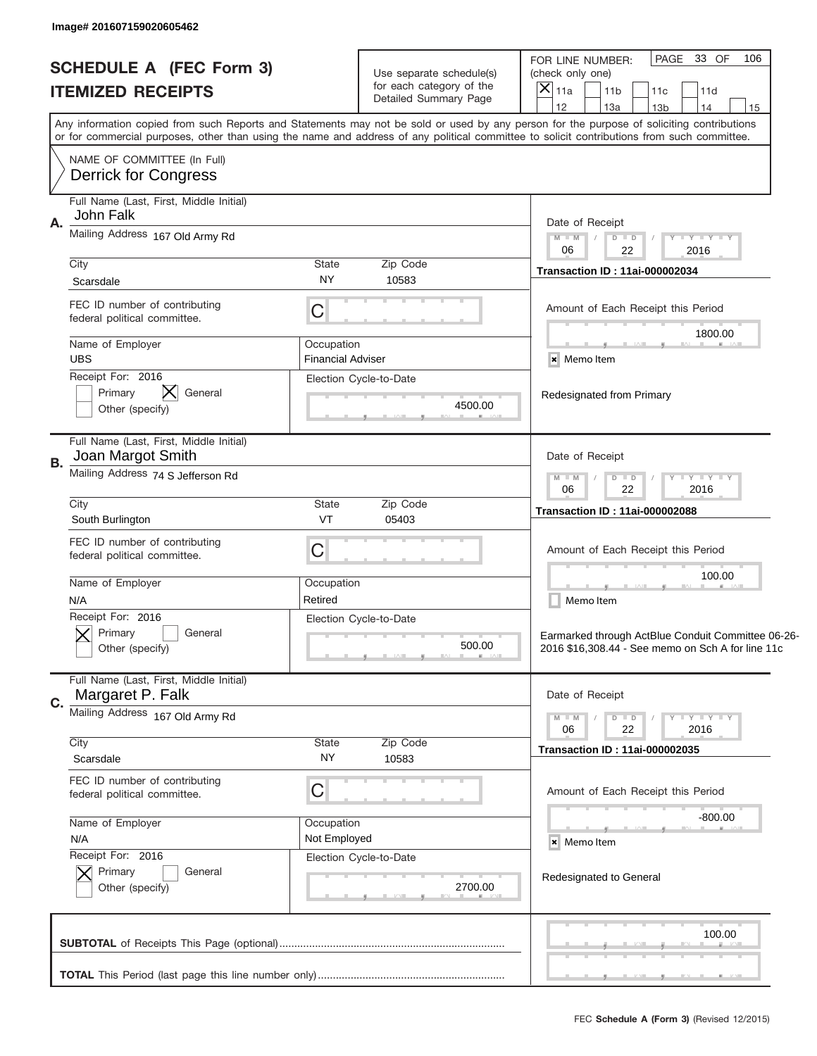Image# 201607159020605462

# SCHEDULE A (FEC Form 3)
## ITEMIZED RECEIPTS

Use separate schedule(s) for each category of the Detailed Summary Page

FOR LINE NUMBER: (check only one)

[X] 11a [ ] 11b [ ] 11c [ ] 11d [ ] 12 [ ] 13a [ ] 13b [ ] 14 [ ] 15

Any information copied from such Reports and Statements may not be sold or used by any person for the purpose of soliciting contributions or for commercial purposes, other than using the name and address of any political committee to solicit contributions from such committee.

NAME OF COMMITTEE (In Full)
Derrick for Congress

---

**A.** Full Name (Last, First, Middle Initial): John Falk

Mailing Address: 167 Old Army Rd

City: Scarsdale | State: NY | Zip Code: 10583

FEC ID number of contributing federal political committee: C

Name of Employer: UBS | Occupation: Financial Adviser

Receipt For: 2016 — [ ] Primary [X] General [ ] Other (specify)

Election Cycle-to-Date: 4500.00

Date of Receipt: 06 / 22 / 2016

Transaction ID : 11ai-000002034

Amount of Each Receipt this Period: 1800.00

[x] Memo Item

Redesignated from Primary

---

**B.** Full Name (Last, First, Middle Initial): Joan Margot Smith

Mailing Address: 74 S Jefferson Rd

City: South Burlington | State: VT | Zip Code: 05403

FEC ID number of contributing federal political committee: C

Name of Employer: N/A | Occupation: Retired

Receipt For: 2016 — [X] Primary [ ] General [ ] Other (specify)

Election Cycle-to-Date: 500.00

Date of Receipt: 06 / 22 / 2016

Transaction ID : 11ai-000002088

Amount of Each Receipt this Period: 100.00

[ ] Memo Item

Earmarked through ActBlue Conduit Committee 06-26-2016 $16,308.44 - See memo on Sch A for line 11c

---

**C.** Full Name (Last, First, Middle Initial): Margaret P. Falk

Mailing Address: 167 Old Army Rd

City: Scarsdale | State: NY | Zip Code: 10583

FEC ID number of contributing federal political committee: C

Name of Employer: N/A | Occupation: Not Employed

Receipt For: 2016 — [X] Primary [ ] General [ ] Other (specify)

Election Cycle-to-Date: 2700.00

Date of Receipt: 06 / 22 / 2016

Transaction ID : 11ai-000002035

Amount of Each Receipt this Period: -800.00

[x] Memo Item

Redesignated to General

---

**SUBTOTAL** of Receipts This Page (optional): 100.00

**TOTAL** This Period (last page this line number only):

FEC **Schedule A** (Form 3) (Revised 12/2015)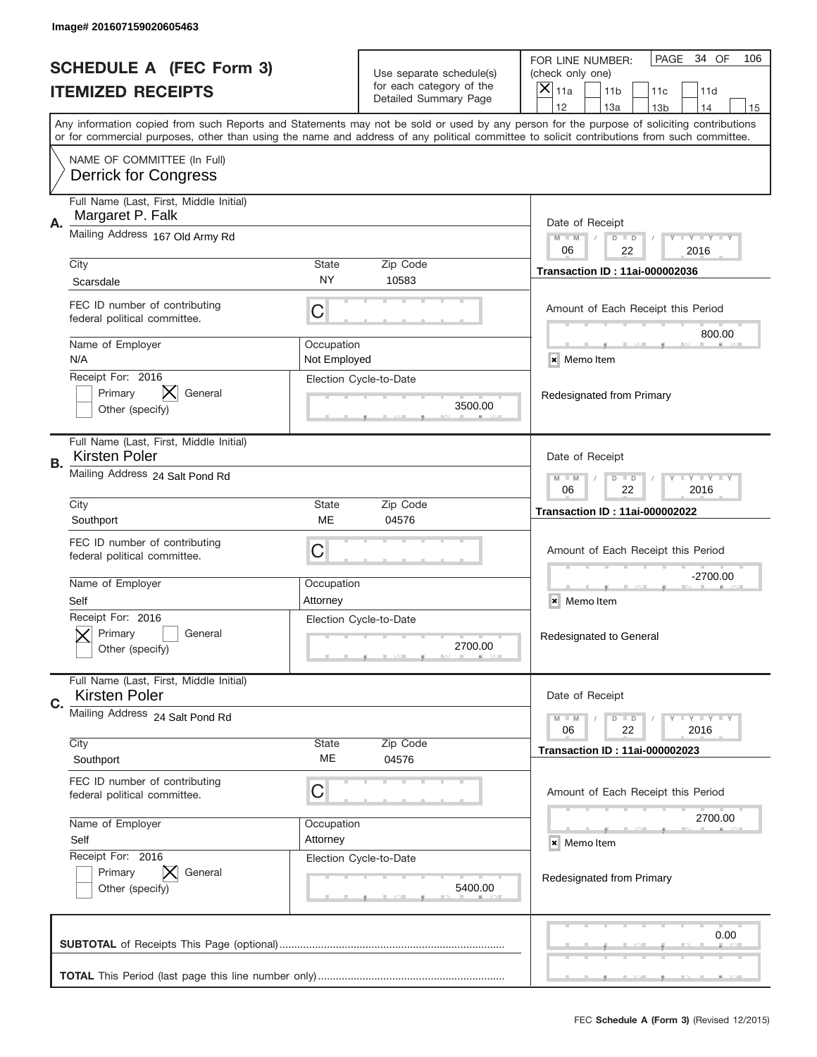Image# 201607159020605463

# SCHEDULE A (FEC Form 3)
# ITEMIZED RECEIPTS

Use separate schedule(s) for each category of the Detailed Summary Page

FOR LINE NUMBER: (check only one)

[X] 11a [ ] 11b [ ] 11c [ ] 11d [ ] 12 [ ] 13a [ ] 13b [ ] 14 [ ] 15

PAGE 34 OF 106

Any information copied from such Reports and Statements may not be sold or used by any person for the purpose of soliciting contributions or for commercial purposes, other than using the name and address of any political committee to solicit contributions from such committee.

NAME OF COMMITTEE (In Full)
Derrick for Congress

---

**A.**

Full Name (Last, First, Middle Initial): Margaret P. Falk

Mailing Address: 167 Old Army Rd

City: Scarsdale | State: NY | Zip Code: 10583

FEC ID number of contributing federal political committee: C

Name of Employer: N/A

Occupation: Not Employed

Receipt For: 2016 — [ ] Primary [X] General [ ] Other (specify)

Election Cycle-to-Date: 3500.00

Date of Receipt: 06 / 22 / 2016

Transaction ID : 11ai-000002036

Amount of Each Receipt this Period: 800.00

[x] Memo Item

Redesignated from Primary

---

**B.**

Full Name (Last, First, Middle Initial): Kirsten Poler

Mailing Address: 24 Salt Pond Rd

City: Southport | State: ME | Zip Code: 04576

FEC ID number of contributing federal political committee: C

Name of Employer: Self

Occupation: Attorney

Receipt For: 2016 — [X] Primary [ ] General [ ] Other (specify)

Election Cycle-to-Date: 2700.00

Date of Receipt: 06 / 22 / 2016

Transaction ID : 11ai-000002022

Amount of Each Receipt this Period: -2700.00

[x] Memo Item

Redesignated to General

---

**C.**

Full Name (Last, First, Middle Initial): Kirsten Poler

Mailing Address: 24 Salt Pond Rd

City: Southport | State: ME | Zip Code: 04576

FEC ID number of contributing federal political committee: C

Name of Employer: Self

Occupation: Attorney

Receipt For: 2016 — [ ] Primary [X] General [ ] Other (specify)

Election Cycle-to-Date: 5400.00

Date of Receipt: 06 / 22 / 2016

Transaction ID : 11ai-000002023

Amount of Each Receipt this Period: 2700.00

[x] Memo Item

Redesignated from Primary

---

**SUBTOTAL** of Receipts This Page (optional): 0.00

**TOTAL** This Period (last page this line number only):

FEC **Schedule A (Form 3)** (Revised 12/2015)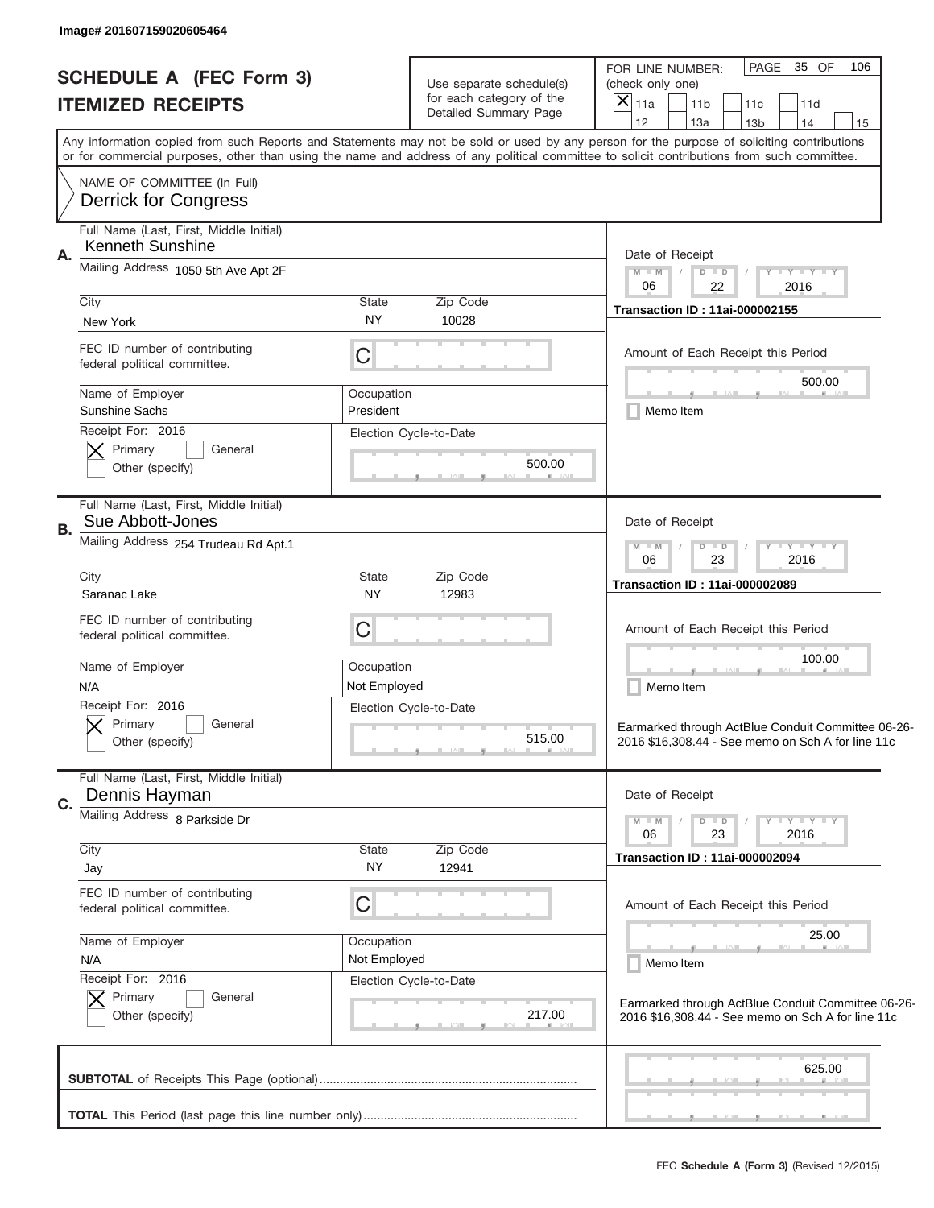Image# 201607159020605464

# SCHEDULE A (FEC Form 3)
# ITEMIZED RECEIPTS

Use separate schedule(s) for each category of the Detailed Summary Page

FOR LINE NUMBER: (check only one)
[X] 11a [ ] 11b [ ] 11c [ ] 11d [ ] 12 [ ] 13a [ ] 13b [ ] 14 [ ] 15

PAGE 35 OF 106

Any information copied from such Reports and Statements may not be sold or used by any person for the purpose of soliciting contributions or for commercial purposes, other than using the name and address of any political committee to solicit contributions from such committee.

NAME OF COMMITTEE (In Full)
Derrick for Congress

---

**A.**
Full Name (Last, First, Middle Initial): Kenneth Sunshine
Mailing Address: 1050 5th Ave Apt 2F
City: New York | State: NY | Zip Code: 10028
FEC ID number of contributing federal political committee: C
Name of Employer: Sunshine Sachs
Occupation: President
Receipt For: 2016 — [X] Primary [ ] General [ ] Other (specify)
Election Cycle-to-Date: 500.00

Date of Receipt: 06 / 22 / 2016
Transaction ID : 11ai-000002155
Amount of Each Receipt this Period: 500.00
[ ] Memo Item

---

**B.**
Full Name (Last, First, Middle Initial): Sue Abbott-Jones
Mailing Address: 254 Trudeau Rd Apt.1
City: Saranac Lake | State: NY | Zip Code: 12983
FEC ID number of contributing federal political committee: C
Name of Employer: N/A
Occupation: Not Employed
Receipt For: 2016 — [X] Primary [ ] General [ ] Other (specify)
Election Cycle-to-Date: 515.00

Date of Receipt: 06 / 23 / 2016
Transaction ID : 11ai-000002089
Amount of Each Receipt this Period: 100.00
[ ] Memo Item

Earmarked through ActBlue Conduit Committee 06-26-2016 $16,308.44 - See memo on Sch A for line 11c

---

**C.**
Full Name (Last, First, Middle Initial): Dennis Hayman
Mailing Address: 8 Parkside Dr
City: Jay | State: NY | Zip Code: 12941
FEC ID number of contributing federal political committee: C
Name of Employer: N/A
Occupation: Not Employed
Receipt For: 2016 — [X] Primary [ ] General [ ] Other (specify)
Election Cycle-to-Date: 217.00

Date of Receipt: 06 / 23 / 2016
Transaction ID : 11ai-000002094
Amount of Each Receipt this Period: 25.00
[ ] Memo Item

Earmarked through ActBlue Conduit Committee 06-26-2016 $16,308.44 - See memo on Sch A for line 11c

---

**SUBTOTAL** of Receipts This Page (optional): 625.00

**TOTAL** This Period (last page this line number only):

FEC **Schedule A (Form 3)** (Revised 12/2015)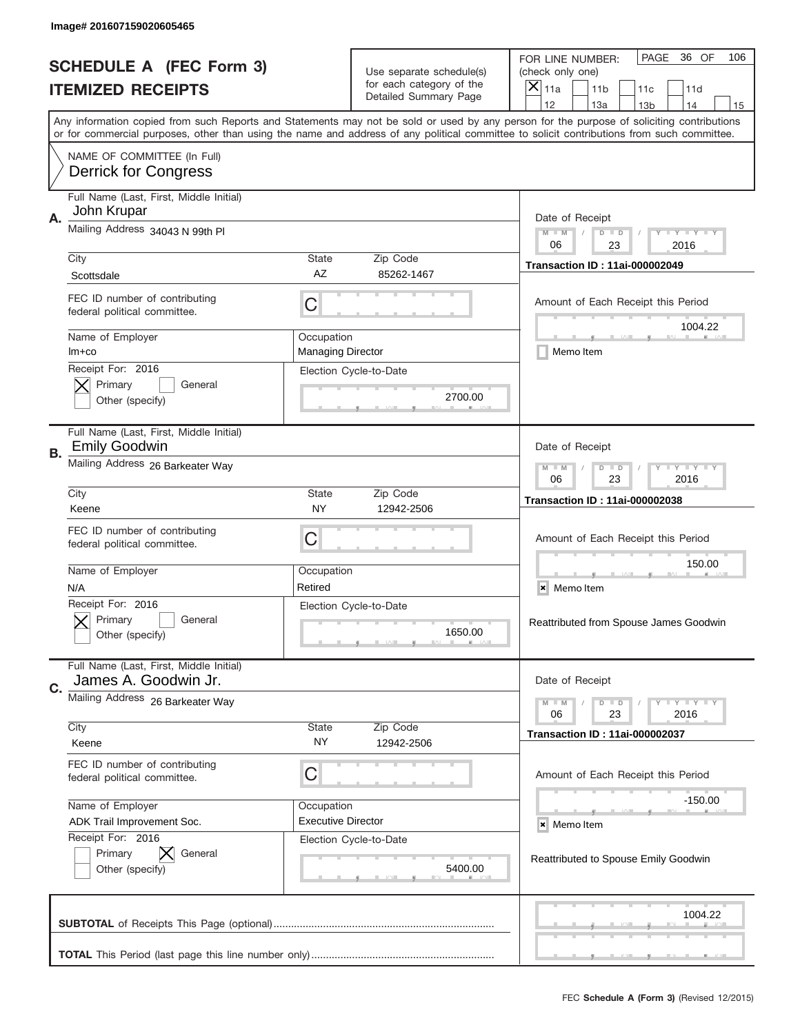Image# 201607159020605465

# SCHEDULE A (FEC Form 3)
## ITEMIZED RECEIPTS

Use separate schedule(s) for each category of the Detailed Summary Page

FOR LINE NUMBER: (check only one)
[X] 11a [ ] 11b [ ] 11c [ ] 11d [ ] 12 [ ] 13a [ ] 13b [ ] 14 [ ] 15

Any information copied from such Reports and Statements may not be sold or used by any person for the purpose of soliciting contributions or for commercial purposes, other than using the name and address of any political committee to solicit contributions from such committee.

NAME OF COMMITTEE (In Full)
Derrick for Congress

---

**A.** Full Name (Last, First, Middle Initial): John Krupar

Mailing Address: 34043 N 99th Pl

City: Scottsdale | State: AZ | Zip Code: 85262-1467

FEC ID number of contributing federal political committee: C

Name of Employer: Im+co | Occupation: Managing Director

Receipt For: 2016 — [X] Primary [ ] General [ ] Other (specify)

Election Cycle-to-Date: 2700.00

Date of Receipt: 06 / 23 / 2016

Transaction ID : 11ai-000002049

Amount of Each Receipt this Period: 1004.22

[ ] Memo Item

---

**B.** Full Name (Last, First, Middle Initial): Emily Goodwin

Mailing Address: 26 Barkeater Way

City: Keene | State: NY | Zip Code: 12942-2506

FEC ID number of contributing federal political committee: C

Name of Employer: N/A | Occupation: Retired

Receipt For: 2016 — [X] Primary [ ] General [ ] Other (specify)

Election Cycle-to-Date: 1650.00

Date of Receipt: 06 / 23 / 2016

Transaction ID : 11ai-000002038

Amount of Each Receipt this Period: 150.00

[X] Memo Item

Reattributed from Spouse James Goodwin

---

**C.** Full Name (Last, First, Middle Initial): James A. Goodwin Jr.

Mailing Address: 26 Barkeater Way

City: Keene | State: NY | Zip Code: 12942-2506

FEC ID number of contributing federal political committee: C

Name of Employer: ADK Trail Improvement Soc. | Occupation: Executive Director

Receipt For: 2016 — [ ] Primary [X] General [ ] Other (specify)

Election Cycle-to-Date: 5400.00

Date of Receipt: 06 / 23 / 2016

Transaction ID : 11ai-000002037

Amount of Each Receipt this Period: -150.00

[X] Memo Item

Reattributed to Spouse Emily Goodwin

---

**SUBTOTAL** of Receipts This Page (optional): 1004.22

**TOTAL** This Period (last page this line number only):

FEC **Schedule A** (Form 3) (Revised 12/2015)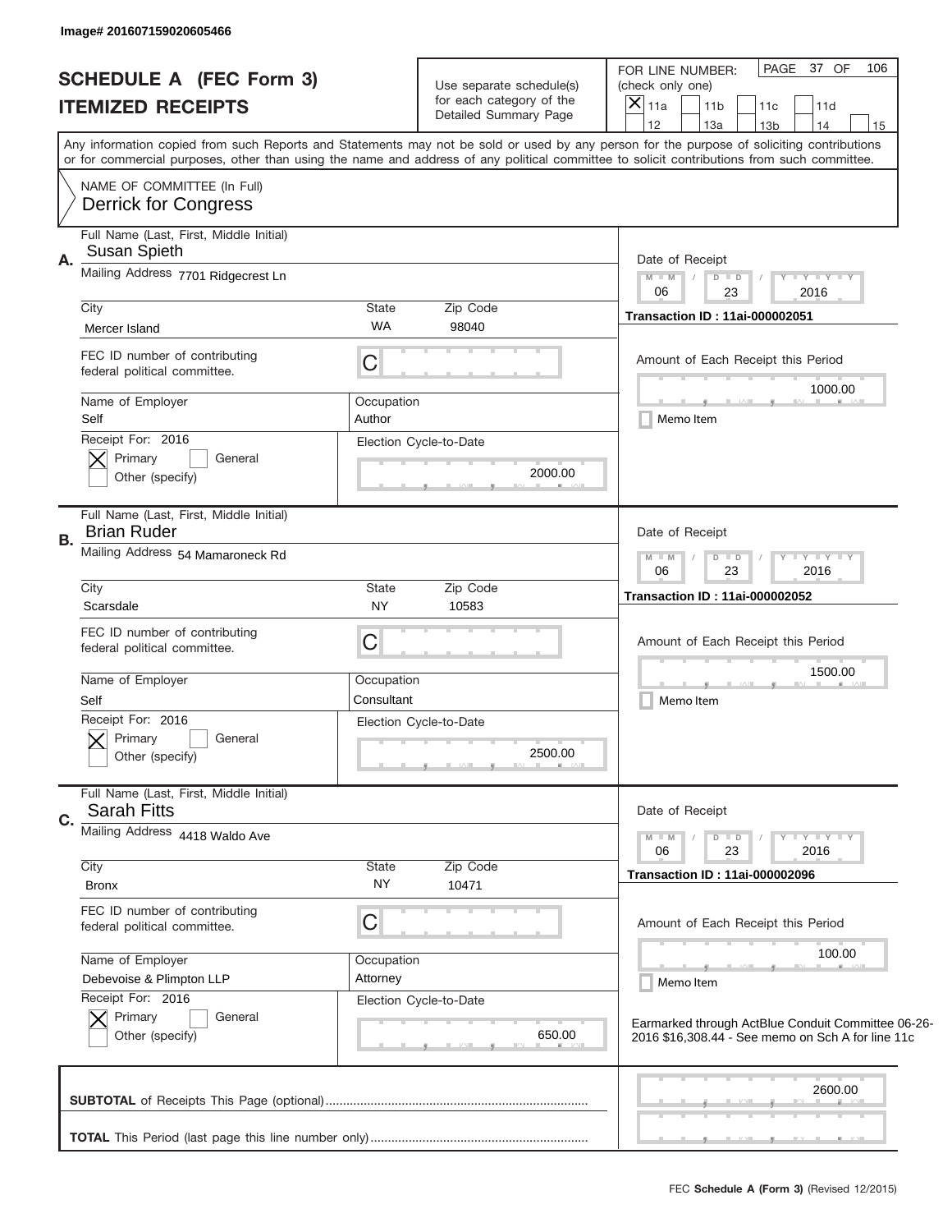Image# 201607159020605466

# SCHEDULE A (FEC Form 3)
## ITEMIZED RECEIPTS

Use separate schedule(s) for each category of the Detailed Summary Page

FOR LINE NUMBER: (check only one)
[X] 11a [ ] 11b [ ] 11c [ ] 11d [ ] 12 [ ] 13a [ ] 13b [ ] 14 [ ] 15

PAGE 37 OF 106

Any information copied from such Reports and Statements may not be sold or used by any person for the purpose of soliciting contributions or for commercial purposes, other than using the name and address of any political committee to solicit contributions from such committee.

NAME OF COMMITTEE (In Full)
Derrick for Congress

---

**A.**
Full Name (Last, First, Middle Initial): Susan Spieth
Mailing Address: 7701 Ridgecrest Ln
City: Mercer Island | State: WA | Zip Code: 98040
FEC ID number of contributing federal political committee: C
Name of Employer: Self | Occupation: Author
Receipt For: 2016 — [X] Primary [ ] General [ ] Other (specify)
Election Cycle-to-Date: 2000.00

Date of Receipt: 06 / 23 / 2016
Transaction ID : 11ai-000002051
Amount of Each Receipt this Period: 1000.00
[ ] Memo Item

---

**B.**
Full Name (Last, First, Middle Initial): Brian Ruder
Mailing Address: 54 Mamaroneck Rd
City: Scarsdale | State: NY | Zip Code: 10583
FEC ID number of contributing federal political committee: C
Name of Employer: Self | Occupation: Consultant
Receipt For: 2016 — [X] Primary [ ] General [ ] Other (specify)
Election Cycle-to-Date: 2500.00

Date of Receipt: 06 / 23 / 2016
Transaction ID : 11ai-000002052
Amount of Each Receipt this Period: 1500.00
[ ] Memo Item

---

**C.**
Full Name (Last, First, Middle Initial): Sarah Fitts
Mailing Address: 4418 Waldo Ave
City: Bronx | State: NY | Zip Code: 10471
FEC ID number of contributing federal political committee: C
Name of Employer: Debevoise & Plimpton LLP | Occupation: Attorney
Receipt For: 2016 — [X] Primary [ ] General [ ] Other (specify)
Election Cycle-to-Date: 650.00

Date of Receipt: 06 / 23 / 2016
Transaction ID : 11ai-000002096
Amount of Each Receipt this Period: 100.00
[ ] Memo Item

Earmarked through ActBlue Conduit Committee 06-26-2016 $16,308.44 - See memo on Sch A for line 11c

---

**SUBTOTAL** of Receipts This Page (optional): 2600.00

**TOTAL** This Period (last page this line number only):

FEC **Schedule A (Form 3)** (Revised 12/2015)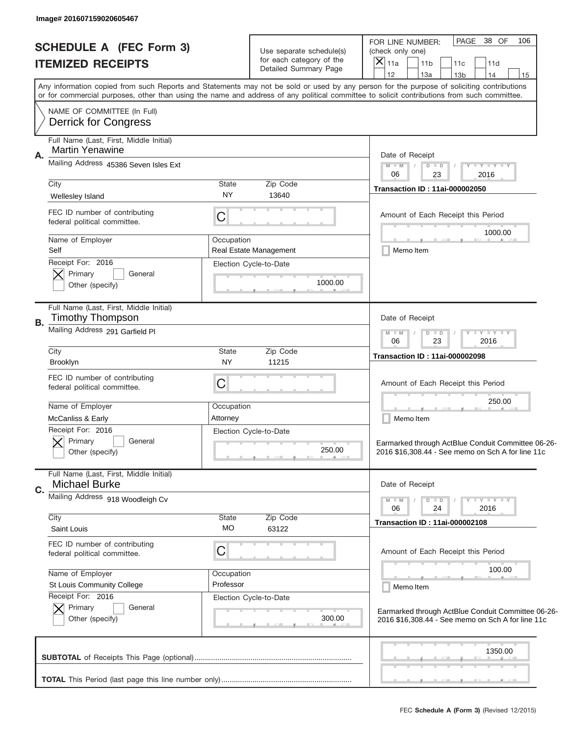Image# 201607159020605467

# SCHEDULE A (FEC Form 3)
## ITEMIZED RECEIPTS

Use separate schedule(s) for each category of the Detailed Summary Page

FOR LINE NUMBER: (check only one)

[X] 11a [ ] 11b [ ] 11c [ ] 11d [ ] 12 [ ] 13a [ ] 13b [ ] 14 [ ] 15

PAGE 38 OF 106

Any information copied from such Reports and Statements may not be sold or used by any person for the purpose of soliciting contributions or for commercial purposes, other than using the name and address of any political committee to solicit contributions from such committee.

NAME OF COMMITTEE (In Full)
Derrick for Congress

---

**A.**

Full Name (Last, First, Middle Initial): Martin Yenawine

Mailing Address: 45386 Seven Isles Ext

City: Wellesley Island | State: NY | Zip Code: 13640

FEC ID number of contributing federal political committee: C

Name of Employer: Self | Occupation: Real Estate Management

Receipt For: 2016 — [X] Primary [ ] General [ ] Other (specify)

Election Cycle-to-Date: 1000.00

Date of Receipt: 06 / 23 / 2016

Transaction ID : 11ai-000002050

Amount of Each Receipt this Period: 1000.00

[ ] Memo Item

---

**B.**

Full Name (Last, First, Middle Initial): Timothy Thompson

Mailing Address: 291 Garfield Pl

City: Brooklyn | State: NY | Zip Code: 11215

FEC ID number of contributing federal political committee: C

Name of Employer: McCanliss & Early | Occupation: Attorney

Receipt For: 2016 — [X] Primary [ ] General [ ] Other (specify)

Election Cycle-to-Date: 250.00

Date of Receipt: 06 / 23 / 2016

Transaction ID : 11ai-000002098

Amount of Each Receipt this Period: 250.00

[ ] Memo Item

Earmarked through ActBlue Conduit Committee 06-26-2016 $16,308.44 - See memo on Sch A for line 11c

---

**C.**

Full Name (Last, First, Middle Initial): Michael Burke

Mailing Address: 918 Woodleigh Cv

City: Saint Louis | State: MO | Zip Code: 63122

FEC ID number of contributing federal political committee: C

Name of Employer: St Louis Community College | Occupation: Professor

Receipt For: 2016 — [X] Primary [ ] General [ ] Other (specify)

Election Cycle-to-Date: 300.00

Date of Receipt: 06 / 24 / 2016

Transaction ID : 11ai-000002108

Amount of Each Receipt this Period: 100.00

[ ] Memo Item

Earmarked through ActBlue Conduit Committee 06-26-2016 $16,308.44 - See memo on Sch A for line 11c

---

**SUBTOTAL** of Receipts This Page (optional): 1350.00

**TOTAL** This Period (last page this line number only):

FEC **Schedule A (Form 3)** (Revised 12/2015)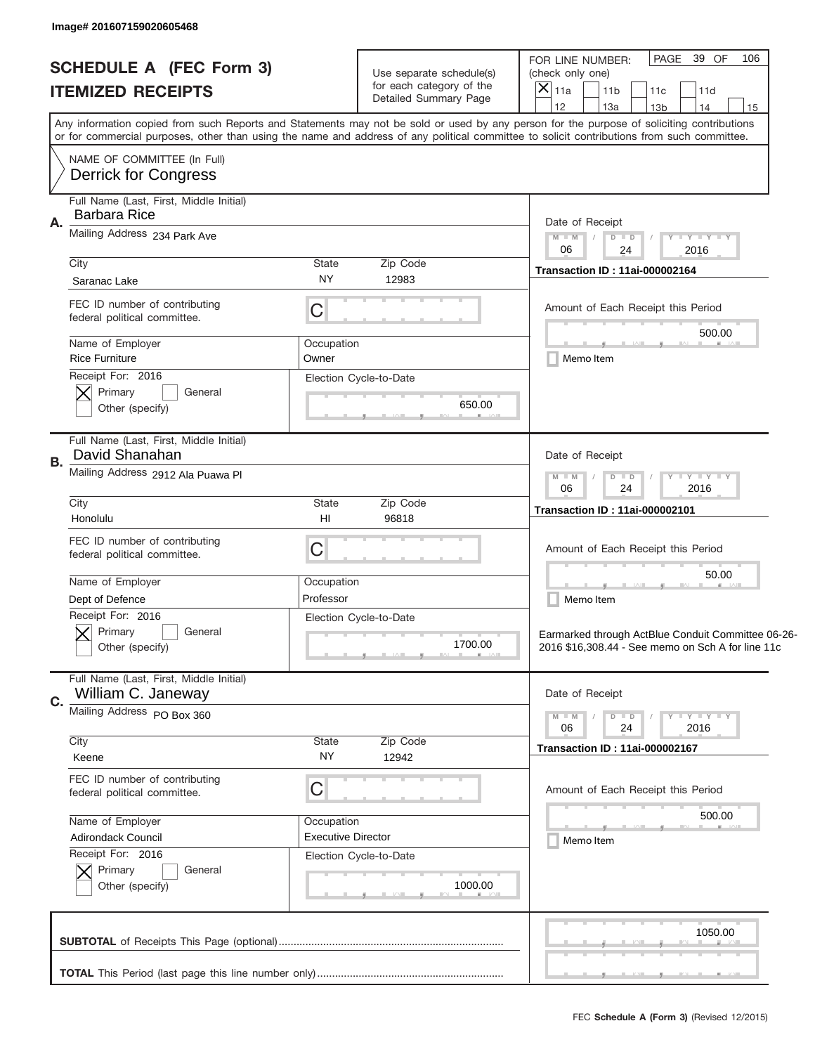Image# 201607159020605468

# SCHEDULE A (FEC Form 3)
## ITEMIZED RECEIPTS

Use separate schedule(s) for each category of the Detailed Summary Page

FOR LINE NUMBER: (check only one)
[X] 11a [ ] 11b [ ] 11c [ ] 11d [ ] 12 [ ] 13a [ ] 13b [ ] 14 [ ] 15

PAGE 39 OF 106

Any information copied from such Reports and Statements may not be sold or used by any person for the purpose of soliciting contributions or for commercial purposes, other than using the name and address of any political committee to solicit contributions from such committee.

NAME OF COMMITTEE (In Full)
Derrick for Congress

---

**A.** Full Name (Last, First, Middle Initial): Barbara Rice
Mailing Address: 234 Park Ave
City: Saranac Lake | State: NY | Zip Code: 12983
FEC ID number of contributing federal political committee: C
Name of Employer: Rice Furniture | Occupation: Owner
Receipt For: 2016 — [X] Primary [ ] General [ ] Other (specify)
Election Cycle-to-Date: 650.00

Date of Receipt: 06 / 24 / 2016
Transaction ID : 11ai-000002164
Amount of Each Receipt this Period: 500.00
[ ] Memo Item

---

**B.** Full Name (Last, First, Middle Initial): David Shanahan
Mailing Address: 2912 Ala Puawa Pl
City: Honolulu | State: HI | Zip Code: 96818
FEC ID number of contributing federal political committee: C
Name of Employer: Dept of Defence | Occupation: Professor
Receipt For: 2016 — [X] Primary [ ] General [ ] Other (specify)
Election Cycle-to-Date: 1700.00

Date of Receipt: 06 / 24 / 2016
Transaction ID : 11ai-000002101
Amount of Each Receipt this Period: 50.00
[ ] Memo Item

Earmarked through ActBlue Conduit Committee 06-26-2016 $16,308.44 - See memo on Sch A for line 11c

---

**C.** Full Name (Last, First, Middle Initial): William C. Janeway
Mailing Address: PO Box 360
City: Keene | State: NY | Zip Code: 12942
FEC ID number of contributing federal political committee: C
Name of Employer: Adirondack Council | Occupation: Executive Director
Receipt For: 2016 — [X] Primary [ ] General [ ] Other (specify)
Election Cycle-to-Date: 1000.00

Date of Receipt: 06 / 24 / 2016
Transaction ID : 11ai-000002167
Amount of Each Receipt this Period: 500.00
[ ] Memo Item

---

**SUBTOTAL** of Receipts This Page (optional): 1050.00

**TOTAL** This Period (last page this line number only):

FEC **Schedule A** (Form 3) (Revised 12/2015)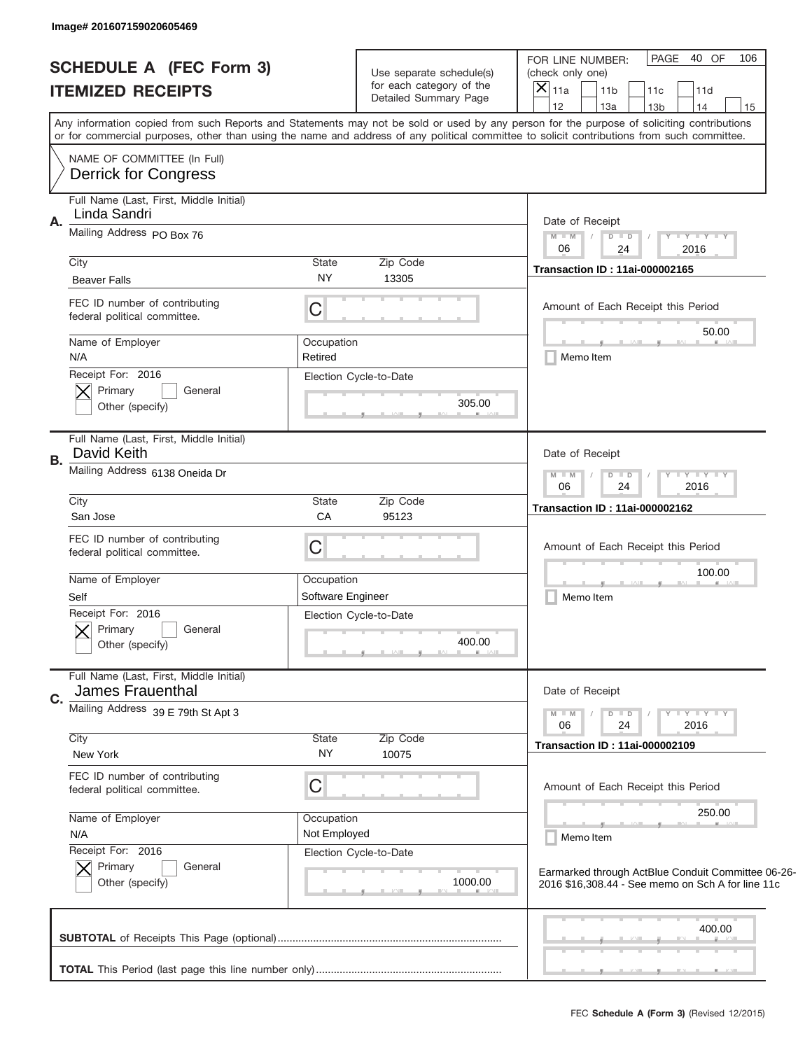Image# 201607159020605469

# SCHEDULE A (FEC Form 3)
# ITEMIZED RECEIPTS

Use separate schedule(s) for each category of the Detailed Summary Page

FOR LINE NUMBER: (check only one)

[X] 11a [ ] 11b [ ] 11c [ ] 11d [ ] 12 [ ] 13a [ ] 13b [ ] 14 [ ] 15

PAGE 40 OF 106

Any information copied from such Reports and Statements may not be sold or used by any person for the purpose of soliciting contributions or for commercial purposes, other than using the name and address of any political committee to solicit contributions from such committee.

NAME OF COMMITTEE (In Full)
Derrick for Congress

---

**A.** Full Name (Last, First, Middle Initial): Linda Sandri

Mailing Address: PO Box 76

City: Beaver Falls | State: NY | Zip Code: 13305

FEC ID number of contributing federal political committee: C

Name of Employer: N/A | Occupation: Retired

Receipt For: 2016 — [X] Primary [ ] General [ ] Other (specify)

Election Cycle-to-Date: 305.00

Date of Receipt: 06 / 24 / 2016

Transaction ID : 11ai-000002165

Amount of Each Receipt this Period: 50.00

[ ] Memo Item

---

**B.** Full Name (Last, First, Middle Initial): David Keith

Mailing Address: 6138 Oneida Dr

City: San Jose | State: CA | Zip Code: 95123

FEC ID number of contributing federal political committee: C

Name of Employer: Self | Occupation: Software Engineer

Receipt For: 2016 — [X] Primary [ ] General [ ] Other (specify)

Election Cycle-to-Date: 400.00

Date of Receipt: 06 / 24 / 2016

Transaction ID : 11ai-000002162

Amount of Each Receipt this Period: 100.00

[ ] Memo Item

---

**C.** Full Name (Last, First, Middle Initial): James Frauenthal

Mailing Address: 39 E 79th St Apt 3

City: New York | State: NY | Zip Code: 10075

FEC ID number of contributing federal political committee: C

Name of Employer: N/A | Occupation: Not Employed

Receipt For: 2016 — [X] Primary [ ] General [ ] Other (specify)

Election Cycle-to-Date: 1000.00

Date of Receipt: 06 / 24 / 2016

Transaction ID : 11ai-000002109

Amount of Each Receipt this Period: 250.00

[ ] Memo Item

Earmarked through ActBlue Conduit Committee 06-26-2016 $16,308.44 - See memo on Sch A for line 11c

---

**SUBTOTAL** of Receipts This Page (optional): 400.00

**TOTAL** This Period (last page this line number only):

FEC **Schedule A** (Form 3) (Revised 12/2015)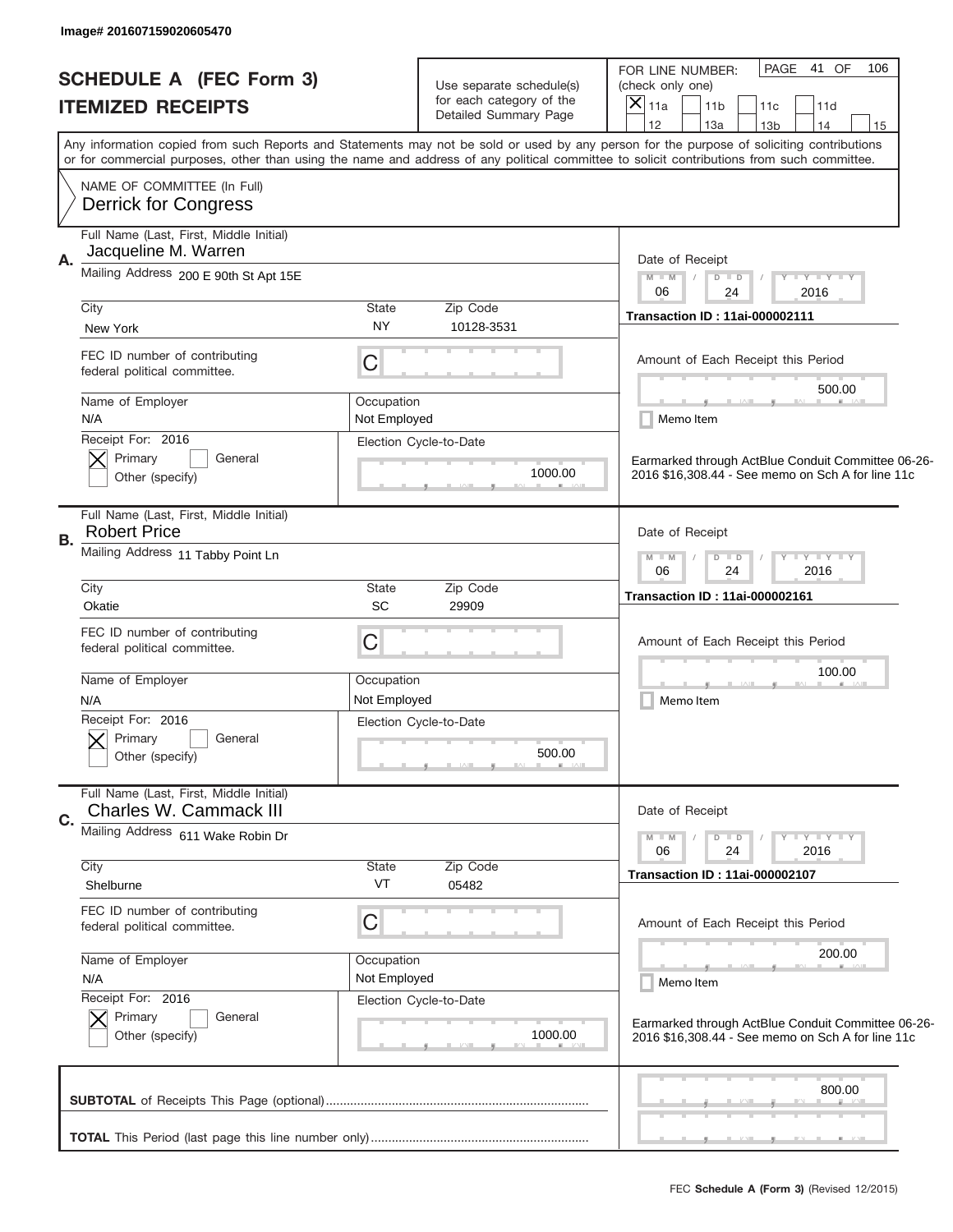Image# 201607159020605470

# SCHEDULE A (FEC Form 3)
# ITEMIZED RECEIPTS

Use separate schedule(s) for each category of the Detailed Summary Page

FOR LINE NUMBER: (check only one)

PAGE 41 OF 106

[X] 11a [ ] 11b [ ] 11c [ ] 11d [ ] 12 [ ] 13a [ ] 13b [ ] 14 [ ] 15

Any information copied from such Reports and Statements may not be sold or used by any person for the purpose of soliciting contributions or for commercial purposes, other than using the name and address of any political committee to solicit contributions from such committee.

NAME OF COMMITTEE (In Full)
Derrick for Congress

---

**A.**

Full Name (Last, First, Middle Initial): Jacqueline M. Warren

Mailing Address: 200 E 90th St Apt 15E

City: New York | State: NY | Zip Code: 10128-3531

FEC ID number of contributing federal political committee: C

Name of Employer: N/A | Occupation: Not Employed

Receipt For: 2016 — [X] Primary [ ] General [ ] Other (specify)

Election Cycle-to-Date: 1000.00

Date of Receipt: 06 / 24 / 2016

Transaction ID : 11ai-000002111

Amount of Each Receipt this Period: 500.00

[ ] Memo Item

Earmarked through ActBlue Conduit Committee 06-26-2016 $16,308.44 - See memo on Sch A for line 11c

---

**B.**

Full Name (Last, First, Middle Initial): Robert Price

Mailing Address: 11 Tabby Point Ln

City: Okatie | State: SC | Zip Code: 29909

FEC ID number of contributing federal political committee: C

Name of Employer: N/A | Occupation: Not Employed

Receipt For: 2016 — [X] Primary [ ] General [ ] Other (specify)

Election Cycle-to-Date: 500.00

Date of Receipt: 06 / 24 / 2016

Transaction ID : 11ai-000002161

Amount of Each Receipt this Period: 100.00

[ ] Memo Item

---

**C.**

Full Name (Last, First, Middle Initial): Charles W. Cammack III

Mailing Address: 611 Wake Robin Dr

City: Shelburne | State: VT | Zip Code: 05482

FEC ID number of contributing federal political committee: C

Name of Employer: N/A | Occupation: Not Employed

Receipt For: 2016 — [X] Primary [ ] General [ ] Other (specify)

Election Cycle-to-Date: 1000.00

Date of Receipt: 06 / 24 / 2016

Transaction ID : 11ai-000002107

Amount of Each Receipt this Period: 200.00

[ ] Memo Item

Earmarked through ActBlue Conduit Committee 06-26-2016 $16,308.44 - See memo on Sch A for line 11c

---

**SUBTOTAL** of Receipts This Page (optional): 800.00

**TOTAL** This Period (last page this line number only):

FEC **Schedule A (Form 3)** (Revised 12/2015)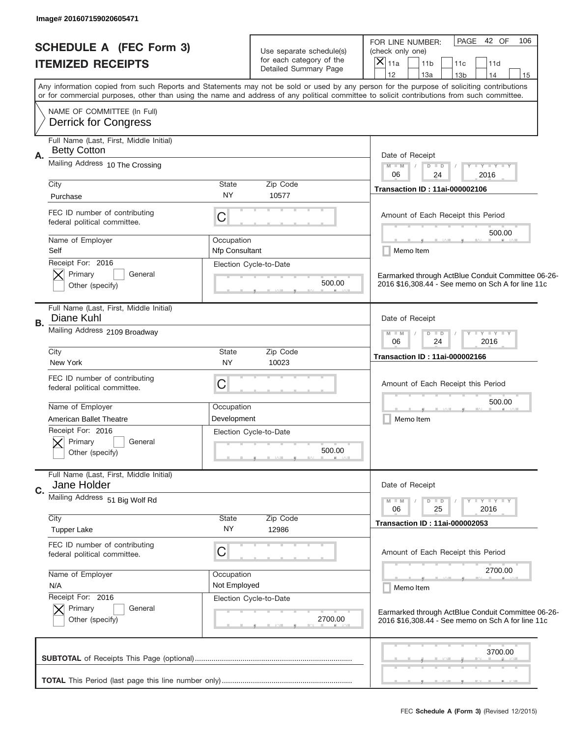Image# 201607159020605471

# SCHEDULE A (FEC Form 3)
## ITEMIZED RECEIPTS

Use separate schedule(s) for each category of the Detailed Summary Page

FOR LINE NUMBER: (check only one)
[X] 11a [ ] 11b [ ] 11c [ ] 11d [ ] 12 [ ] 13a [ ] 13b [ ] 14 [ ] 15

PAGE 42 OF 106

Any information copied from such Reports and Statements may not be sold or used by any person for the purpose of soliciting contributions or for commercial purposes, other than using the name and address of any political committee to solicit contributions from such committee.

NAME OF COMMITTEE (In Full)
Derrick for Congress

---

**A.** Full Name (Last, First, Middle Initial): Betty Cotton
Mailing Address: 10 The Crossing
City: Purchase | State: NY | Zip Code: 10577
FEC ID number of contributing federal political committee: C
Name of Employer: Self
Occupation: Nfp Consultant
Receipt For: 2016 — [X] Primary [ ] General [ ] Other (specify)
Election Cycle-to-Date: 500.00

Date of Receipt: 06 / 24 / 2016
Transaction ID : 11ai-000002106
Amount of Each Receipt this Period: 500.00
[ ] Memo Item

Earmarked through ActBlue Conduit Committee 06-26-2016 $16,308.44 - See memo on Sch A for line 11c

---

**B.** Full Name (Last, First, Middle Initial): Diane Kuhl
Mailing Address: 2109 Broadway
City: New York | State: NY | Zip Code: 10023
FEC ID number of contributing federal political committee: C
Name of Employer: American Ballet Theatre
Occupation: Development
Receipt For: 2016 — [X] Primary [ ] General [ ] Other (specify)
Election Cycle-to-Date: 500.00

Date of Receipt: 06 / 24 / 2016
Transaction ID : 11ai-000002166
Amount of Each Receipt this Period: 500.00
[ ] Memo Item

---

**C.** Full Name (Last, First, Middle Initial): Jane Holder
Mailing Address: 51 Big Wolf Rd
City: Tupper Lake | State: NY | Zip Code: 12986
FEC ID number of contributing federal political committee: C
Name of Employer: N/A
Occupation: Not Employed
Receipt For: 2016 — [X] Primary [ ] General [ ] Other (specify)
Election Cycle-to-Date: 2700.00

Date of Receipt: 06 / 25 / 2016
Transaction ID : 11ai-000002053
Amount of Each Receipt this Period: 2700.00
[ ] Memo Item

Earmarked through ActBlue Conduit Committee 06-26-2016 $16,308.44 - See memo on Sch A for line 11c

---

**SUBTOTAL** of Receipts This Page (optional): 3700.00

**TOTAL** This Period (last page this line number only):

FEC **Schedule A** (Form 3) (Revised 12/2015)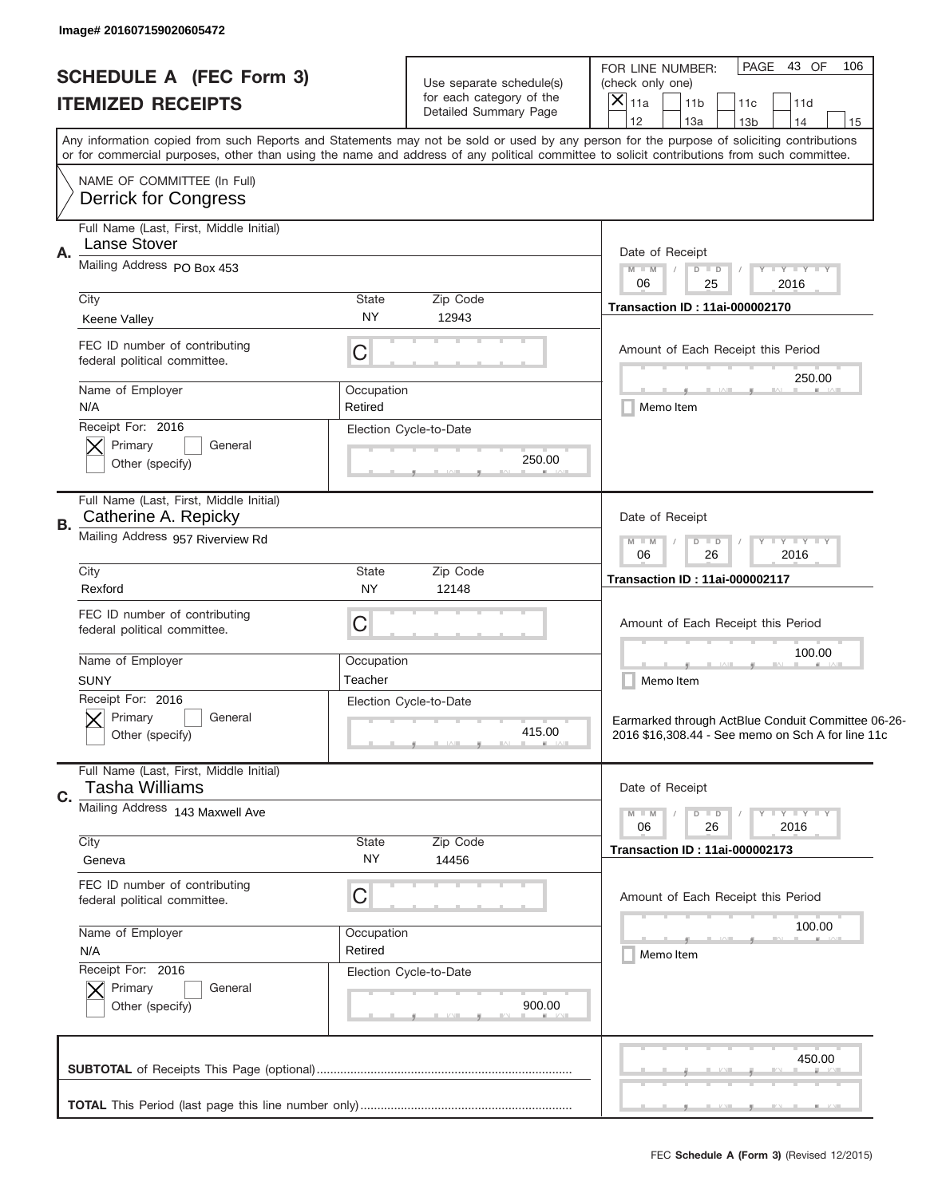Image# 201607159020605472

# SCHEDULE A (FEC Form 3)
# ITEMIZED RECEIPTS

Use separate schedule(s) for each category of the Detailed Summary Page

FOR LINE NUMBER: (check only one)
[X] 11a [ ] 11b [ ] 11c [ ] 11d
[ ] 12 [ ] 13a [ ] 13b [ ] 14 [ ] 15

PAGE 43 OF 106

Any information copied from such Reports and Statements may not be sold or used by any person for the purpose of soliciting contributions or for commercial purposes, other than using the name and address of any political committee to solicit contributions from such committee.

NAME OF COMMITTEE (In Full)
Derrick for Congress

## A.

Full Name (Last, First, Middle Initial): Lanse Stover
Mailing Address: PO Box 453
City: Keene Valley
State: NY
Zip Code: 12943
FEC ID number of contributing federal political committee: C
Name of Employer: N/A
Occupation: Retired
Receipt For: 2016
[X] Primary [ ] General
[ ] Other (specify)
Election Cycle-to-Date: 250.00

Date of Receipt: 06 / 25 / 2016
Transaction ID : 11ai-000002170
Amount of Each Receipt this Period: 250.00
[ ] Memo Item

## B.

Full Name (Last, First, Middle Initial): Catherine A. Repicky
Mailing Address: 957 Riverview Rd
City: Rexford
State: NY
Zip Code: 12148
FEC ID number of contributing federal political committee: C
Name of Employer: SUNY
Occupation: Teacher
Receipt For: 2016
[X] Primary [ ] General
[ ] Other (specify)
Election Cycle-to-Date: 415.00

Date of Receipt: 06 / 26 / 2016
Transaction ID : 11ai-000002117
Amount of Each Receipt this Period: 100.00
[ ] Memo Item

Earmarked through ActBlue Conduit Committee 06-26-2016 $16,308.44 - See memo on Sch A for line 11c

## C.

Full Name (Last, First, Middle Initial): Tasha Williams
Mailing Address: 143 Maxwell Ave
City: Geneva
State: NY
Zip Code: 14456
FEC ID number of contributing federal political committee: C
Name of Employer: N/A
Occupation: Retired
Receipt For: 2016
[X] Primary [ ] General
[ ] Other (specify)
Election Cycle-to-Date: 900.00

Date of Receipt: 06 / 26 / 2016
Transaction ID : 11ai-000002173
Amount of Each Receipt this Period: 100.00
[ ] Memo Item

**SUBTOTAL** of Receipts This Page (optional): 450.00

**TOTAL** This Period (last page this line number only):

FEC **Schedule A** (Form 3) (Revised 12/2015)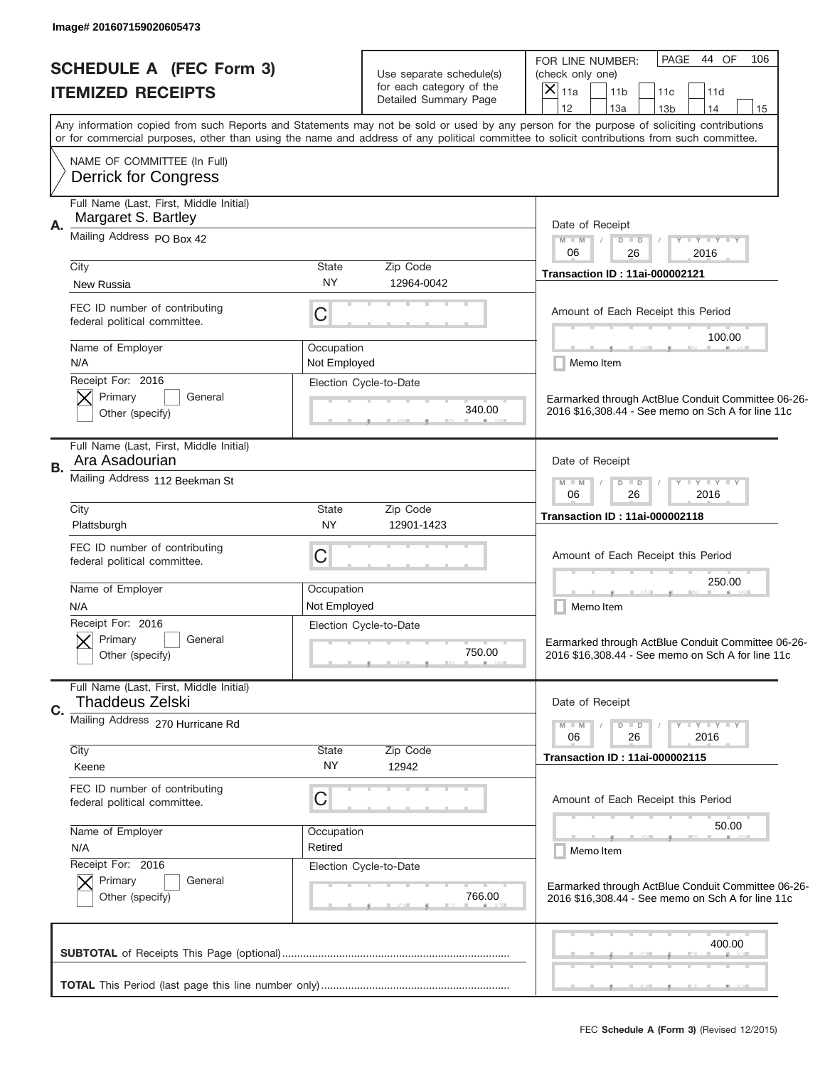Image# 201607159020605473

# SCHEDULE A (FEC Form 3)
## ITEMIZED RECEIPTS

Use separate schedule(s) for each category of the Detailed Summary Page

FOR LINE NUMBER: (check only one)
[X] 11a [ ] 11b [ ] 11c [ ] 11d [ ] 12 [ ] 13a [ ] 13b [ ] 14 [ ] 15

PAGE 44 OF 106

Any information copied from such Reports and Statements may not be sold or used by any person for the purpose of soliciting contributions or for commercial purposes, other than using the name and address of any political committee to solicit contributions from such committee.

NAME OF COMMITTEE (In Full)
Derrick for Congress

---

**A.** Full Name (Last, First, Middle Initial): Margaret S. Bartley
Mailing Address: PO Box 42
City: New Russia | State: NY | Zip Code: 12964-0042
FEC ID number of contributing federal political committee: C
Name of Employer: N/A | Occupation: Not Employed
Receipt For: 2016 — [X] Primary [ ] General [ ] Other (specify)
Election Cycle-to-Date: 340.00

Date of Receipt: 06 / 26 / 2016
Transaction ID : 11ai-000002121
Amount of Each Receipt this Period: 100.00
[ ] Memo Item
Earmarked through ActBlue Conduit Committee 06-26-2016 $16,308.44 - See memo on Sch A for line 11c

---

**B.** Full Name (Last, First, Middle Initial): Ara Asadourian
Mailing Address: 112 Beekman St
City: Plattsburgh | State: NY | Zip Code: 12901-1423
FEC ID number of contributing federal political committee: C
Name of Employer: N/A | Occupation: Not Employed
Receipt For: 2016 — [X] Primary [ ] General [ ] Other (specify)
Election Cycle-to-Date: 750.00

Date of Receipt: 06 / 26 / 2016
Transaction ID : 11ai-000002118
Amount of Each Receipt this Period: 250.00
[ ] Memo Item
Earmarked through ActBlue Conduit Committee 06-26-2016 $16,308.44 - See memo on Sch A for line 11c

---

**C.** Full Name (Last, First, Middle Initial): Thaddeus Zelski
Mailing Address: 270 Hurricane Rd
City: Keene | State: NY | Zip Code: 12942
FEC ID number of contributing federal political committee: C
Name of Employer: N/A | Occupation: Retired
Receipt For: 2016 — [X] Primary [ ] General [ ] Other (specify)
Election Cycle-to-Date: 766.00

Date of Receipt: 06 / 26 / 2016
Transaction ID : 11ai-000002115
Amount of Each Receipt this Period: 50.00
[ ] Memo Item
Earmarked through ActBlue Conduit Committee 06-26-2016 $16,308.44 - See memo on Sch A for line 11c

---

**SUBTOTAL** of Receipts This Page (optional): 400.00

**TOTAL** This Period (last page this line number only):

FEC **Schedule A** (Form 3) (Revised 12/2015)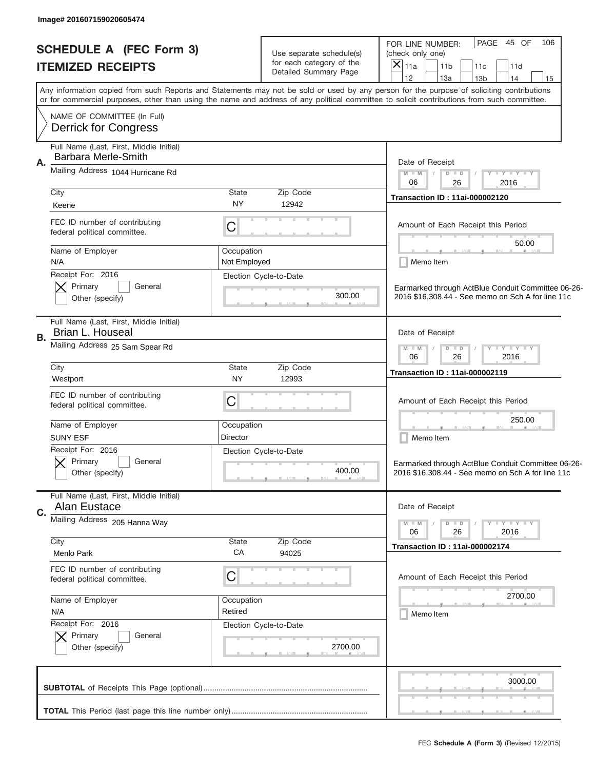Image# 201607159020605474

# SCHEDULE A (FEC Form 3)
## ITEMIZED RECEIPTS

Use separate schedule(s) for each category of the Detailed Summary Page

FOR LINE NUMBER: (check only one)
[X] 11a [ ] 11b [ ] 11c [ ] 11d
[ ] 12 [ ] 13a [ ] 13b [ ] 14 [ ] 15

PAGE 45 OF 106

Any information copied from such Reports and Statements may not be sold or used by any person for the purpose of soliciting contributions or for commercial purposes, other than using the name and address of any political committee to solicit contributions from such committee.

NAME OF COMMITTEE (In Full)
Derrick for Congress

---

**A.** Full Name (Last, First, Middle Initial)
Barbara Merle-Smith

Mailing Address 1044 Hurricane Rd

City: Keene | State: NY | Zip Code: 12942

FEC ID number of contributing federal political committee. C

Name of Employer: N/A
Occupation: Not Employed

Receipt For: 2016
[X] Primary [ ] General
[ ] Other (specify)

Election Cycle-to-Date: 300.00

Date of Receipt: 06 / 26 / 2016
Transaction ID : 11ai-000002120

Amount of Each Receipt this Period: 50.00

[ ] Memo Item

Earmarked through ActBlue Conduit Committee 06-26-2016 $16,308.44 - See memo on Sch A for line 11c

---

**B.** Full Name (Last, First, Middle Initial)
Brian L. Houseal

Mailing Address 25 Sam Spear Rd

City: Westport | State: NY | Zip Code: 12993

FEC ID number of contributing federal political committee. C

Name of Employer: SUNY ESF
Occupation: Director

Receipt For: 2016
[X] Primary [ ] General
[ ] Other (specify)

Election Cycle-to-Date: 400.00

Date of Receipt: 06 / 26 / 2016
Transaction ID : 11ai-000002119

Amount of Each Receipt this Period: 250.00

[ ] Memo Item

Earmarked through ActBlue Conduit Committee 06-26-2016 $16,308.44 - See memo on Sch A for line 11c

---

**C.** Full Name (Last, First, Middle Initial)
Alan Eustace

Mailing Address 205 Hanna Way

City: Menlo Park | State: CA | Zip Code: 94025

FEC ID number of contributing federal political committee. C

Name of Employer: N/A
Occupation: Retired

Receipt For: 2016
[X] Primary [ ] General
[ ] Other (specify)

Election Cycle-to-Date: 2700.00

Date of Receipt: 06 / 26 / 2016
Transaction ID : 11ai-000002174

Amount of Each Receipt this Period: 2700.00

[ ] Memo Item

---

**SUBTOTAL** of Receipts This Page (optional): 3000.00

**TOTAL** This Period (last page this line number only):

FEC **Schedule A (Form 3)** (Revised 12/2015)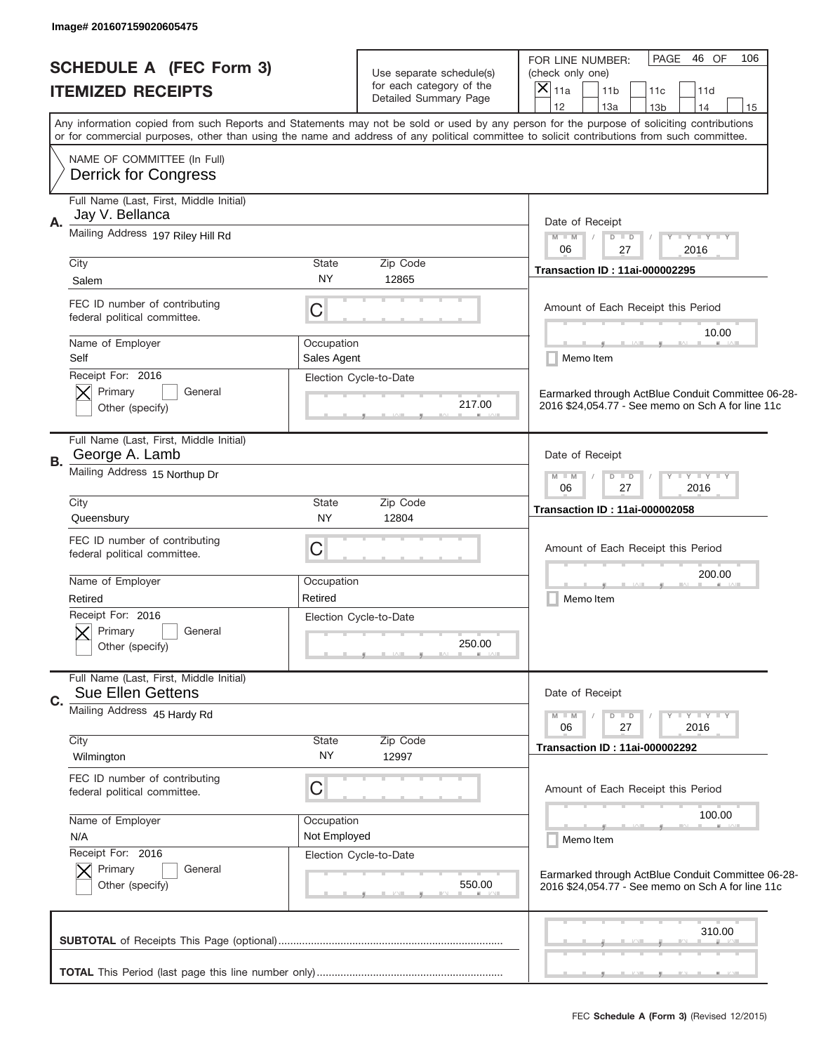Image# 201607159020605475

# SCHEDULE A (FEC Form 3)
# ITEMIZED RECEIPTS

Use separate schedule(s) for each category of the Detailed Summary Page

FOR LINE NUMBER: (check only one)
[X] 11a [ ] 11b [ ] 11c [ ] 11d [ ] 12 [ ] 13a [ ] 13b [ ] 14 [ ] 15

PAGE 46 OF 106

Any information copied from such Reports and Statements may not be sold or used by any person for the purpose of soliciting contributions or for commercial purposes, other than using the name and address of any political committee to solicit contributions from such committee.

NAME OF COMMITTEE (In Full)
Derrick for Congress

---

**A.** Full Name (Last, First, Middle Initial): Jay V. Bellanca

Mailing Address: 197 Riley Hill Rd

City: Salem | State: NY | Zip Code: 12865

FEC ID number of contributing federal political committee: C

Name of Employer: Self | Occupation: Sales Agent

Receipt For: 2016 — [X] Primary [ ] General [ ] Other (specify)

Election Cycle-to-Date: 217.00

Date of Receipt: 06 / 27 / 2016

Transaction ID : 11ai-000002295

Amount of Each Receipt this Period: 10.00

[ ] Memo Item

Earmarked through ActBlue Conduit Committee 06-28-2016 $24,054.77 - See memo on Sch A for line 11c

---

**B.** Full Name (Last, First, Middle Initial): George A. Lamb

Mailing Address: 15 Northup Dr

City: Queensbury | State: NY | Zip Code: 12804

FEC ID number of contributing federal political committee: C

Name of Employer: Retired | Occupation: Retired

Receipt For: 2016 — [X] Primary [ ] General [ ] Other (specify)

Election Cycle-to-Date: 250.00

Date of Receipt: 06 / 27 / 2016

Transaction ID : 11ai-000002058

Amount of Each Receipt this Period: 200.00

[ ] Memo Item

---

**C.** Full Name (Last, First, Middle Initial): Sue Ellen Gettens

Mailing Address: 45 Hardy Rd

City: Wilmington | State: NY | Zip Code: 12997

FEC ID number of contributing federal political committee: C

Name of Employer: N/A | Occupation: Not Employed

Receipt For: 2016 — [X] Primary [ ] General [ ] Other (specify)

Election Cycle-to-Date: 550.00

Date of Receipt: 06 / 27 / 2016

Transaction ID : 11ai-000002292

Amount of Each Receipt this Period: 100.00

[ ] Memo Item

Earmarked through ActBlue Conduit Committee 06-28-2016 $24,054.77 - See memo on Sch A for line 11c

---

**SUBTOTAL** of Receipts This Page (optional): 310.00

**TOTAL** This Period (last page this line number only):

FEC **Schedule A** (Form 3) (Revised 12/2015)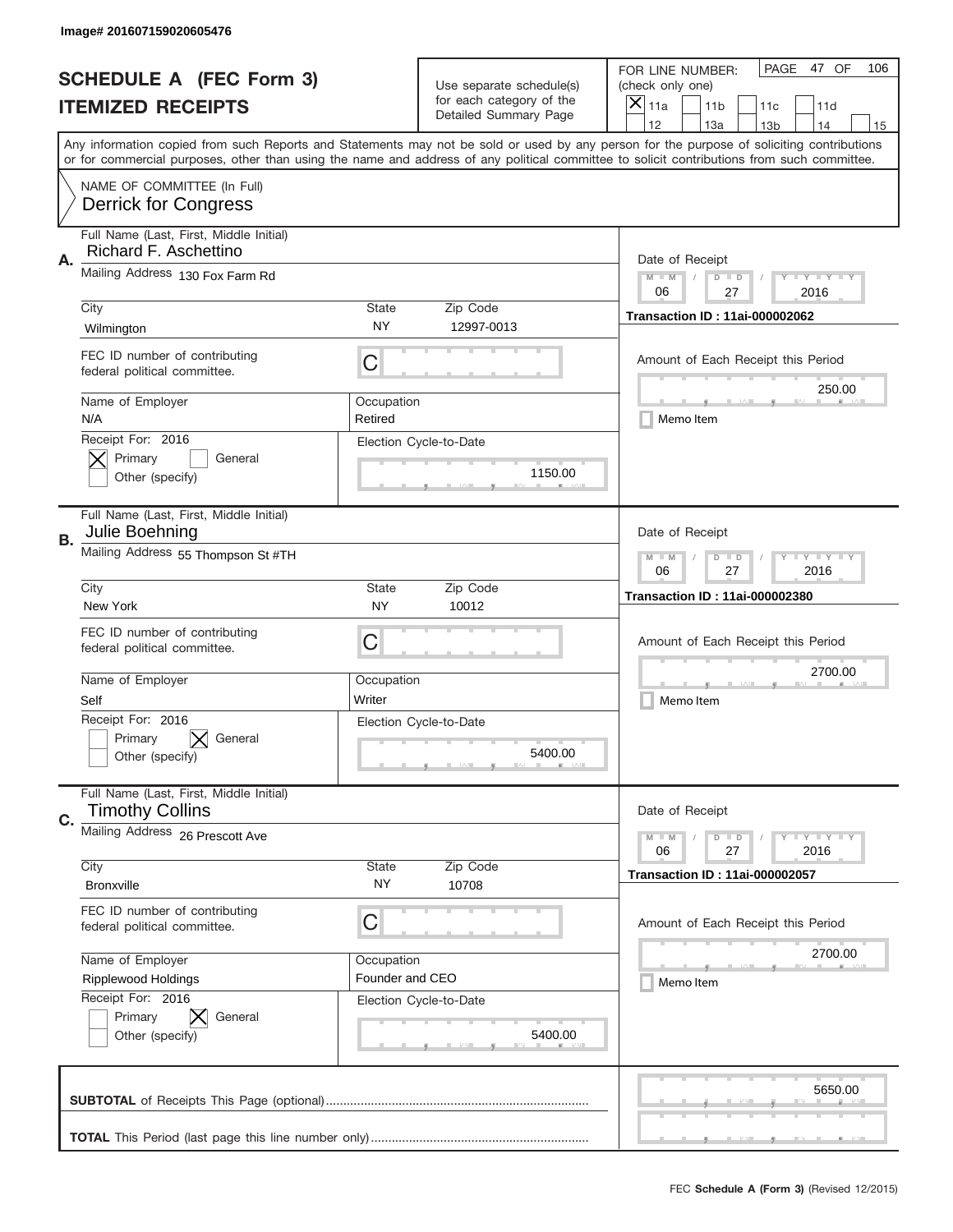Image# 201607159020605476

# SCHEDULE A (FEC Form 3)
## ITEMIZED RECEIPTS

Use separate schedule(s) for each category of the Detailed Summary Page

FOR LINE NUMBER: (check only one)
[X] 11a [ ] 11b [ ] 11c [ ] 11d [ ] 12 [ ] 13a [ ] 13b [ ] 14 [ ] 15

PAGE 47 OF 106

Any information copied from such Reports and Statements may not be sold or used by any person for the purpose of soliciting contributions or for commercial purposes, other than using the name and address of any political committee to solicit contributions from such committee.

NAME OF COMMITTEE (In Full)
Derrick for Congress

---

**A.** Full Name (Last, First, Middle Initial): Richard F. Aschettino

Mailing Address: 130 Fox Farm Rd

City: Wilmington | State: NY | Zip Code: 12997-0013

FEC ID number of contributing federal political committee: C

Name of Employer: N/A | Occupation: Retired

Receipt For: 2016 — [X] Primary [ ] General [ ] Other (specify)

Election Cycle-to-Date: 1150.00

Date of Receipt: 06 / 27 / 2016

Transaction ID : 11ai-000002062

Amount of Each Receipt this Period: 250.00

[ ] Memo Item

---

**B.** Full Name (Last, First, Middle Initial): Julie Boehning

Mailing Address: 55 Thompson St #TH

City: New York | State: NY | Zip Code: 10012

FEC ID number of contributing federal political committee: C

Name of Employer: Self | Occupation: Writer

Receipt For: 2016 — [ ] Primary [X] General [ ] Other (specify)

Election Cycle-to-Date: 5400.00

Date of Receipt: 06 / 27 / 2016

Transaction ID : 11ai-000002380

Amount of Each Receipt this Period: 2700.00

[ ] Memo Item

---

**C.** Full Name (Last, First, Middle Initial): Timothy Collins

Mailing Address: 26 Prescott Ave

City: Bronxville | State: NY | Zip Code: 10708

FEC ID number of contributing federal political committee: C

Name of Employer: Ripplewood Holdings | Occupation: Founder and CEO

Receipt For: 2016 — [ ] Primary [X] General [ ] Other (specify)

Election Cycle-to-Date: 5400.00

Date of Receipt: 06 / 27 / 2016

Transaction ID : 11ai-000002057

Amount of Each Receipt this Period: 2700.00

[ ] Memo Item

---

**SUBTOTAL** of Receipts This Page (optional): 5650.00

**TOTAL** This Period (last page this line number only):

FEC **Schedule A (Form 3)** (Revised 12/2015)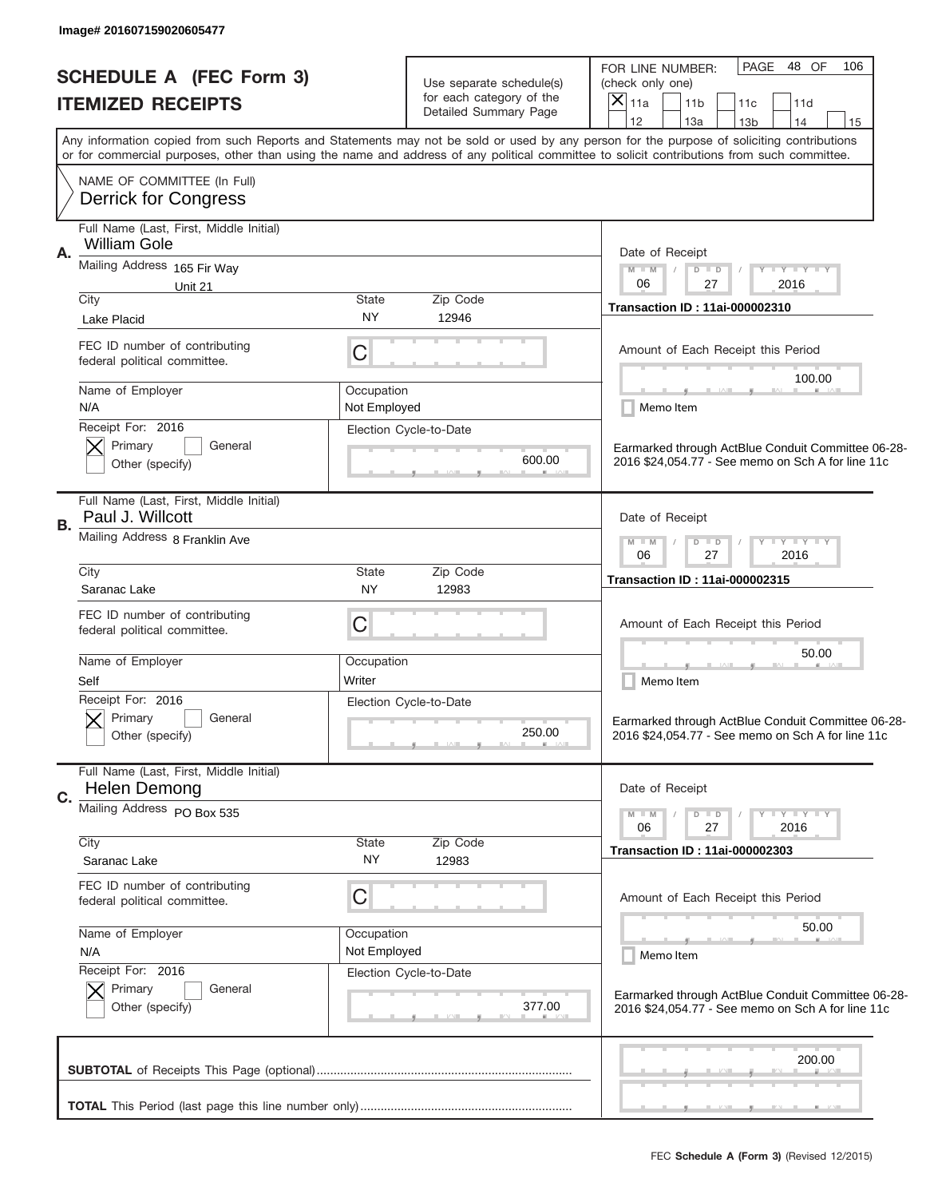Image# 201607159020605477

# SCHEDULE A (FEC Form 3)
## ITEMIZED RECEIPTS

Use separate schedule(s) for each category of the Detailed Summary Page

FOR LINE NUMBER: (check only one)

☒ 11a ☐ 11b ☐ 11c ☐ 11d ☐ 12 ☐ 13a ☐ 13b ☐ 14 ☐ 15

Any information copied from such Reports and Statements may not be sold or used by any person for the purpose of soliciting contributions or for commercial purposes, other than using the name and address of any political committee to solicit contributions from such committee.

NAME OF COMMITTEE (In Full)
Derrick for Congress

---

**A.**

Full Name (Last, First, Middle Initial): William Gole

Mailing Address: 165 Fir Way, Unit 21

City: Lake Placid | State: NY | Zip Code: 12946

FEC ID number of contributing federal political committee: C

Name of Employer: N/A | Occupation: Not Employed

Receipt For: 2016 ☒ Primary ☐ General ☐ Other (specify)

Election Cycle-to-Date: 600.00

Date of Receipt: 06 / 27 / 2016

Transaction ID : 11ai-000002310

Amount of Each Receipt this Period: 100.00

☐ Memo Item

Earmarked through ActBlue Conduit Committee 06-28-2016 $24,054.77 - See memo on Sch A for line 11c

---

**B.**

Full Name (Last, First, Middle Initial): Paul J. Willcott

Mailing Address: 8 Franklin Ave

City: Saranac Lake | State: NY | Zip Code: 12983

FEC ID number of contributing federal political committee: C

Name of Employer: Self | Occupation: Writer

Receipt For: 2016 ☒ Primary ☐ General ☐ Other (specify)

Election Cycle-to-Date: 250.00

Date of Receipt: 06 / 27 / 2016

Transaction ID : 11ai-000002315

Amount of Each Receipt this Period: 50.00

☐ Memo Item

Earmarked through ActBlue Conduit Committee 06-28-2016 $24,054.77 - See memo on Sch A for line 11c

---

**C.**

Full Name (Last, First, Middle Initial): Helen Demong

Mailing Address: PO Box 535

City: Saranac Lake | State: NY | Zip Code: 12983

FEC ID number of contributing federal political committee: C

Name of Employer: N/A | Occupation: Not Employed

Receipt For: 2016 ☒ Primary ☐ General ☐ Other (specify)

Election Cycle-to-Date: 377.00

Date of Receipt: 06 / 27 / 2016

Transaction ID : 11ai-000002303

Amount of Each Receipt this Period: 50.00

☐ Memo Item

Earmarked through ActBlue Conduit Committee 06-28-2016 $24,054.77 - See memo on Sch A for line 11c

---

**SUBTOTAL** of Receipts This Page (optional): 200.00

**TOTAL** This Period (last page this line number only):

FEC **Schedule A** (Form 3) (Revised 12/2015)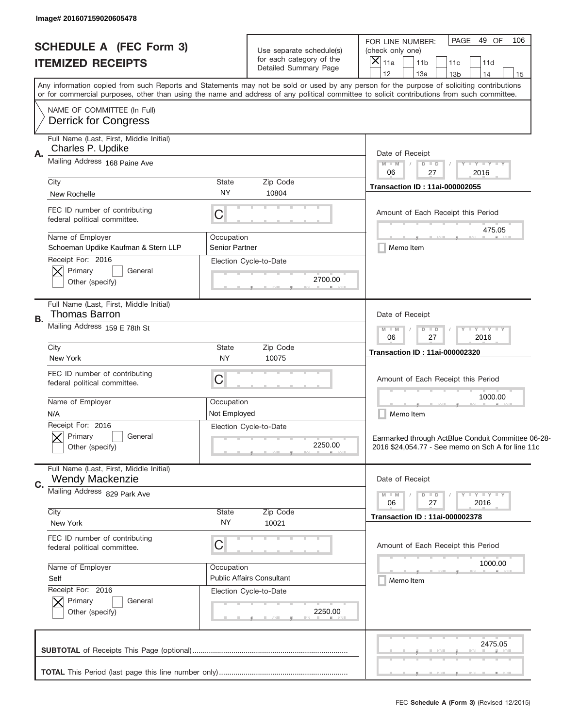Image# 201607159020605478

# SCHEDULE A (FEC Form 3)
## ITEMIZED RECEIPTS

Use separate schedule(s) for each category of the Detailed Summary Page

FOR LINE NUMBER: (check only one)
[X] 11a [ ] 11b [ ] 11c [ ] 11d [ ] 12 [ ] 13a [ ] 13b [ ] 14 [ ] 15

PAGE 49 OF 106

Any information copied from such Reports and Statements may not be sold or used by any person for the purpose of soliciting contributions or for commercial purposes, other than using the name and address of any political committee to solicit contributions from such committee.

NAME OF COMMITTEE (In Full)
Derrick for Congress

---

**A.**
Full Name (Last, First, Middle Initial): Charles P. Updike
Mailing Address: 168 Paine Ave
City: New Rochelle | State: NY | Zip Code: 10804
FEC ID number of contributing federal political committee: C
Name of Employer: Schoeman Updike Kaufman & Stern LLP
Occupation: Senior Partner
Receipt For: 2016 — [X] Primary [ ] General [ ] Other (specify)
Election Cycle-to-Date: 2700.00
Date of Receipt: 06 / 27 / 2016
Transaction ID : 11ai-000002055
Amount of Each Receipt this Period: 475.05
[ ] Memo Item

---

**B.**
Full Name (Last, First, Middle Initial): Thomas Barron
Mailing Address: 159 E 78th St
City: New York | State: NY | Zip Code: 10075
FEC ID number of contributing federal political committee: C
Name of Employer: N/A
Occupation: Not Employed
Receipt For: 2016 — [X] Primary [ ] General [ ] Other (specify)
Election Cycle-to-Date: 2250.00
Date of Receipt: 06 / 27 / 2016
Transaction ID : 11ai-000002320
Amount of Each Receipt this Period: 1000.00
[ ] Memo Item
Earmarked through ActBlue Conduit Committee 06-28-2016 $24,054.77 - See memo on Sch A for line 11c

---

**C.**
Full Name (Last, First, Middle Initial): Wendy Mackenzie
Mailing Address: 829 Park Ave
City: New York | State: NY | Zip Code: 10021
FEC ID number of contributing federal political committee: C
Name of Employer: Self
Occupation: Public Affairs Consultant
Receipt For: 2016 — [X] Primary [ ] General [ ] Other (specify)
Election Cycle-to-Date: 2250.00
Date of Receipt: 06 / 27 / 2016
Transaction ID : 11ai-000002378
Amount of Each Receipt this Period: 1000.00
[ ] Memo Item

---

**SUBTOTAL** of Receipts This Page (optional): 2475.05

**TOTAL** This Period (last page this line number only):

FEC **Schedule A** (Form 3) (Revised 12/2015)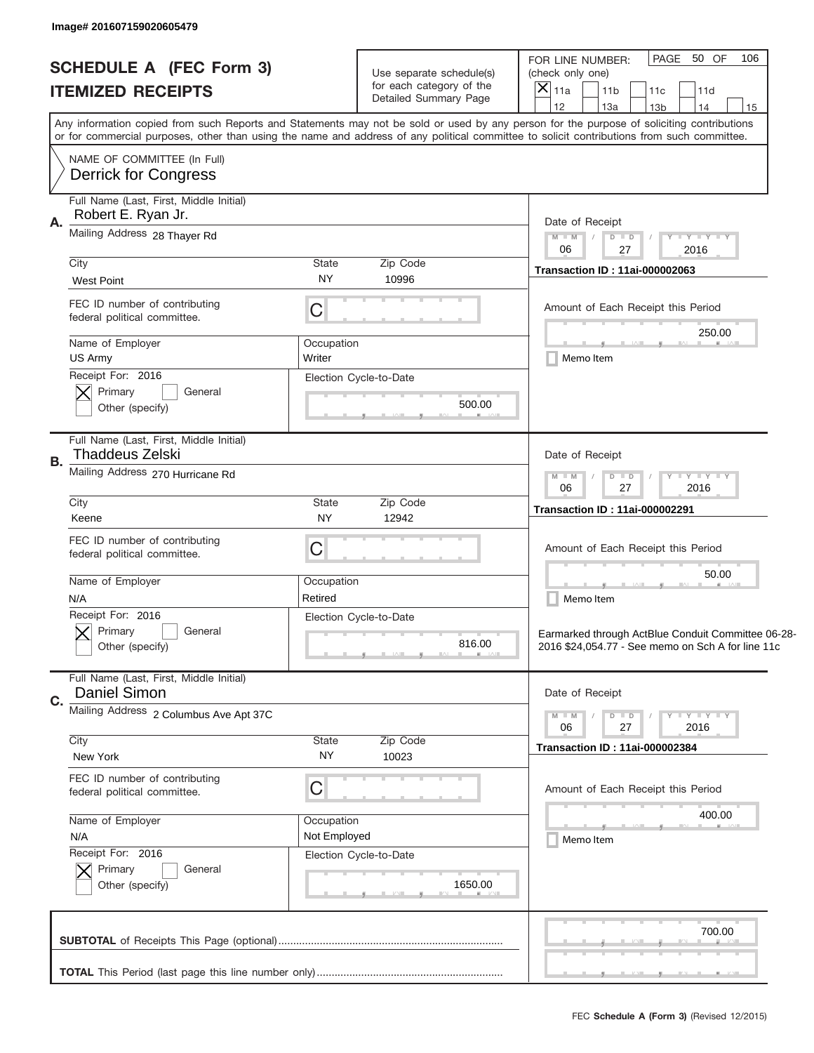Image# 201607159020605479

# SCHEDULE A (FEC Form 3)
## ITEMIZED RECEIPTS

Use separate schedule(s) for each category of the Detailed Summary Page

FOR LINE NUMBER: (check only one)
[X] 11a [ ] 11b [ ] 11c [ ] 11d [ ] 12 [ ] 13a [ ] 13b [ ] 14 [ ] 15

PAGE 50 OF 106

Any information copied from such Reports and Statements may not be sold or used by any person for the purpose of soliciting contributions or for commercial purposes, other than using the name and address of any political committee to solicit contributions from such committee.

NAME OF COMMITTEE (In Full)
Derrick for Congress

---

**A.** Full Name (Last, First, Middle Initial): Robert E. Ryan Jr.
Mailing Address: 28 Thayer Rd
City: West Point | State: NY | Zip Code: 10996
FEC ID number of contributing federal political committee: C
Name of Employer: US Army
Occupation: Writer
Receipt For: 2016 — [X] Primary [ ] General [ ] Other (specify)
Election Cycle-to-Date: 500.00

Date of Receipt: 06 / 27 / 2016
Transaction ID : 11ai-000002063
Amount of Each Receipt this Period: 250.00
[ ] Memo Item

---

**B.** Full Name (Last, First, Middle Initial): Thaddeus Zelski
Mailing Address: 270 Hurricane Rd
City: Keene | State: NY | Zip Code: 12942
FEC ID number of contributing federal political committee: C
Name of Employer: N/A
Occupation: Retired
Receipt For: 2016 — [X] Primary [ ] General [ ] Other (specify)
Election Cycle-to-Date: 816.00

Date of Receipt: 06 / 27 / 2016
Transaction ID : 11ai-000002291
Amount of Each Receipt this Period: 50.00
[ ] Memo Item

Earmarked through ActBlue Conduit Committee 06-28-2016 $24,054.77 - See memo on Sch A for line 11c

---

**C.** Full Name (Last, First, Middle Initial): Daniel Simon
Mailing Address: 2 Columbus Ave Apt 37C
City: New York | State: NY | Zip Code: 10023
FEC ID number of contributing federal political committee: C
Name of Employer: N/A
Occupation: Not Employed
Receipt For: 2016 — [X] Primary [ ] General [ ] Other (specify)
Election Cycle-to-Date: 1650.00

Date of Receipt: 06 / 27 / 2016
Transaction ID : 11ai-000002384
Amount of Each Receipt this Period: 400.00
[ ] Memo Item

---

**SUBTOTAL** of Receipts This Page (optional): 700.00

**TOTAL** This Period (last page this line number only):

FEC **Schedule A** (Form 3) (Revised 12/2015)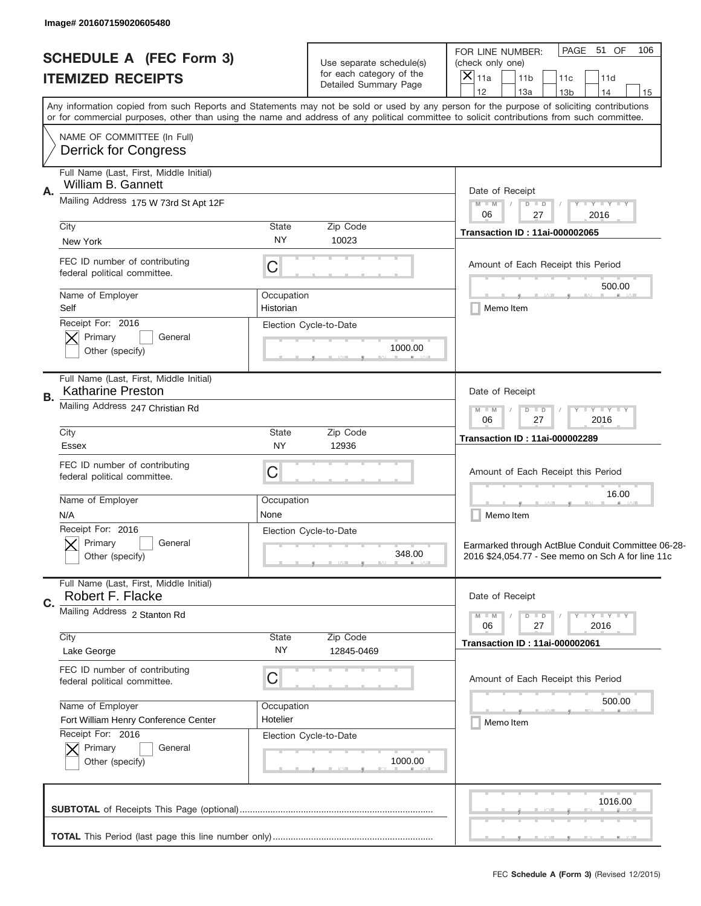Image# 201607159020605480

# SCHEDULE A (FEC Form 3)
# ITEMIZED RECEIPTS

Use separate schedule(s) for each category of the Detailed Summary Page

FOR LINE NUMBER: (check only one)

[X] 11a [ ] 11b [ ] 11c [ ] 11d [ ] 12 [ ] 13a [ ] 13b [ ] 14 [ ] 15

PAGE 51 OF 106

Any information copied from such Reports and Statements may not be sold or used by any person for the purpose of soliciting contributions or for commercial purposes, other than using the name and address of any political committee to solicit contributions from such committee.

NAME OF COMMITTEE (In Full)
Derrick for Congress

---

**A.** Full Name (Last, First, Middle Initial): William B. Gannett

Mailing Address: 175 W 73rd St Apt 12F

City: New York | State: NY | Zip Code: 10023

FEC ID number of contributing federal political committee: C

Name of Employer: Self | Occupation: Historian

Receipt For: 2016 — [X] Primary [ ] General [ ] Other (specify)

Election Cycle-to-Date: 1000.00

Date of Receipt: 06 / 27 / 2016

Transaction ID : 11ai-000002065

Amount of Each Receipt this Period: 500.00

[ ] Memo Item

---

**B.** Full Name (Last, First, Middle Initial): Katharine Preston

Mailing Address: 247 Christian Rd

City: Essex | State: NY | Zip Code: 12936

FEC ID number of contributing federal political committee: C

Name of Employer: N/A | Occupation: None

Receipt For: 2016 — [X] Primary [ ] General [ ] Other (specify)

Election Cycle-to-Date: 348.00

Date of Receipt: 06 / 27 / 2016

Transaction ID : 11ai-000002289

Amount of Each Receipt this Period: 16.00

[ ] Memo Item

Earmarked through ActBlue Conduit Committee 06-28-2016 $24,054.77 - See memo on Sch A for line 11c

---

**C.** Full Name (Last, First, Middle Initial): Robert F. Flacke

Mailing Address: 2 Stanton Rd

City: Lake George | State: NY | Zip Code: 12845-0469

FEC ID number of contributing federal political committee: C

Name of Employer: Fort William Henry Conference Center | Occupation: Hotelier

Receipt For: 2016 — [X] Primary [ ] General [ ] Other (specify)

Election Cycle-to-Date: 1000.00

Date of Receipt: 06 / 27 / 2016

Transaction ID : 11ai-000002061

Amount of Each Receipt this Period: 500.00

[ ] Memo Item

---

**SUBTOTAL** of Receipts This Page (optional): 1016.00

**TOTAL** This Period (last page this line number only):

FEC **Schedule A** (Form 3) (Revised 12/2015)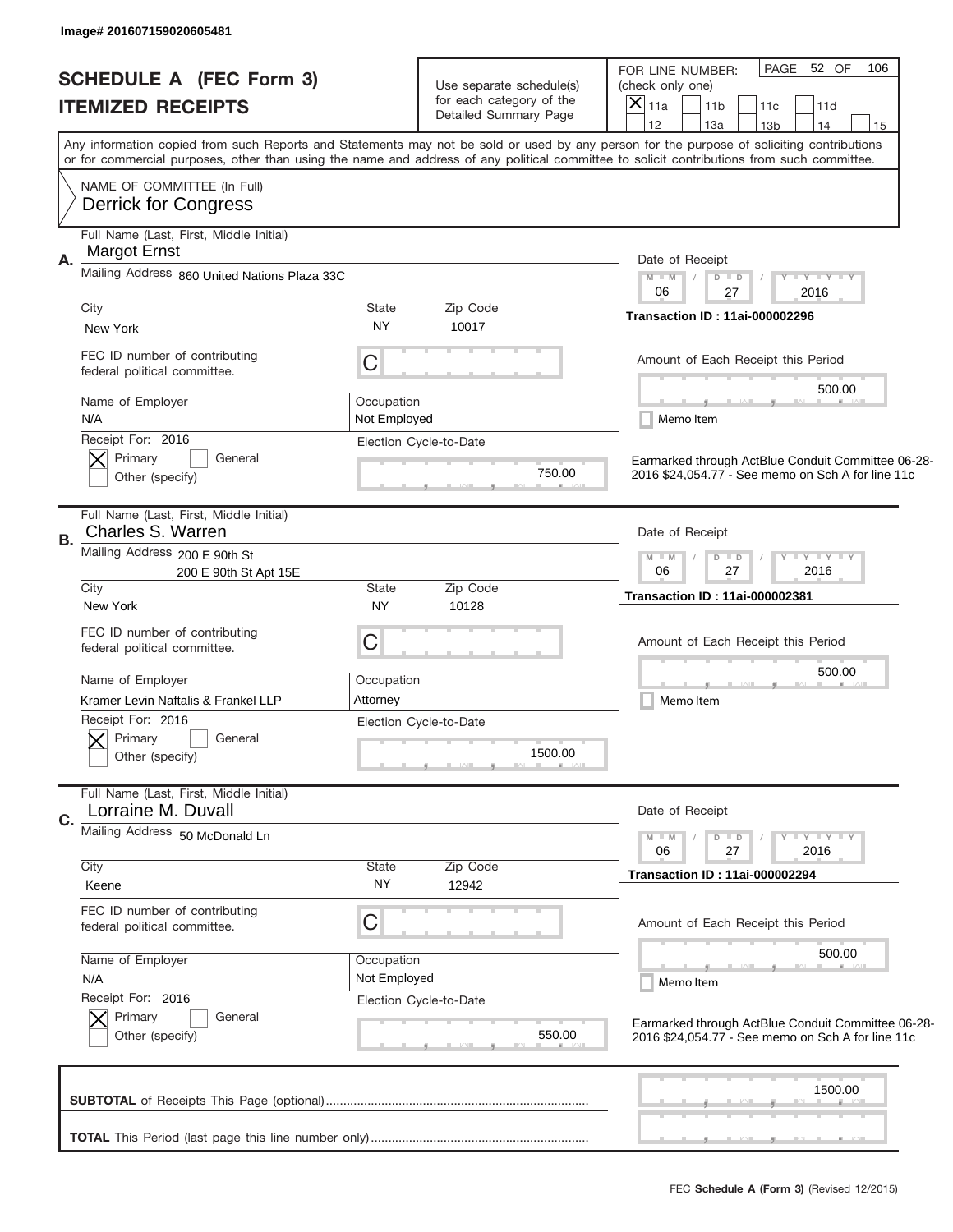Image# 201607159020605481

# SCHEDULE A (FEC Form 3)
## ITEMIZED RECEIPTS

Use separate schedule(s) for each category of the Detailed Summary Page

FOR LINE NUMBER: (check only one)
[X] 11a [ ] 11b [ ] 11c [ ] 11d [ ] 12 [ ] 13a [ ] 13b [ ] 14 [ ] 15

PAGE 52 OF 106

Any information copied from such Reports and Statements may not be sold or used by any person for the purpose of soliciting contributions or for commercial purposes, other than using the name and address of any political committee to solicit contributions from such committee.

NAME OF COMMITTEE (In Full)
Derrick for Congress

---

**A.** Full Name (Last, First, Middle Initial): Margot Ernst
Mailing Address: 860 United Nations Plaza 33C
City: New York | State: NY | Zip Code: 10017
FEC ID number of contributing federal political committee: C
Name of Employer: N/A
Occupation: Not Employed
Receipt For: 2016 — [X] Primary [ ] General [ ] Other (specify)
Election Cycle-to-Date: 750.00

Date of Receipt: 06 / 27 / 2016
Transaction ID : 11ai-000002296
Amount of Each Receipt this Period: 500.00
[ ] Memo Item
Earmarked through ActBlue Conduit Committee 06-28-2016 $24,054.77 - See memo on Sch A for line 11c

---

**B.** Full Name (Last, First, Middle Initial): Charles S. Warren
Mailing Address: 200 E 90th St
200 E 90th St Apt 15E
City: New York | State: NY | Zip Code: 10128
FEC ID number of contributing federal political committee: C
Name of Employer: Kramer Levin Naftalis & Frankel LLP
Occupation: Attorney
Receipt For: 2016 — [X] Primary [ ] General [ ] Other (specify)
Election Cycle-to-Date: 1500.00

Date of Receipt: 06 / 27 / 2016
Transaction ID : 11ai-000002381
Amount of Each Receipt this Period: 500.00
[ ] Memo Item

---

**C.** Full Name (Last, First, Middle Initial): Lorraine M. Duvall
Mailing Address: 50 McDonald Ln
City: Keene | State: NY | Zip Code: 12942
FEC ID number of contributing federal political committee: C
Name of Employer: N/A
Occupation: Not Employed
Receipt For: 2016 — [X] Primary [ ] General [ ] Other (specify)
Election Cycle-to-Date: 550.00

Date of Receipt: 06 / 27 / 2016
Transaction ID : 11ai-000002294
Amount of Each Receipt this Period: 500.00
[ ] Memo Item
Earmarked through ActBlue Conduit Committee 06-28-2016 $24,054.77 - See memo on Sch A for line 11c

---

**SUBTOTAL** of Receipts This Page (optional): 1500.00

**TOTAL** This Period (last page this line number only):

FEC **Schedule A** (Form 3) (Revised 12/2015)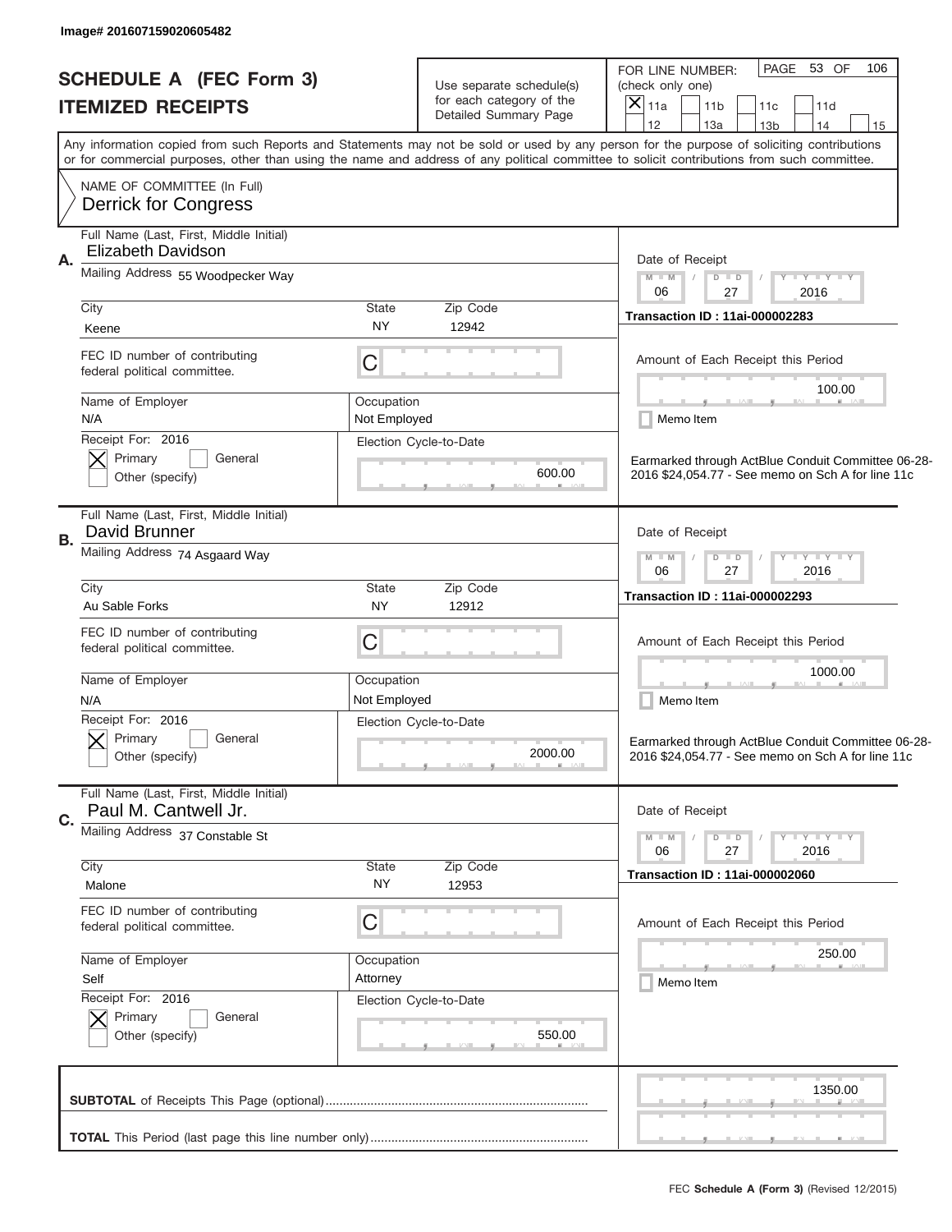Image# 201607159020605482

# SCHEDULE A (FEC Form 3)
## ITEMIZED RECEIPTS

Use separate schedule(s) for each category of the Detailed Summary Page

FOR LINE NUMBER: (check only one)
[X] 11a [ ] 11b [ ] 11c [ ] 11d [ ] 12 [ ] 13a [ ] 13b [ ] 14 [ ] 15

PAGE 53 OF 106

Any information copied from such Reports and Statements may not be sold or used by any person for the purpose of soliciting contributions or for commercial purposes, other than using the name and address of any political committee to solicit contributions from such committee.

NAME OF COMMITTEE (In Full)
Derrick for Congress

---

**A.** Full Name (Last, First, Middle Initial): Elizabeth Davidson
Mailing Address: 55 Woodpecker Way
City: Keene | State: NY | Zip Code: 12942
FEC ID number of contributing federal political committee: C
Name of Employer: N/A | Occupation: Not Employed
Receipt For: 2016 — [X] Primary [ ] General [ ] Other (specify)
Election Cycle-to-Date: 600.00

Date of Receipt: 06 / 27 / 2016
Transaction ID : 11ai-000002283
Amount of Each Receipt this Period: 100.00
[ ] Memo Item
Earmarked through ActBlue Conduit Committee 06-28-2016 $24,054.77 - See memo on Sch A for line 11c

---

**B.** Full Name (Last, First, Middle Initial): David Brunner
Mailing Address: 74 Asgaard Way
City: Au Sable Forks | State: NY | Zip Code: 12912
FEC ID number of contributing federal political committee: C
Name of Employer: N/A | Occupation: Not Employed
Receipt For: 2016 — [X] Primary [ ] General [ ] Other (specify)
Election Cycle-to-Date: 2000.00

Date of Receipt: 06 / 27 / 2016
Transaction ID : 11ai-000002293
Amount of Each Receipt this Period: 1000.00
[ ] Memo Item
Earmarked through ActBlue Conduit Committee 06-28-2016 $24,054.77 - See memo on Sch A for line 11c

---

**C.** Full Name (Last, First, Middle Initial): Paul M. Cantwell Jr.
Mailing Address: 37 Constable St
City: Malone | State: NY | Zip Code: 12953
FEC ID number of contributing federal political committee: C
Name of Employer: Self | Occupation: Attorney
Receipt For: 2016 — [X] Primary [ ] General [ ] Other (specify)
Election Cycle-to-Date: 550.00

Date of Receipt: 06 / 27 / 2016
Transaction ID : 11ai-000002060
Amount of Each Receipt this Period: 250.00
[ ] Memo Item

---

**SUBTOTAL** of Receipts This Page (optional): 1350.00

**TOTAL** This Period (last page this line number only):

FEC **Schedule A** (Form 3) (Revised 12/2015)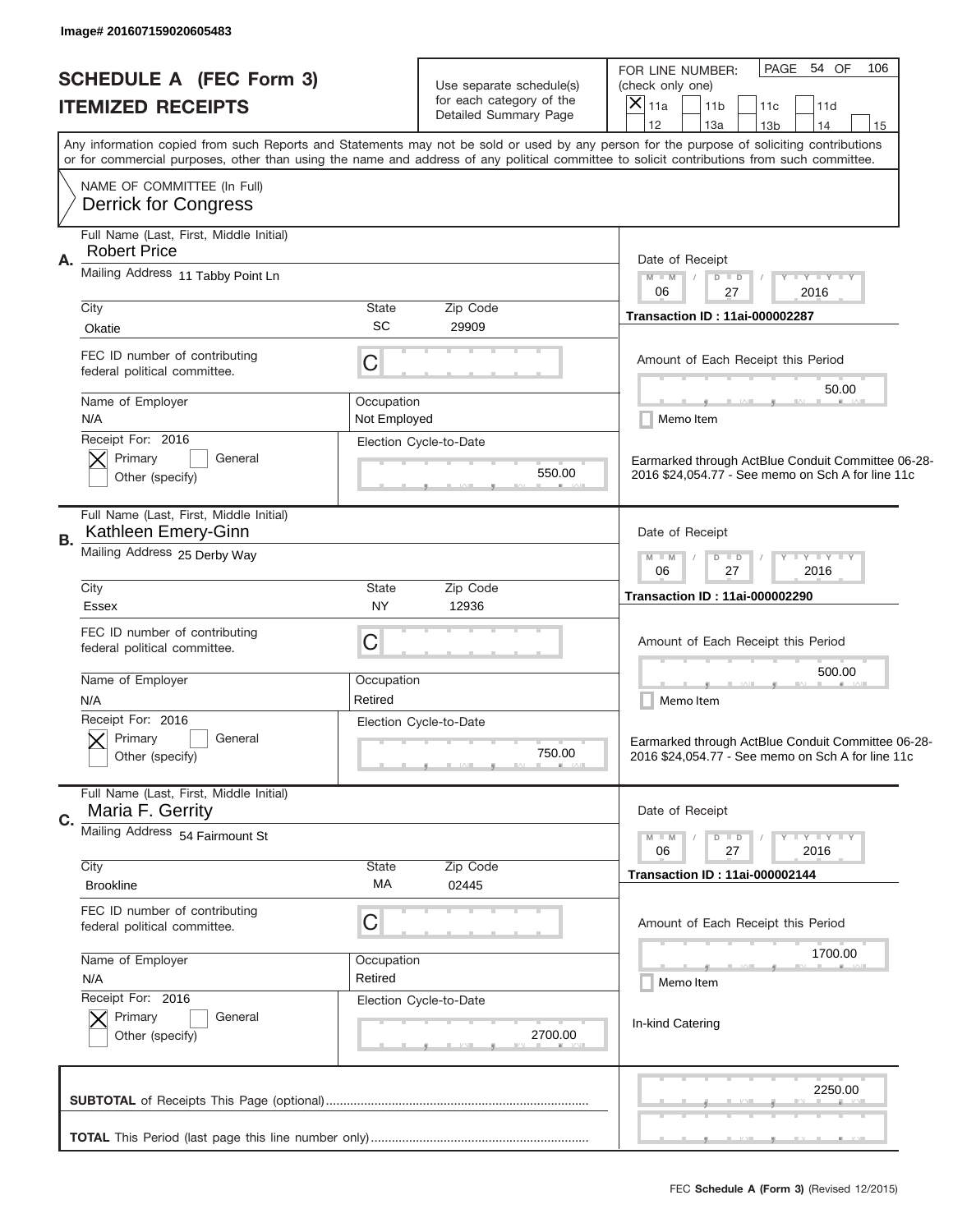Image# 201607159020605483

# SCHEDULE A (FEC Form 3)
# ITEMIZED RECEIPTS

Use separate schedule(s) for each category of the Detailed Summary Page

FOR LINE NUMBER: (check only one)

- [x] 11a
- [ ] 11b
- [ ] 11c
- [ ] 11d
- [ ] 12
- [ ] 13a
- [ ] 13b
- [ ] 14
- [ ] 15

PAGE 54 OF 106

Any information copied from such Reports and Statements may not be sold or used by any person for the purpose of soliciting contributions or for commercial purposes, other than using the name and address of any political committee to solicit contributions from such committee.

NAME OF COMMITTEE (In Full)
Derrick for Congress

---

**A.** Full Name (Last, First, Middle Initial): Robert Price

Mailing Address: 11 Tabby Point Ln

City: Okatie | State: SC | Zip Code: 29909

FEC ID number of contributing federal political committee: C

Name of Employer: N/A | Occupation: Not Employed

Receipt For: 2016 — [x] Primary [ ] General [ ] Other (specify)

Election Cycle-to-Date: 550.00

Date of Receipt: 06 / 27 / 2016

Transaction ID : 11ai-000002287

Amount of Each Receipt this Period: 50.00

[ ] Memo Item

Earmarked through ActBlue Conduit Committee 06-28-2016 $24,054.77 - See memo on Sch A for line 11c

---

**B.** Full Name (Last, First, Middle Initial): Kathleen Emery-Ginn

Mailing Address: 25 Derby Way

City: Essex | State: NY | Zip Code: 12936

FEC ID number of contributing federal political committee: C

Name of Employer: N/A | Occupation: Retired

Receipt For: 2016 — [x] Primary [ ] General [ ] Other (specify)

Election Cycle-to-Date: 750.00

Date of Receipt: 06 / 27 / 2016

Transaction ID : 11ai-000002290

Amount of Each Receipt this Period: 500.00

[ ] Memo Item

Earmarked through ActBlue Conduit Committee 06-28-2016 $24,054.77 - See memo on Sch A for line 11c

---

**C.** Full Name (Last, First, Middle Initial): Maria F. Gerrity

Mailing Address: 54 Fairmount St

City: Brookline | State: MA | Zip Code: 02445

FEC ID number of contributing federal political committee: C

Name of Employer: N/A | Occupation: Retired

Receipt For: 2016 — [x] Primary [ ] General [ ] Other (specify)

Election Cycle-to-Date: 2700.00

Date of Receipt: 06 / 27 / 2016

Transaction ID : 11ai-000002144

Amount of Each Receipt this Period: 1700.00

[ ] Memo Item

In-kind Catering

---

**SUBTOTAL** of Receipts This Page (optional): 2250.00

**TOTAL** This Period (last page this line number only):

FEC **Schedule A (Form 3)** (Revised 12/2015)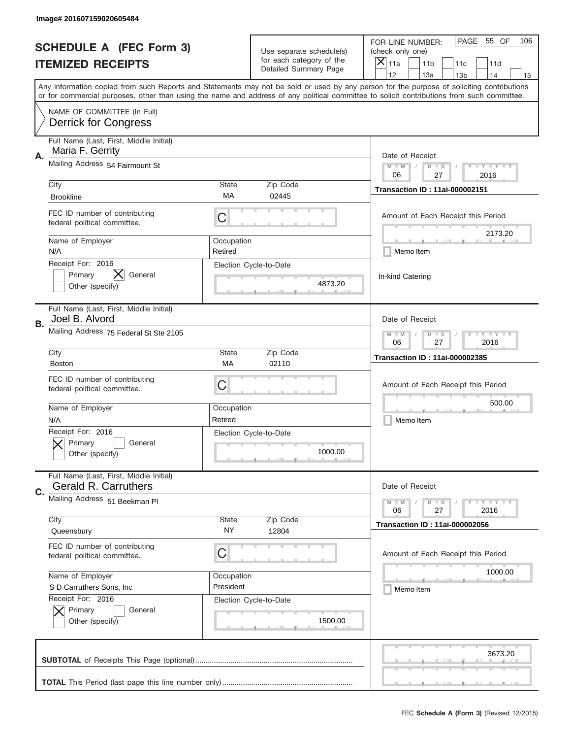Image# 201607159020605484

# SCHEDULE A (FEC Form 3)
## ITEMIZED RECEIPTS

Use separate schedule(s) for each category of the Detailed Summary Page

FOR LINE NUMBER: (check only one)
[X] 11a [ ] 11b [ ] 11c [ ] 11d [ ] 12 [ ] 13a [ ] 13b [ ] 14 [ ] 15

PAGE 55 OF 106

Any information copied from such Reports and Statements may not be sold or used by any person for the purpose of soliciting contributions or for commercial purposes, other than using the name and address of any political committee to solicit contributions from such committee.

NAME OF COMMITTEE (In Full)
Derrick for Congress

---

**A.**
Full Name (Last, First, Middle Initial): Maria F. Gerrity
Mailing Address: 54 Fairmount St
City: Brookline
State: MA
Zip Code: 02445
FEC ID number of contributing federal political committee: C
Name of Employer: N/A
Occupation: Retired
Receipt For: 2016 — [ ] Primary [X] General [ ] Other (specify)
Election Cycle-to-Date: 4873.20
Date of Receipt: 06 / 27 / 2016
Transaction ID : 11ai-000002151
Amount of Each Receipt this Period: 2173.20
[ ] Memo Item
In-kind Catering

---

**B.**
Full Name (Last, First, Middle Initial): Joel B. Alvord
Mailing Address: 75 Federal St Ste 2105
City: Boston
State: MA
Zip Code: 02110
FEC ID number of contributing federal political committee: C
Name of Employer: N/A
Occupation: Retired
Receipt For: 2016 — [X] Primary [ ] General [ ] Other (specify)
Election Cycle-to-Date: 1000.00
Date of Receipt: 06 / 27 / 2016
Transaction ID : 11ai-000002385
Amount of Each Receipt this Period: 500.00
[ ] Memo Item

---

**C.**
Full Name (Last, First, Middle Initial): Gerald R. Carruthers
Mailing Address: 51 Beekman Pl
City: Queensbury
State: NY
Zip Code: 12804
FEC ID number of contributing federal political committee: C
Name of Employer: S D Carruthers Sons, Inc
Occupation: President
Receipt For: 2016 — [X] Primary [ ] General [ ] Other (specify)
Election Cycle-to-Date: 1500.00
Date of Receipt: 06 / 27 / 2016
Transaction ID : 11ai-000002056
Amount of Each Receipt this Period: 1000.00
[ ] Memo Item

---

**SUBTOTAL** of Receipts This Page (optional): 3673.20

**TOTAL** This Period (last page this line number only):

FEC **Schedule A (Form 3)** (Revised 12/2015)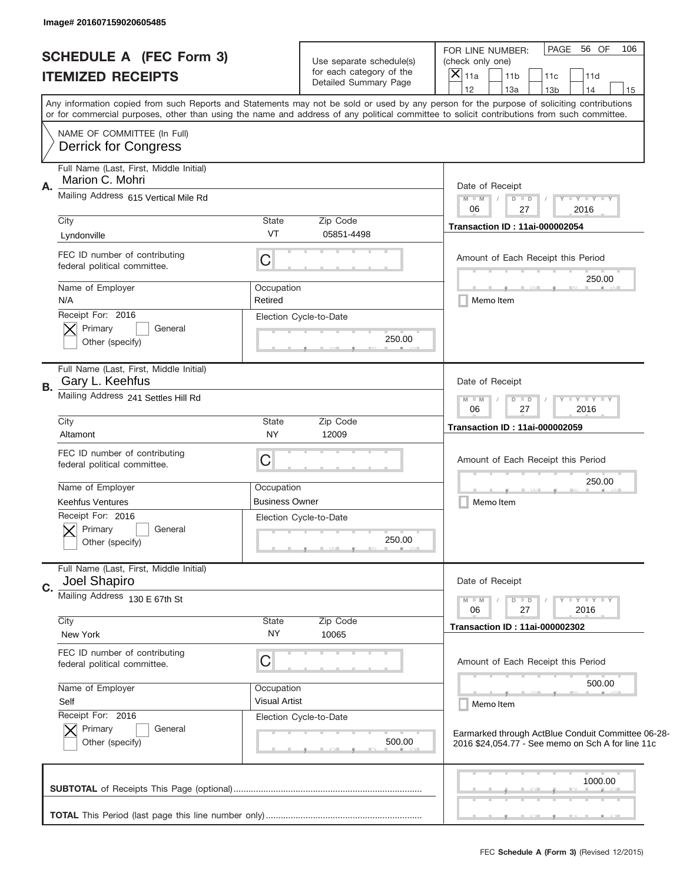Image# 201607159020605485

# SCHEDULE A (FEC Form 3)
## ITEMIZED RECEIPTS

Use separate schedule(s) for each category of the Detailed Summary Page

FOR LINE NUMBER: (check only one)
[X] 11a [ ] 11b [ ] 11c [ ] 11d [ ] 12 [ ] 13a [ ] 13b [ ] 14 [ ] 15

PAGE 56 OF 106

Any information copied from such Reports and Statements may not be sold or used by any person for the purpose of soliciting contributions or for commercial purposes, other than using the name and address of any political committee to solicit contributions from such committee.

NAME OF COMMITTEE (In Full)
Derrick for Congress

---

**A.** Full Name (Last, First, Middle Initial): Marion C. Mohri
Mailing Address: 615 Vertical Mile Rd
City: Lyndonville | State: VT | Zip Code: 05851-4498
FEC ID number of contributing federal political committee: C
Name of Employer: N/A
Occupation: Retired
Receipt For: 2016 — [X] Primary [ ] General [ ] Other (specify)
Election Cycle-to-Date: 250.00
Date of Receipt: 06 / 27 / 2016
Transaction ID : 11ai-000002054
Amount of Each Receipt this Period: 250.00
[ ] Memo Item

---

**B.** Full Name (Last, First, Middle Initial): Gary L. Keehfus
Mailing Address: 241 Settles Hill Rd
City: Altamont | State: NY | Zip Code: 12009
FEC ID number of contributing federal political committee: C
Name of Employer: Keehfus Ventures
Occupation: Business Owner
Receipt For: 2016 — [X] Primary [ ] General [ ] Other (specify)
Election Cycle-to-Date: 250.00
Date of Receipt: 06 / 27 / 2016
Transaction ID : 11ai-000002059
Amount of Each Receipt this Period: 250.00
[ ] Memo Item

---

**C.** Full Name (Last, First, Middle Initial): Joel Shapiro
Mailing Address: 130 E 67th St
City: New York | State: NY | Zip Code: 10065
FEC ID number of contributing federal political committee: C
Name of Employer: Self
Occupation: Visual Artist
Receipt For: 2016 — [X] Primary [ ] General [ ] Other (specify)
Election Cycle-to-Date: 500.00
Date of Receipt: 06 / 27 / 2016
Transaction ID : 11ai-000002302
Amount of Each Receipt this Period: 500.00
[ ] Memo Item

Earmarked through ActBlue Conduit Committee 06-28-2016 $24,054.77 - See memo on Sch A for line 11c

---

**SUBTOTAL** of Receipts This Page (optional): 1000.00

**TOTAL** This Period (last page this line number only):

FEC **Schedule A** (Form 3) (Revised 12/2015)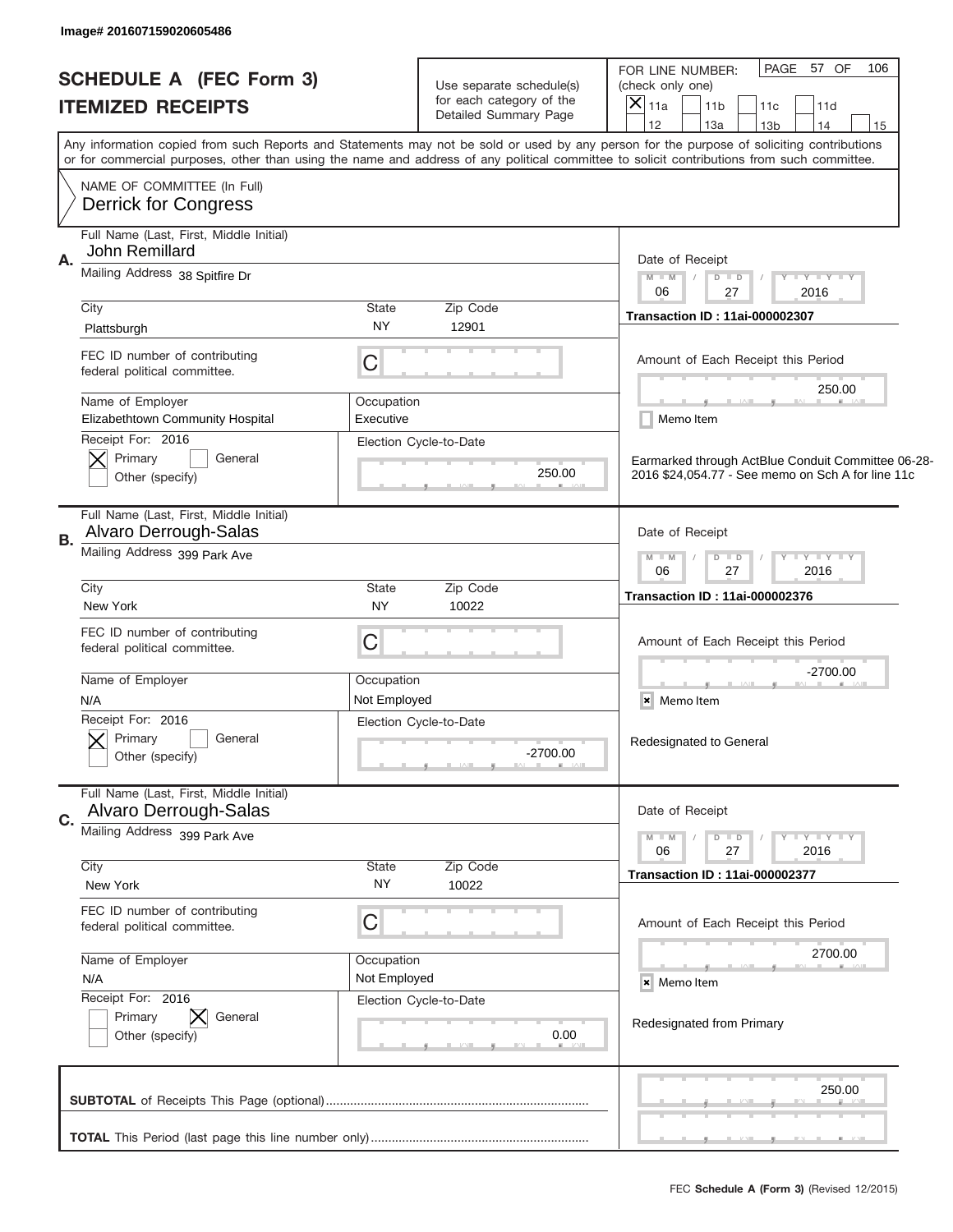Image# 201607159020605486

# SCHEDULE A (FEC Form 3)
## ITEMIZED RECEIPTS

Use separate schedule(s) for each category of the Detailed Summary Page

FOR LINE NUMBER: (check only one)
[X] 11a [ ] 11b [ ] 11c [ ] 11d [ ] 12 [ ] 13a [ ] 13b [ ] 14 [ ] 15

Any information copied from such Reports and Statements may not be sold or used by any person for the purpose of soliciting contributions or for commercial purposes, other than using the name and address of any political committee to solicit contributions from such committee.

NAME OF COMMITTEE (In Full)
Derrick for Congress

---

**A.** Full Name (Last, First, Middle Initial): John Remillard

Mailing Address: 38 Spitfire Dr

City: Plattsburgh | State: NY | Zip Code: 12901

FEC ID number of contributing federal political committee: C

Name of Employer: Elizabethtown Community Hospital

Occupation: Executive

Receipt For: 2016 — [X] Primary [ ] General [ ] Other (specify)

Election Cycle-to-Date: 250.00

Date of Receipt: 06 / 27 / 2016

Transaction ID : 11ai-000002307

Amount of Each Receipt this Period: 250.00

[ ] Memo Item

Earmarked through ActBlue Conduit Committee 06-28-2016 $24,054.77 - See memo on Sch A for line 11c

---

**B.** Full Name (Last, First, Middle Initial): Alvaro Derrough-Salas

Mailing Address: 399 Park Ave

City: New York | State: NY | Zip Code: 10022

FEC ID number of contributing federal political committee: C

Name of Employer: N/A

Occupation: Not Employed

Receipt For: 2016 — [X] Primary [ ] General [ ] Other (specify)

Election Cycle-to-Date: -2700.00

Date of Receipt: 06 / 27 / 2016

Transaction ID : 11ai-000002376

Amount of Each Receipt this Period: -2700.00

[X] Memo Item

Redesignated to General

---

**C.** Full Name (Last, First, Middle Initial): Alvaro Derrough-Salas

Mailing Address: 399 Park Ave

City: New York | State: NY | Zip Code: 10022

FEC ID number of contributing federal political committee: C

Name of Employer: N/A

Occupation: Not Employed

Receipt For: 2016 — [ ] Primary [X] General [ ] Other (specify)

Election Cycle-to-Date: 0.00

Date of Receipt: 06 / 27 / 2016

Transaction ID : 11ai-000002377

Amount of Each Receipt this Period: 2700.00

[X] Memo Item

Redesignated from Primary

---

**SUBTOTAL** of Receipts This Page (optional): 250.00

**TOTAL** This Period (last page this line number only):

FEC **Schedule A** (Form 3) (Revised 12/2015)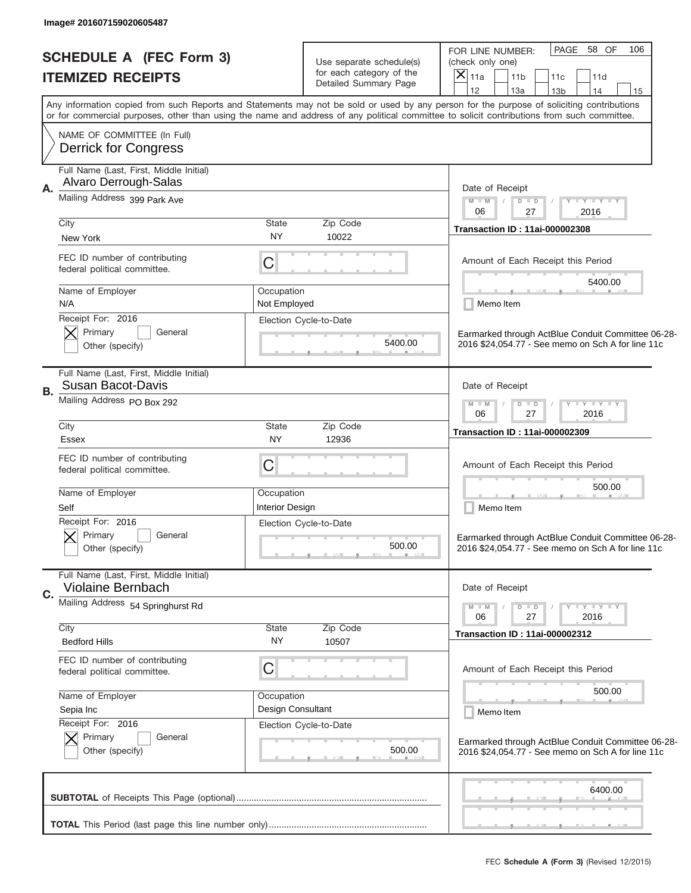Image# 201607159020605487

# SCHEDULE A (FEC Form 3)
## ITEMIZED RECEIPTS

Use separate schedule(s) for each category of the Detailed Summary Page

FOR LINE NUMBER: (check only one)

- [x] 11a
- [ ] 11b
- [ ] 11c
- [ ] 11d
- [ ] 12
- [ ] 13a
- [ ] 13b
- [ ] 14
- [ ] 15

PAGE 58 OF 106

Any information copied from such Reports and Statements may not be sold or used by any person for the purpose of soliciting contributions or for commercial purposes, other than using the name and address of any political committee to solicit contributions from such committee.

NAME OF COMMITTEE (In Full)
**Derrick for Congress**

---

**A.** Full Name (Last, First, Middle Initial): Alvaro Derrough-Salas

Mailing Address: 399 Park Ave

City: New York | State: NY | Zip Code: 10022

FEC ID number of contributing federal political committee: C

Name of Employer: N/A | Occupation: Not Employed

Receipt For: 2016 — [x] Primary [ ] General [ ] Other (specify)

Election Cycle-to-Date: 5400.00

Date of Receipt: 06 / 27 / 2016

Transaction ID : 11ai-000002308

Amount of Each Receipt this Period: 5400.00

[ ] Memo Item

Earmarked through ActBlue Conduit Committee 06-28-2016 $24,054.77 - See memo on Sch A for line 11c

---

**B.** Full Name (Last, First, Middle Initial): Susan Bacot-Davis

Mailing Address: PO Box 292

City: Essex | State: NY | Zip Code: 12936

FEC ID number of contributing federal political committee: C

Name of Employer: Self | Occupation: Interior Design

Receipt For: 2016 — [x] Primary [ ] General [ ] Other (specify)

Election Cycle-to-Date: 500.00

Date of Receipt: 06 / 27 / 2016

Transaction ID : 11ai-000002309

Amount of Each Receipt this Period: 500.00

[ ] Memo Item

Earmarked through ActBlue Conduit Committee 06-28-2016 $24,054.77 - See memo on Sch A for line 11c

---

**C.** Full Name (Last, First, Middle Initial): Violaine Bernbach

Mailing Address: 54 Springhurst Rd

City: Bedford Hills | State: NY | Zip Code: 10507

FEC ID number of contributing federal political committee: C

Name of Employer: Sepia Inc | Occupation: Design Consultant

Receipt For: 2016 — [x] Primary [ ] General [ ] Other (specify)

Election Cycle-to-Date: 500.00

Date of Receipt: 06 / 27 / 2016

Transaction ID : 11ai-000002312

Amount of Each Receipt this Period: 500.00

[ ] Memo Item

Earmarked through ActBlue Conduit Committee 06-28-2016 $24,054.77 - See memo on Sch A for line 11c

---

**SUBTOTAL** of Receipts This Page (optional): 6400.00

**TOTAL** This Period (last page this line number only):

FEC **Schedule A** (Form 3) (Revised 12/2015)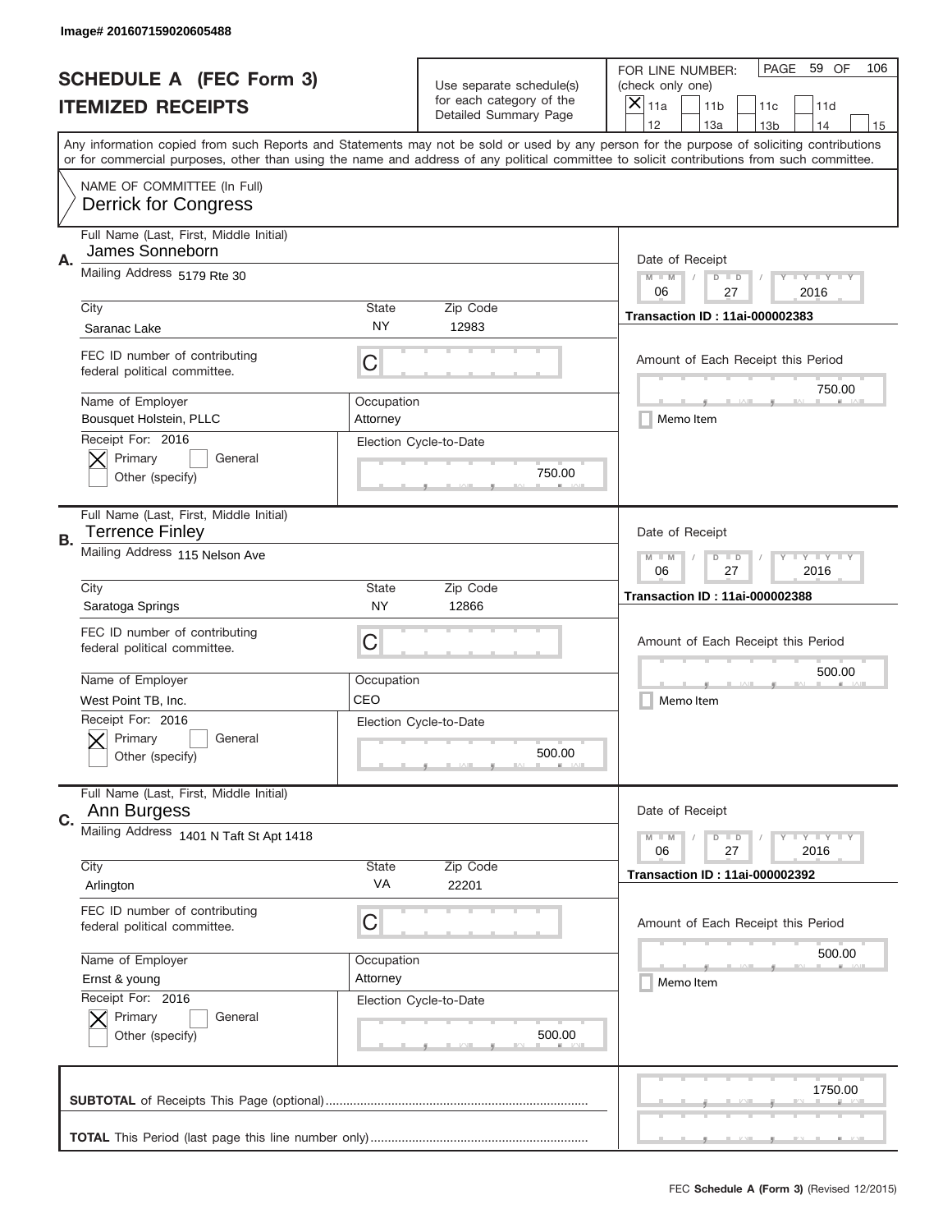Image# 201607159020605488

# SCHEDULE A (FEC Form 3)
# ITEMIZED RECEIPTS

Use separate schedule(s) for each category of the Detailed Summary Page

FOR LINE NUMBER: (check only one)
[X] 11a [ ] 11b [ ] 11c [ ] 11d
[ ] 12 [ ] 13a [ ] 13b [ ] 14 [ ] 15

PAGE 59 OF 106

Any information copied from such Reports and Statements may not be sold or used by any person for the purpose of soliciting contributions or for commercial purposes, other than using the name and address of any political committee to solicit contributions from such committee.

NAME OF COMMITTEE (In Full)
Derrick for Congress

---

**A.**
Full Name (Last, First, Middle Initial): James Sonneborn
Mailing Address: 5179 Rte 30
City: Saranac Lake | State: NY | Zip Code: 12983
FEC ID number of contributing federal political committee: C
Name of Employer: Bousquet Holstein, PLLC
Occupation: Attorney
Receipt For: 2016 — [X] Primary [ ] General [ ] Other (specify)
Election Cycle-to-Date: 750.00

Date of Receipt: 06 / 27 / 2016
Transaction ID : 11ai-000002383
Amount of Each Receipt this Period: 750.00
[ ] Memo Item

---

**B.**
Full Name (Last, First, Middle Initial): Terrence Finley
Mailing Address: 115 Nelson Ave
City: Saratoga Springs | State: NY | Zip Code: 12866
FEC ID number of contributing federal political committee: C
Name of Employer: West Point TB, Inc.
Occupation: CEO
Receipt For: 2016 — [X] Primary [ ] General [ ] Other (specify)
Election Cycle-to-Date: 500.00

Date of Receipt: 06 / 27 / 2016
Transaction ID : 11ai-000002388
Amount of Each Receipt this Period: 500.00
[ ] Memo Item

---

**C.**
Full Name (Last, First, Middle Initial): Ann Burgess
Mailing Address: 1401 N Taft St Apt 1418
City: Arlington | State: VA | Zip Code: 22201
FEC ID number of contributing federal political committee: C
Name of Employer: Ernst & young
Occupation: Attorney
Receipt For: 2016 — [X] Primary [ ] General [ ] Other (specify)
Election Cycle-to-Date: 500.00

Date of Receipt: 06 / 27 / 2016
Transaction ID : 11ai-000002392
Amount of Each Receipt this Period: 500.00
[ ] Memo Item

---

**SUBTOTAL** of Receipts This Page (optional): 1750.00

**TOTAL** This Period (last page this line number only):

FEC **Schedule A (Form 3)** (Revised 12/2015)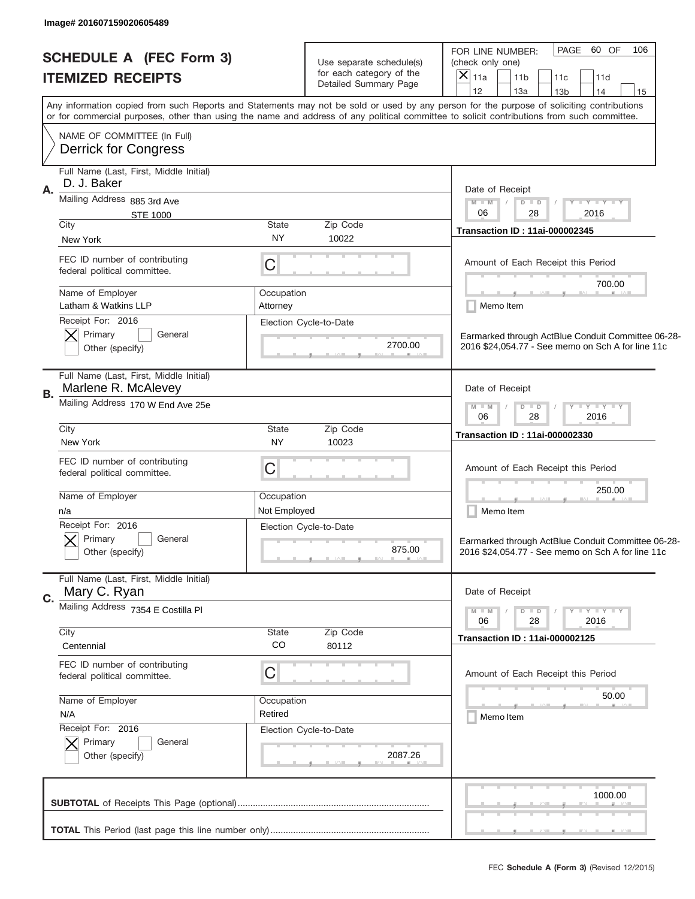Image# 201607159020605489

# SCHEDULE A (FEC Form 3)
## ITEMIZED RECEIPTS

Use separate schedule(s) for each category of the Detailed Summary Page

FOR LINE NUMBER: (check only one)
[X] 11a [ ] 11b [ ] 11c [ ] 11d [ ] 12 [ ] 13a [ ] 13b [ ] 14 [ ] 15

PAGE 60 OF 106

Any information copied from such Reports and Statements may not be sold or used by any person for the purpose of soliciting contributions or for commercial purposes, other than using the name and address of any political committee to solicit contributions from such committee.

NAME OF COMMITTEE (In Full)
Derrick for Congress

---

**A.** Full Name (Last, First, Middle Initial): D. J. Baker

Mailing Address: 885 3rd Ave, STE 1000

City: New York | State: NY | Zip Code: 10022

FEC ID number of contributing federal political committee: C

Name of Employer: Latham & Watkins LLP | Occupation: Attorney

Receipt For: 2016 — [X] Primary [ ] General [ ] Other (specify)

Election Cycle-to-Date: 2700.00

Date of Receipt: 06 / 28 / 2016

Transaction ID : 11ai-000002345

Amount of Each Receipt this Period: 700.00

[ ] Memo Item

Earmarked through ActBlue Conduit Committee 06-28-2016 $24,054.77 - See memo on Sch A for line 11c

---

**B.** Full Name (Last, First, Middle Initial): Marlene R. McAlevey

Mailing Address: 170 W End Ave 25e

City: New York | State: NY | Zip Code: 10023

FEC ID number of contributing federal political committee: C

Name of Employer: n/a | Occupation: Not Employed

Receipt For: 2016 — [X] Primary [ ] General [ ] Other (specify)

Election Cycle-to-Date: 875.00

Date of Receipt: 06 / 28 / 2016

Transaction ID : 11ai-000002330

Amount of Each Receipt this Period: 250.00

[ ] Memo Item

Earmarked through ActBlue Conduit Committee 06-28-2016 $24,054.77 - See memo on Sch A for line 11c

---

**C.** Full Name (Last, First, Middle Initial): Mary C. Ryan

Mailing Address: 7354 E Costilla Pl

City: Centennial | State: CO | Zip Code: 80112

FEC ID number of contributing federal political committee: C

Name of Employer: N/A | Occupation: Retired

Receipt For: 2016 — [X] Primary [ ] General [ ] Other (specify)

Election Cycle-to-Date: 2087.26

Date of Receipt: 06 / 28 / 2016

Transaction ID : 11ai-000002125

Amount of Each Receipt this Period: 50.00

[ ] Memo Item

---

**SUBTOTAL** of Receipts This Page (optional): 1000.00

**TOTAL** This Period (last page this line number only):

FEC **Schedule A (Form 3)** (Revised 12/2015)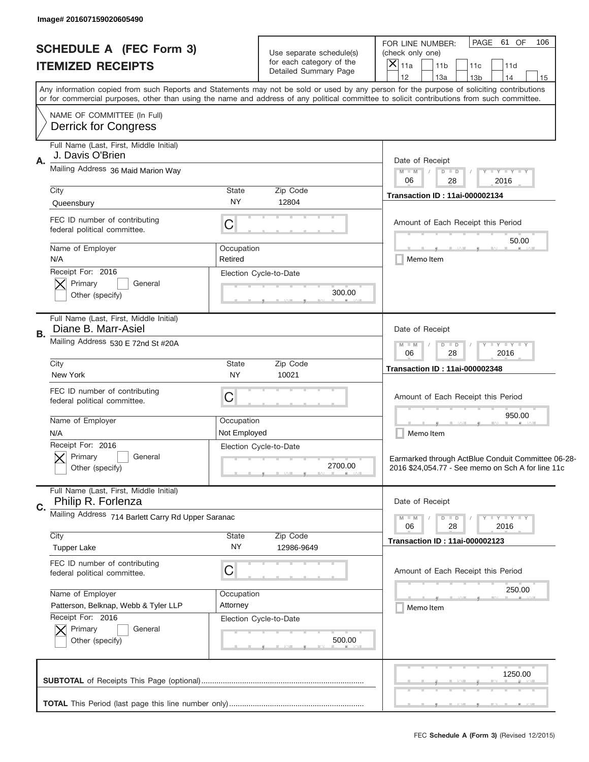Image# 201607159020605490

# SCHEDULE A (FEC Form 3)
## ITEMIZED RECEIPTS

Use separate schedule(s) for each category of the Detailed Summary Page

FOR LINE NUMBER: (check only one)

[X] 11a [ ] 11b [ ] 11c [ ] 11d [ ] 12 [ ] 13a [ ] 13b [ ] 14 [ ] 15

PAGE 61 OF 106

Any information copied from such Reports and Statements may not be sold or used by any person for the purpose of soliciting contributions or for commercial purposes, other than using the name and address of any political committee to solicit contributions from such committee.

NAME OF COMMITTEE (In Full)
Derrick for Congress

---

**A.** Full Name (Last, First, Middle Initial): J. Davis O'Brien

Mailing Address: 36 Maid Marion Way

City: Queensbury | State: NY | Zip Code: 12804

FEC ID number of contributing federal political committee: C

Name of Employer: N/A | Occupation: Retired

Receipt For: 2016 [X] Primary [ ] General [ ] Other (specify)

Election Cycle-to-Date: 300.00

Date of Receipt: 06 / 28 / 2016

Transaction ID : 11ai-000002134

Amount of Each Receipt this Period: 50.00

[ ] Memo Item

---

**B.** Full Name (Last, First, Middle Initial): Diane B. Marr-Asiel

Mailing Address: 530 E 72nd St #20A

City: New York | State: NY | Zip Code: 10021

FEC ID number of contributing federal political committee: C

Name of Employer: N/A | Occupation: Not Employed

Receipt For: 2016 [X] Primary [ ] General [ ] Other (specify)

Election Cycle-to-Date: 2700.00

Date of Receipt: 06 / 28 / 2016

Transaction ID : 11ai-000002348

Amount of Each Receipt this Period: 950.00

[ ] Memo Item

Earmarked through ActBlue Conduit Committee 06-28-2016 $24,054.77 - See memo on Sch A for line 11c

---

**C.** Full Name (Last, First, Middle Initial): Philip R. Forlenza

Mailing Address: 714 Barlett Carry Rd Upper Saranac

City: Tupper Lake | State: NY | Zip Code: 12986-9649

FEC ID number of contributing federal political committee: C

Name of Employer: Patterson, Belknap, Webb & Tyler LLP | Occupation: Attorney

Receipt For: 2016 [X] Primary [ ] General [ ] Other (specify)

Election Cycle-to-Date: 500.00

Date of Receipt: 06 / 28 / 2016

Transaction ID : 11ai-000002123

Amount of Each Receipt this Period: 250.00

[ ] Memo Item

---

**SUBTOTAL** of Receipts This Page (optional): 1250.00

**TOTAL** This Period (last page this line number only):

FEC **Schedule A** (Form 3) (Revised 12/2015)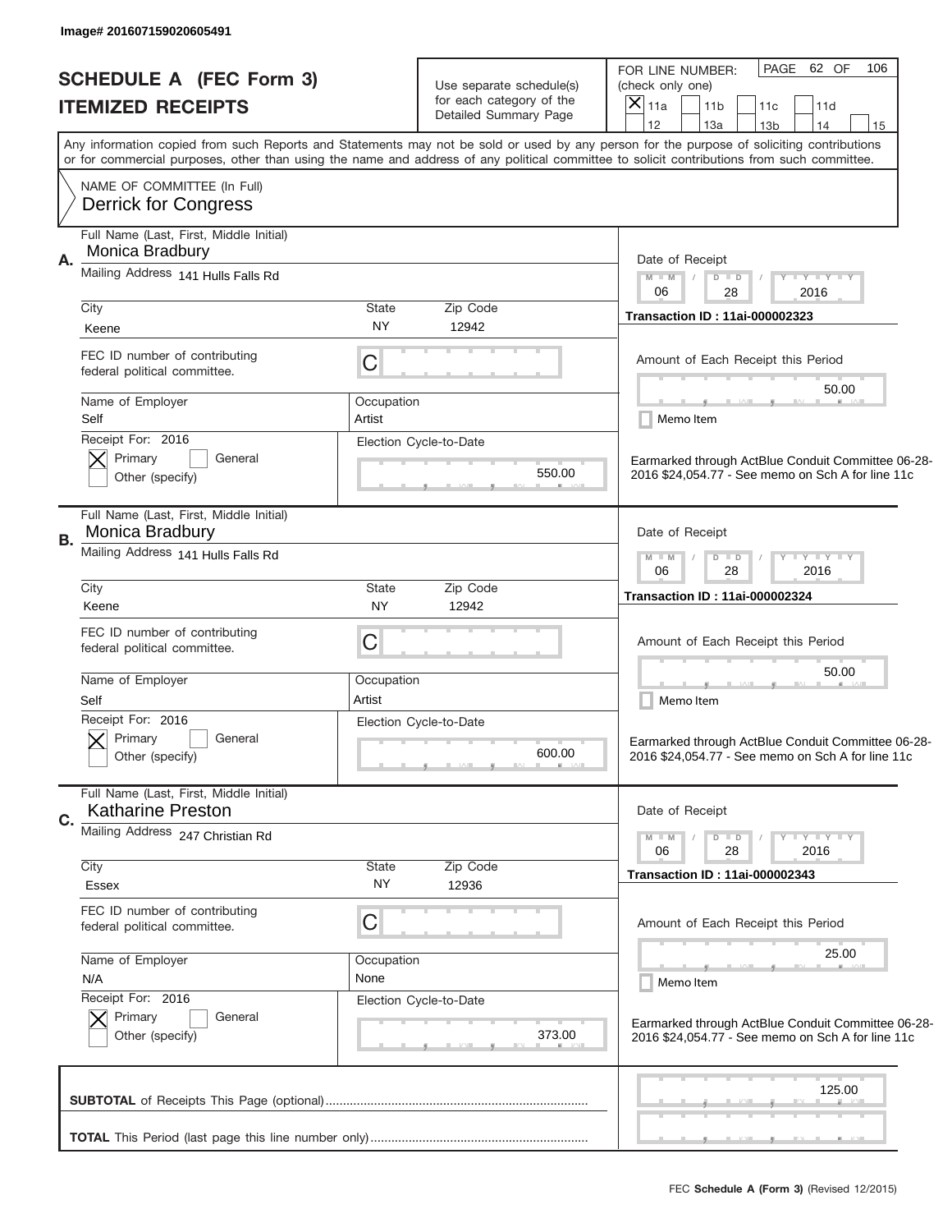Image# 201607159020605491

# SCHEDULE A (FEC Form 3)
## ITEMIZED RECEIPTS

Use separate schedule(s) for each category of the Detailed Summary Page

FOR LINE NUMBER: (check only one)
[X] 11a [ ] 11b [ ] 11c [ ] 11d
[ ] 12 [ ] 13a [ ] 13b [ ] 14 [ ] 15

PAGE 62 OF 106

Any information copied from such Reports and Statements may not be sold or used by any person for the purpose of soliciting contributions or for commercial purposes, other than using the name and address of any political committee to solicit contributions from such committee.

NAME OF COMMITTEE (In Full)
Derrick for Congress

---

**A.** Full Name (Last, First, Middle Initial): Monica Bradbury

Mailing Address: 141 Hulls Falls Rd

City: Keene | State: NY | Zip Code: 12942

FEC ID number of contributing federal political committee: C

Name of Employer: Self | Occupation: Artist

Receipt For: 2016 — [X] Primary [ ] General [ ] Other (specify)

Election Cycle-to-Date: 550.00

Date of Receipt: 06 / 28 / 2016

Transaction ID : 11ai-000002323

Amount of Each Receipt this Period: 50.00

[ ] Memo Item

Earmarked through ActBlue Conduit Committee 06-28-2016 $24,054.77 - See memo on Sch A for line 11c

---

**B.** Full Name (Last, First, Middle Initial): Monica Bradbury

Mailing Address: 141 Hulls Falls Rd

City: Keene | State: NY | Zip Code: 12942

FEC ID number of contributing federal political committee: C

Name of Employer: Self | Occupation: Artist

Receipt For: 2016 — [X] Primary [ ] General [ ] Other (specify)

Election Cycle-to-Date: 600.00

Date of Receipt: 06 / 28 / 2016

Transaction ID : 11ai-000002324

Amount of Each Receipt this Period: 50.00

[ ] Memo Item

Earmarked through ActBlue Conduit Committee 06-28-2016 $24,054.77 - See memo on Sch A for line 11c

---

**C.** Full Name (Last, First, Middle Initial): Katharine Preston

Mailing Address: 247 Christian Rd

City: Essex | State: NY | Zip Code: 12936

FEC ID number of contributing federal political committee: C

Name of Employer: N/A | Occupation: None

Receipt For: 2016 — [X] Primary [ ] General [ ] Other (specify)

Election Cycle-to-Date: 373.00

Date of Receipt: 06 / 28 / 2016

Transaction ID : 11ai-000002343

Amount of Each Receipt this Period: 25.00

[ ] Memo Item

Earmarked through ActBlue Conduit Committee 06-28-2016 $24,054.77 - See memo on Sch A for line 11c

---

**SUBTOTAL** of Receipts This Page (optional): 125.00

**TOTAL** This Period (last page this line number only):

FEC Schedule A (Form 3) (Revised 12/2015)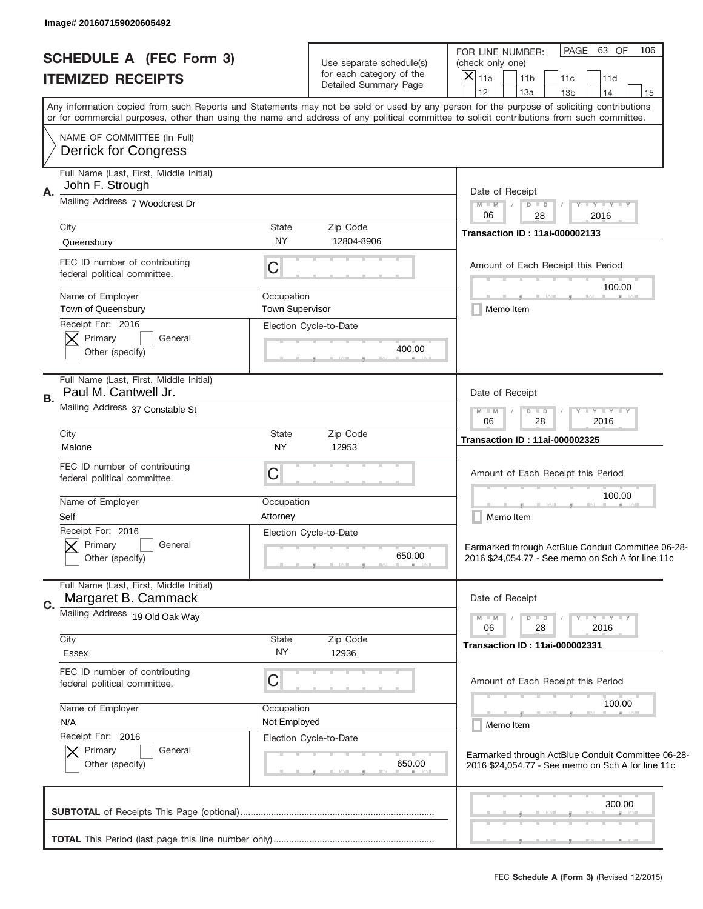Image# 201607159020605492

# SCHEDULE A (FEC Form 3)
## ITEMIZED RECEIPTS

Use separate schedule(s) for each category of the Detailed Summary Page

FOR LINE NUMBER: (check only one)
[X] 11a [ ] 11b [ ] 11c [ ] 11d [ ] 12 [ ] 13a [ ] 13b [ ] 14 [ ] 15

PAGE 63 OF 106

Any information copied from such Reports and Statements may not be sold or used by any person for the purpose of soliciting contributions or for commercial purposes, other than using the name and address of any political committee to solicit contributions from such committee.

NAME OF COMMITTEE (In Full)
Derrick for Congress

---

**A.** Full Name (Last, First, Middle Initial): John F. Strough

Mailing Address: 7 Woodcrest Dr

City: Queensbury | State: NY | Zip Code: 12804-8906

FEC ID number of contributing federal political committee: C

Name of Employer: Town of Queensbury | Occupation: Town Supervisor

Receipt For: 2016 — [X] Primary [ ] General [ ] Other (specify)

Election Cycle-to-Date: 400.00

Date of Receipt: 06 / 28 / 2016

Transaction ID : 11ai-000002133

Amount of Each Receipt this Period: 100.00

[ ] Memo Item

---

**B.** Full Name (Last, First, Middle Initial): Paul M. Cantwell Jr.

Mailing Address: 37 Constable St

City: Malone | State: NY | Zip Code: 12953

FEC ID number of contributing federal political committee: C

Name of Employer: Self | Occupation: Attorney

Receipt For: 2016 — [X] Primary [ ] General [ ] Other (specify)

Election Cycle-to-Date: 650.00

Date of Receipt: 06 / 28 / 2016

Transaction ID : 11ai-000002325

Amount of Each Receipt this Period: 100.00

[ ] Memo Item

Earmarked through ActBlue Conduit Committee 06-28-2016 $24,054.77 - See memo on Sch A for line 11c

---

**C.** Full Name (Last, First, Middle Initial): Margaret B. Cammack

Mailing Address: 19 Old Oak Way

City: Essex | State: NY | Zip Code: 12936

FEC ID number of contributing federal political committee: C

Name of Employer: N/A | Occupation: Not Employed

Receipt For: 2016 — [X] Primary [ ] General [ ] Other (specify)

Election Cycle-to-Date: 650.00

Date of Receipt: 06 / 28 / 2016

Transaction ID : 11ai-000002331

Amount of Each Receipt this Period: 100.00

[ ] Memo Item

Earmarked through ActBlue Conduit Committee 06-28-2016 $24,054.77 - See memo on Sch A for line 11c

---

**SUBTOTAL** of Receipts This Page (optional): 300.00

**TOTAL** This Period (last page this line number only):

FEC **Schedule A** (Form 3) (Revised 12/2015)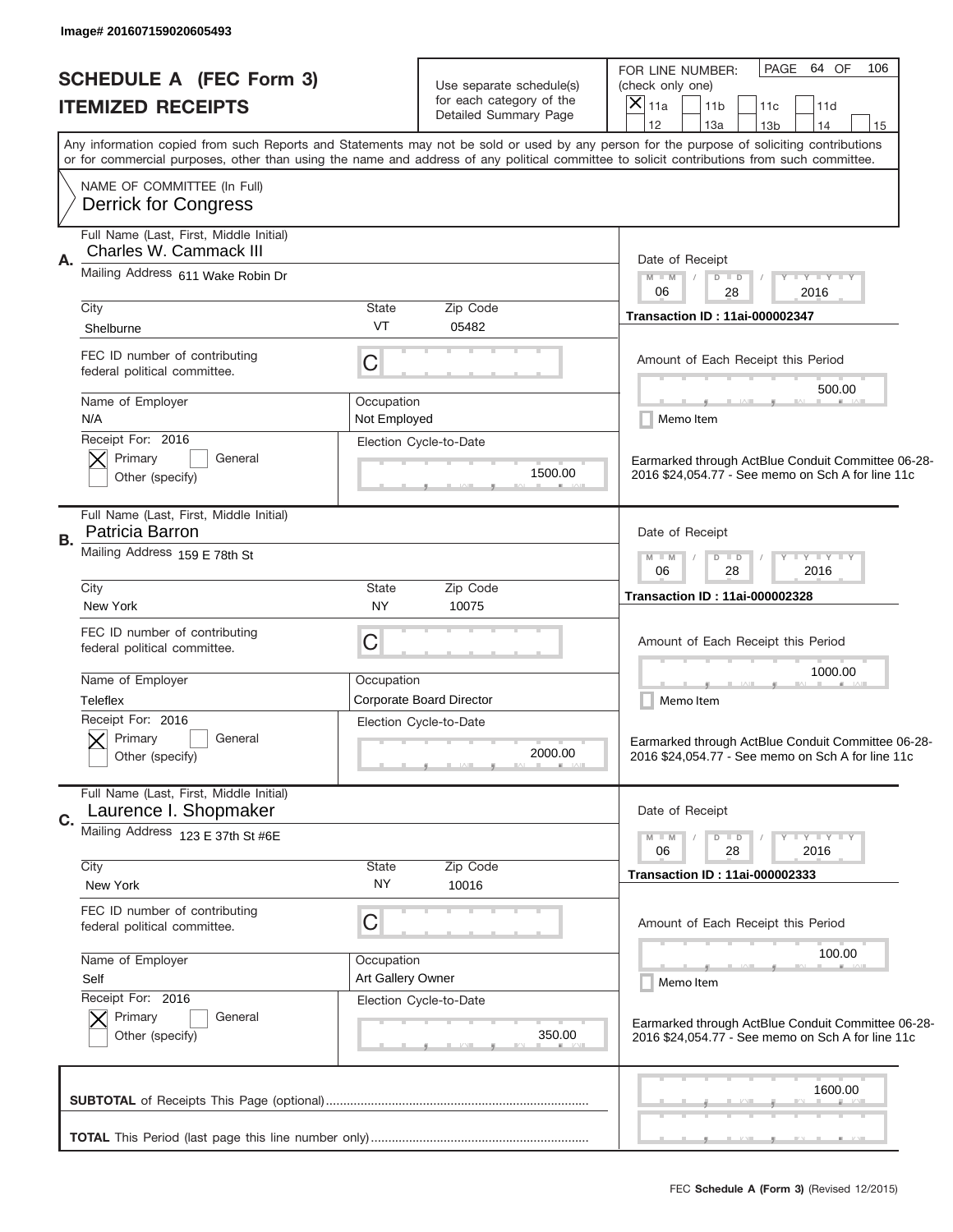Image# 201607159020605493

# SCHEDULE A (FEC Form 3)
## ITEMIZED RECEIPTS

Use separate schedule(s) for each category of the Detailed Summary Page

FOR LINE NUMBER: (check only one)
[X] 11a [ ] 11b [ ] 11c [ ] 11d [ ] 12 [ ] 13a [ ] 13b [ ] 14 [ ] 15

PAGE 64 OF 106

Any information copied from such Reports and Statements may not be sold or used by any person for the purpose of soliciting contributions or for commercial purposes, other than using the name and address of any political committee to solicit contributions from such committee.

NAME OF COMMITTEE (In Full)
Derrick for Congress

---

**A.** Full Name (Last, First, Middle Initial): Charles W. Cammack III
Mailing Address: 611 Wake Robin Dr
City: Shelburne State: VT Zip Code: 05482
FEC ID number of contributing federal political committee: C
Name of Employer: N/A
Occupation: Not Employed
Receipt For: 2016 [X] Primary [ ] General [ ] Other (specify)
Election Cycle-to-Date: 1500.00
Date of Receipt: 06 / 28 / 2016
Transaction ID : 11ai-000002347
Amount of Each Receipt this Period: 500.00
[ ] Memo Item
Earmarked through ActBlue Conduit Committee 06-28-2016 $24,054.77 - See memo on Sch A for line 11c

---

**B.** Full Name (Last, First, Middle Initial): Patricia Barron
Mailing Address: 159 E 78th St
City: New York State: NY Zip Code: 10075
FEC ID number of contributing federal political committee: C
Name of Employer: Teleflex
Occupation: Corporate Board Director
Receipt For: 2016 [X] Primary [ ] General [ ] Other (specify)
Election Cycle-to-Date: 2000.00
Date of Receipt: 06 / 28 / 2016
Transaction ID : 11ai-000002328
Amount of Each Receipt this Period: 1000.00
[ ] Memo Item
Earmarked through ActBlue Conduit Committee 06-28-2016 $24,054.77 - See memo on Sch A for line 11c

---

**C.** Full Name (Last, First, Middle Initial): Laurence I. Shopmaker
Mailing Address: 123 E 37th St #6E
City: New York State: NY Zip Code: 10016
FEC ID number of contributing federal political committee: C
Name of Employer: Self
Occupation: Art Gallery Owner
Receipt For: 2016 [X] Primary [ ] General [ ] Other (specify)
Election Cycle-to-Date: 350.00
Date of Receipt: 06 / 28 / 2016
Transaction ID : 11ai-000002333
Amount of Each Receipt this Period: 100.00
[ ] Memo Item
Earmarked through ActBlue Conduit Committee 06-28-2016 $24,054.77 - See memo on Sch A for line 11c

---

**SUBTOTAL** of Receipts This Page (optional): 1600.00

**TOTAL** This Period (last page this line number only):

FEC **Schedule A** (Form 3) (Revised 12/2015)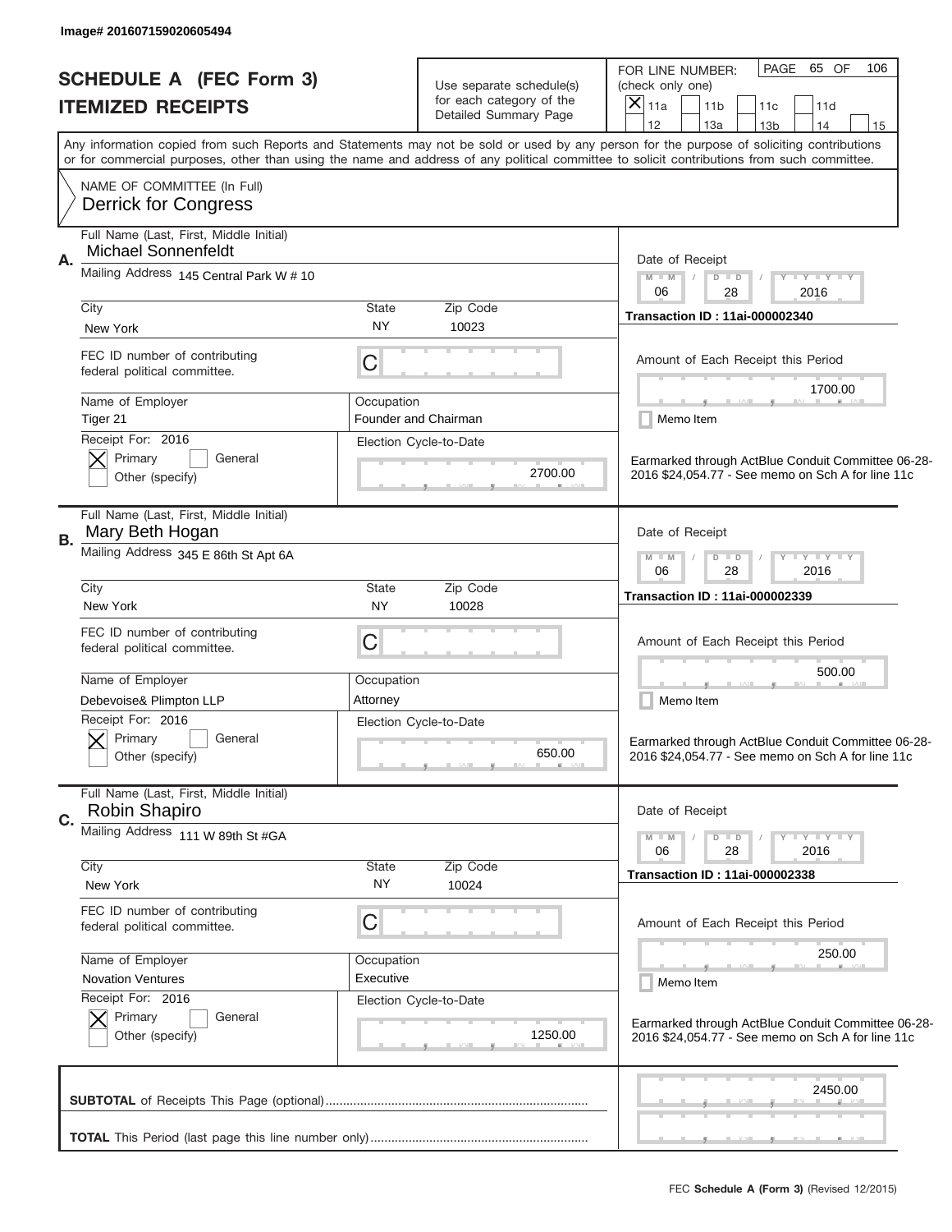Image# 201607159020605494

# SCHEDULE A (FEC Form 3)
## ITEMIZED RECEIPTS

Use separate schedule(s) for each category of the Detailed Summary Page

FOR LINE NUMBER: (check only one)
[X] 11a [ ] 11b [ ] 11c [ ] 11d
[ ] 12 [ ] 13a [ ] 13b [ ] 14 [ ] 15

PAGE 65 OF 106

Any information copied from such Reports and Statements may not be sold or used by any person for the purpose of soliciting contributions or for commercial purposes, other than using the name and address of any political committee to solicit contributions from such committee.

NAME OF COMMITTEE (In Full)
Derrick for Congress

---

**A.** Full Name (Last, First, Middle Initial): Michael Sonnenfeldt
Mailing Address: 145 Central Park W # 10
City: New York | State: NY | Zip Code: 10023
FEC ID number of contributing federal political committee: C
Name of Employer: Tiger 21
Occupation: Founder and Chairman
Receipt For: 2016 — [X] Primary [ ] General — Other (specify)
Election Cycle-to-Date: 2700.00
Date of Receipt: 06 / 28 / 2016
Transaction ID : 11ai-000002340
Amount of Each Receipt this Period: 1700.00
[ ] Memo Item
Earmarked through ActBlue Conduit Committee 06-28-2016 $24,054.77 - See memo on Sch A for line 11c

---

**B.** Full Name (Last, First, Middle Initial): Mary Beth Hogan
Mailing Address: 345 E 86th St Apt 6A
City: New York | State: NY | Zip Code: 10028
FEC ID number of contributing federal political committee: C
Name of Employer: Debevoise& Plimpton LLP
Occupation: Attorney
Receipt For: 2016 — [X] Primary [ ] General — Other (specify)
Election Cycle-to-Date: 650.00
Date of Receipt: 06 / 28 / 2016
Transaction ID : 11ai-000002339
Amount of Each Receipt this Period: 500.00
[ ] Memo Item
Earmarked through ActBlue Conduit Committee 06-28-2016 $24,054.77 - See memo on Sch A for line 11c

---

**C.** Full Name (Last, First, Middle Initial): Robin Shapiro
Mailing Address: 111 W 89th St #GA
City: New York | State: NY | Zip Code: 10024
FEC ID number of contributing federal political committee: C
Name of Employer: Novation Ventures
Occupation: Executive
Receipt For: 2016 — [X] Primary [ ] General — Other (specify)
Election Cycle-to-Date: 1250.00
Date of Receipt: 06 / 28 / 2016
Transaction ID : 11ai-000002338
Amount of Each Receipt this Period: 250.00
[ ] Memo Item
Earmarked through ActBlue Conduit Committee 06-28-2016 $24,054.77 - See memo on Sch A for line 11c

---

**SUBTOTAL** of Receipts This Page (optional): 2450.00

**TOTAL** This Period (last page this line number only):

FEC **Schedule A** (Form 3) (Revised 12/2015)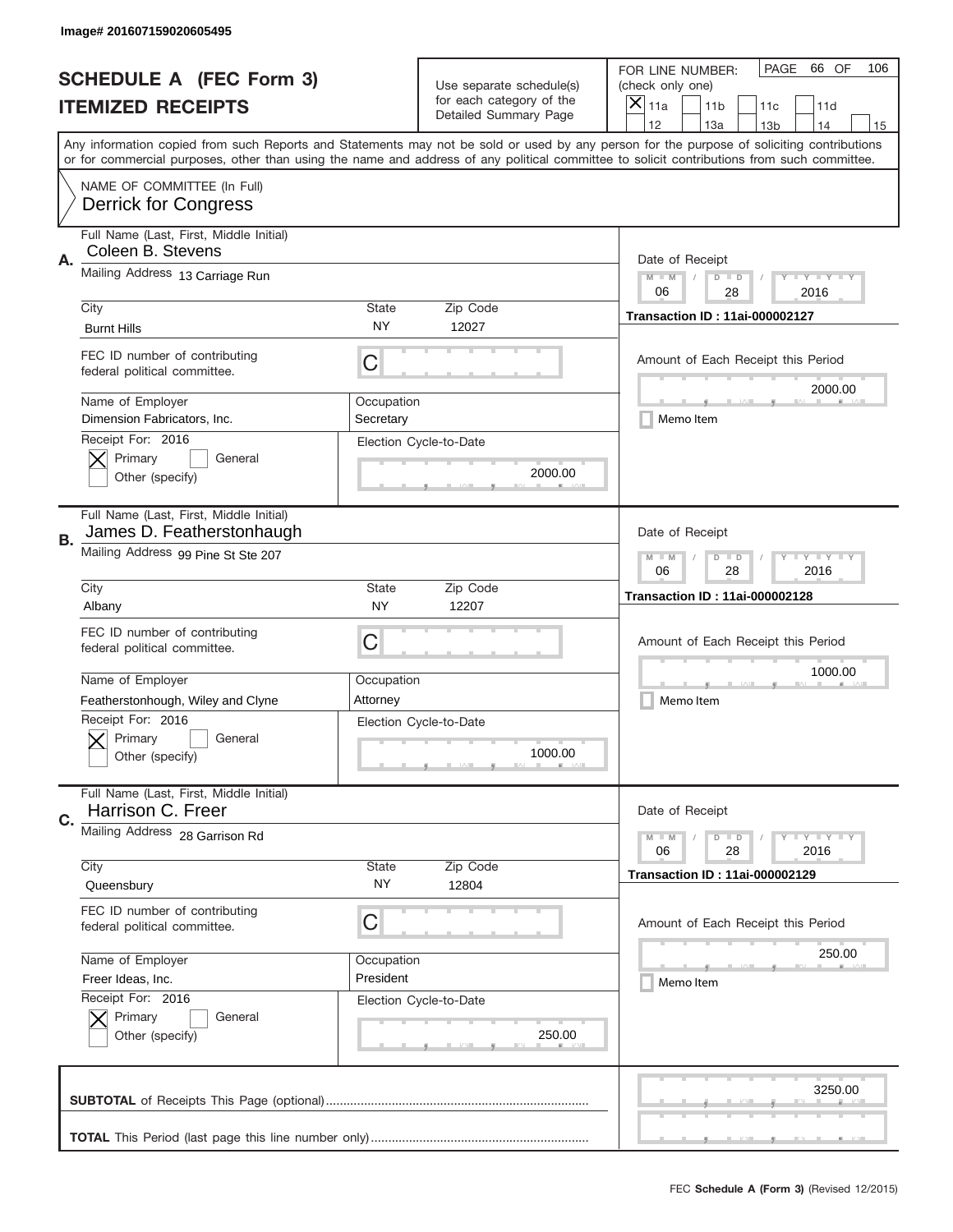Image# 201607159020605495

# SCHEDULE A (FEC Form 3)
# ITEMIZED RECEIPTS

Use separate schedule(s) for each category of the Detailed Summary Page

FOR LINE NUMBER: (check only one)

[X] 11a [ ] 11b [ ] 11c [ ] 11d [ ] 12 [ ] 13a [ ] 13b [ ] 14 [ ] 15

PAGE 66 OF 106

Any information copied from such Reports and Statements may not be sold or used by any person for the purpose of soliciting contributions or for commercial purposes, other than using the name and address of any political committee to solicit contributions from such committee.

NAME OF COMMITTEE (In Full)
Derrick for Congress

---

**A.**

Full Name (Last, First, Middle Initial): Coleen B. Stevens

Mailing Address: 13 Carriage Run

City: Burnt Hills | State: NY | Zip Code: 12027

FEC ID number of contributing federal political committee: C

Name of Employer: Dimension Fabricators, Inc.

Occupation: Secretary

Receipt For: 2016 — [X] Primary [ ] General [ ] Other (specify)

Election Cycle-to-Date: 2000.00

Date of Receipt: 06 / 28 / 2016

Transaction ID : 11ai-000002127

Amount of Each Receipt this Period: 2000.00

[ ] Memo Item

---

**B.**

Full Name (Last, First, Middle Initial): James D. Featherstonhaugh

Mailing Address: 99 Pine St Ste 207

City: Albany | State: NY | Zip Code: 12207

FEC ID number of contributing federal political committee: C

Name of Employer: Featherstonhough, Wiley and Clyne

Occupation: Attorney

Receipt For: 2016 — [X] Primary [ ] General [ ] Other (specify)

Election Cycle-to-Date: 1000.00

Date of Receipt: 06 / 28 / 2016

Transaction ID : 11ai-000002128

Amount of Each Receipt this Period: 1000.00

[ ] Memo Item

---

**C.**

Full Name (Last, First, Middle Initial): Harrison C. Freer

Mailing Address: 28 Garrison Rd

City: Queensbury | State: NY | Zip Code: 12804

FEC ID number of contributing federal political committee: C

Name of Employer: Freer Ideas, Inc.

Occupation: President

Receipt For: 2016 — [X] Primary [ ] General [ ] Other (specify)

Election Cycle-to-Date: 250.00

Date of Receipt: 06 / 28 / 2016

Transaction ID : 11ai-000002129

Amount of Each Receipt this Period: 250.00

[ ] Memo Item

---

**SUBTOTAL** of Receipts This Page (optional): 3250.00

**TOTAL** This Period (last page this line number only):

FEC **Schedule A (Form 3)** (Revised 12/2015)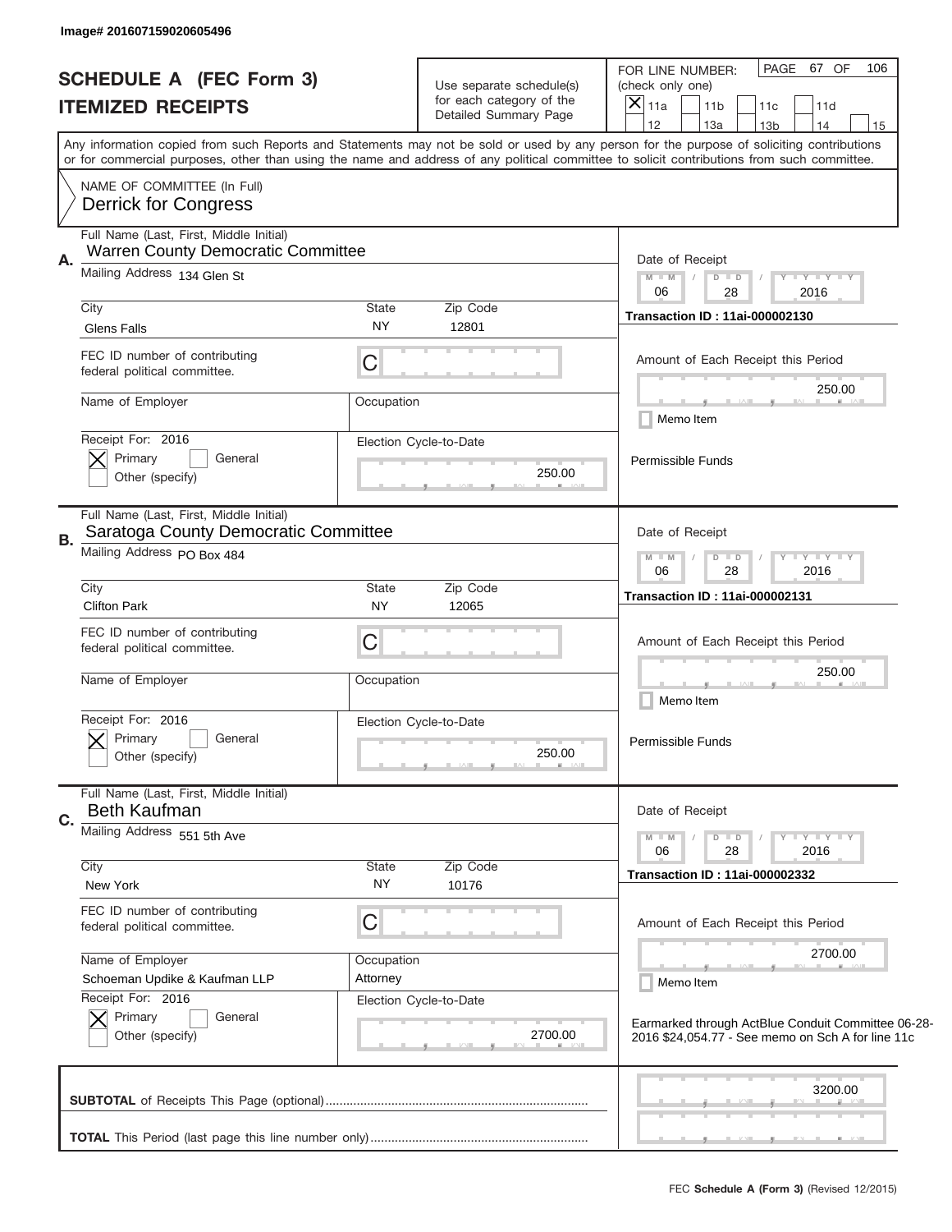Image# 201607159020605496

# SCHEDULE A (FEC Form 3)
## ITEMIZED RECEIPTS

Use separate schedule(s) for each category of the Detailed Summary Page

FOR LINE NUMBER: (check only one)

[X] 11a [ ] 11b [ ] 11c [ ] 11d [ ] 12 [ ] 13a [ ] 13b [ ] 14 [ ] 15

PAGE 67 OF 106

Any information copied from such Reports and Statements may not be sold or used by any person for the purpose of soliciting contributions or for commercial purposes, other than using the name and address of any political committee to solicit contributions from such committee.

NAME OF COMMITTEE (In Full)
Derrick for Congress

---

**A.** Full Name (Last, First, Middle Initial): Warren County Democratic Committee

Mailing Address: 134 Glen St

City: Glens Falls | State: NY | Zip Code: 12801

FEC ID number of contributing federal political committee: C

Name of Employer: | Occupation:

Receipt For: 2016 — [X] Primary [ ] General [ ] Other (specify)

Election Cycle-to-Date: 250.00

Date of Receipt: 06 / 28 / 2016

Transaction ID : 11ai-000002130

Amount of Each Receipt this Period: 250.00

[ ] Memo Item

Permissible Funds

---

**B.** Full Name (Last, First, Middle Initial): Saratoga County Democratic Committee

Mailing Address: PO Box 484

City: Clifton Park | State: NY | Zip Code: 12065

FEC ID number of contributing federal political committee: C

Name of Employer: | Occupation:

Receipt For: 2016 — [X] Primary [ ] General [ ] Other (specify)

Election Cycle-to-Date: 250.00

Date of Receipt: 06 / 28 / 2016

Transaction ID : 11ai-000002131

Amount of Each Receipt this Period: 250.00

[ ] Memo Item

Permissible Funds

---

**C.** Full Name (Last, First, Middle Initial): Beth Kaufman

Mailing Address: 551 5th Ave

City: New York | State: NY | Zip Code: 10176

FEC ID number of contributing federal political committee: C

Name of Employer: Schoeman Updike & Kaufman LLP | Occupation: Attorney

Receipt For: 2016 — [X] Primary [ ] General [ ] Other (specify)

Election Cycle-to-Date: 2700.00

Date of Receipt: 06 / 28 / 2016

Transaction ID : 11ai-000002332

Amount of Each Receipt this Period: 2700.00

[ ] Memo Item

Earmarked through ActBlue Conduit Committee 06-28-2016 $24,054.77 - See memo on Sch A for line 11c

---

**SUBTOTAL** of Receipts This Page (optional): 3200.00

**TOTAL** This Period (last page this line number only):

FEC Schedule A (Form 3) (Revised 12/2015)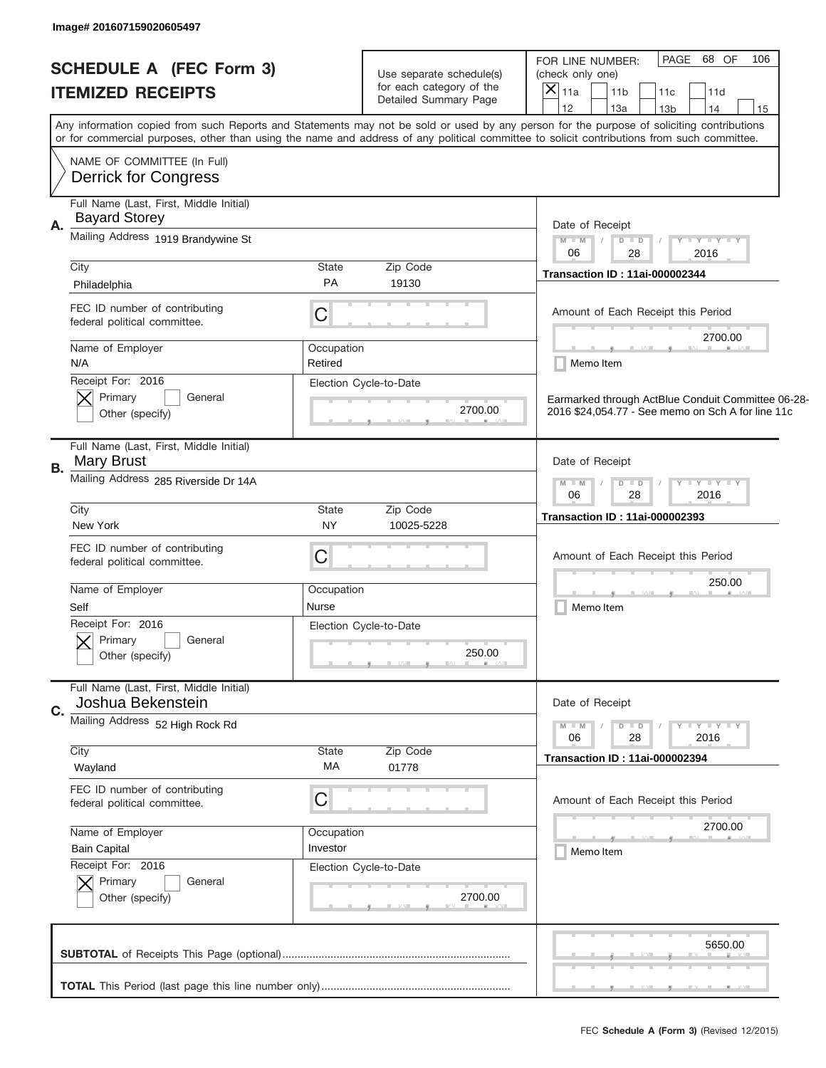Image# 201607159020605497

# SCHEDULE A (FEC Form 3)
## ITEMIZED RECEIPTS

Use separate schedule(s) for each category of the Detailed Summary Page

FOR LINE NUMBER: (check only one)
[X] 11a [ ] 11b [ ] 11c [ ] 11d [ ] 12 [ ] 13a [ ] 13b [ ] 14 [ ] 15

PAGE 68 OF 106

Any information copied from such Reports and Statements may not be sold or used by any person for the purpose of soliciting contributions or for commercial purposes, other than using the name and address of any political committee to solicit contributions from such committee.

NAME OF COMMITTEE (In Full)
Derrick for Congress

---

**A.** Full Name (Last, First, Middle Initial): Bayard Storey
Mailing Address: 1919 Brandywine St
City: Philadelphia | State: PA | Zip Code: 19130
FEC ID number of contributing federal political committee: C
Name of Employer: N/A
Occupation: Retired
Receipt For: 2016 — [X] Primary [ ] General [ ] Other (specify)
Election Cycle-to-Date: 2700.00

Date of Receipt: 06 / 28 / 2016
Transaction ID : 11ai-000002344
Amount of Each Receipt this Period: 2700.00
[ ] Memo Item

Earmarked through ActBlue Conduit Committee 06-28-2016 $24,054.77 - See memo on Sch A for line 11c

---

**B.** Full Name (Last, First, Middle Initial): Mary Brust
Mailing Address: 285 Riverside Dr 14A
City: New York | State: NY | Zip Code: 10025-5228
FEC ID number of contributing federal political committee: C
Name of Employer: Self
Occupation: Nurse
Receipt For: 2016 — [X] Primary [ ] General [ ] Other (specify)
Election Cycle-to-Date: 250.00

Date of Receipt: 06 / 28 / 2016
Transaction ID : 11ai-000002393
Amount of Each Receipt this Period: 250.00
[ ] Memo Item

---

**C.** Full Name (Last, First, Middle Initial): Joshua Bekenstein
Mailing Address: 52 High Rock Rd
City: Wayland | State: MA | Zip Code: 01778
FEC ID number of contributing federal political committee: C
Name of Employer: Bain Capital
Occupation: Investor
Receipt For: 2016 — [X] Primary [ ] General [ ] Other (specify)
Election Cycle-to-Date: 2700.00

Date of Receipt: 06 / 28 / 2016
Transaction ID : 11ai-000002394
Amount of Each Receipt this Period: 2700.00
[ ] Memo Item

---

**SUBTOTAL** of Receipts This Page (optional): 5650.00

**TOTAL** This Period (last page this line number only):

FEC Schedule A (Form 3) (Revised 12/2015)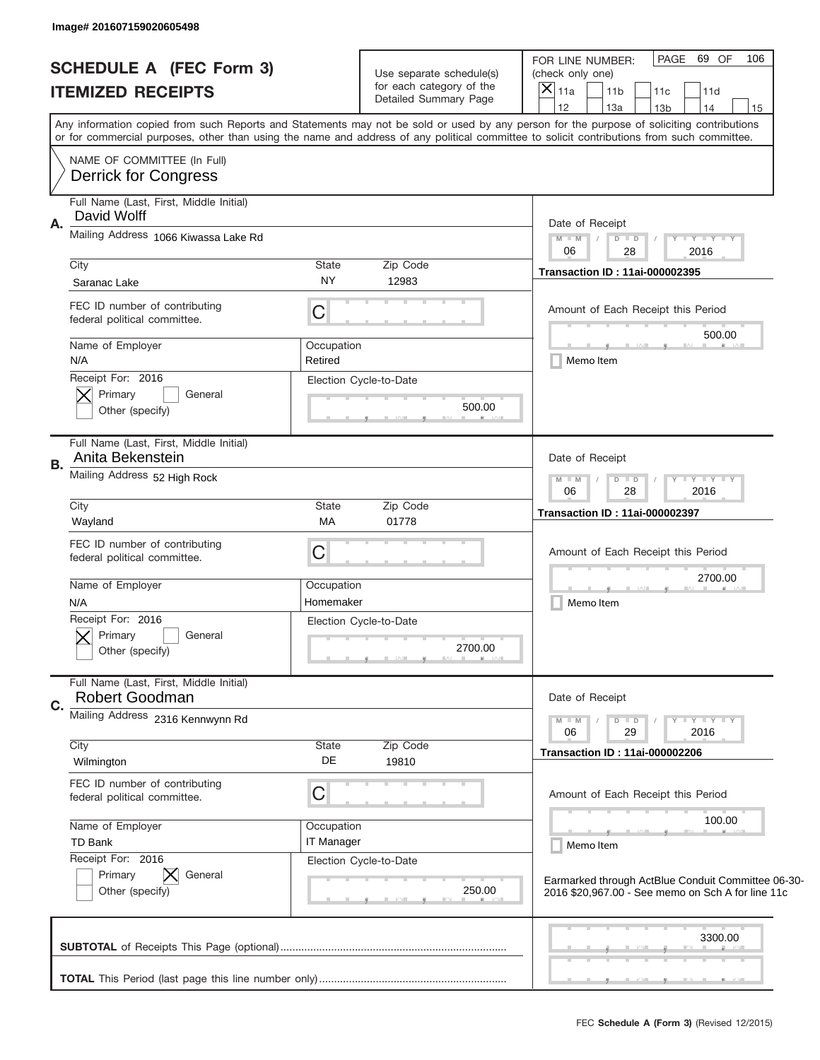Image# 201607159020605498

# SCHEDULE A (FEC Form 3)
## ITEMIZED RECEIPTS

Use separate schedule(s) for each category of the Detailed Summary Page

FOR LINE NUMBER: (check only one)
[X] 11a [ ] 11b [ ] 11c [ ] 11d [ ] 12 [ ] 13a [ ] 13b [ ] 14 [ ] 15

PAGE 69 OF 106

Any information copied from such Reports and Statements may not be sold or used by any person for the purpose of soliciting contributions or for commercial purposes, other than using the name and address of any political committee to solicit contributions from such committee.

NAME OF COMMITTEE (In Full)
Derrick for Congress

---

**A.** Full Name (Last, First, Middle Initial): David Wolff

Mailing Address: 1066 Kiwassa Lake Rd

City: Saranac Lake | State: NY | Zip Code: 12983

FEC ID number of contributing federal political committee: C

Name of Employer: N/A | Occupation: Retired

Receipt For: 2016 — [X] Primary [ ] General [ ] Other (specify)

Election Cycle-to-Date: 500.00

Date of Receipt: 06 / 28 / 2016

Transaction ID : 11ai-000002395

Amount of Each Receipt this Period: 500.00

[ ] Memo Item

---

**B.** Full Name (Last, First, Middle Initial): Anita Bekenstein

Mailing Address: 52 High Rock

City: Wayland | State: MA | Zip Code: 01778

FEC ID number of contributing federal political committee: C

Name of Employer: N/A | Occupation: Homemaker

Receipt For: 2016 — [X] Primary [ ] General [ ] Other (specify)

Election Cycle-to-Date: 2700.00

Date of Receipt: 06 / 28 / 2016

Transaction ID : 11ai-000002397

Amount of Each Receipt this Period: 2700.00

[ ] Memo Item

---

**C.** Full Name (Last, First, Middle Initial): Robert Goodman

Mailing Address: 2316 Kennwynn Rd

City: Wilmington | State: DE | Zip Code: 19810

FEC ID number of contributing federal political committee: C

Name of Employer: TD Bank | Occupation: IT Manager

Receipt For: 2016 — [ ] Primary [X] General [ ] Other (specify)

Election Cycle-to-Date: 250.00

Date of Receipt: 06 / 29 / 2016

Transaction ID : 11ai-000002206

Amount of Each Receipt this Period: 100.00

[ ] Memo Item

Earmarked through ActBlue Conduit Committee 06-30-2016 $20,967.00 - See memo on Sch A for line 11c

---

**SUBTOTAL** of Receipts This Page (optional): 3300.00

**TOTAL** This Period (last page this line number only):

FEC **Schedule A** (Form 3) (Revised 12/2015)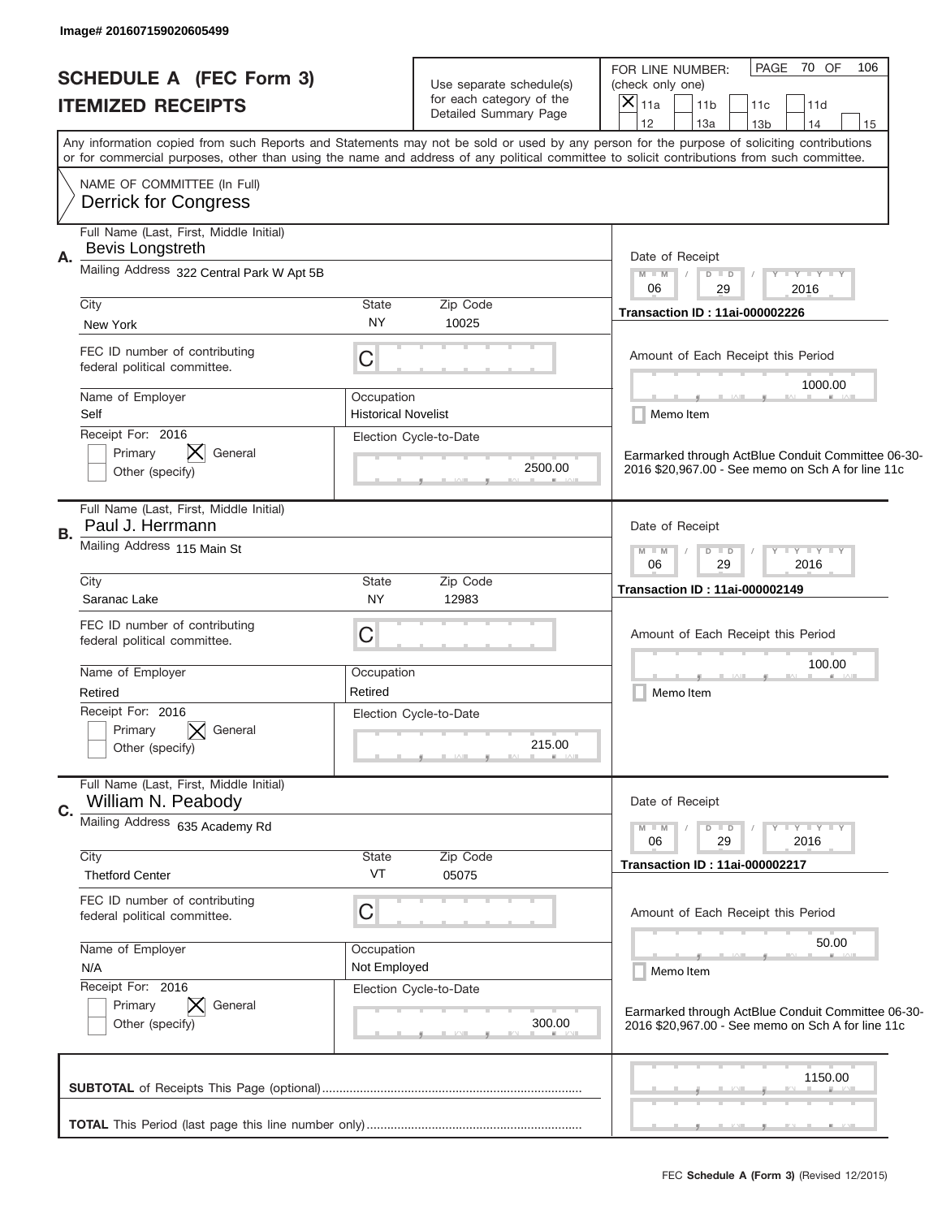Image# 201607159020605499

# SCHEDULE A (FEC Form 3)
## ITEMIZED RECEIPTS

Use separate schedule(s) for each category of the Detailed Summary Page

FOR LINE NUMBER: (check only one)
[X] 11a [ ] 11b [ ] 11c [ ] 11d [ ] 12 [ ] 13a [ ] 13b [ ] 14 [ ] 15

PAGE 70 OF 106

Any information copied from such Reports and Statements may not be sold or used by any person for the purpose of soliciting contributions or for commercial purposes, other than using the name and address of any political committee to solicit contributions from such committee.

NAME OF COMMITTEE (In Full)
Derrick for Congress

---

**A.** Full Name (Last, First, Middle Initial): Bevis Longstreth

Mailing Address: 322 Central Park W Apt 5B

City: New York | State: NY | Zip Code: 10025

FEC ID number of contributing federal political committee: C

Name of Employer: Self

Occupation: Historical Novelist

Receipt For: 2016 — [ ] Primary [X] General [ ] Other (specify)

Election Cycle-to-Date: 2500.00

Date of Receipt: 06 / 29 / 2016

Transaction ID : 11ai-000002226

Amount of Each Receipt this Period: 1000.00

[ ] Memo Item

Earmarked through ActBlue Conduit Committee 06-30-2016 $20,967.00 - See memo on Sch A for line 11c

---

**B.** Full Name (Last, First, Middle Initial): Paul J. Herrmann

Mailing Address: 115 Main St

City: Saranac Lake | State: NY | Zip Code: 12983

FEC ID number of contributing federal political committee: C

Name of Employer: Retired

Occupation: Retired

Receipt For: 2016 — [ ] Primary [X] General [ ] Other (specify)

Election Cycle-to-Date: 215.00

Date of Receipt: 06 / 29 / 2016

Transaction ID : 11ai-000002149

Amount of Each Receipt this Period: 100.00

[ ] Memo Item

---

**C.** Full Name (Last, First, Middle Initial): William N. Peabody

Mailing Address: 635 Academy Rd

City: Thetford Center | State: VT | Zip Code: 05075

FEC ID number of contributing federal political committee: C

Name of Employer: N/A

Occupation: Not Employed

Receipt For: 2016 — [ ] Primary [X] General [ ] Other (specify)

Election Cycle-to-Date: 300.00

Date of Receipt: 06 / 29 / 2016

Transaction ID : 11ai-000002217

Amount of Each Receipt this Period: 50.00

[ ] Memo Item

Earmarked through ActBlue Conduit Committee 06-30-2016 $20,967.00 - See memo on Sch A for line 11c

---

**SUBTOTAL** of Receipts This Page (optional): 1150.00

**TOTAL** This Period (last page this line number only):

FEC **Schedule A** (Form 3) (Revised 12/2015)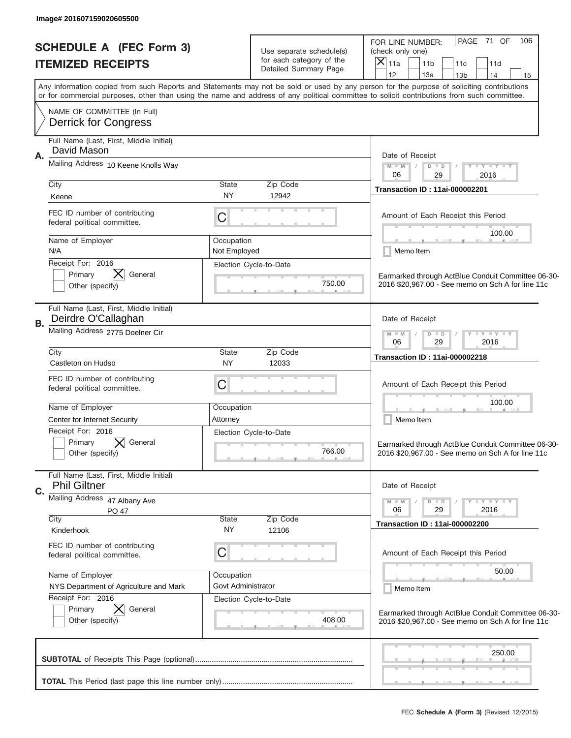Image# 201607159020605500

# SCHEDULE A (FEC Form 3)
## ITEMIZED RECEIPTS

Use separate schedule(s) for each category of the Detailed Summary Page

FOR LINE NUMBER: (check only one)
[X] 11a [ ] 11b [ ] 11c [ ] 11d [ ] 12 [ ] 13a [ ] 13b [ ] 14 [ ] 15

Any information copied from such Reports and Statements may not be sold or used by any person for the purpose of soliciting contributions or for commercial purposes, other than using the name and address of any political committee to solicit contributions from such committee.

NAME OF COMMITTEE (In Full)
Derrick for Congress

---

**A.**
Full Name (Last, First, Middle Initial): David Mason
Mailing Address: 10 Keene Knolls Way
City: Keene | State: NY | Zip Code: 12942
FEC ID number of contributing federal political committee: C
Name of Employer: N/A | Occupation: Not Employed
Receipt For: 2016 — [ ] Primary [X] General [ ] Other (specify)
Election Cycle-to-Date: 750.00
Date of Receipt: 06 / 29 / 2016
Transaction ID : 11ai-000002201
Amount of Each Receipt this Period: 100.00
[ ] Memo Item
Earmarked through ActBlue Conduit Committee 06-30-2016 $20,967.00 - See memo on Sch A for line 11c

---

**B.**
Full Name (Last, First, Middle Initial): Deirdre O'Callaghan
Mailing Address: 2775 Doelner Cir
City: Castleton on Hudso | State: NY | Zip Code: 12033
FEC ID number of contributing federal political committee: C
Name of Employer: Center for Internet Security | Occupation: Attorney
Receipt For: 2016 — [ ] Primary [X] General [ ] Other (specify)
Election Cycle-to-Date: 766.00
Date of Receipt: 06 / 29 / 2016
Transaction ID : 11ai-000002218
Amount of Each Receipt this Period: 100.00
[ ] Memo Item
Earmarked through ActBlue Conduit Committee 06-30-2016 $20,967.00 - See memo on Sch A for line 11c

---

**C.**
Full Name (Last, First, Middle Initial): Phil Giltner
Mailing Address: 47 Albany Ave, PO 47
City: Kinderhook | State: NY | Zip Code: 12106
FEC ID number of contributing federal political committee: C
Name of Employer: NYS Department of Agriculture and Mark | Occupation: Govt Administrator
Receipt For: 2016 — [ ] Primary [X] General [ ] Other (specify)
Election Cycle-to-Date: 408.00
Date of Receipt: 06 / 29 / 2016
Transaction ID : 11ai-000002200
Amount of Each Receipt this Period: 50.00
[ ] Memo Item
Earmarked through ActBlue Conduit Committee 06-30-2016 $20,967.00 - See memo on Sch A for line 11c

---

**SUBTOTAL** of Receipts This Page (optional): 250.00

**TOTAL** This Period (last page this line number only):

FEC **Schedule A** (Form 3) (Revised 12/2015)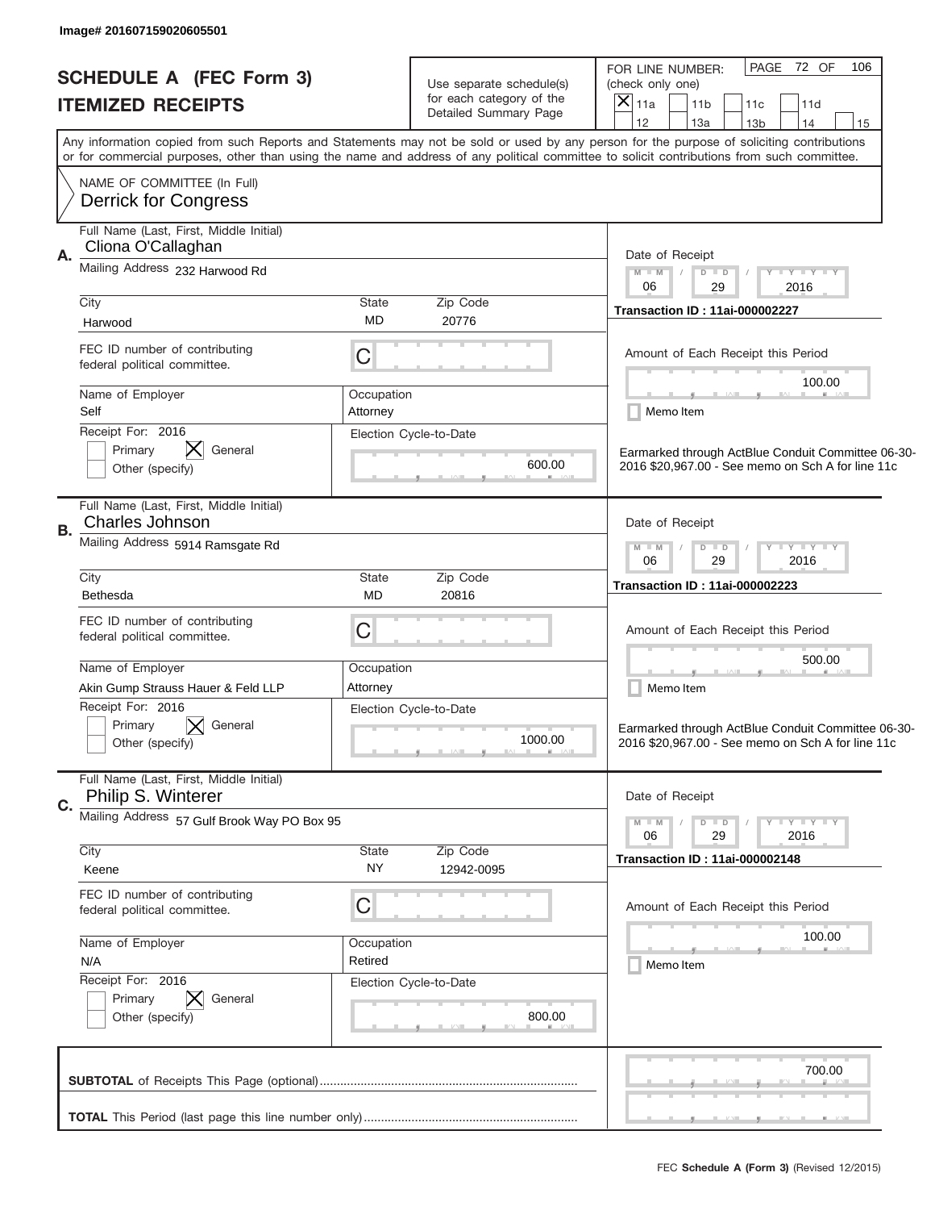Image# 201607159020605501

# SCHEDULE A (FEC Form 3)
# ITEMIZED RECEIPTS

Use separate schedule(s) for each category of the Detailed Summary Page

FOR LINE NUMBER: (check only one)
[X] 11a [ ] 11b [ ] 11c [ ] 11d [ ] 12 [ ] 13a [ ] 13b [ ] 14 [ ] 15

PAGE 72 OF 106

Any information copied from such Reports and Statements may not be sold or used by any person for the purpose of soliciting contributions or for commercial purposes, other than using the name and address of any political committee to solicit contributions from such committee.

NAME OF COMMITTEE (In Full)
Derrick for Congress

---

**A.** Full Name (Last, First, Middle Initial): Cliona O'Callaghan

Mailing Address: 232 Harwood Rd

City: Harwood | State: MD | Zip Code: 20776

FEC ID number of contributing federal political committee: C

Name of Employer: Self | Occupation: Attorney

Receipt For: 2016 — [ ] Primary [X] General [ ] Other (specify)

Election Cycle-to-Date: 600.00

Date of Receipt: 06 / 29 / 2016

Transaction ID : 11ai-000002227

Amount of Each Receipt this Period: 100.00

[ ] Memo Item

Earmarked through ActBlue Conduit Committee 06-30-2016 $20,967.00 - See memo on Sch A for line 11c

---

**B.** Full Name (Last, First, Middle Initial): Charles Johnson

Mailing Address: 5914 Ramsgate Rd

City: Bethesda | State: MD | Zip Code: 20816

FEC ID number of contributing federal political committee: C

Name of Employer: Akin Gump Strauss Hauer & Feld LLP | Occupation: Attorney

Receipt For: 2016 — [ ] Primary [X] General [ ] Other (specify)

Election Cycle-to-Date: 1000.00

Date of Receipt: 06 / 29 / 2016

Transaction ID : 11ai-000002223

Amount of Each Receipt this Period: 500.00

[ ] Memo Item

Earmarked through ActBlue Conduit Committee 06-30-2016 $20,967.00 - See memo on Sch A for line 11c

---

**C.** Full Name (Last, First, Middle Initial): Philip S. Winterer

Mailing Address: 57 Gulf Brook Way PO Box 95

City: Keene | State: NY | Zip Code: 12942-0095

FEC ID number of contributing federal political committee: C

Name of Employer: N/A | Occupation: Retired

Receipt For: 2016 — [ ] Primary [X] General [ ] Other (specify)

Election Cycle-to-Date: 800.00

Date of Receipt: 06 / 29 / 2016

Transaction ID : 11ai-000002148

Amount of Each Receipt this Period: 100.00

[ ] Memo Item

---

**SUBTOTAL** of Receipts This Page (optional): 700.00

**TOTAL** This Period (last page this line number only):

FEC **Schedule A** (Form 3) (Revised 12/2015)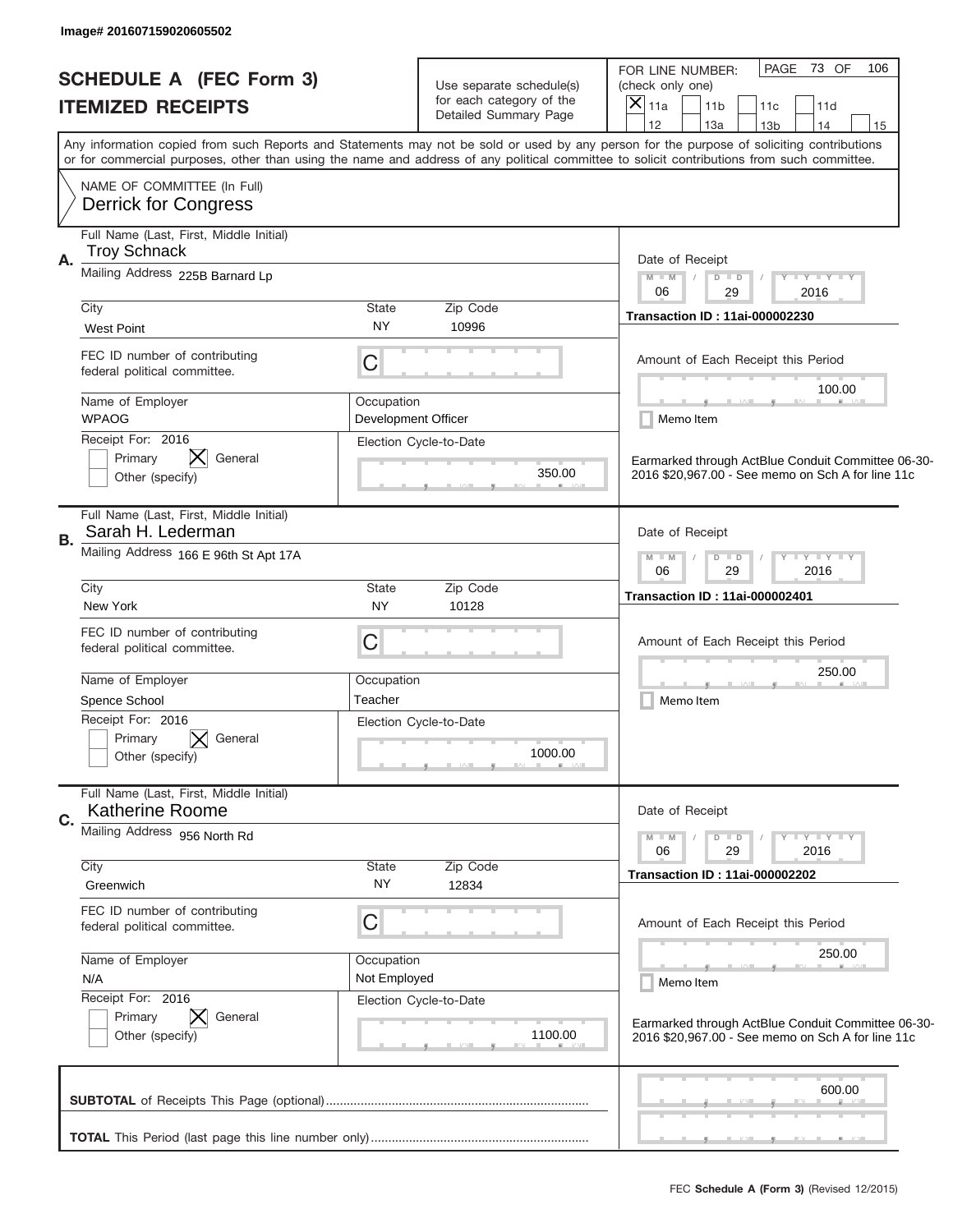Image# 201607159020605502

# SCHEDULE A (FEC Form 3)
# ITEMIZED RECEIPTS

Use separate schedule(s) for each category of the Detailed Summary Page

FOR LINE NUMBER: (check only one)

[X] 11a [ ] 11b [ ] 11c [ ] 11d [ ] 12 [ ] 13a [ ] 13b [ ] 14 [ ] 15

Any information copied from such Reports and Statements may not be sold or used by any person for the purpose of soliciting contributions or for commercial purposes, other than using the name and address of any political committee to solicit contributions from such committee.

NAME OF COMMITTEE (In Full)
Derrick for Congress

---

**A.** Full Name (Last, First, Middle Initial): Troy Schnack

Mailing Address: 225B Barnard Lp

City: West Point | State: NY | Zip Code: 10996

FEC ID number of contributing federal political committee: C

Name of Employer: WPAOG

Occupation: Development Officer

Receipt For: 2016 — [ ] Primary [X] General [ ] Other (specify)

Election Cycle-to-Date: 350.00

Date of Receipt: 06 / 29 / 2016

Transaction ID : 11ai-000002230

Amount of Each Receipt this Period: 100.00

[ ] Memo Item

Earmarked through ActBlue Conduit Committee 06-30-2016 $20,967.00 - See memo on Sch A for line 11c

---

**B.** Full Name (Last, First, Middle Initial): Sarah H. Lederman

Mailing Address: 166 E 96th St Apt 17A

City: New York | State: NY | Zip Code: 10128

FEC ID number of contributing federal political committee: C

Name of Employer: Spence School

Occupation: Teacher

Receipt For: 2016 — [ ] Primary [X] General [ ] Other (specify)

Election Cycle-to-Date: 1000.00

Date of Receipt: 06 / 29 / 2016

Transaction ID : 11ai-000002401

Amount of Each Receipt this Period: 250.00

[ ] Memo Item

---

**C.** Full Name (Last, First, Middle Initial): Katherine Roome

Mailing Address: 956 North Rd

City: Greenwich | State: NY | Zip Code: 12834

FEC ID number of contributing federal political committee: C

Name of Employer: N/A

Occupation: Not Employed

Receipt For: 2016 — [ ] Primary [X] General [ ] Other (specify)

Election Cycle-to-Date: 1100.00

Date of Receipt: 06 / 29 / 2016

Transaction ID : 11ai-000002202

Amount of Each Receipt this Period: 250.00

[ ] Memo Item

Earmarked through ActBlue Conduit Committee 06-30-2016 $20,967.00 - See memo on Sch A for line 11c

---

**SUBTOTAL** of Receipts This Page (optional): 600.00

**TOTAL** This Period (last page this line number only):

FEC **Schedule A** (Form 3) (Revised 12/2015)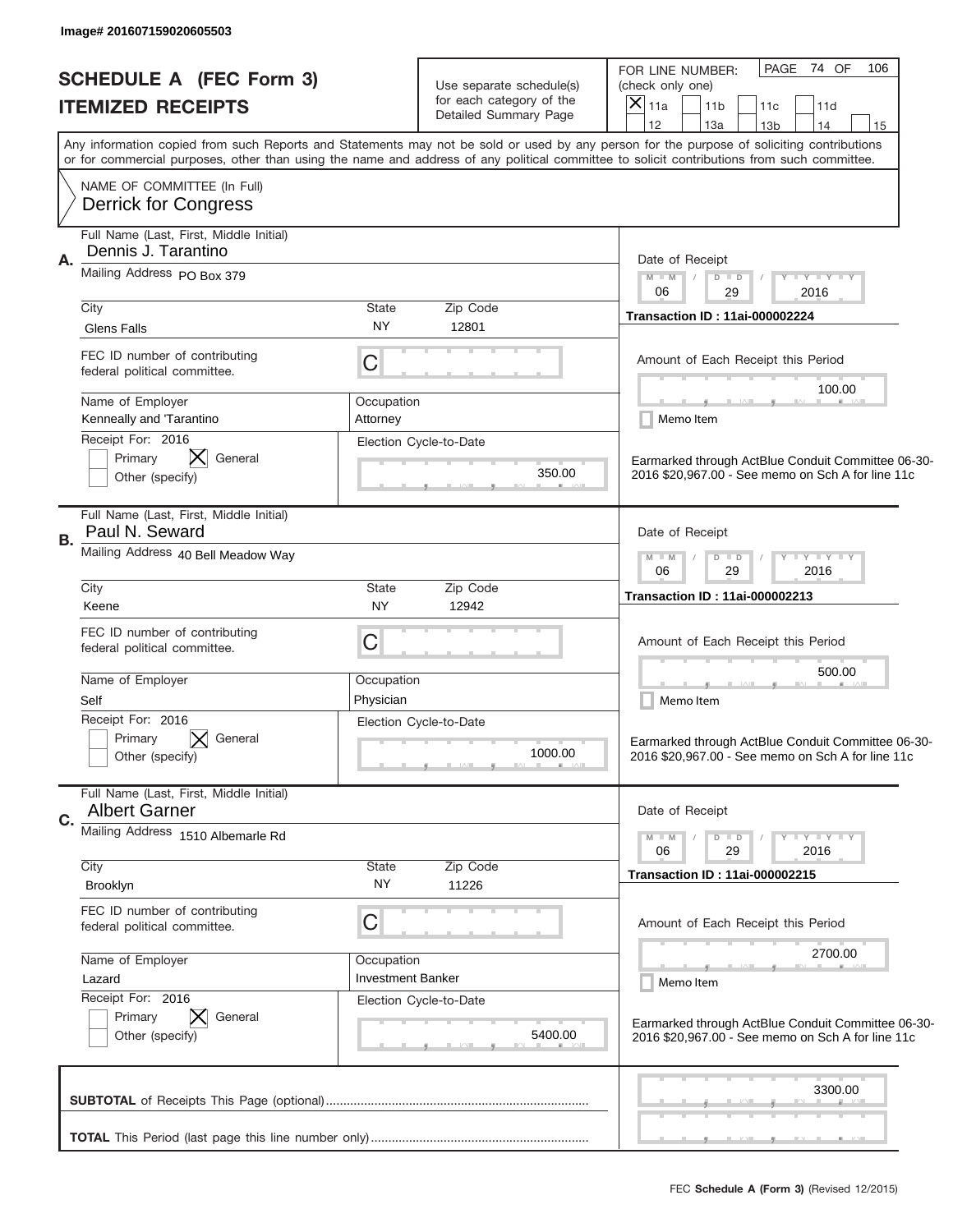Image# 201607159020605503

# SCHEDULE A (FEC Form 3)
# ITEMIZED RECEIPTS

Use separate schedule(s) for each category of the Detailed Summary Page

FOR LINE NUMBER: (check only one)

[X] 11a [ ] 11b [ ] 11c [ ] 11d [ ] 12 [ ] 13a [ ] 13b [ ] 14 [ ] 15

PAGE 74 OF 106

Any information copied from such Reports and Statements may not be sold or used by any person for the purpose of soliciting contributions or for commercial purposes, other than using the name and address of any political committee to solicit contributions from such committee.

NAME OF COMMITTEE (In Full)
Derrick for Congress

---

**A.** Full Name (Last, First, Middle Initial): Dennis J. Tarantino

Mailing Address: PO Box 379

City: Glens Falls | State: NY | Zip Code: 12801

FEC ID number of contributing federal political committee: C

Name of Employer: Kenneally and 'Tarantino

Occupation: Attorney

Receipt For: 2016 — [ ] Primary [X] General [ ] Other (specify)

Election Cycle-to-Date: 350.00

Date of Receipt: 06 / 29 / 2016

Transaction ID : 11ai-000002224

Amount of Each Receipt this Period: 100.00

[ ] Memo Item

Earmarked through ActBlue Conduit Committee 06-30-2016 $20,967.00 - See memo on Sch A for line 11c

---

**B.** Full Name (Last, First, Middle Initial): Paul N. Seward

Mailing Address: 40 Bell Meadow Way

City: Keene | State: NY | Zip Code: 12942

FEC ID number of contributing federal political committee: C

Name of Employer: Self

Occupation: Physician

Receipt For: 2016 — [ ] Primary [X] General [ ] Other (specify)

Election Cycle-to-Date: 1000.00

Date of Receipt: 06 / 29 / 2016

Transaction ID : 11ai-000002213

Amount of Each Receipt this Period: 500.00

[ ] Memo Item

Earmarked through ActBlue Conduit Committee 06-30-2016 $20,967.00 - See memo on Sch A for line 11c

---

**C.** Full Name (Last, First, Middle Initial): Albert Garner

Mailing Address: 1510 Albemarle Rd

City: Brooklyn | State: NY | Zip Code: 11226

FEC ID number of contributing federal political committee: C

Name of Employer: Lazard

Occupation: Investment Banker

Receipt For: 2016 — [ ] Primary [X] General [ ] Other (specify)

Election Cycle-to-Date: 5400.00

Date of Receipt: 06 / 29 / 2016

Transaction ID : 11ai-000002215

Amount of Each Receipt this Period: 2700.00

[ ] Memo Item

Earmarked through ActBlue Conduit Committee 06-30-2016 $20,967.00 - See memo on Sch A for line 11c

---

**SUBTOTAL** of Receipts This Page (optional): 3300.00

**TOTAL** This Period (last page this line number only):

FEC **Schedule A** (Form 3) (Revised 12/2015)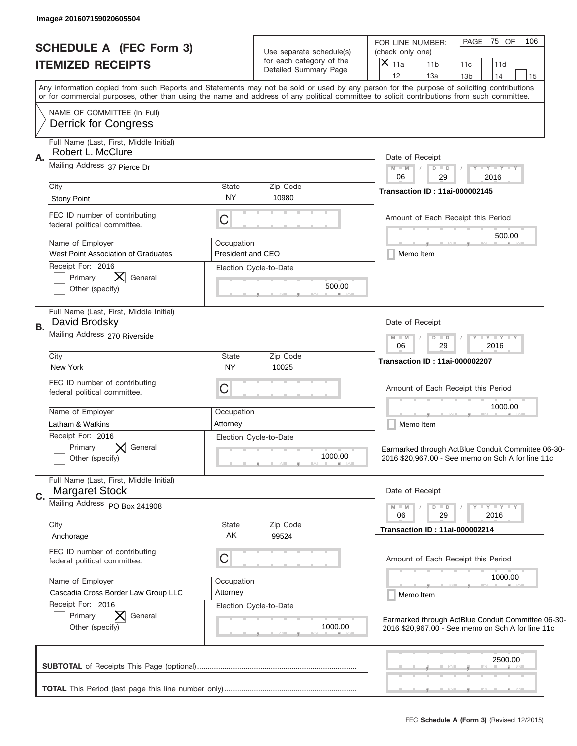Image# 201607159020605504

# SCHEDULE A (FEC Form 3)
## ITEMIZED RECEIPTS

Use separate schedule(s) for each category of the Detailed Summary Page

FOR LINE NUMBER: (check only one)
[X] 11a [ ] 11b [ ] 11c [ ] 11d [ ] 12 [ ] 13a [ ] 13b [ ] 14 [ ] 15

PAGE 75 OF 106

Any information copied from such Reports and Statements may not be sold or used by any person for the purpose of soliciting contributions or for commercial purposes, other than using the name and address of any political committee to solicit contributions from such committee.

NAME OF COMMITTEE (In Full)
Derrick for Congress

---

**A.**
Full Name (Last, First, Middle Initial): Robert L. McClure
Mailing Address: 37 Pierce Dr
City: Stony Point
State: NY
Zip Code: 10980
FEC ID number of contributing federal political committee: C
Name of Employer: West Point Association of Graduates
Occupation: President and CEO
Receipt For: 2016 — [ ] Primary [X] General [ ] Other (specify)
Election Cycle-to-Date: 500.00
Date of Receipt: 06 / 29 / 2016
Transaction ID : 11ai-000002145
Amount of Each Receipt this Period: 500.00
[ ] Memo Item

---

**B.**
Full Name (Last, First, Middle Initial): David Brodsky
Mailing Address: 270 Riverside
City: New York
State: NY
Zip Code: 10025
FEC ID number of contributing federal political committee: C
Name of Employer: Latham & Watkins
Occupation: Attorney
Receipt For: 2016 — [ ] Primary [X] General [ ] Other (specify)
Election Cycle-to-Date: 1000.00
Date of Receipt: 06 / 29 / 2016
Transaction ID : 11ai-000002207
Amount of Each Receipt this Period: 1000.00
[ ] Memo Item
Earmarked through ActBlue Conduit Committee 06-30-2016 $20,967.00 - See memo on Sch A for line 11c

---

**C.**
Full Name (Last, First, Middle Initial): Margaret Stock
Mailing Address: PO Box 241908
City: Anchorage
State: AK
Zip Code: 99524
FEC ID number of contributing federal political committee: C
Name of Employer: Cascadia Cross Border Law Group LLC
Occupation: Attorney
Receipt For: 2016 — [ ] Primary [X] General [ ] Other (specify)
Election Cycle-to-Date: 1000.00
Date of Receipt: 06 / 29 / 2016
Transaction ID : 11ai-000002214
Amount of Each Receipt this Period: 1000.00
[ ] Memo Item
Earmarked through ActBlue Conduit Committee 06-30-2016 $20,967.00 - See memo on Sch A for line 11c

---

**SUBTOTAL** of Receipts This Page (optional): 2500.00

**TOTAL** This Period (last page this line number only):

FEC **Schedule A** (Form 3) (Revised 12/2015)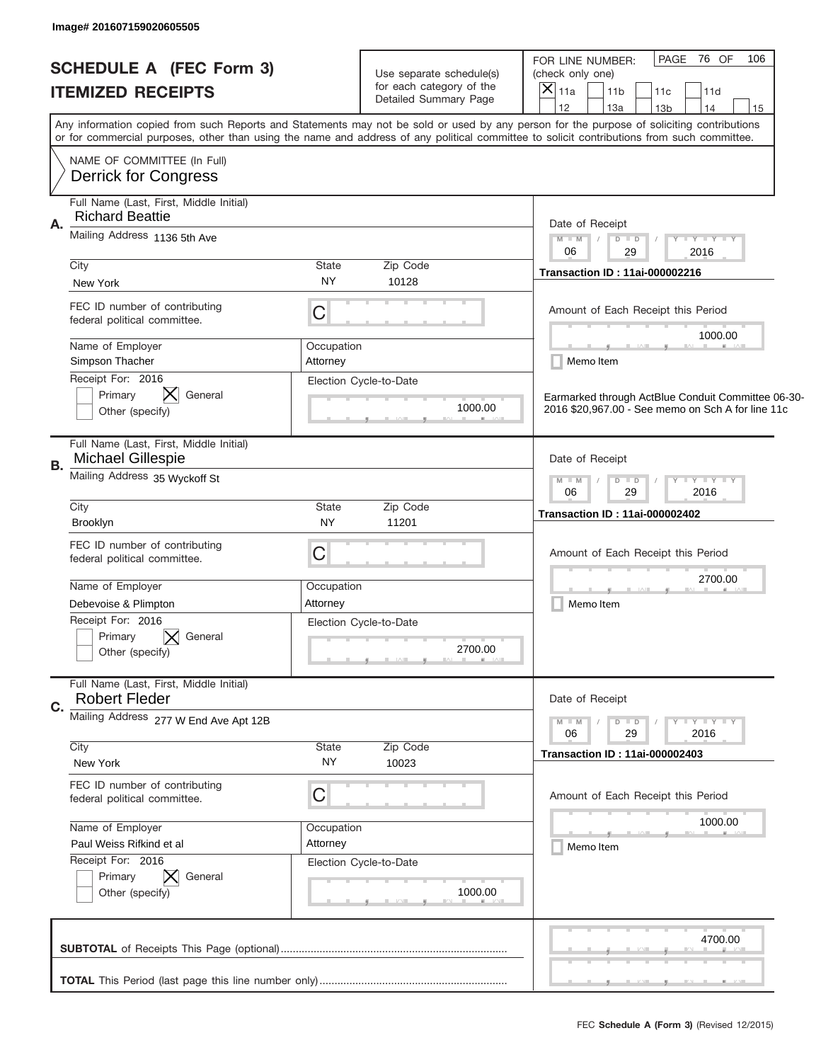Image# 201607159020605505

# SCHEDULE A (FEC Form 3)
## ITEMIZED RECEIPTS

Use separate schedule(s) for each category of the Detailed Summary Page

FOR LINE NUMBER: (check only one)
[X] 11a [ ] 11b [ ] 11c [ ] 11d [ ] 12 [ ] 13a [ ] 13b [ ] 14 [ ] 15

PAGE 76 OF 106

Any information copied from such Reports and Statements may not be sold or used by any person for the purpose of soliciting contributions or for commercial purposes, other than using the name and address of any political committee to solicit contributions from such committee.

NAME OF COMMITTEE (In Full)
Derrick for Congress

---

**A.** Full Name (Last, First, Middle Initial): Richard Beattie
Mailing Address: 1136 5th Ave
City: New York | State: NY | Zip Code: 10128
FEC ID number of contributing federal political committee: C
Name of Employer: Simpson Thacher
Occupation: Attorney
Receipt For: 2016 — [ ] Primary [X] General [ ] Other (specify)
Election Cycle-to-Date: 1000.00
Date of Receipt: 06 / 29 / 2016
Transaction ID : 11ai-000002216
Amount of Each Receipt this Period: 1000.00
[ ] Memo Item
Earmarked through ActBlue Conduit Committee 06-30-2016 $20,967.00 - See memo on Sch A for line 11c

---

**B.** Full Name (Last, First, Middle Initial): Michael Gillespie
Mailing Address: 35 Wyckoff St
City: Brooklyn | State: NY | Zip Code: 11201
FEC ID number of contributing federal political committee: C
Name of Employer: Debevoise & Plimpton
Occupation: Attorney
Receipt For: 2016 — [ ] Primary [X] General [ ] Other (specify)
Election Cycle-to-Date: 2700.00
Date of Receipt: 06 / 29 / 2016
Transaction ID : 11ai-000002402
Amount of Each Receipt this Period: 2700.00
[ ] Memo Item

---

**C.** Full Name (Last, First, Middle Initial): Robert Fleder
Mailing Address: 277 W End Ave Apt 12B
City: New York | State: NY | Zip Code: 10023
FEC ID number of contributing federal political committee: C
Name of Employer: Paul Weiss Rifkind et al
Occupation: Attorney
Receipt For: 2016 — [ ] Primary [X] General [ ] Other (specify)
Election Cycle-to-Date: 1000.00
Date of Receipt: 06 / 29 / 2016
Transaction ID : 11ai-000002403
Amount of Each Receipt this Period: 1000.00
[ ] Memo Item

---

**SUBTOTAL** of Receipts This Page (optional): 4700.00

**TOTAL** This Period (last page this line number only):

FEC Schedule A (Form 3) (Revised 12/2015)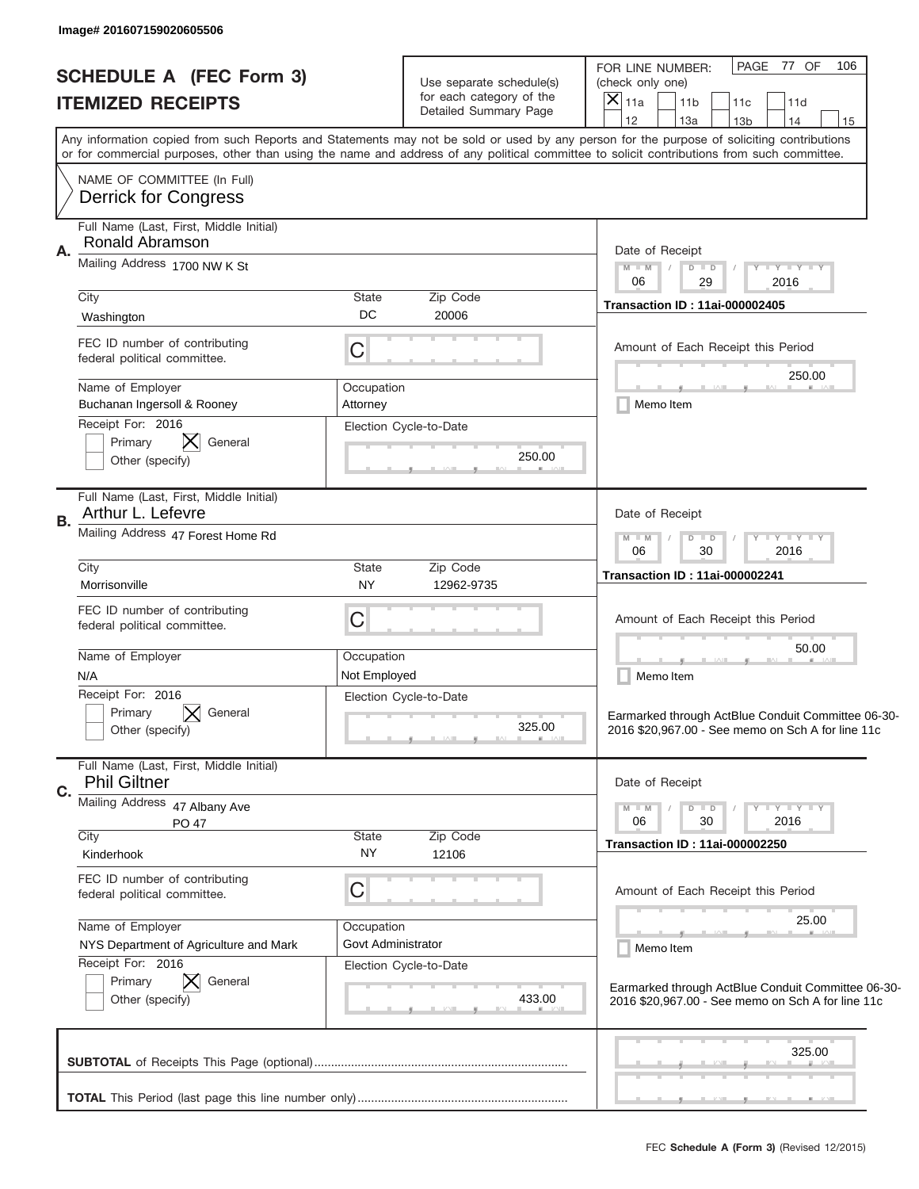Image# 201607159020605506

# SCHEDULE A (FEC Form 3)
# ITEMIZED RECEIPTS

Use separate schedule(s) for each category of the Detailed Summary Page

FOR LINE NUMBER: (check only one)

- [X] 11a
- [ ] 11b
- [ ] 11c
- [ ] 11d
- [ ] 12
- [ ] 13a
- [ ] 13b
- [ ] 14
- [ ] 15

PAGE 77 OF 106

Any information copied from such Reports and Statements may not be sold or used by any person for the purpose of soliciting contributions or for commercial purposes, other than using the name and address of any political committee to solicit contributions from such committee.

NAME OF COMMITTEE (In Full)
**Derrick for Congress**

---

## A.

Full Name (Last, First, Middle Initial): **Ronald Abramson**

Mailing Address: 1700 NW K St

City: Washington | State: DC | Zip Code: 20006

FEC ID number of contributing federal political committee: C

Name of Employer: Buchanan Ingersoll & Rooney | Occupation: Attorney

Receipt For: 2016
- [ ] Primary
- [X] General
- [ ] Other (specify)

Election Cycle-to-Date: 250.00

Date of Receipt: 06 / 29 / 2016

**Transaction ID : 11ai-000002405**

Amount of Each Receipt this Period: 250.00

- [ ] Memo Item

---

## B.

Full Name (Last, First, Middle Initial): **Arthur L. Lefevre**

Mailing Address: 47 Forest Home Rd

City: Morrisonville | State: NY | Zip Code: 12962-9735

FEC ID number of contributing federal political committee: C

Name of Employer: N/A | Occupation: Not Employed

Receipt For: 2016
- [ ] Primary
- [X] General
- [ ] Other (specify)

Election Cycle-to-Date: 325.00

Date of Receipt: 06 / 30 / 2016

**Transaction ID : 11ai-000002241**

Amount of Each Receipt this Period: 50.00

- [ ] Memo Item

Earmarked through ActBlue Conduit Committee 06-30-2016 $20,967.00 - See memo on Sch A for line 11c

---

## C.

Full Name (Last, First, Middle Initial): **Phil Giltner**

Mailing Address: 47 Albany Ave
PO 47

City: Kinderhook | State: NY | Zip Code: 12106

FEC ID number of contributing federal political committee: C

Name of Employer: NYS Department of Agriculture and Mark | Occupation: Govt Administrator

Receipt For: 2016
- [ ] Primary
- [X] General
- [ ] Other (specify)

Election Cycle-to-Date: 433.00

Date of Receipt: 06 / 30 / 2016

**Transaction ID : 11ai-000002250**

Amount of Each Receipt this Period: 25.00

- [ ] Memo Item

Earmarked through ActBlue Conduit Committee 06-30-2016 $20,967.00 - See memo on Sch A for line 11c

---

**SUBTOTAL** of Receipts This Page (optional): 325.00

**TOTAL** This Period (last page this line number only):

FEC **Schedule A (Form 3)** (Revised 12/2015)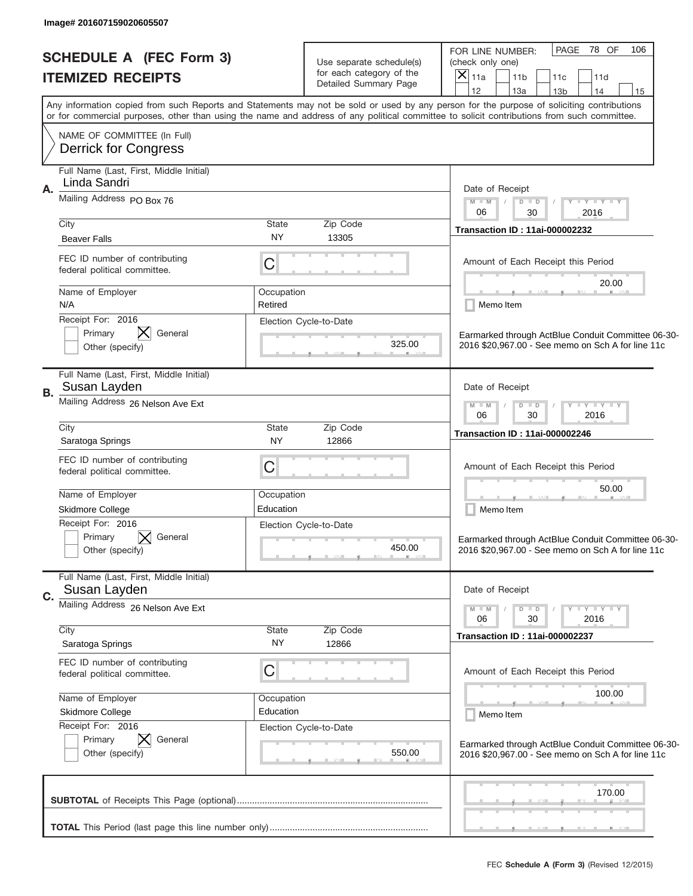Image# 201607159020605507

# SCHEDULE A (FEC Form 3)
# ITEMIZED RECEIPTS

Use separate schedule(s) for each category of the Detailed Summary Page

FOR LINE NUMBER: (check only one)

- [X] 11a
- [ ] 11b
- [ ] 11c
- [ ] 11d
- [ ] 12
- [ ] 13a
- [ ] 13b
- [ ] 14
- [ ] 15

PAGE 78 OF 106

Any information copied from such Reports and Statements may not be sold or used by any person for the purpose of soliciting contributions or for commercial purposes, other than using the name and address of any political committee to solicit contributions from such committee.

NAME OF COMMITTEE (In Full)
**Derrick for Congress**

---

**A.** Full Name (Last, First, Middle Initial): Linda Sandri

Mailing Address: PO Box 76

City: Beaver Falls | State: NY | Zip Code: 13305

FEC ID number of contributing federal political committee: C

Name of Employer: N/A

Occupation: Retired

Receipt For: 2016 — [ ] Primary [X] General [ ] Other (specify)

Election Cycle-to-Date: 325.00

Date of Receipt: 06 / 30 / 2016

Transaction ID : 11ai-000002232

Amount of Each Receipt this Period: 20.00

[ ] Memo Item

Earmarked through ActBlue Conduit Committee 06-30-2016 $20,967.00 - See memo on Sch A for line 11c

---

**B.** Full Name (Last, First, Middle Initial): Susan Layden

Mailing Address: 26 Nelson Ave Ext

City: Saratoga Springs | State: NY | Zip Code: 12866

FEC ID number of contributing federal political committee: C

Name of Employer: Skidmore College

Occupation: Education

Receipt For: 2016 — [ ] Primary [X] General [ ] Other (specify)

Election Cycle-to-Date: 450.00

Date of Receipt: 06 / 30 / 2016

Transaction ID : 11ai-000002246

Amount of Each Receipt this Period: 50.00

[ ] Memo Item

Earmarked through ActBlue Conduit Committee 06-30-2016 $20,967.00 - See memo on Sch A for line 11c

---

**C.** Full Name (Last, First, Middle Initial): Susan Layden

Mailing Address: 26 Nelson Ave Ext

City: Saratoga Springs | State: NY | Zip Code: 12866

FEC ID number of contributing federal political committee: C

Name of Employer: Skidmore College

Occupation: Education

Receipt For: 2016 — [ ] Primary [X] General [ ] Other (specify)

Election Cycle-to-Date: 550.00

Date of Receipt: 06 / 30 / 2016

Transaction ID : 11ai-000002237

Amount of Each Receipt this Period: 100.00

[ ] Memo Item

Earmarked through ActBlue Conduit Committee 06-30-2016 $20,967.00 - See memo on Sch A for line 11c

---

**SUBTOTAL** of Receipts This Page (optional) .......... 170.00

**TOTAL** This Period (last page this line number only) ..........

FEC **Schedule A (Form 3)** (Revised 12/2015)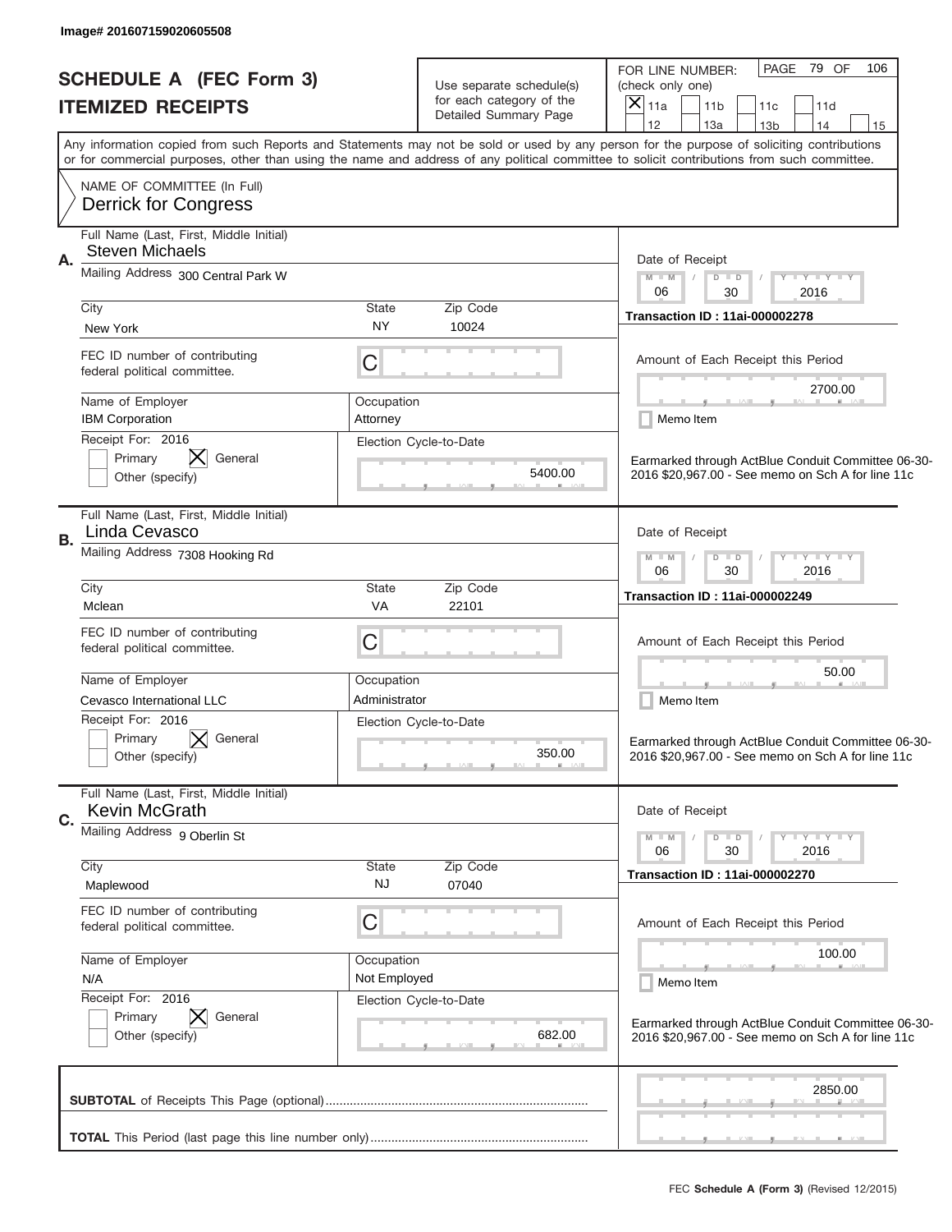Image# 201607159020605508

# SCHEDULE A (FEC Form 3)
# ITEMIZED RECEIPTS

Use separate schedule(s) for each category of the Detailed Summary Page

FOR LINE NUMBER: (check only one)
[X] 11a [ ] 11b [ ] 11c [ ] 11d [ ] 12 [ ] 13a [ ] 13b [ ] 14 [ ] 15

Any information copied from such Reports and Statements may not be sold or used by any person for the purpose of soliciting contributions or for commercial purposes, other than using the name and address of any political committee to solicit contributions from such committee.

NAME OF COMMITTEE (In Full)
Derrick for Congress

---

**A.** Full Name (Last, First, Middle Initial): Steven Michaels
Mailing Address: 300 Central Park W
City: New York | State: NY | Zip Code: 10024
FEC ID number of contributing federal political committee: C
Name of Employer: IBM Corporation | Occupation: Attorney
Receipt For: 2016 — [ ] Primary [X] General [ ] Other (specify)
Election Cycle-to-Date: 5400.00

Date of Receipt: 06 / 30 / 2016
Transaction ID : 11ai-000002278
Amount of Each Receipt this Period: 2700.00
[ ] Memo Item
Earmarked through ActBlue Conduit Committee 06-30-2016 $20,967.00 - See memo on Sch A for line 11c

---

**B.** Full Name (Last, First, Middle Initial): Linda Cevasco
Mailing Address: 7308 Hooking Rd
City: Mclean | State: VA | Zip Code: 22101
FEC ID number of contributing federal political committee: C
Name of Employer: Cevasco International LLC | Occupation: Administrator
Receipt For: 2016 — [ ] Primary [X] General [ ] Other (specify)
Election Cycle-to-Date: 350.00

Date of Receipt: 06 / 30 / 2016
Transaction ID : 11ai-000002249
Amount of Each Receipt this Period: 50.00
[ ] Memo Item
Earmarked through ActBlue Conduit Committee 06-30-2016 $20,967.00 - See memo on Sch A for line 11c

---

**C.** Full Name (Last, First, Middle Initial): Kevin McGrath
Mailing Address: 9 Oberlin St
City: Maplewood | State: NJ | Zip Code: 07040
FEC ID number of contributing federal political committee: C
Name of Employer: N/A | Occupation: Not Employed
Receipt For: 2016 — [ ] Primary [X] General [ ] Other (specify)
Election Cycle-to-Date: 682.00

Date of Receipt: 06 / 30 / 2016
Transaction ID : 11ai-000002270
Amount of Each Receipt this Period: 100.00
[ ] Memo Item
Earmarked through ActBlue Conduit Committee 06-30-2016 $20,967.00 - See memo on Sch A for line 11c

---

**SUBTOTAL** of Receipts This Page (optional): 2850.00

**TOTAL** This Period (last page this line number only):

FEC **Schedule A (Form 3)** (Revised 12/2015)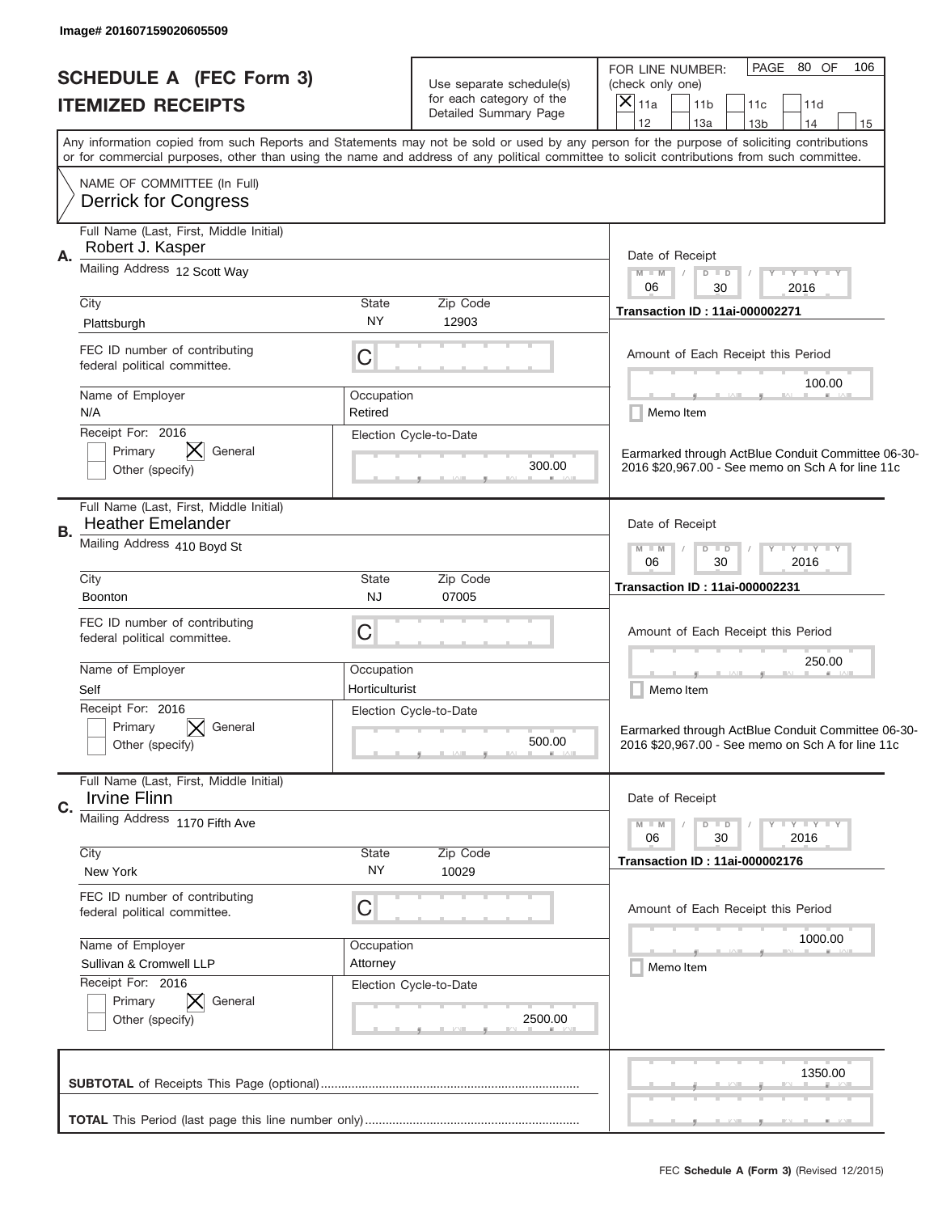Image# 201607159020605509

# SCHEDULE A (FEC Form 3)
# ITEMIZED RECEIPTS

Use separate schedule(s) for each category of the Detailed Summary Page

FOR LINE NUMBER: (check only one)
[X] 11a [ ] 11b [ ] 11c [ ] 11d [ ] 12 [ ] 13a [ ] 13b [ ] 14 [ ] 15

Any information copied from such Reports and Statements may not be sold or used by any person for the purpose of soliciting contributions or for commercial purposes, other than using the name and address of any political committee to solicit contributions from such committee.

NAME OF COMMITTEE (In Full)
Derrick for Congress

---

**A.** Full Name (Last, First, Middle Initial): Robert J. Kasper
Mailing Address: 12 Scott Way
City: Plattsburgh | State: NY | Zip Code: 12903
FEC ID number of contributing federal political committee: C
Name of Employer: N/A | Occupation: Retired
Receipt For: 2016 — [ ] Primary [X] General [ ] Other (specify)
Election Cycle-to-Date: 300.00

Date of Receipt: 06 / 30 / 2016
Transaction ID : 11ai-000002271
Amount of Each Receipt this Period: 100.00
[ ] Memo Item
Earmarked through ActBlue Conduit Committee 06-30-2016 $20,967.00 - See memo on Sch A for line 11c

---

**B.** Full Name (Last, First, Middle Initial): Heather Emelander
Mailing Address: 410 Boyd St
City: Boonton | State: NJ | Zip Code: 07005
FEC ID number of contributing federal political committee: C
Name of Employer: Self | Occupation: Horticulturist
Receipt For: 2016 — [ ] Primary [X] General [ ] Other (specify)
Election Cycle-to-Date: 500.00

Date of Receipt: 06 / 30 / 2016
Transaction ID : 11ai-000002231
Amount of Each Receipt this Period: 250.00
[ ] Memo Item
Earmarked through ActBlue Conduit Committee 06-30-2016 $20,967.00 - See memo on Sch A for line 11c

---

**C.** Full Name (Last, First, Middle Initial): Irvine Flinn
Mailing Address: 1170 Fifth Ave
City: New York | State: NY | Zip Code: 10029
FEC ID number of contributing federal political committee: C
Name of Employer: Sullivan & Cromwell LLP | Occupation: Attorney
Receipt For: 2016 — [ ] Primary [X] General [ ] Other (specify)
Election Cycle-to-Date: 2500.00

Date of Receipt: 06 / 30 / 2016
Transaction ID : 11ai-000002176
Amount of Each Receipt this Period: 1000.00
[ ] Memo Item

---

**SUBTOTAL** of Receipts This Page (optional): 1350.00

**TOTAL** This Period (last page this line number only):

FEC **Schedule A** (Form 3) (Revised 12/2015)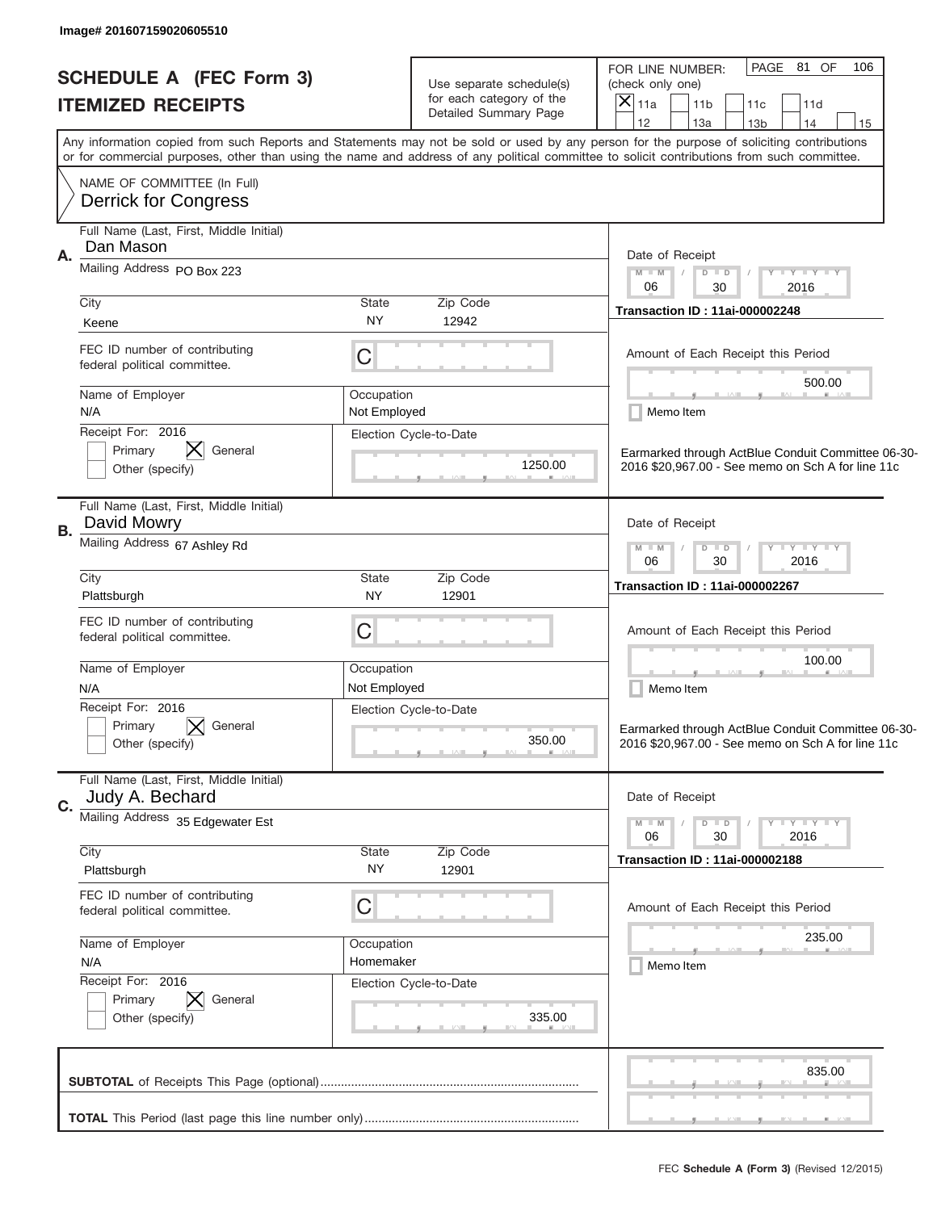Image# 201607159020605510

# SCHEDULE A (FEC Form 3)
## ITEMIZED RECEIPTS

Use separate schedule(s) for each category of the Detailed Summary Page

FOR LINE NUMBER: (check only one)
[X] 11a [ ] 11b [ ] 11c [ ] 11d [ ] 12 [ ] 13a [ ] 13b [ ] 14 [ ] 15

PAGE 81 OF 106

Any information copied from such Reports and Statements may not be sold or used by any person for the purpose of soliciting contributions or for commercial purposes, other than using the name and address of any political committee to solicit contributions from such committee.

NAME OF COMMITTEE (In Full)
Derrick for Congress

---

**A.** Full Name (Last, First, Middle Initial): Dan Mason

Mailing Address: PO Box 223

City: Keene | State: NY | Zip Code: 12942

FEC ID number of contributing federal political committee: C

Name of Employer: N/A | Occupation: Not Employed

Receipt For: 2016 — [ ] Primary [X] General [ ] Other (specify)

Election Cycle-to-Date: 1250.00

Date of Receipt: 06 / 30 / 2016

Transaction ID : 11ai-000002248

Amount of Each Receipt this Period: 500.00

[ ] Memo Item

Earmarked through ActBlue Conduit Committee 06-30-2016 $20,967.00 - See memo on Sch A for line 11c

---

**B.** Full Name (Last, First, Middle Initial): David Mowry

Mailing Address: 67 Ashley Rd

City: Plattsburgh | State: NY | Zip Code: 12901

FEC ID number of contributing federal political committee: C

Name of Employer: N/A | Occupation: Not Employed

Receipt For: 2016 — [ ] Primary [X] General [ ] Other (specify)

Election Cycle-to-Date: 350.00

Date of Receipt: 06 / 30 / 2016

Transaction ID : 11ai-000002267

Amount of Each Receipt this Period: 100.00

[ ] Memo Item

Earmarked through ActBlue Conduit Committee 06-30-2016 $20,967.00 - See memo on Sch A for line 11c

---

**C.** Full Name (Last, First, Middle Initial): Judy A. Bechard

Mailing Address: 35 Edgewater Est

City: Plattsburgh | State: NY | Zip Code: 12901

FEC ID number of contributing federal political committee: C

Name of Employer: N/A | Occupation: Homemaker

Receipt For: 2016 — [ ] Primary [X] General [ ] Other (specify)

Election Cycle-to-Date: 335.00

Date of Receipt: 06 / 30 / 2016

Transaction ID : 11ai-000002188

Amount of Each Receipt this Period: 235.00

[ ] Memo Item

---

**SUBTOTAL** of Receipts This Page (optional): 835.00

**TOTAL** This Period (last page this line number only):

FEC **Schedule A** (Form 3) (Revised 12/2015)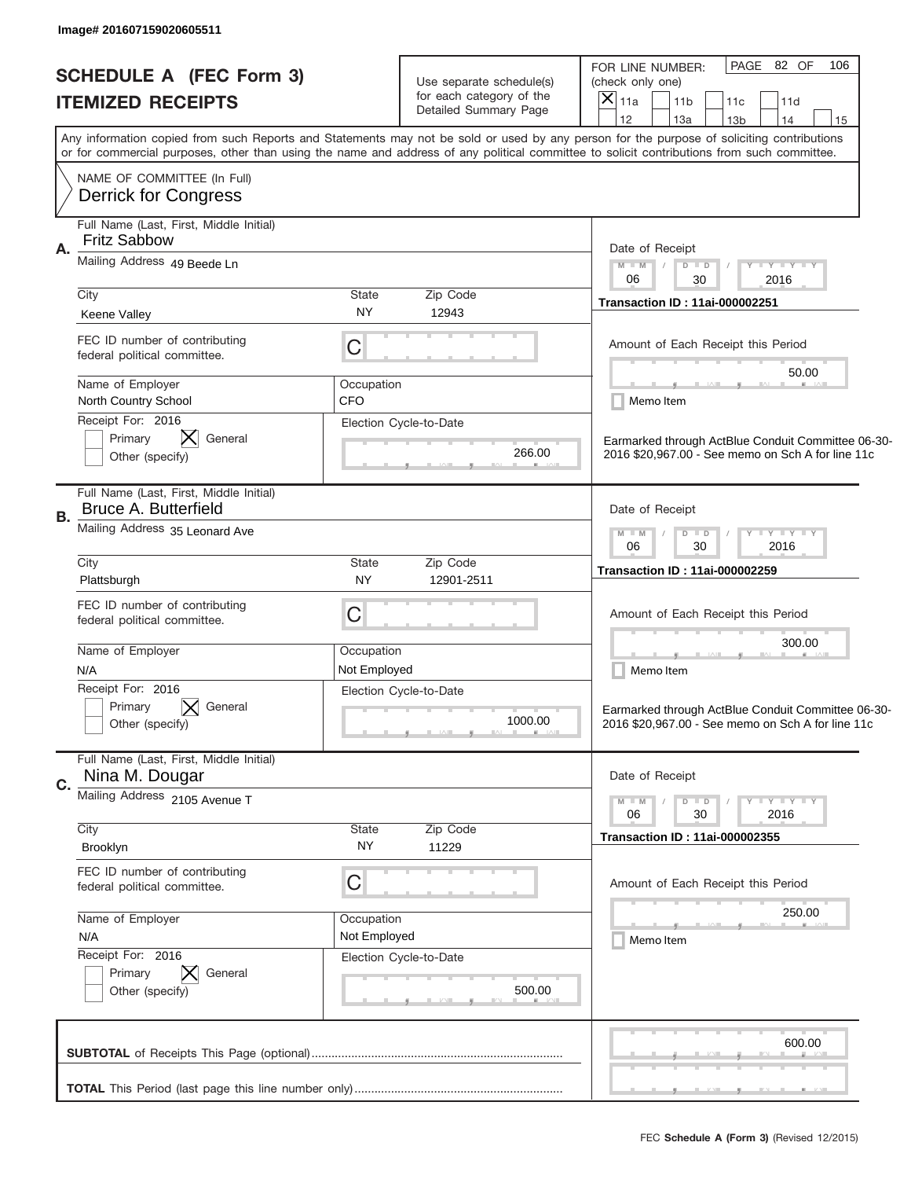Image# 201607159020605511

# SCHEDULE A (FEC Form 3)
## ITEMIZED RECEIPTS

Use separate schedule(s) for each category of the Detailed Summary Page

FOR LINE NUMBER: (check only one)

☒ 11a ☐ 11b ☐ 11c ☐ 11d ☐ 12 ☐ 13a ☐ 13b ☐ 14 ☐ 15

PAGE 82 OF 106

Any information copied from such Reports and Statements may not be sold or used by any person for the purpose of soliciting contributions or for commercial purposes, other than using the name and address of any political committee to solicit contributions from such committee.

NAME OF COMMITTEE (In Full)
Derrick for Congress

---

**A.**

Full Name (Last, First, Middle Initial): Fritz Sabbow

Mailing Address: 49 Beede Ln

City: Keene Valley | State: NY | Zip Code: 12943

FEC ID number of contributing federal political committee: C

Name of Employer: North Country School | Occupation: CFO

Receipt For: 2016 — ☐ Primary ☒ General ☐ Other (specify)

Election Cycle-to-Date: 266.00

Date of Receipt: 06 / 30 / 2016

Transaction ID : 11ai-000002251

Amount of Each Receipt this Period: 50.00

☐ Memo Item

Earmarked through ActBlue Conduit Committee 06-30-2016 $20,967.00 - See memo on Sch A for line 11c

---

**B.**

Full Name (Last, First, Middle Initial): Bruce A. Butterfield

Mailing Address: 35 Leonard Ave

City: Plattsburgh | State: NY | Zip Code: 12901-2511

FEC ID number of contributing federal political committee: C

Name of Employer: N/A | Occupation: Not Employed

Receipt For: 2016 — ☐ Primary ☒ General ☐ Other (specify)

Election Cycle-to-Date: 1000.00

Date of Receipt: 06 / 30 / 2016

Transaction ID : 11ai-000002259

Amount of Each Receipt this Period: 300.00

☐ Memo Item

Earmarked through ActBlue Conduit Committee 06-30-2016 $20,967.00 - See memo on Sch A for line 11c

---

**C.**

Full Name (Last, First, Middle Initial): Nina M. Dougar

Mailing Address: 2105 Avenue T

City: Brooklyn | State: NY | Zip Code: 11229

FEC ID number of contributing federal political committee: C

Name of Employer: N/A | Occupation: Not Employed

Receipt For: 2016 — ☐ Primary ☒ General ☐ Other (specify)

Election Cycle-to-Date: 500.00

Date of Receipt: 06 / 30 / 2016

Transaction ID : 11ai-000002355

Amount of Each Receipt this Period: 250.00

☐ Memo Item

---

**SUBTOTAL** of Receipts This Page (optional): 600.00

**TOTAL** This Period (last page this line number only):

FEC **Schedule A** (Form 3) (Revised 12/2015)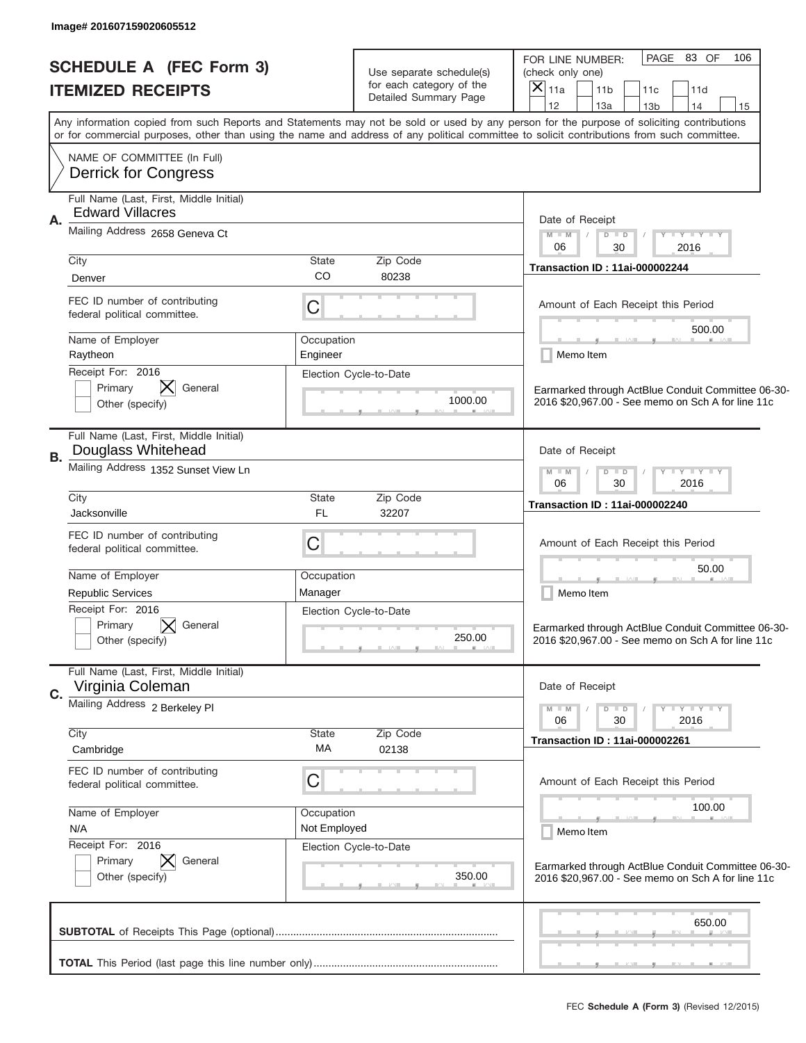Image# 201607159020605512

# SCHEDULE A (FEC Form 3)
## ITEMIZED RECEIPTS

Use separate schedule(s) for each category of the Detailed Summary Page

FOR LINE NUMBER: (check only one)
[X] 11a [ ] 11b [ ] 11c [ ] 11d
[ ] 12 [ ] 13a [ ] 13b [ ] 14 [ ] 15

PAGE 83 OF 106

Any information copied from such Reports and Statements may not be sold or used by any person for the purpose of soliciting contributions or for commercial purposes, other than using the name and address of any political committee to solicit contributions from such committee.

NAME OF COMMITTEE (In Full)
Derrick for Congress

---

**A.** Full Name (Last, First, Middle Initial): Edward Villacres
Mailing Address: 2658 Geneva Ct
City: Denver | State: CO | Zip Code: 80238
FEC ID number of contributing federal political committee: C
Name of Employer: Raytheon | Occupation: Engineer
Receipt For: 2016 — [ ] Primary [X] General [ ] Other (specify)
Election Cycle-to-Date: 1000.00

Date of Receipt: 06 / 30 / 2016
Transaction ID : 11ai-000002244
Amount of Each Receipt this Period: 500.00
[ ] Memo Item
Earmarked through ActBlue Conduit Committee 06-30-2016 $20,967.00 - See memo on Sch A for line 11c

---

**B.** Full Name (Last, First, Middle Initial): Douglass Whitehead
Mailing Address: 1352 Sunset View Ln
City: Jacksonville | State: FL | Zip Code: 32207
FEC ID number of contributing federal political committee: C
Name of Employer: Republic Services | Occupation: Manager
Receipt For: 2016 — [ ] Primary [X] General [ ] Other (specify)
Election Cycle-to-Date: 250.00

Date of Receipt: 06 / 30 / 2016
Transaction ID : 11ai-000002240
Amount of Each Receipt this Period: 50.00
[ ] Memo Item
Earmarked through ActBlue Conduit Committee 06-30-2016 $20,967.00 - See memo on Sch A for line 11c

---

**C.** Full Name (Last, First, Middle Initial): Virginia Coleman
Mailing Address: 2 Berkeley Pl
City: Cambridge | State: MA | Zip Code: 02138
FEC ID number of contributing federal political committee: C
Name of Employer: N/A | Occupation: Not Employed
Receipt For: 2016 — [ ] Primary [X] General [ ] Other (specify)
Election Cycle-to-Date: 350.00

Date of Receipt: 06 / 30 / 2016
Transaction ID : 11ai-000002261
Amount of Each Receipt this Period: 100.00
[ ] Memo Item
Earmarked through ActBlue Conduit Committee 06-30-2016 $20,967.00 - See memo on Sch A for line 11c

---

**SUBTOTAL** of Receipts This Page (optional): 650.00

**TOTAL** This Period (last page this line number only):

FEC Schedule A (Form 3) (Revised 12/2015)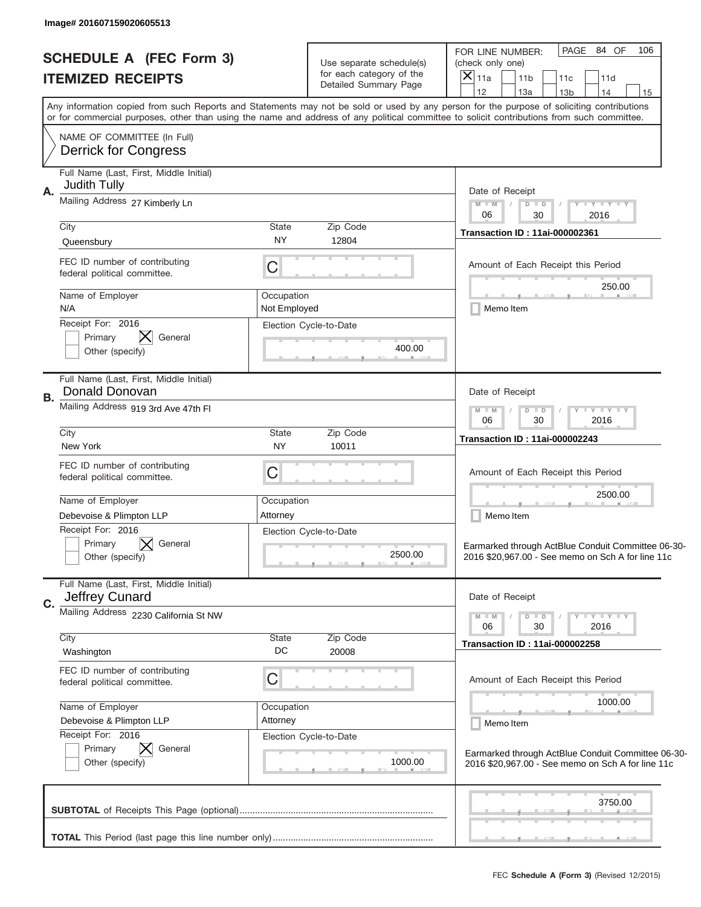Image# 201607159020605513

# SCHEDULE A (FEC Form 3)
## ITEMIZED RECEIPTS

Use separate schedule(s) for each category of the Detailed Summary Page

FOR LINE NUMBER: (check only one)
[X] 11a [ ] 11b [ ] 11c [ ] 11d
[ ] 12 [ ] 13a [ ] 13b [ ] 14 [ ] 15

PAGE 84 OF 106

Any information copied from such Reports and Statements may not be sold or used by any person for the purpose of soliciting contributions or for commercial purposes, other than using the name and address of any political committee to solicit contributions from such committee.

NAME OF COMMITTEE (In Full)
Derrick for Congress

---

**A.** Full Name (Last, First, Middle Initial): Judith Tully
Mailing Address: 27 Kimberly Ln
City: Queensbury | State: NY | Zip Code: 12804
FEC ID number of contributing federal political committee: C
Name of Employer: N/A
Occupation: Not Employed
Receipt For: 2016 — [ ] Primary [X] General [ ] Other (specify)
Election Cycle-to-Date: 400.00

Date of Receipt: 06 / 30 / 2016
Transaction ID : 11ai-000002361
Amount of Each Receipt this Period: 250.00
[ ] Memo Item

---

**B.** Full Name (Last, First, Middle Initial): Donald Donovan
Mailing Address: 919 3rd Ave 47th Fl
City: New York | State: NY | Zip Code: 10011
FEC ID number of contributing federal political committee: C
Name of Employer: Debevoise & Plimpton LLP
Occupation: Attorney
Receipt For: 2016 — [ ] Primary [X] General [ ] Other (specify)
Election Cycle-to-Date: 2500.00

Date of Receipt: 06 / 30 / 2016
Transaction ID : 11ai-000002243
Amount of Each Receipt this Period: 2500.00
[ ] Memo Item

Earmarked through ActBlue Conduit Committee 06-30-2016 $20,967.00 - See memo on Sch A for line 11c

---

**C.** Full Name (Last, First, Middle Initial): Jeffrey Cunard
Mailing Address: 2230 California St NW
City: Washington | State: DC | Zip Code: 20008
FEC ID number of contributing federal political committee: C
Name of Employer: Debevoise & Plimpton LLP
Occupation: Attorney
Receipt For: 2016 — [ ] Primary [X] General [ ] Other (specify)
Election Cycle-to-Date: 1000.00

Date of Receipt: 06 / 30 / 2016
Transaction ID : 11ai-000002258
Amount of Each Receipt this Period: 1000.00
[ ] Memo Item

Earmarked through ActBlue Conduit Committee 06-30-2016 $20,967.00 - See memo on Sch A for line 11c

---

**SUBTOTAL** of Receipts This Page (optional): 3750.00

**TOTAL** This Period (last page this line number only):

FEC **Schedule A** (Form 3) (Revised 12/2015)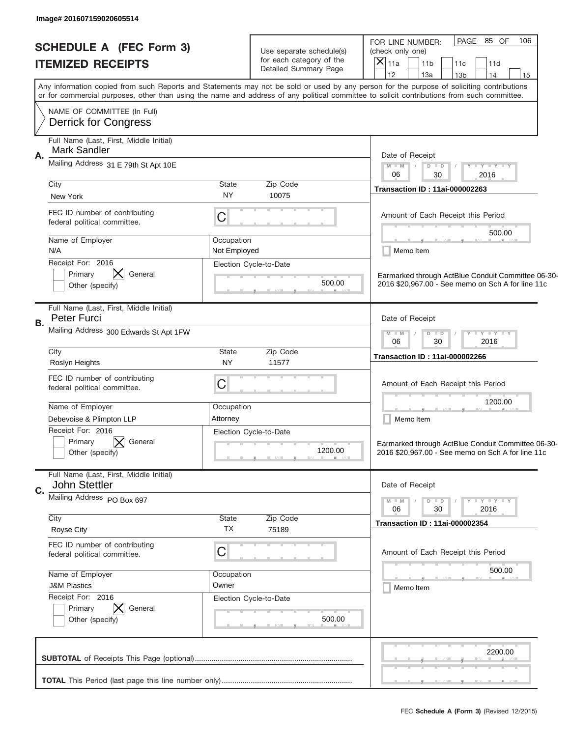Image# 201607159020605514

# SCHEDULE A (FEC Form 3)
## ITEMIZED RECEIPTS

Use separate schedule(s) for each category of the Detailed Summary Page

FOR LINE NUMBER: (check only one)
[X] 11a [ ] 11b [ ] 11c [ ] 11d [ ] 12 [ ] 13a [ ] 13b [ ] 14 [ ] 15

PAGE 85 OF 106

Any information copied from such Reports and Statements may not be sold or used by any person for the purpose of soliciting contributions or for commercial purposes, other than using the name and address of any political committee to solicit contributions from such committee.

NAME OF COMMITTEE (In Full)
Derrick for Congress

---

**A.** Full Name (Last, First, Middle Initial): Mark Sandler
Mailing Address: 31 E 79th St Apt 10E
City: New York | State: NY | Zip Code: 10075
FEC ID number of contributing federal political committee: C
Name of Employer: N/A
Occupation: Not Employed
Receipt For: 2016 — [ ] Primary [X] General [ ] Other (specify)
Election Cycle-to-Date: 500.00
Date of Receipt: 06 / 30 / 2016
Transaction ID : 11ai-000002263
Amount of Each Receipt this Period: 500.00
[ ] Memo Item
Earmarked through ActBlue Conduit Committee 06-30-2016 $20,967.00 - See memo on Sch A for line 11c

---

**B.** Full Name (Last, First, Middle Initial): Peter Furci
Mailing Address: 300 Edwards St Apt 1FW
City: Roslyn Heights | State: NY | Zip Code: 11577
FEC ID number of contributing federal political committee: C
Name of Employer: Debevoise & Plimpton LLP
Occupation: Attorney
Receipt For: 2016 — [ ] Primary [X] General [ ] Other (specify)
Election Cycle-to-Date: 1200.00
Date of Receipt: 06 / 30 / 2016
Transaction ID : 11ai-000002266
Amount of Each Receipt this Period: 1200.00
[ ] Memo Item
Earmarked through ActBlue Conduit Committee 06-30-2016 $20,967.00 - See memo on Sch A for line 11c

---

**C.** Full Name (Last, First, Middle Initial): John Stettler
Mailing Address: PO Box 697
City: Royse City | State: TX | Zip Code: 75189
FEC ID number of contributing federal political committee: C
Name of Employer: J&M Plastics
Occupation: Owner
Receipt For: 2016 — [ ] Primary [X] General [ ] Other (specify)
Election Cycle-to-Date: 500.00
Date of Receipt: 06 / 30 / 2016
Transaction ID : 11ai-000002354
Amount of Each Receipt this Period: 500.00
[ ] Memo Item

---

**SUBTOTAL** of Receipts This Page (optional): 2200.00

**TOTAL** This Period (last page this line number only):

FEC **Schedule A** (Form 3) (Revised 12/2015)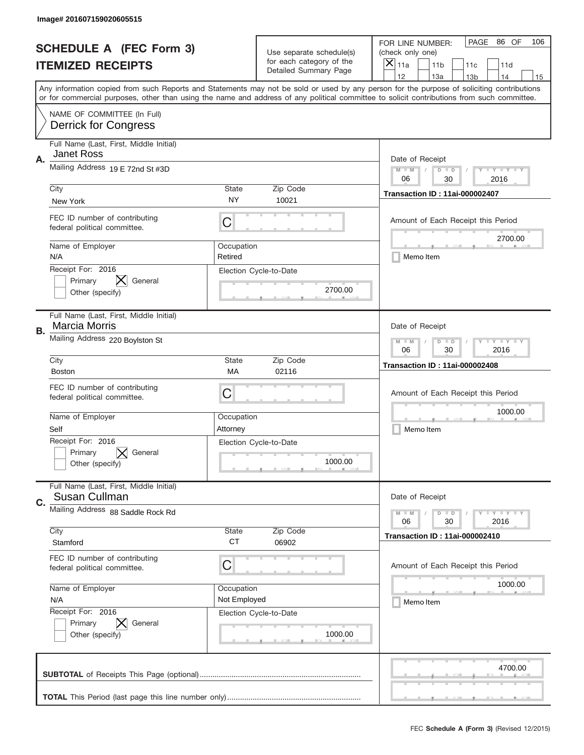Image# 201607159020605515

# SCHEDULE A (FEC Form 3)
## ITEMIZED RECEIPTS

Use separate schedule(s) for each category of the Detailed Summary Page

FOR LINE NUMBER: (check only one)
[X] 11a [ ] 11b [ ] 11c [ ] 11d [ ] 12 [ ] 13a [ ] 13b [ ] 14 [ ] 15

PAGE 86 OF 106

Any information copied from such Reports and Statements may not be sold or used by any person for the purpose of soliciting contributions or for commercial purposes, other than using the name and address of any political committee to solicit contributions from such committee.

NAME OF COMMITTEE (In Full)
Derrick for Congress

---

**A.**

Full Name (Last, First, Middle Initial): Janet Ross

Mailing Address: 19 E 72nd St #3D

City: New York | State: NY | Zip Code: 10021

FEC ID number of contributing federal political committee: C

Name of Employer: N/A | Occupation: Retired

Receipt For: 2016 — [ ] Primary [X] General [ ] Other (specify)

Election Cycle-to-Date: 2700.00

Date of Receipt: 06 / 30 / 2016

Transaction ID : 11ai-000002407

Amount of Each Receipt this Period: 2700.00

[ ] Memo Item

---

**B.**

Full Name (Last, First, Middle Initial): Marcia Morris

Mailing Address: 220 Boylston St

City: Boston | State: MA | Zip Code: 02116

FEC ID number of contributing federal political committee: C

Name of Employer: Self | Occupation: Attorney

Receipt For: 2016 — [ ] Primary [X] General [ ] Other (specify)

Election Cycle-to-Date: 1000.00

Date of Receipt: 06 / 30 / 2016

Transaction ID : 11ai-000002408

Amount of Each Receipt this Period: 1000.00

[ ] Memo Item

---

**C.**

Full Name (Last, First, Middle Initial): Susan Cullman

Mailing Address: 88 Saddle Rock Rd

City: Stamford | State: CT | Zip Code: 06902

FEC ID number of contributing federal political committee: C

Name of Employer: N/A | Occupation: Not Employed

Receipt For: 2016 — [ ] Primary [X] General [ ] Other (specify)

Election Cycle-to-Date: 1000.00

Date of Receipt: 06 / 30 / 2016

Transaction ID : 11ai-000002410

Amount of Each Receipt this Period: 1000.00

[ ] Memo Item

---

**SUBTOTAL** of Receipts This Page (optional): 4700.00

**TOTAL** This Period (last page this line number only):

FEC **Schedule A (Form 3)** (Revised 12/2015)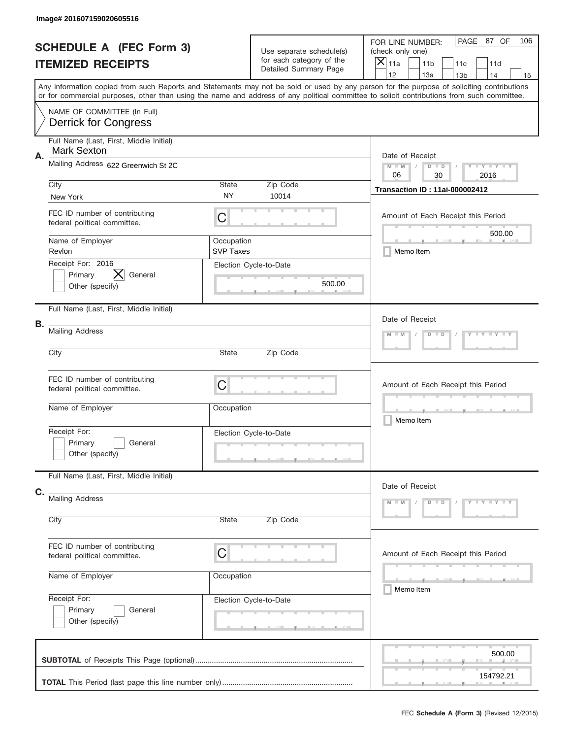Image# 201607159020605516

# SCHEDULE A (FEC Form 3)
## ITEMIZED RECEIPTS

Use separate schedule(s) for each category of the Detailed Summary Page

FOR LINE NUMBER: (check only one)

[X] 11a [ ] 11b [ ] 11c [ ] 11d [ ] 12 [ ] 13a [ ] 13b [ ] 14 [ ] 15

Any information copied from such Reports and Statements may not be sold or used by any person for the purpose of soliciting contributions or for commercial purposes, other than using the name and address of any political committee to solicit contributions from such committee.

NAME OF COMMITTEE (In Full)
Derrick for Congress

**A.**
Full Name (Last, First, Middle Initial): Mark Sexton
Mailing Address: 622 Greenwich St 2C
City: New York
State: NY
Zip Code: 10014
FEC ID number of contributing federal political committee: C
Name of Employer: Revlon
Occupation: SVP Taxes
Receipt For: 2016
[ ] Primary [X] General
[ ] Other (specify)
Election Cycle-to-Date: 500.00

Date of Receipt: 06 / 30 / 2016
Transaction ID : 11ai-000002412
Amount of Each Receipt this Period: 500.00
[ ] Memo Item

**B.**
Full Name (Last, First, Middle Initial):
Mailing Address:
City:
State:
Zip Code:
FEC ID number of contributing federal political committee: C
Name of Employer:
Occupation:
Receipt For:
[ ] Primary [ ] General
[ ] Other (specify)
Election Cycle-to-Date:

Date of Receipt: M M / D D / Y Y Y Y
Amount of Each Receipt this Period:
[ ] Memo Item

**C.**
Full Name (Last, First, Middle Initial):
Mailing Address:
City:
State:
Zip Code:
FEC ID number of contributing federal political committee: C
Name of Employer:
Occupation:
Receipt For:
[ ] Primary [ ] General
[ ] Other (specify)
Election Cycle-to-Date:

Date of Receipt: M M / D D / Y Y Y Y
Amount of Each Receipt this Period:
[ ] Memo Item

**SUBTOTAL** of Receipts This Page (optional): 500.00

**TOTAL** This Period (last page this line number only): 154792.21

FEC **Schedule A (Form 3)** (Revised 12/2015)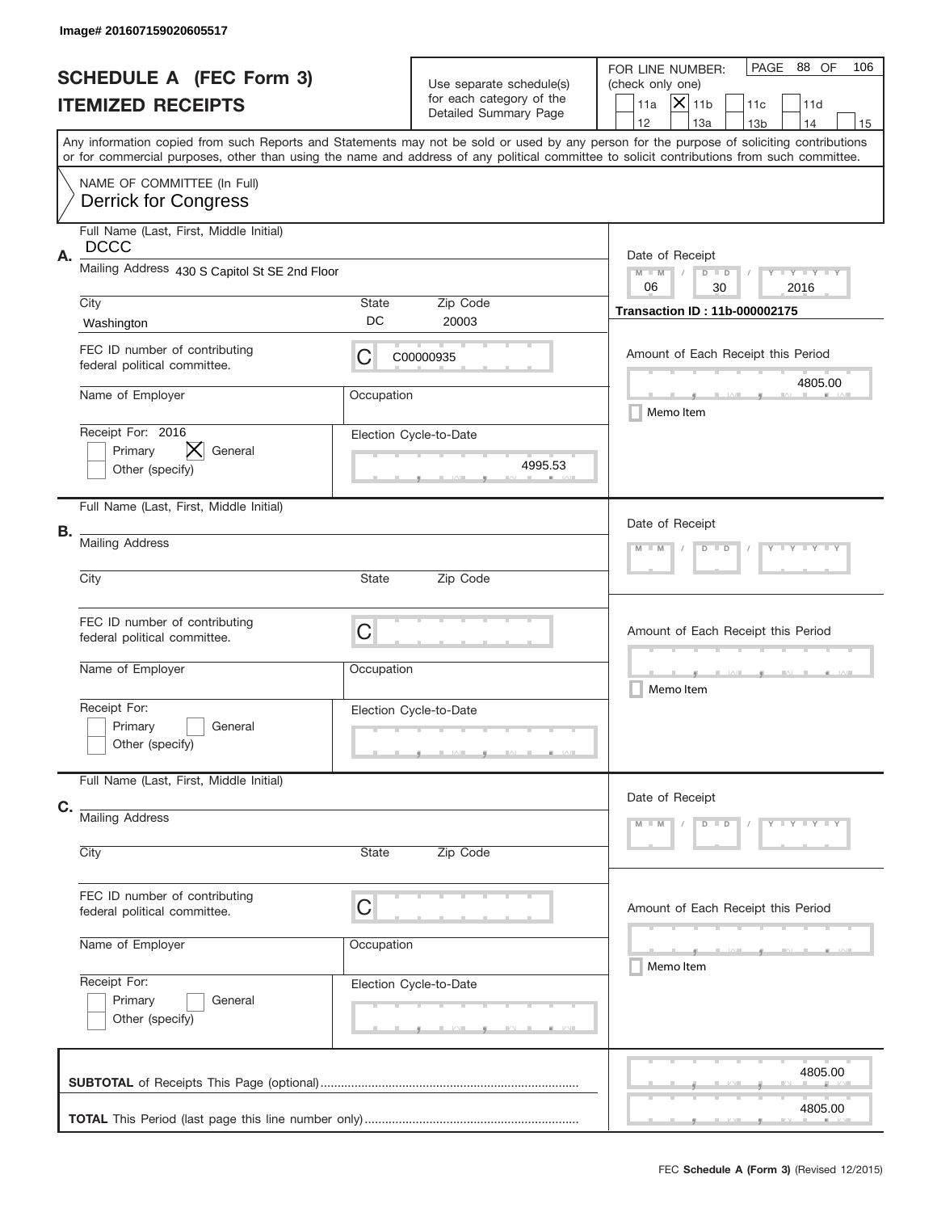Image# 201607159020605517

# SCHEDULE A (FEC Form 3)
# ITEMIZED RECEIPTS

Use separate schedule(s) for each category of the Detailed Summary Page

FOR LINE NUMBER: (check only one)

11a [X] 11b 11c 11d 12 13a 13b 14 15

PAGE 88 OF 106

Any information copied from such Reports and Statements may not be sold or used by any person for the purpose of soliciting contributions or for commercial purposes, other than using the name and address of any political committee to solicit contributions from such committee.

NAME OF COMMITTEE (In Full)
Derrick for Congress

**A.**
Full Name (Last, First, Middle Initial): DCCC
Mailing Address: 430 S Capitol St SE 2nd Floor
City: Washington | State: DC | Zip Code: 20003
FEC ID number of contributing federal political committee: C C00000935
Name of Employer:
Occupation:
Receipt For: 2016 — Primary [ ] General [X] Other (specify) [ ]
Election Cycle-to-Date: 4995.53
Date of Receipt: 06 / 30 / 2016
Transaction ID : 11b-000002175
Amount of Each Receipt this Period: 4805.00
Memo Item

**B.**
Full Name (Last, First, Middle Initial):
Mailing Address:
City: | State: | Zip Code:
FEC ID number of contributing federal political committee: C
Name of Employer:
Occupation:
Receipt For: Primary [ ] General [ ] Other (specify) [ ]
Election Cycle-to-Date:
Date of Receipt:
Amount of Each Receipt this Period:
Memo Item

**C.**
Full Name (Last, First, Middle Initial):
Mailing Address:
City: | State: | Zip Code:
FEC ID number of contributing federal political committee: C
Name of Employer:
Occupation:
Receipt For: Primary [ ] General [ ] Other (specify) [ ]
Election Cycle-to-Date:
Date of Receipt:
Amount of Each Receipt this Period:
Memo Item

**SUBTOTAL** of Receipts This Page (optional): 4805.00

**TOTAL** This Period (last page this line number only): 4805.00

FEC **Schedule A (Form 3)** (Revised 12/2015)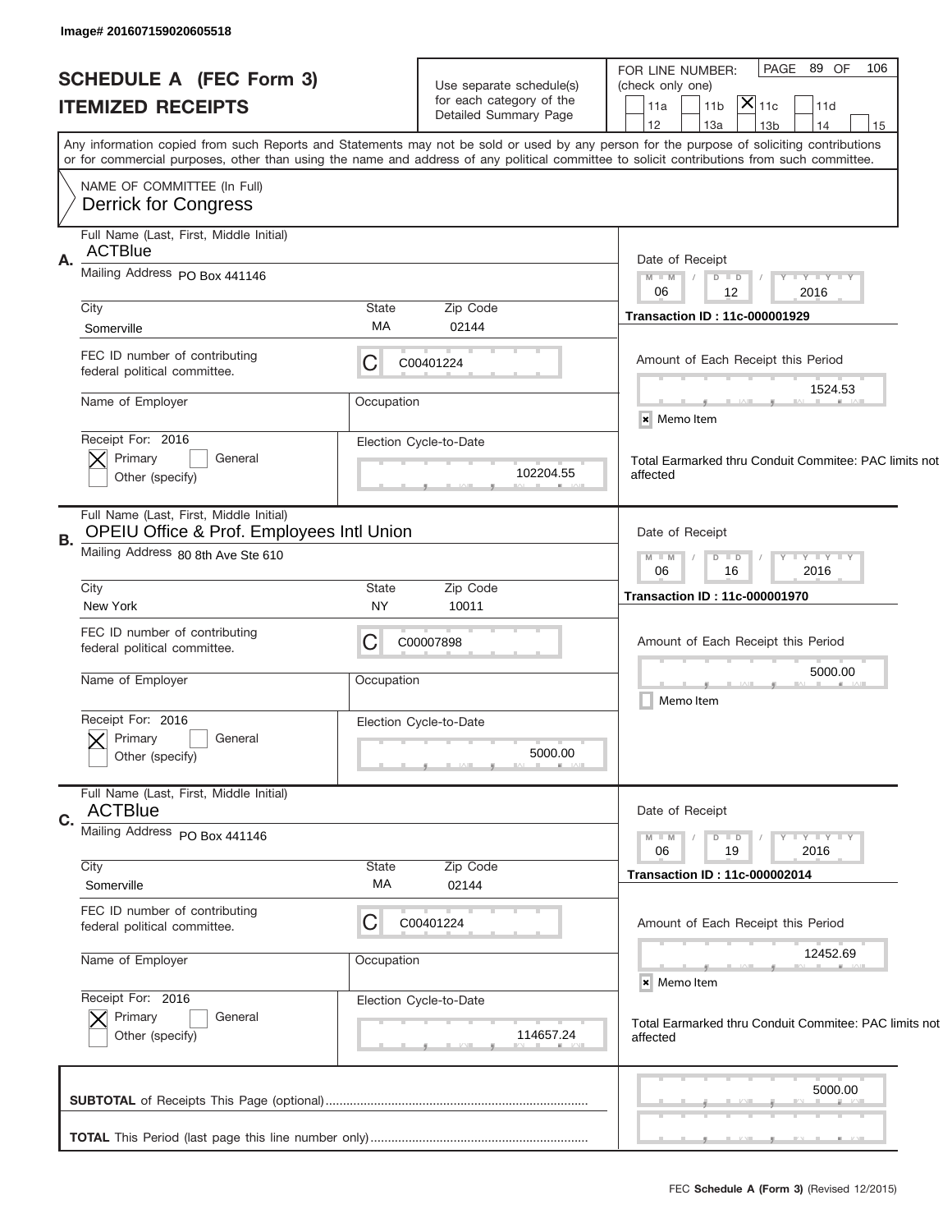Image# 201607159020605518

# SCHEDULE A (FEC Form 3)
## ITEMIZED RECEIPTS

Use separate schedule(s) for each category of the Detailed Summary Page

FOR LINE NUMBER: (check only one)

- [ ] 11a
- [ ] 11b
- [x] 11c
- [ ] 11d
- [ ] 12
- [ ] 13a
- [ ] 13b
- [ ] 14
- [ ] 15

PAGE 89 OF 106

Any information copied from such Reports and Statements may not be sold or used by any person for the purpose of soliciting contributions or for commercial purposes, other than using the name and address of any political committee to solicit contributions from such committee.

NAME OF COMMITTEE (In Full)
Derrick for Congress

---

**A.** Full Name (Last, First, Middle Initial): ACTBlue

Mailing Address: PO Box 441146

City: Somerville | State: MA | Zip Code: 02144

FEC ID number of contributing federal political committee: C C00401224

Name of Employer: | Occupation:

Receipt For: 2016 — [x] Primary [ ] General [ ] Other (specify)

Election Cycle-to-Date: 102204.55

Date of Receipt: 06 / 12 / 2016

Transaction ID : 11c-000001929

Amount of Each Receipt this Period: 1524.53

[x] Memo Item

Total Earmarked thru Conduit Commitee: PAC limits not affected

---

**B.** Full Name (Last, First, Middle Initial): OPEIU Office & Prof. Employees Intl Union

Mailing Address: 80 8th Ave Ste 610

City: New York | State: NY | Zip Code: 10011

FEC ID number of contributing federal political committee: C C00007898

Name of Employer: | Occupation:

Receipt For: 2016 — [x] Primary [ ] General [ ] Other (specify)

Election Cycle-to-Date: 5000.00

Date of Receipt: 06 / 16 / 2016

Transaction ID : 11c-000001970

Amount of Each Receipt this Period: 5000.00

[ ] Memo Item

---

**C.** Full Name (Last, First, Middle Initial): ACTBlue

Mailing Address: PO Box 441146

City: Somerville | State: MA | Zip Code: 02144

FEC ID number of contributing federal political committee: C C00401224

Name of Employer: | Occupation:

Receipt For: 2016 — [x] Primary [ ] General [ ] Other (specify)

Election Cycle-to-Date: 114657.24

Date of Receipt: 06 / 19 / 2016

Transaction ID : 11c-000002014

Amount of Each Receipt this Period: 12452.69

[x] Memo Item

Total Earmarked thru Conduit Commitee: PAC limits not affected

---

**SUBTOTAL** of Receipts This Page (optional): 5000.00

**TOTAL** This Period (last page this line number only):

FEC **Schedule A** (Form 3) (Revised 12/2015)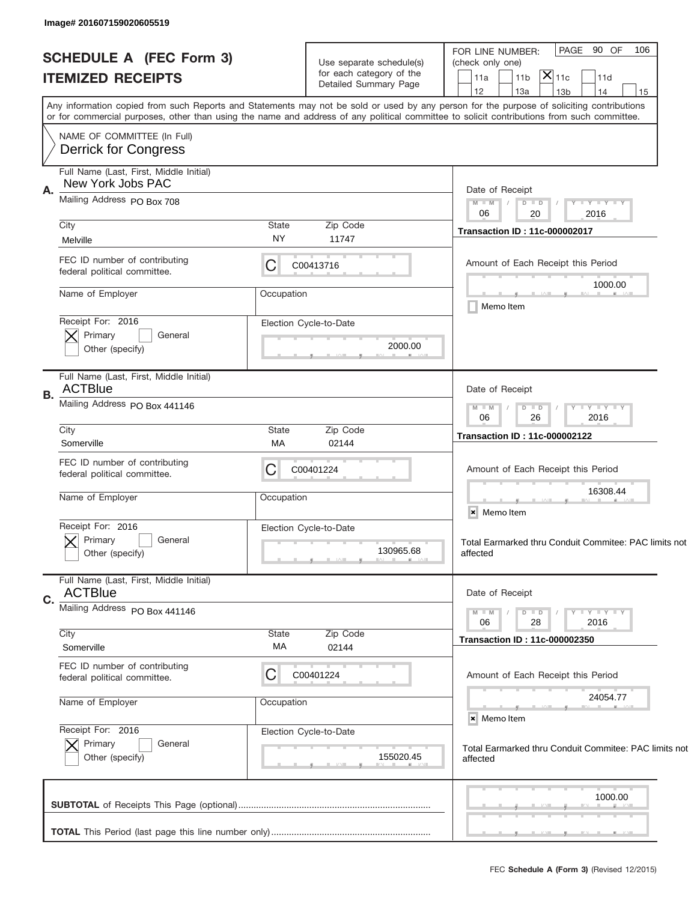Image# 201607159020605519

# SCHEDULE A (FEC Form 3)
## ITEMIZED RECEIPTS

Use separate schedule(s) for each category of the Detailed Summary Page

FOR LINE NUMBER: (check only one)

11a | 11b | [X] 11c | 11d | 12 | 13a | 13b | 14 | 15

Any information copied from such Reports and Statements may not be sold or used by any person for the purpose of soliciting contributions or for commercial purposes, other than using the name and address of any political committee to solicit contributions from such committee.

NAME OF COMMITTEE (In Full)
Derrick for Congress

---

**A.**
Full Name (Last, First, Middle Initial): New York Jobs PAC
Mailing Address: PO Box 708
City: Melville
State: NY
Zip Code: 11747
FEC ID number of contributing federal political committee: C00413716
Name of Employer:
Occupation:
Receipt For: 2016 — [X] Primary [ ] General [ ] Other (specify)
Election Cycle-to-Date: 2000.00

Date of Receipt: 06 / 20 / 2016
Transaction ID : 11c-000002017
Amount of Each Receipt this Period: 1000.00
[ ] Memo Item

---

**B.**
Full Name (Last, First, Middle Initial): ACTBlue
Mailing Address: PO Box 441146
City: Somerville
State: MA
Zip Code: 02144
FEC ID number of contributing federal political committee: C00401224
Name of Employer:
Occupation:
Receipt For: 2016 — [X] Primary [ ] General [ ] Other (specify)
Election Cycle-to-Date: 130965.68

Date of Receipt: 06 / 26 / 2016
Transaction ID : 11c-000002122
Amount of Each Receipt this Period: 16308.44
[X] Memo Item

Total Earmarked thru Conduit Commitee: PAC limits not affected

---

**C.**
Full Name (Last, First, Middle Initial): ACTBlue
Mailing Address: PO Box 441146
City: Somerville
State: MA
Zip Code: 02144
FEC ID number of contributing federal political committee: C00401224
Name of Employer:
Occupation:
Receipt For: 2016 — [X] Primary [ ] General [ ] Other (specify)
Election Cycle-to-Date: 155020.45

Date of Receipt: 06 / 28 / 2016
Transaction ID : 11c-000002350
Amount of Each Receipt this Period: 24054.77
[X] Memo Item

Total Earmarked thru Conduit Commitee: PAC limits not affected

---

**SUBTOTAL** of Receipts This Page (optional): 1000.00

**TOTAL** This Period (last page this line number only):

FEC **Schedule A** (Form 3) (Revised 12/2015)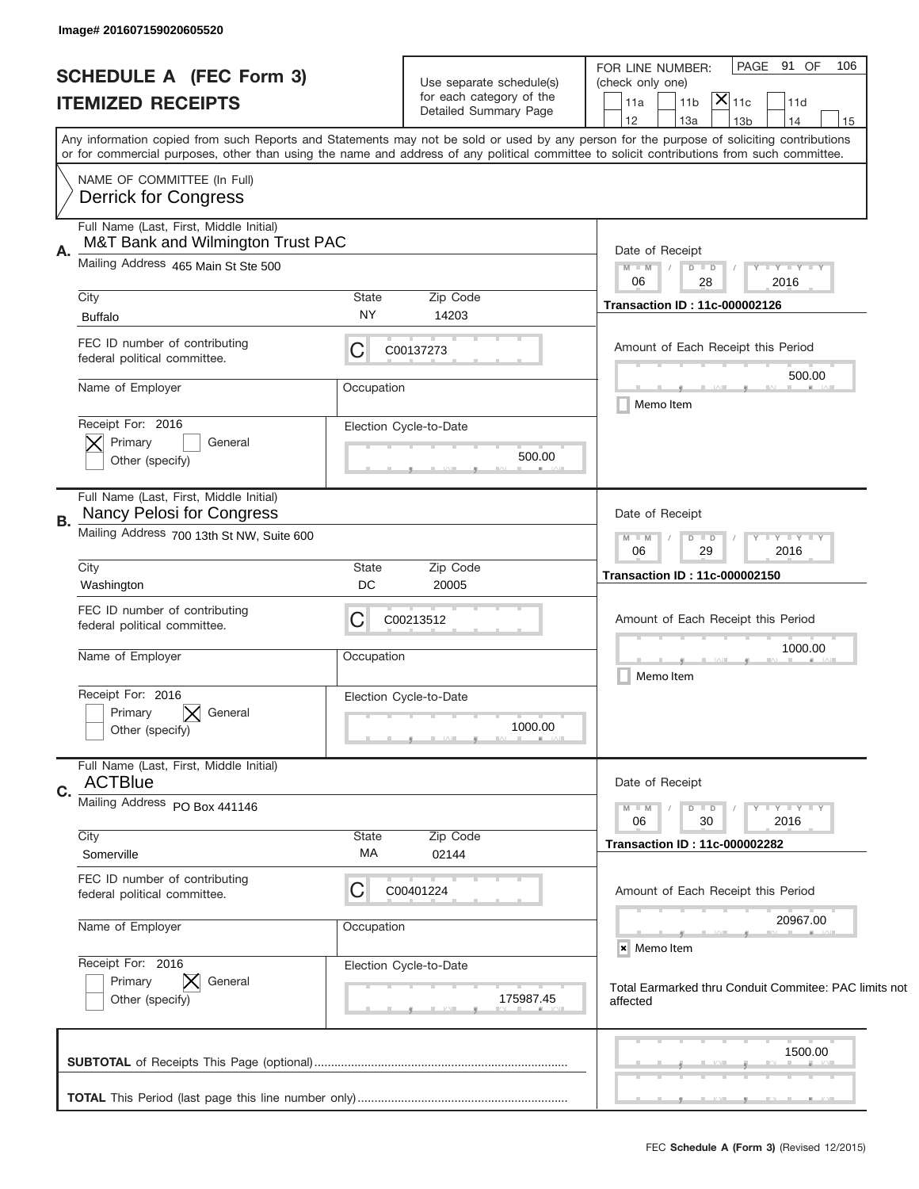Image# 201607159020605520

# SCHEDULE A (FEC Form 3)
# ITEMIZED RECEIPTS

Use separate schedule(s) for each category of the Detailed Summary Page

FOR LINE NUMBER: (check only one)

11a | 11b | [X] 11c | 11d
12 | 13a | 13b | 14 | 15

Any information copied from such Reports and Statements may not be sold or used by any person for the purpose of soliciting contributions or for commercial purposes, other than using the name and address of any political committee to solicit contributions from such committee.

NAME OF COMMITTEE (In Full)
Derrick for Congress

---

**A.** Full Name (Last, First, Middle Initial)
M&T Bank and Wilmington Trust PAC

Mailing Address 465 Main St Ste 500

City: Buffalo | State: NY | Zip Code: 14203

FEC ID number of contributing federal political committee: C | C00137273

Name of Employer: | Occupation:

Receipt For: 2016
[X] Primary [ ] General
Other (specify)

Election Cycle-to-Date: 500.00

Date of Receipt: 06 / 28 / 2016

**Transaction ID : 11c-000002126**

Amount of Each Receipt this Period: 500.00

[ ] Memo Item

---

**B.** Full Name (Last, First, Middle Initial)
Nancy Pelosi for Congress

Mailing Address 700 13th St NW, Suite 600

City: Washington | State: DC | Zip Code: 20005

FEC ID number of contributing federal political committee: C | C00213512

Name of Employer: | Occupation:

Receipt For: 2016
[ ] Primary [X] General
Other (specify)

Election Cycle-to-Date: 1000.00

Date of Receipt: 06 / 29 / 2016

**Transaction ID : 11c-000002150**

Amount of Each Receipt this Period: 1000.00

[ ] Memo Item

---

**C.** Full Name (Last, First, Middle Initial)
ACTBlue

Mailing Address PO Box 441146

City: Somerville | State: MA | Zip Code: 02144

FEC ID number of contributing federal political committee: C | C00401224

Name of Employer: | Occupation:

Receipt For: 2016
[ ] Primary [X] General
Other (specify)

Election Cycle-to-Date: 175987.45

Date of Receipt: 06 / 30 / 2016

**Transaction ID : 11c-000002282**

Amount of Each Receipt this Period: 20967.00

[x] Memo Item

Total Earmarked thru Conduit Commitee: PAC limits not affected

---

**SUBTOTAL** of Receipts This Page (optional): 1500.00

**TOTAL** This Period (last page this line number only):

FEC **Schedule A (Form 3)** (Revised 12/2015)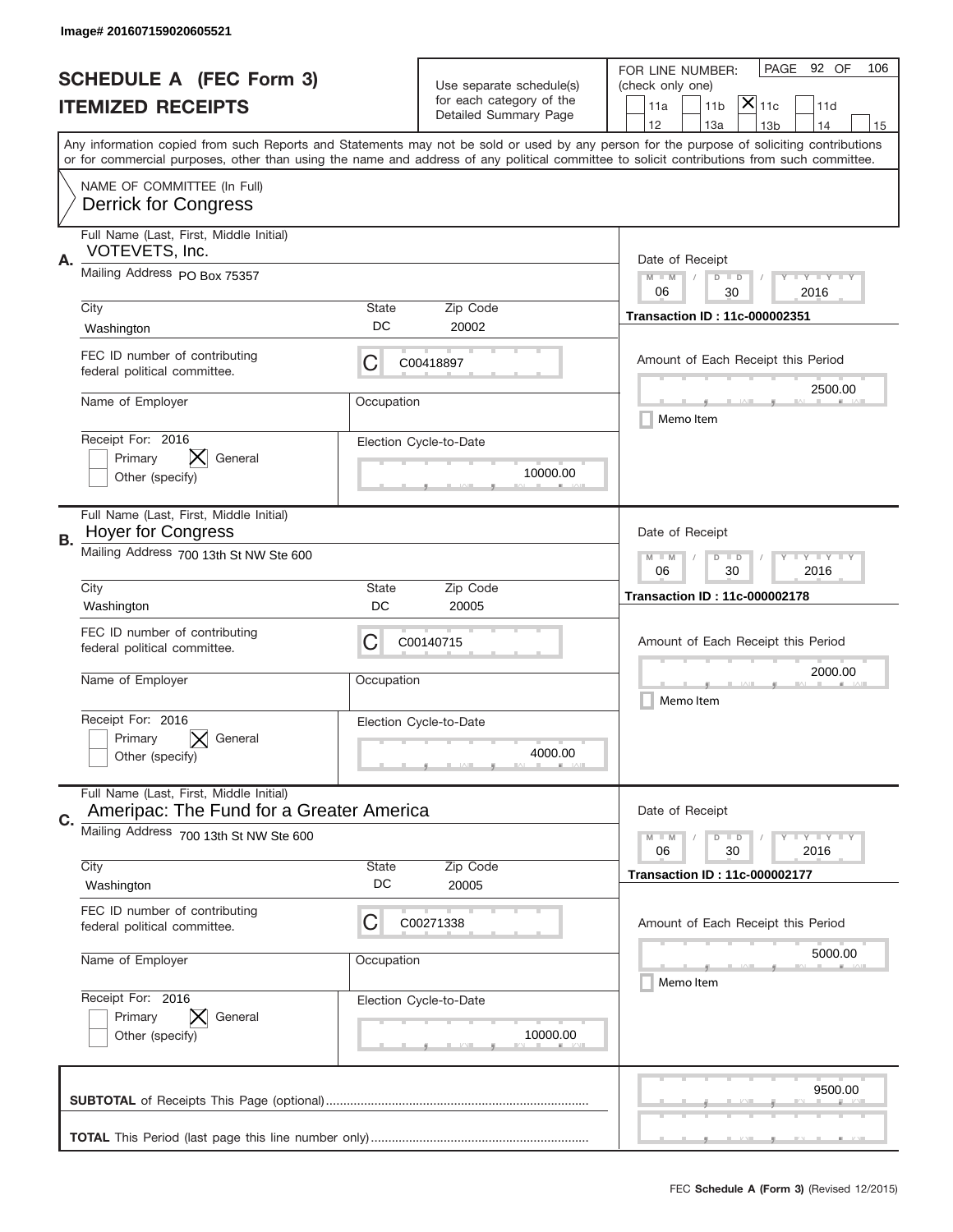Image# 201607159020605521

# SCHEDULE A (FEC Form 3)
## ITEMIZED RECEIPTS

Use separate schedule(s) for each category of the Detailed Summary Page

FOR LINE NUMBER: (check only one)

11a | 11b | [X] 11c | 11d | 12 | 13a | 13b | 14 | 15

PAGE 92 OF 106

Any information copied from such Reports and Statements may not be sold or used by any person for the purpose of soliciting contributions or for commercial purposes, other than using the name and address of any political committee to solicit contributions from such committee.

NAME OF COMMITTEE (In Full)
Derrick for Congress

---

**A.** Full Name (Last, First, Middle Initial): VOTEVETS, Inc.

Mailing Address: PO Box 75357

City: Washington | State: DC | Zip Code: 20002

FEC ID number of contributing federal political committee: C C00418897

Name of Employer: | Occupation:

Receipt For: 2016 — Primary [ ] General [X] Other (specify) [ ]

Election Cycle-to-Date: 10000.00

Date of Receipt: 06 / 30 / 2016

Transaction ID : 11c-000002351

Amount of Each Receipt this Period: 2500.00

[ ] Memo Item

---

**B.** Full Name (Last, First, Middle Initial): Hoyer for Congress

Mailing Address: 700 13th St NW Ste 600

City: Washington | State: DC | Zip Code: 20005

FEC ID number of contributing federal political committee: C C00140715

Name of Employer: | Occupation:

Receipt For: 2016 — Primary [ ] General [X] Other (specify) [ ]

Election Cycle-to-Date: 4000.00

Date of Receipt: 06 / 30 / 2016

Transaction ID : 11c-000002178

Amount of Each Receipt this Period: 2000.00

[ ] Memo Item

---

**C.** Full Name (Last, First, Middle Initial): Ameripac: The Fund for a Greater America

Mailing Address: 700 13th St NW Ste 600

City: Washington | State: DC | Zip Code: 20005

FEC ID number of contributing federal political committee: C C00271338

Name of Employer: | Occupation:

Receipt For: 2016 — Primary [ ] General [X] Other (specify) [ ]

Election Cycle-to-Date: 10000.00

Date of Receipt: 06 / 30 / 2016

Transaction ID : 11c-000002177

Amount of Each Receipt this Period: 5000.00

[ ] Memo Item

---

**SUBTOTAL** of Receipts This Page (optional): 9500.00

**TOTAL** This Period (last page this line number only):

FEC **Schedule A (Form 3)** (Revised 12/2015)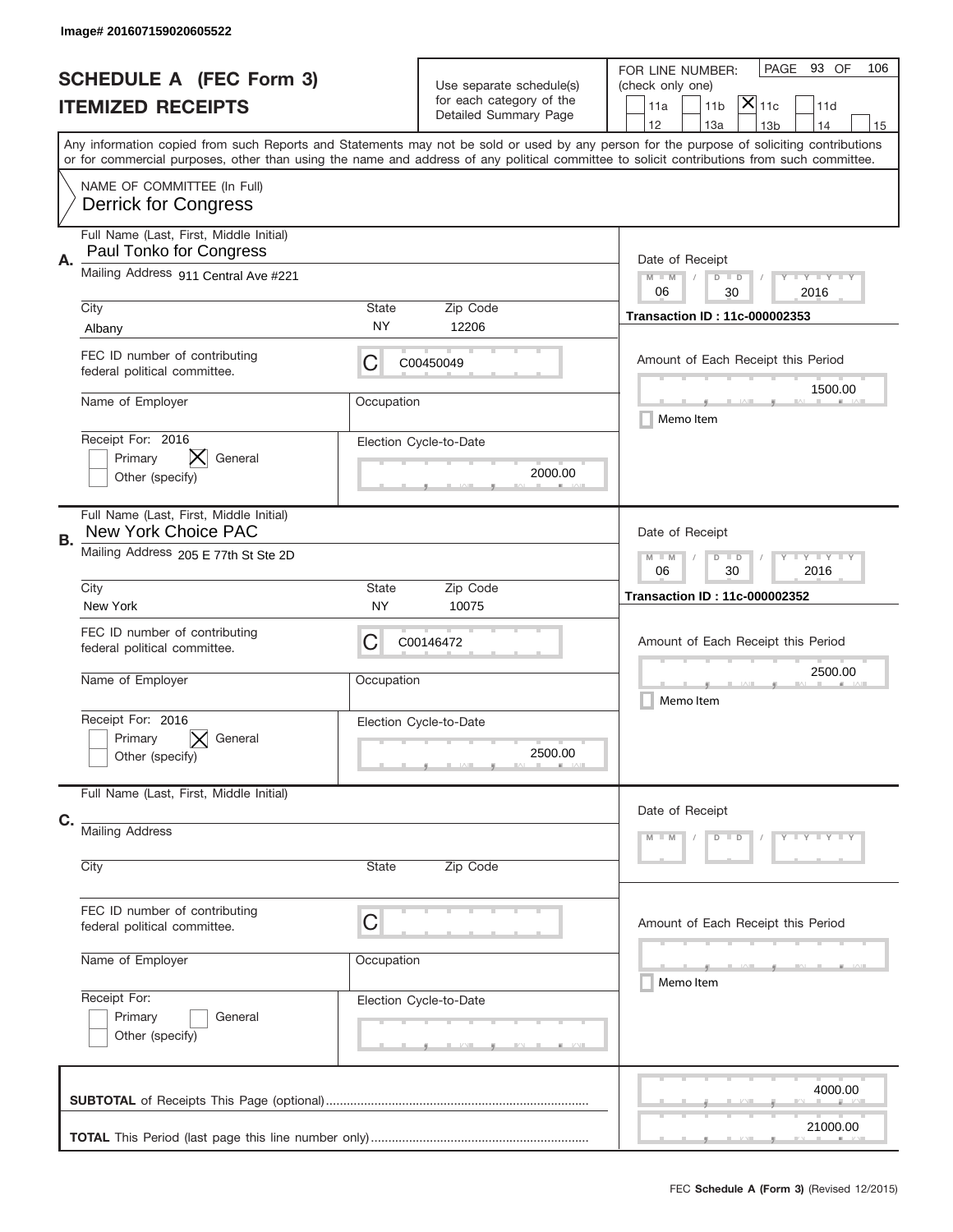Image# 201607159020605522

# SCHEDULE A (FEC Form 3)
## ITEMIZED RECEIPTS

Use separate schedule(s) for each category of the Detailed Summary Page

FOR LINE NUMBER: (check only one)

11a | 11b | [X] 11c | 11d
12 | 13a | 13b | 14 | 15

PAGE 93 OF 106

Any information copied from such Reports and Statements may not be sold or used by any person for the purpose of soliciting contributions or for commercial purposes, other than using the name and address of any political committee to solicit contributions from such committee.

NAME OF COMMITTEE (In Full)
Derrick for Congress

---

**A.** Full Name (Last, First, Middle Initial): Paul Tonko for Congress

Mailing Address: 911 Central Ave #221

City: Albany | State: NY | Zip Code: 12206

FEC ID number of contributing federal political committee: C C00450049

Name of Employer: | Occupation:

Receipt For: 2016 — Primary [ ] General [X] Other (specify) [ ]

Election Cycle-to-Date: 2000.00

Date of Receipt: 06 / 30 / 2016

Transaction ID : 11c-000002353

Amount of Each Receipt this Period: 1500.00

Memo Item

---

**B.** Full Name (Last, First, Middle Initial): New York Choice PAC

Mailing Address: 205 E 77th St Ste 2D

City: New York | State: NY | Zip Code: 10075

FEC ID number of contributing federal political committee: C C00146472

Name of Employer: | Occupation:

Receipt For: 2016 — Primary [ ] General [X] Other (specify) [ ]

Election Cycle-to-Date: 2500.00

Date of Receipt: 06 / 30 / 2016

Transaction ID : 11c-000002352

Amount of Each Receipt this Period: 2500.00

Memo Item

---

**C.** Full Name (Last, First, Middle Initial):

Mailing Address:

City: | State: | Zip Code:

FEC ID number of contributing federal political committee: C

Name of Employer: | Occupation:

Receipt For: Primary [ ] General [ ] Other (specify) [ ]

Election Cycle-to-Date:

Date of Receipt: M M / D D / Y Y Y Y

Amount of Each Receipt this Period:

Memo Item

---

**SUBTOTAL** of Receipts This Page (optional): 4000.00

**TOTAL** This Period (last page this line number only): 21000.00

FEC **Schedule A (Form 3)** (Revised 12/2015)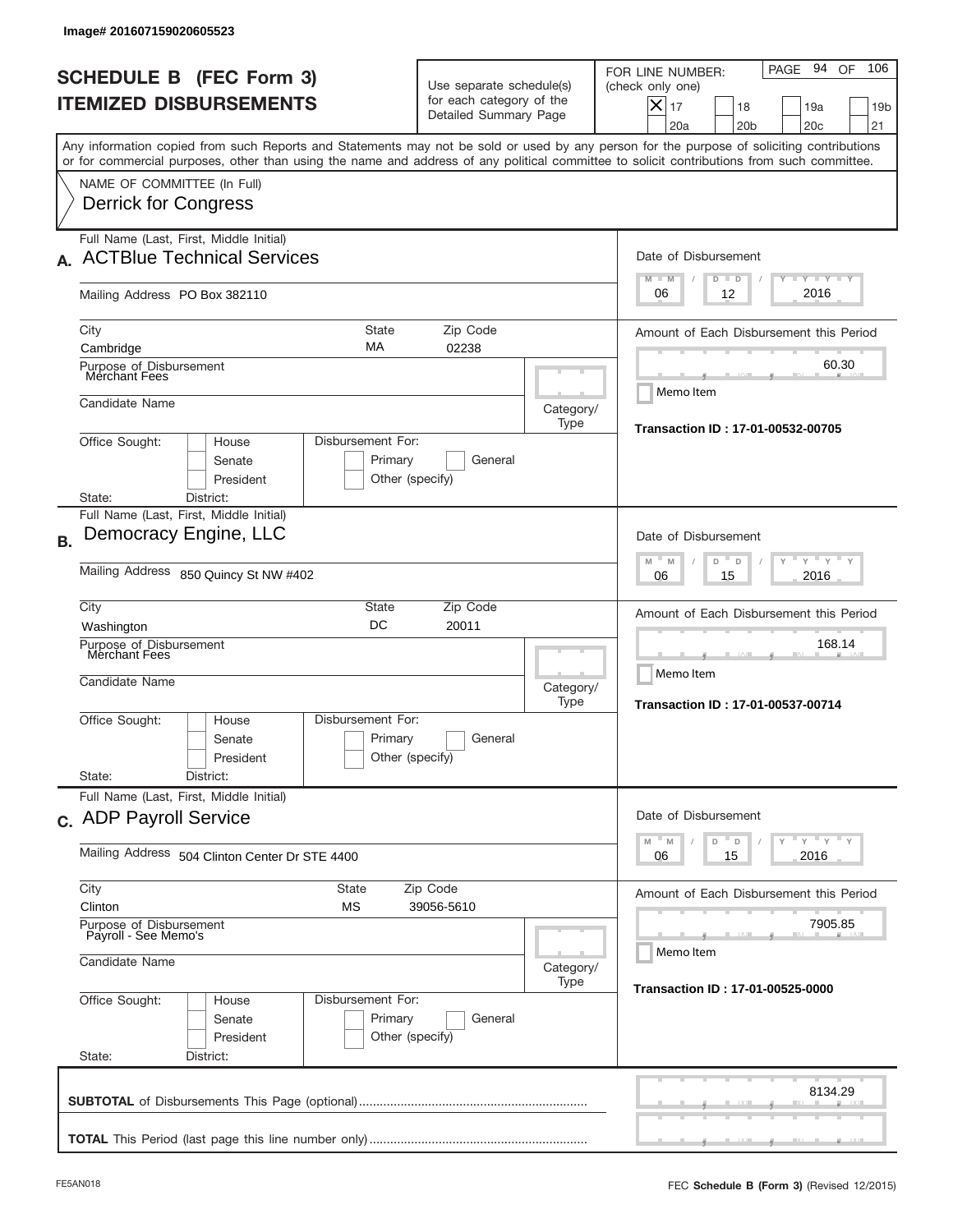Image# 201607159020605523

# SCHEDULE B (FEC Form 3)
# ITEMIZED DISBURSEMENTS

Use separate schedule(s) for each category of the Detailed Summary Page

FOR LINE NUMBER: (check only one)

☒ 17 ☐ 18 ☐ 19a ☐ 19b ☐ 20a ☐ 20b ☐ 20c ☐ 21

PAGE 94 OF 106

Any information copied from such Reports and Statements may not be sold or used by any person for the purpose of soliciting contributions or for commercial purposes, other than using the name and address of any political committee to solicit contributions from such committee.

NAME OF COMMITTEE (In Full)
Derrick for Congress

---

**A.** Full Name (Last, First, Middle Initial): ACTBlue Technical Services

Mailing Address: PO Box 382110

City: Cambridge | State: MA | Zip Code: 02238

Purpose of Disbursement: Merchant Fees

Candidate Name:

Category/Type:

Office Sought: ☐ House ☐ Senate ☐ President

State: District:

Disbursement For: ☐ Primary ☐ General ☐ Other (specify)

Date of Disbursement: 06 / 12 / 2016

Amount of Each Disbursement this Period: 60.30

☐ Memo Item

Transaction ID : 17-01-00532-00705

---

**B.** Full Name (Last, First, Middle Initial): Democracy Engine, LLC

Mailing Address: 850 Quincy St NW #402

City: Washington | State: DC | Zip Code: 20011

Purpose of Disbursement: Merchant Fees

Candidate Name:

Category/Type:

Office Sought: ☐ House ☐ Senate ☐ President

State: District:

Disbursement For: ☐ Primary ☐ General ☐ Other (specify)

Date of Disbursement: 06 / 15 / 2016

Amount of Each Disbursement this Period: 168.14

☐ Memo Item

Transaction ID : 17-01-00537-00714

---

**C.** Full Name (Last, First, Middle Initial): ADP Payroll Service

Mailing Address: 504 Clinton Center Dr STE 4400

City: Clinton | State: MS | Zip Code: 39056-5610

Purpose of Disbursement: Payroll - See Memo's

Candidate Name:

Category/Type:

Office Sought: ☐ House ☐ Senate ☐ President

State: District:

Disbursement For: ☐ Primary ☐ General ☐ Other (specify)

Date of Disbursement: 06 / 15 / 2016

Amount of Each Disbursement this Period: 7905.85

☐ Memo Item

Transaction ID : 17-01-00525-0000

---

**SUBTOTAL** of Disbursements This Page (optional): 8134.29

**TOTAL** This Period (last page this line number only):

FE5AN018

FEC **Schedule B** (Form 3) (Revised 12/2015)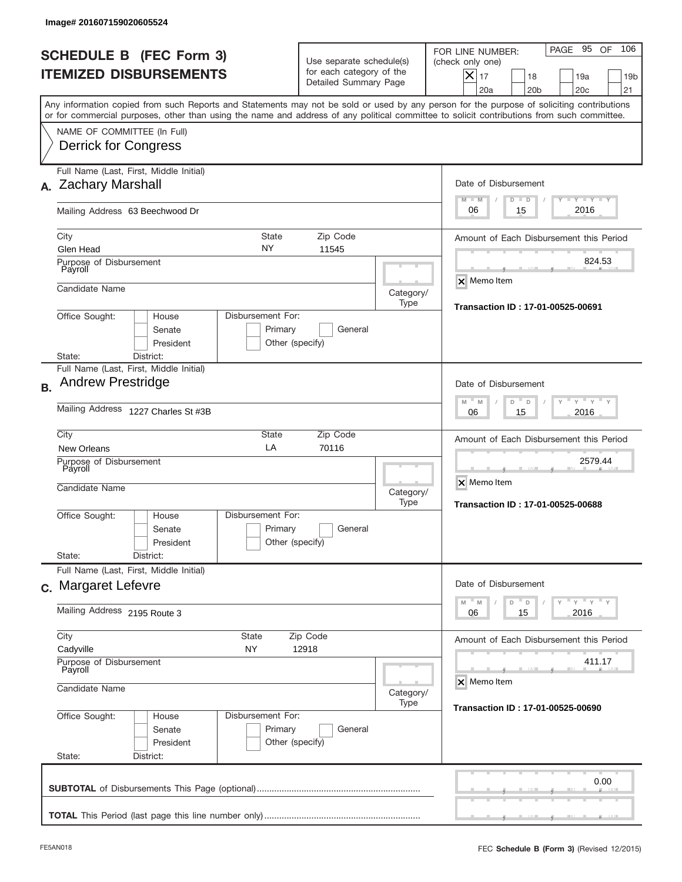Image# 201607159020605524

# SCHEDULE B (FEC Form 3)
## ITEMIZED DISBURSEMENTS

Use separate schedule(s) for each category of the Detailed Summary Page

FOR LINE NUMBER: (check only one)

- [x] 17
- [ ] 18
- [ ] 19a
- [ ] 19b
- [ ] 20a
- [ ] 20b
- [ ] 20c
- [ ] 21

PAGE 95 OF 106

Any information copied from such Reports and Statements may not be sold or used by any person for the purpose of soliciting contributions or for commercial purposes, other than using the name and address of any political committee to solicit contributions from such committee.

NAME OF COMMITTEE (In Full)
Derrick for Congress

---

**A.** Full Name (Last, First, Middle Initial): Zachary Marshall

Mailing Address: 63 Beechwood Dr

City: Glen Head | State: NY | Zip Code: 11545

Purpose of Disbursement: Payroll

Candidate Name:

Category/Type:

Office Sought: House / Senate / President

State: District:

Disbursement For: Primary / General / Other (specify)

Date of Disbursement: 06 / 15 / 2016

Amount of Each Disbursement this Period: 824.53

[x] Memo Item

**Transaction ID : 17-01-00525-00691**

---

**B.** Full Name (Last, First, Middle Initial): Andrew Prestridge

Mailing Address: 1227 Charles St #3B

City: New Orleans | State: LA | Zip Code: 70116

Purpose of Disbursement: Payroll

Candidate Name:

Category/Type:

Office Sought: House / Senate / President

State: District:

Disbursement For: Primary / General / Other (specify)

Date of Disbursement: 06 / 15 / 2016

Amount of Each Disbursement this Period: 2579.44

[x] Memo Item

**Transaction ID : 17-01-00525-00688**

---

**C.** Full Name (Last, First, Middle Initial): Margaret Lefevre

Mailing Address: 2195 Route 3

City: Cadyville | State: NY | Zip Code: 12918

Purpose of Disbursement: Payroll

Candidate Name:

Category/Type:

Office Sought: House / Senate / President

State: District:

Disbursement For: Primary / General / Other (specify)

Date of Disbursement: 06 / 15 / 2016

Amount of Each Disbursement this Period: 411.17

[x] Memo Item

**Transaction ID : 17-01-00525-00690**

---

**SUBTOTAL** of Disbursements This Page (optional): 0.00

**TOTAL** This Period (last page this line number only):

FE5AN018

FEC **Schedule B (Form 3)** (Revised 12/2015)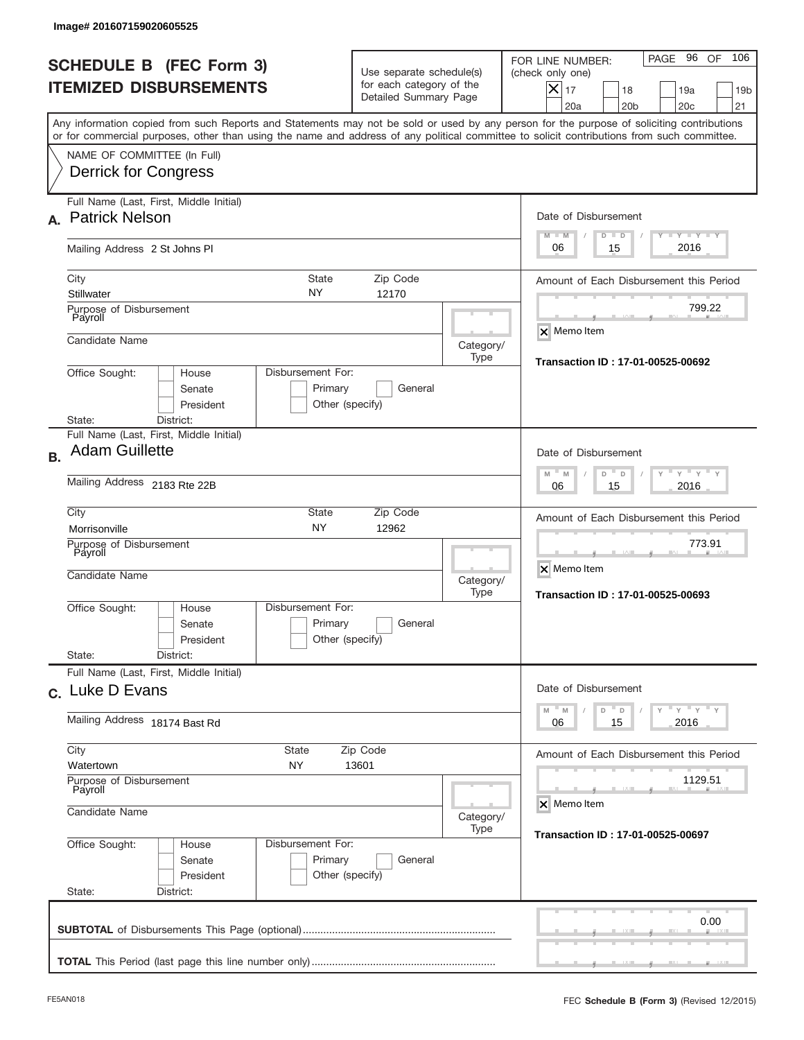Image# 201607159020605525

# SCHEDULE B (FEC Form 3)
## ITEMIZED DISBURSEMENTS

Use separate schedule(s) for each category of the Detailed Summary Page

FOR LINE NUMBER: (check only one)
[X] 17 [ ] 18 [ ] 19a [ ] 19b [ ] 20a [ ] 20b [ ] 20c [ ] 21

Any information copied from such Reports and Statements may not be sold or used by any person for the purpose of soliciting contributions or for commercial purposes, other than using the name and address of any political committee to solicit contributions from such committee.

NAME OF COMMITTEE (In Full)
Derrick for Congress

---

**A.** Full Name (Last, First, Middle Initial): Patrick Nelson

Mailing Address: 2 St Johns Pl

City: Stillwater | State: NY | Zip Code: 12170

Purpose of Disbursement: Payroll

Candidate Name:

Category/Type:

Office Sought: [ ] House [ ] Senate [ ] President
State: District:

Disbursement For: [ ] Primary [ ] General [ ] Other (specify)

Date of Disbursement: 06/15/2016

Amount of Each Disbursement this Period: 799.22

[X] Memo Item

Transaction ID : 17-01-00525-00692

---

**B.** Full Name (Last, First, Middle Initial): Adam Guillette

Mailing Address: 2183 Rte 22B

City: Morrisonville | State: NY | Zip Code: 12962

Purpose of Disbursement: Payroll

Candidate Name:

Category/Type:

Office Sought: [ ] House [ ] Senate [ ] President
State: District:

Disbursement For: [ ] Primary [ ] General [ ] Other (specify)

Date of Disbursement: 06/15/2016

Amount of Each Disbursement this Period: 773.91

[X] Memo Item

Transaction ID : 17-01-00525-00693

---

**C.** Full Name (Last, First, Middle Initial): Luke D Evans

Mailing Address: 18174 Bast Rd

City: Watertown | State: NY | Zip Code: 13601

Purpose of Disbursement: Payroll

Candidate Name:

Category/Type:

Office Sought: [ ] House [ ] Senate [ ] President
State: District:

Disbursement For: [ ] Primary [ ] General [ ] Other (specify)

Date of Disbursement: 06/15/2016

Amount of Each Disbursement this Period: 1129.51

[X] Memo Item

Transaction ID : 17-01-00525-00697

---

**SUBTOTAL** of Disbursements This Page (optional): 0.00

**TOTAL** This Period (last page this line number only):

FE5AN018

FEC **Schedule B (Form 3)** (Revised 12/2015)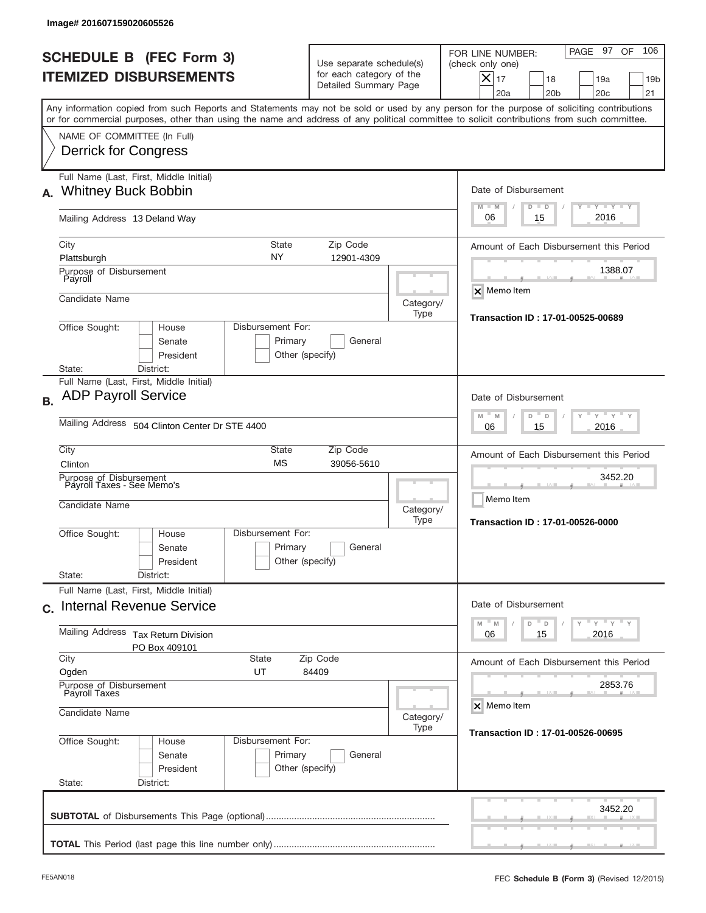Image# 201607159020605526

# SCHEDULE B (FEC Form 3)
## ITEMIZED DISBURSEMENTS

Use separate schedule(s) for each category of the Detailed Summary Page

FOR LINE NUMBER: (check only one)

- [X] 17
- [ ] 18
- [ ] 19a
- [ ] 19b
- [ ] 20a
- [ ] 20b
- [ ] 20c
- [ ] 21

Any information copied from such Reports and Statements may not be sold or used by any person for the purpose of soliciting contributions or for commercial purposes, other than using the name and address of any political committee to solicit contributions from such committee.

NAME OF COMMITTEE (In Full)
Derrick for Congress

---

**A.** Full Name (Last, First, Middle Initial): Whitney Buck Bobbin

Mailing Address: 13 Deland Way

City: Plattsburgh | State: NY | Zip Code: 12901-4309

Purpose of Disbursement: Payroll

Candidate Name:

Category/Type:

Office Sought: House / Senate / President

Disbursement For: Primary / General / Other (specify)

State: District:

Date of Disbursement: 06 / 15 / 2016

Amount of Each Disbursement this Period: 1388.07

[X] Memo Item

Transaction ID : 17-01-00525-00689

---

**B.** Full Name (Last, First, Middle Initial): ADP Payroll Service

Mailing Address: 504 Clinton Center Dr STE 4400

City: Clinton | State: MS | Zip Code: 39056-5610

Purpose of Disbursement: Payroll Taxes - See Memo's

Candidate Name:

Category/Type:

Office Sought: House / Senate / President

Disbursement For: Primary / General / Other (specify)

State: District:

Date of Disbursement: 06 / 15 / 2016

Amount of Each Disbursement this Period: 3452.20

[ ] Memo Item

Transaction ID : 17-01-00526-0000

---

**C.** Full Name (Last, First, Middle Initial): Internal Revenue Service

Mailing Address: Tax Return Division
PO Box 409101

City: Ogden | State: UT | Zip Code: 84409

Purpose of Disbursement: Payroll Taxes

Candidate Name:

Category/Type:

Office Sought: House / Senate / President

Disbursement For: Primary / General / Other (specify)

State: District:

Date of Disbursement: 06 / 15 / 2016

Amount of Each Disbursement this Period: 2853.76

[X] Memo Item

Transaction ID : 17-01-00526-00695

---

**SUBTOTAL** of Disbursements This Page (optional): 3452.20

**TOTAL** This Period (last page this line number only):

FE5AN018

FEC **Schedule B** (Form 3) (Revised 12/2015)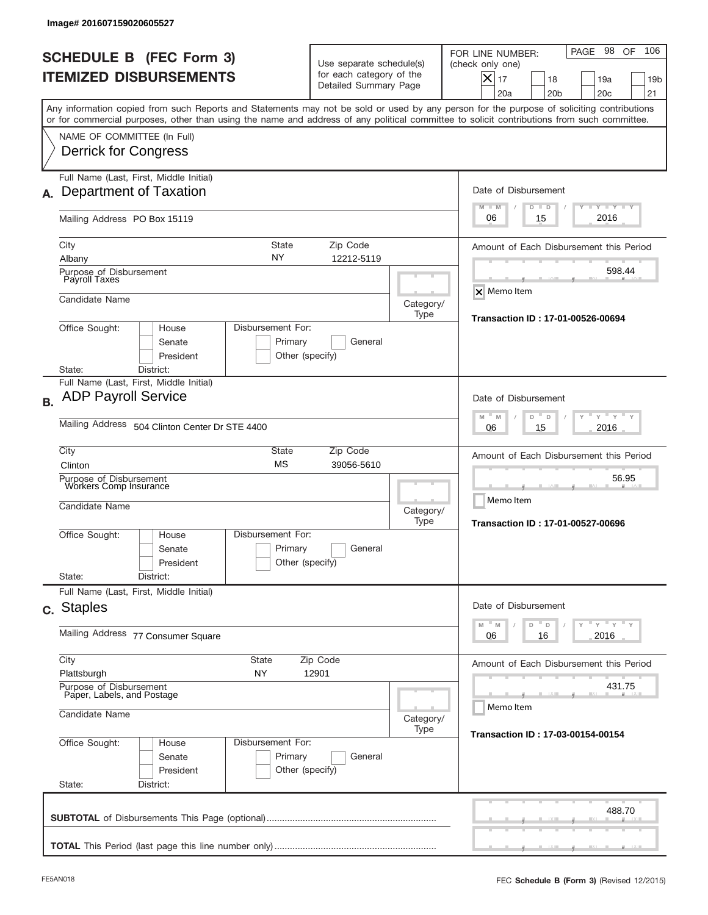Image# 201607159020605527

# SCHEDULE B (FEC Form 3)
# ITEMIZED DISBURSEMENTS

Use separate schedule(s) for each category of the Detailed Summary Page

FOR LINE NUMBER: (check only one)

- [X] 17
- [ ] 18
- [ ] 19a
- [ ] 19b
- [ ] 20a
- [ ] 20b
- [ ] 20c
- [ ] 21

PAGE 98 OF 106

Any information copied from such Reports and Statements may not be sold or used by any person for the purpose of soliciting contributions or for commercial purposes, other than using the name and address of any political committee to solicit contributions from such committee.

NAME OF COMMITTEE (In Full)
Derrick for Congress

---

**A.** Full Name (Last, First, Middle Initial): Department of Taxation

Mailing Address: PO Box 15119

City: Albany | State: NY | Zip Code: 12212-5119

Purpose of Disbursement: Payroll Taxes

Candidate Name:

Category/Type:

Office Sought: House / Senate / President

Disbursement For: Primary / General / Other (specify)

State: District:

Date of Disbursement: 06 / 15 / 2016

Amount of Each Disbursement this Period: 598.44

[X] Memo Item

Transaction ID : 17-01-00526-00694

---

**B.** Full Name (Last, First, Middle Initial): ADP Payroll Service

Mailing Address: 504 Clinton Center Dr STE 4400

City: Clinton | State: MS | Zip Code: 39056-5610

Purpose of Disbursement: Workers Comp Insurance

Candidate Name:

Category/Type:

Office Sought: House / Senate / President

Disbursement For: Primary / General / Other (specify)

State: District:

Date of Disbursement: 06 / 15 / 2016

Amount of Each Disbursement this Period: 56.95

[ ] Memo Item

Transaction ID : 17-01-00527-00696

---

**C.** Full Name (Last, First, Middle Initial): Staples

Mailing Address: 77 Consumer Square

City: Plattsburgh | State: NY | Zip Code: 12901

Purpose of Disbursement: Paper, Labels, and Postage

Candidate Name:

Category/Type:

Office Sought: House / Senate / President

Disbursement For: Primary / General / Other (specify)

State: District:

Date of Disbursement: 06 / 16 / 2016

Amount of Each Disbursement this Period: 431.75

[ ] Memo Item

Transaction ID : 17-03-00154-00154

---

**SUBTOTAL** of Disbursements This Page (optional): 488.70

**TOTAL** This Period (last page this line number only):

FE5AN018 FEC **Schedule B (Form 3)** (Revised 12/2015)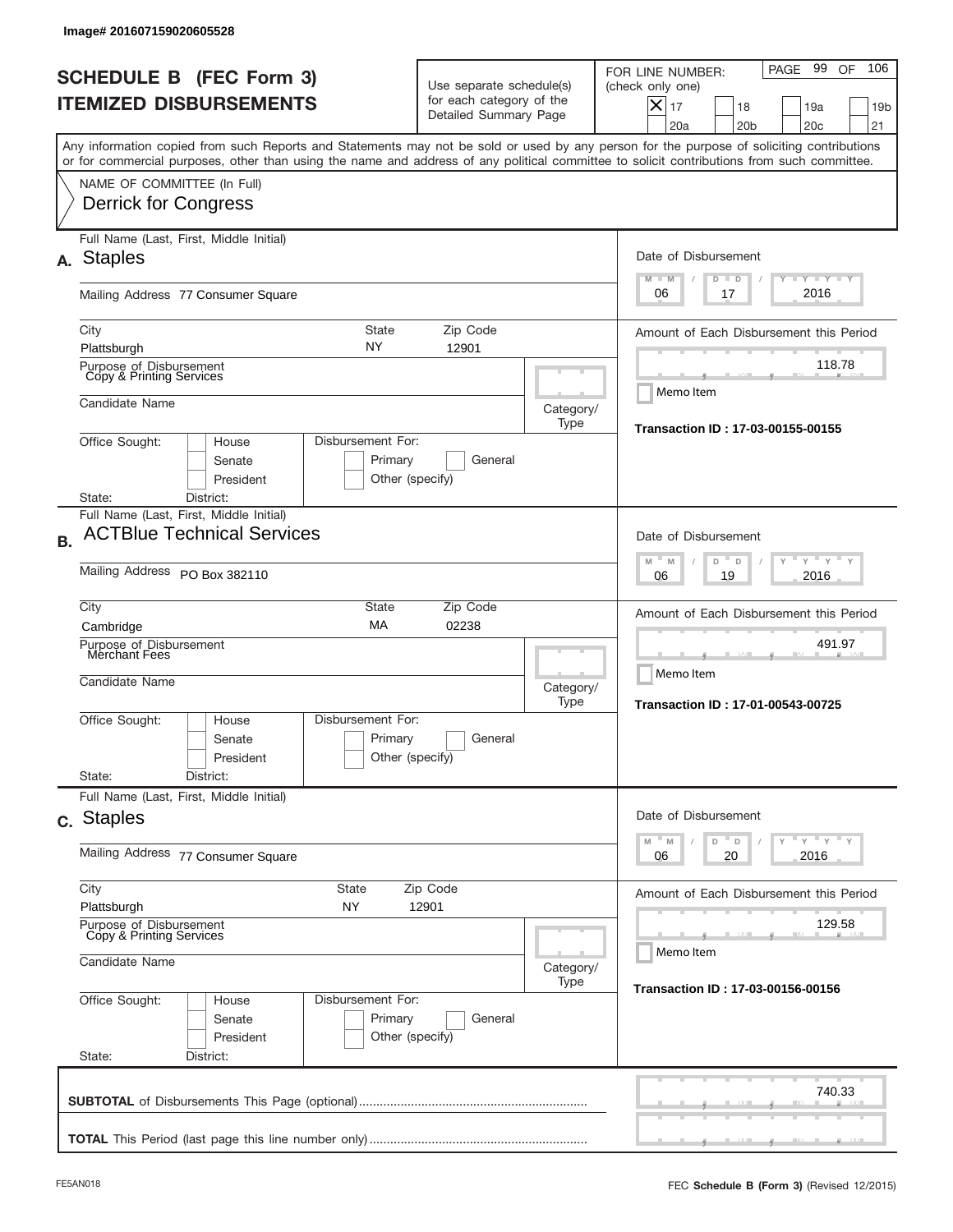Image# 201607159020605528

# SCHEDULE B (FEC Form 3)
# ITEMIZED DISBURSEMENTS

Use separate schedule(s) for each category of the Detailed Summary Page

FOR LINE NUMBER: (check only one)
[X] 17 [ ] 18 [ ] 19a [ ] 19b [ ] 20a [ ] 20b [ ] 20c [ ] 21

PAGE 99 OF 106

Any information copied from such Reports and Statements may not be sold or used by any person for the purpose of soliciting contributions or for commercial purposes, other than using the name and address of any political committee to solicit contributions from such committee.

NAME OF COMMITTEE (In Full)
Derrick for Congress

---

**A.** Full Name (Last, First, Middle Initial): Staples

Mailing Address: 77 Consumer Square

City: Plattsburgh | State: NY | Zip Code: 12901

Purpose of Disbursement: Copy & Printing Services

Candidate Name:

Category/Type:

Office Sought: [ ] House [ ] Senate [ ] President

Disbursement For: [ ] Primary [ ] General [ ] Other (specify)

State: District:

Date of Disbursement: 06 / 17 / 2016

Amount of Each Disbursement this Period: 118.78

[ ] Memo Item

Transaction ID : 17-03-00155-00155

---

**B.** Full Name (Last, First, Middle Initial): ACTBlue Technical Services

Mailing Address: PO Box 382110

City: Cambridge | State: MA | Zip Code: 02238

Purpose of Disbursement: Merchant Fees

Candidate Name:

Category/Type:

Office Sought: [ ] House [ ] Senate [ ] President

Disbursement For: [ ] Primary [ ] General [ ] Other (specify)

State: District:

Date of Disbursement: 06 / 19 / 2016

Amount of Each Disbursement this Period: 491.97

[ ] Memo Item

Transaction ID : 17-01-00543-00725

---

**C.** Full Name (Last, First, Middle Initial): Staples

Mailing Address: 77 Consumer Square

City: Plattsburgh | State: NY | Zip Code: 12901

Purpose of Disbursement: Copy & Printing Services

Candidate Name:

Category/Type:

Office Sought: [ ] House [ ] Senate [ ] President

Disbursement For: [ ] Primary [ ] General [ ] Other (specify)

State: District:

Date of Disbursement: 06 / 20 / 2016

Amount of Each Disbursement this Period: 129.58

[ ] Memo Item

Transaction ID : 17-03-00156-00156

---

**SUBTOTAL** of Disbursements This Page (optional): 740.33

**TOTAL** This Period (last page this line number only):

FE5AN018

FEC **Schedule B (Form 3)** (Revised 12/2015)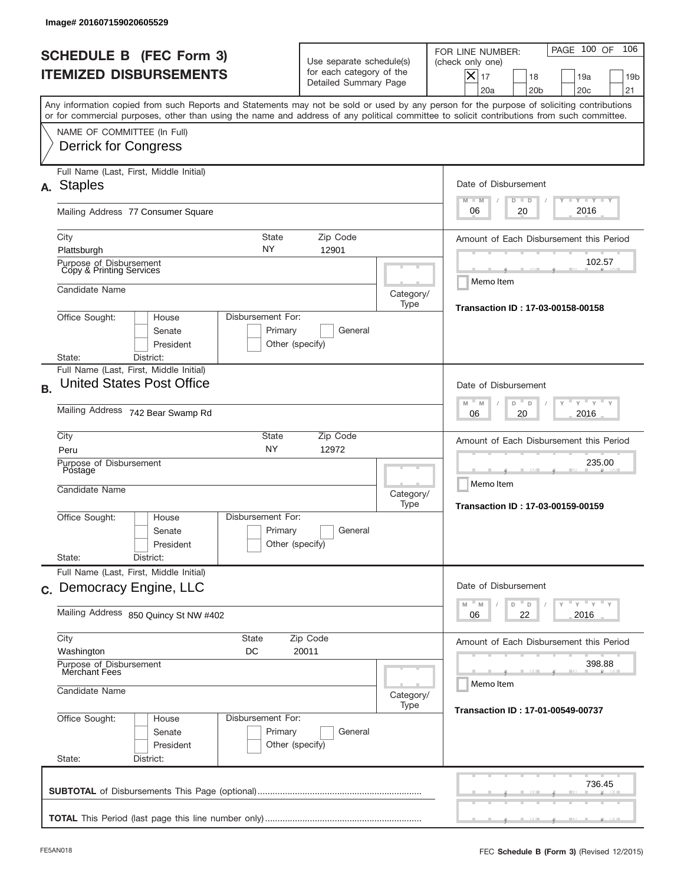Image# 201607159020605529

# SCHEDULE B (FEC Form 3)
# ITEMIZED DISBURSEMENTS

Use separate schedule(s) for each category of the Detailed Summary Page

FOR LINE NUMBER: (check only one)

[X] 17 [ ] 18 [ ] 19a [ ] 19b [ ] 20a [ ] 20b [ ] 20c [ ] 21

Any information copied from such Reports and Statements may not be sold or used by any person for the purpose of soliciting contributions or for commercial purposes, other than using the name and address of any political committee to solicit contributions from such committee.

NAME OF COMMITTEE (In Full)
Derrick for Congress

---

**A.** Full Name (Last, First, Middle Initial): Staples

Mailing Address: 77 Consumer Square

City: Plattsburgh | State: NY | Zip Code: 12901

Purpose of Disbursement: Copy & Printing Services

Candidate Name:

Category/Type:

Office Sought: [ ] House [ ] Senate [ ] President

State: District:

Disbursement For: [ ] Primary [ ] General [ ] Other (specify)

Date of Disbursement: 06 / 20 / 2016

Amount of Each Disbursement this Period: 102.57

[ ] Memo Item

Transaction ID : 17-03-00158-00158

---

**B.** Full Name (Last, First, Middle Initial): United States Post Office

Mailing Address: 742 Bear Swamp Rd

City: Peru | State: NY | Zip Code: 12972

Purpose of Disbursement: Postage

Candidate Name:

Category/Type:

Office Sought: [ ] House [ ] Senate [ ] President

State: District:

Disbursement For: [ ] Primary [ ] General [ ] Other (specify)

Date of Disbursement: 06 / 20 / 2016

Amount of Each Disbursement this Period: 235.00

[ ] Memo Item

Transaction ID : 17-03-00159-00159

---

**C.** Full Name (Last, First, Middle Initial): Democracy Engine, LLC

Mailing Address: 850 Quincy St NW #402

City: Washington | State: DC | Zip Code: 20011

Purpose of Disbursement: Merchant Fees

Candidate Name:

Category/Type:

Office Sought: [ ] House [ ] Senate [ ] President

State: District:

Disbursement For: [ ] Primary [ ] General [ ] Other (specify)

Date of Disbursement: 06 / 22 / 2016

Amount of Each Disbursement this Period: 398.88

[ ] Memo Item

Transaction ID : 17-01-00549-00737

---

**SUBTOTAL** of Disbursements This Page (optional): 736.45

**TOTAL** This Period (last page this line number only):

FE5AN018 | FEC **Schedule B** (Form 3) (Revised 12/2015)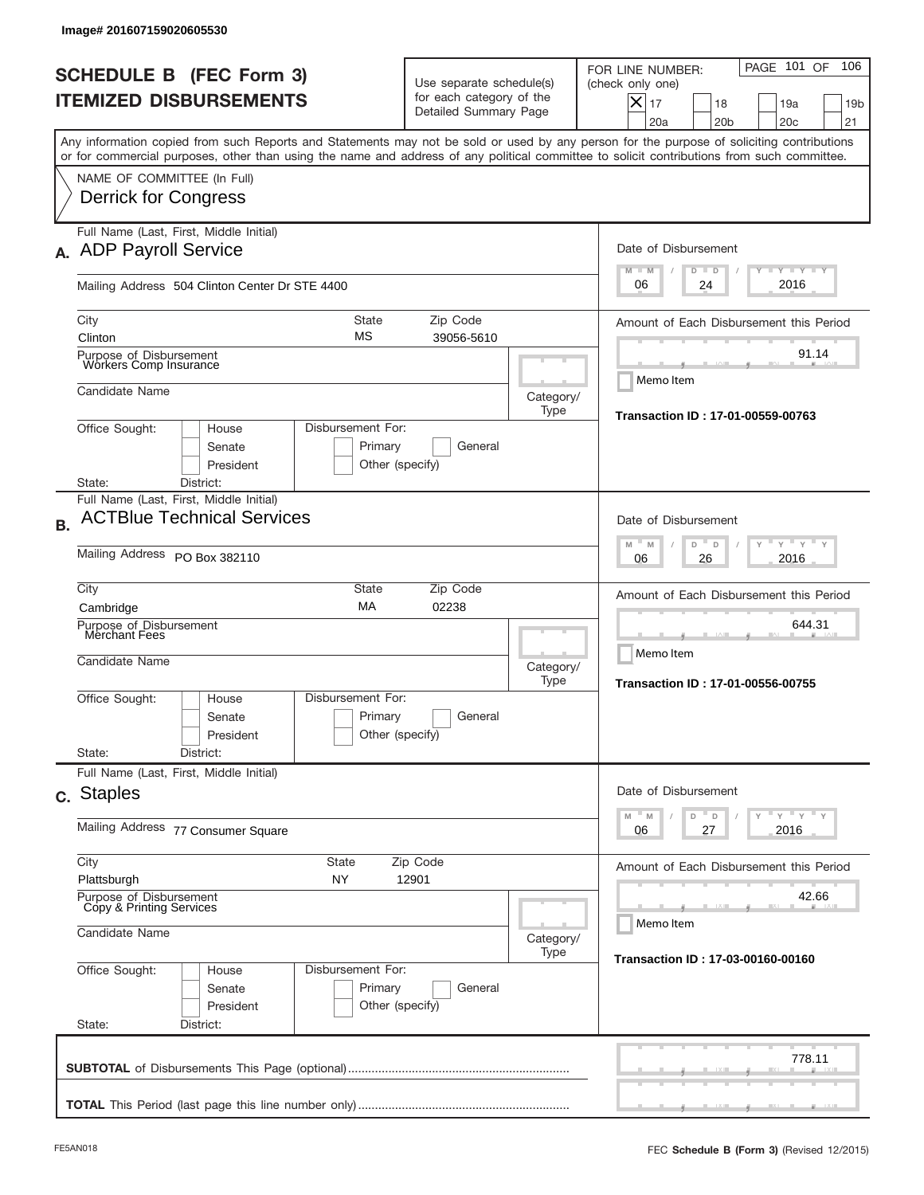Image# 201607159020605530

# SCHEDULE B (FEC Form 3)
## ITEMIZED DISBURSEMENTS

Use separate schedule(s) for each category of the Detailed Summary Page

FOR LINE NUMBER: (check only one)

[X] 17 [ ] 18 [ ] 19a [ ] 19b [ ] 20a [ ] 20b [ ] 20c [ ] 21

PAGE 101 OF 106

Any information copied from such Reports and Statements may not be sold or used by any person for the purpose of soliciting contributions or for commercial purposes, other than using the name and address of any political committee to solicit contributions from such committee.

NAME OF COMMITTEE (In Full)
Derrick for Congress

---

**A.** Full Name (Last, First, Middle Initial): ADP Payroll Service

Mailing Address: 504 Clinton Center Dr STE 4400

City: Clinton | State: MS | Zip Code: 39056-5610

Purpose of Disbursement: Workers Comp Insurance

Candidate Name:

Category/Type:

Office Sought: [ ] House [ ] Senate [ ] President

State: District:

Disbursement For: [ ] Primary [ ] General [ ] Other (specify)

Date of Disbursement: 06 / 24 / 2016

Amount of Each Disbursement this Period: 91.14

[ ] Memo Item

Transaction ID : 17-01-00559-00763

---

**B.** Full Name (Last, First, Middle Initial): ACTBlue Technical Services

Mailing Address: PO Box 382110

City: Cambridge | State: MA | Zip Code: 02238

Purpose of Disbursement: Merchant Fees

Candidate Name:

Category/Type:

Office Sought: [ ] House [ ] Senate [ ] President

State: District:

Disbursement For: [ ] Primary [ ] General [ ] Other (specify)

Date of Disbursement: 06 / 26 / 2016

Amount of Each Disbursement this Period: 644.31

[ ] Memo Item

Transaction ID : 17-01-00556-00755

---

**C.** Full Name (Last, First, Middle Initial): Staples

Mailing Address: 77 Consumer Square

City: Plattsburgh | State: NY | Zip Code: 12901

Purpose of Disbursement: Copy & Printing Services

Candidate Name:

Category/Type:

Office Sought: [ ] House [ ] Senate [ ] President

State: District:

Disbursement For: [ ] Primary [ ] General [ ] Other (specify)

Date of Disbursement: 06 / 27 / 2016

Amount of Each Disbursement this Period: 42.66

[ ] Memo Item

Transaction ID : 17-03-00160-00160

---

**SUBTOTAL** of Disbursements This Page (optional): 778.11

**TOTAL** This Period (last page this line number only):

FE5AN018 FEC **Schedule B** (Form 3) (Revised 12/2015)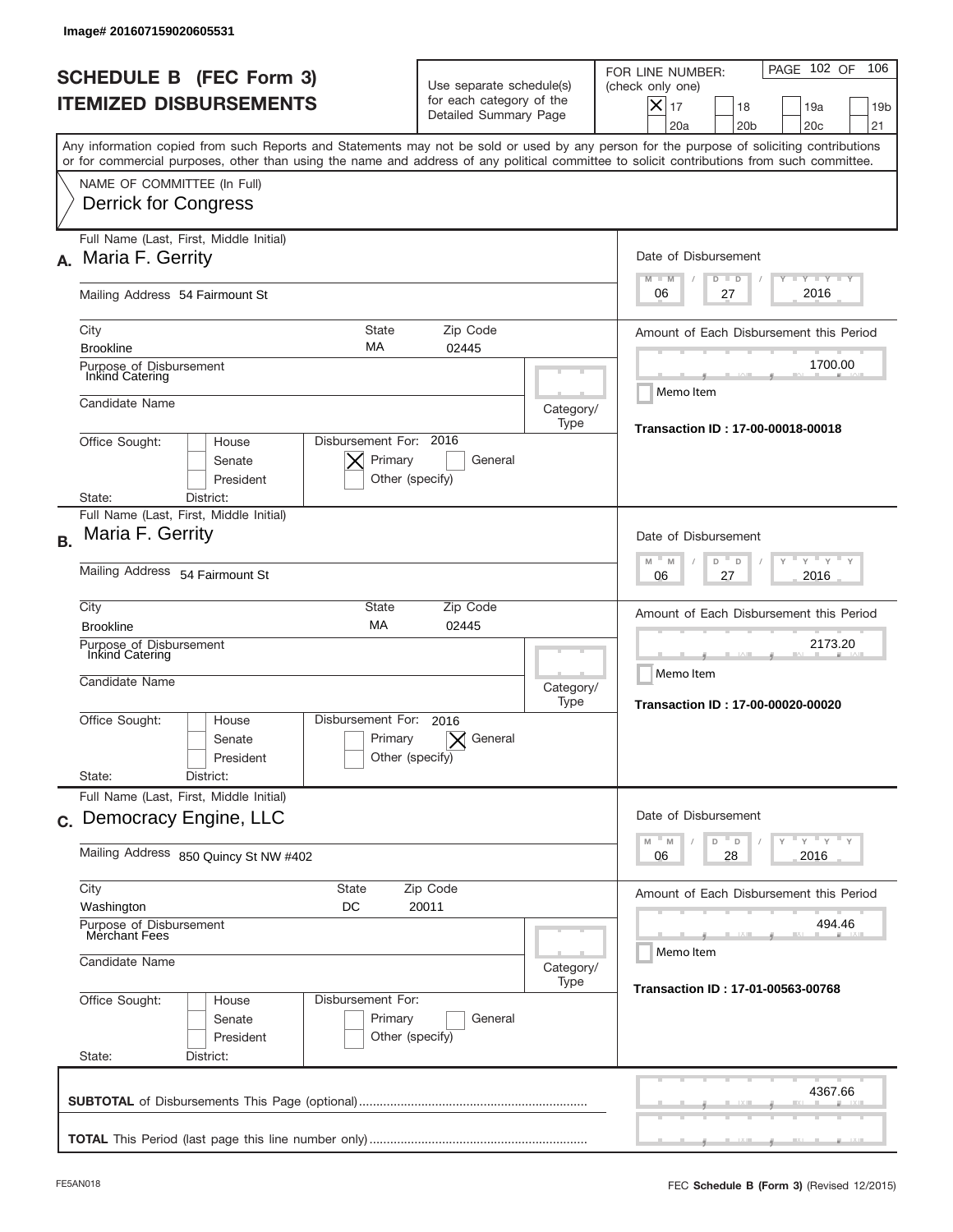Image# 201607159020605531

# SCHEDULE B (FEC Form 3)
## ITEMIZED DISBURSEMENTS

Use separate schedule(s) for each category of the Detailed Summary Page

FOR LINE NUMBER: (check only one)

- [X] 17
- [ ] 18
- [ ] 19a
- [ ] 19b
- [ ] 20a
- [ ] 20b
- [ ] 20c
- [ ] 21

PAGE 102 OF 106

Any information copied from such Reports and Statements may not be sold or used by any person for the purpose of soliciting contributions or for commercial purposes, other than using the name and address of any political committee to solicit contributions from such committee.

NAME OF COMMITTEE (In Full)
Derrick for Congress

---

**A.** Full Name (Last, First, Middle Initial): Maria F. Gerrity

Mailing Address: 54 Fairmount St

City: Brookline | State: MA | Zip Code: 02445

Purpose of Disbursement: Inkind Catering

Candidate Name:

Category/Type:

Office Sought: House / Senate / President

State: District:

Disbursement For: 2016 [X] Primary [ ] General [ ] Other (specify)

Date of Disbursement: 06 / 27 / 2016

Amount of Each Disbursement this Period: 1700.00

[ ] Memo Item

Transaction ID : 17-00-00018-00018

---

**B.** Full Name (Last, First, Middle Initial): Maria F. Gerrity

Mailing Address: 54 Fairmount St

City: Brookline | State: MA | Zip Code: 02445

Purpose of Disbursement: Inkind Catering

Candidate Name:

Category/Type:

Office Sought: House / Senate / President

State: District:

Disbursement For: 2016 [ ] Primary [X] General [ ] Other (specify)

Date of Disbursement: 06 / 27 / 2016

Amount of Each Disbursement this Period: 2173.20

[ ] Memo Item

Transaction ID : 17-00-00020-00020

---

**C.** Full Name (Last, First, Middle Initial): Democracy Engine, LLC

Mailing Address: 850 Quincy St NW #402

City: Washington | State: DC | Zip Code: 20011

Purpose of Disbursement: Merchant Fees

Candidate Name:

Category/Type:

Office Sought: House / Senate / President

State: District:

Disbursement For: [ ] Primary [ ] General [ ] Other (specify)

Date of Disbursement: 06 / 28 / 2016

Amount of Each Disbursement this Period: 494.46

[ ] Memo Item

Transaction ID : 17-01-00563-00768

---

**SUBTOTAL** of Disbursements This Page (optional): 4367.66

**TOTAL** This Period (last page this line number only):

FE5AN018 FEC **Schedule B** (Form 3) (Revised 12/2015)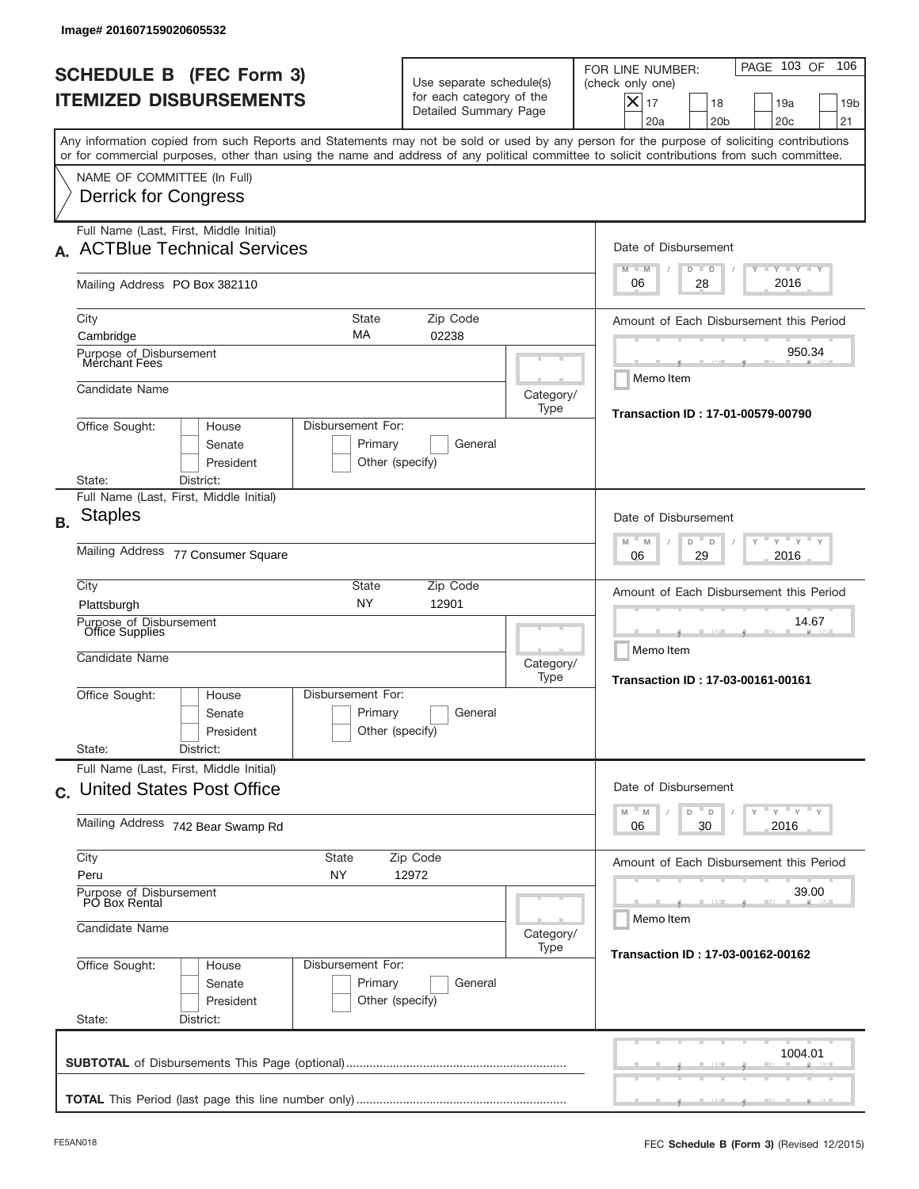Image# 201607159020605532

# SCHEDULE B (FEC Form 3)
# ITEMIZED DISBURSEMENTS

Use separate schedule(s) for each category of the Detailed Summary Page

FOR LINE NUMBER: (check only one)

- [X] 17
- [ ] 18
- [ ] 19a
- [ ] 19b
- [ ] 20a
- [ ] 20b
- [ ] 20c
- [ ] 21

PAGE 103 OF 106

Any information copied from such Reports and Statements may not be sold or used by any person for the purpose of soliciting contributions or for commercial purposes, other than using the name and address of any political committee to solicit contributions from such committee.

NAME OF COMMITTEE (In Full)
Derrick for Congress

---

**A.** Full Name (Last, First, Middle Initial): ACTBlue Technical Services

Mailing Address: PO Box 382110

City: Cambridge | State: MA | Zip Code: 02238

Purpose of Disbursement: Merchant Fees

Candidate Name:

Category/Type:

Office Sought: House / Senate / President

State: District:

Disbursement For: Primary / General / Other (specify)

Date of Disbursement: 06 / 28 / 2016

Amount of Each Disbursement this Period: 950.34

Memo Item

Transaction ID : 17-01-00579-00790

---

**B.** Full Name (Last, First, Middle Initial): Staples

Mailing Address: 77 Consumer Square

City: Plattsburgh | State: NY | Zip Code: 12901

Purpose of Disbursement: Office Supplies

Candidate Name:

Category/Type:

Office Sought: House / Senate / President

State: District:

Disbursement For: Primary / General / Other (specify)

Date of Disbursement: 06 / 29 / 2016

Amount of Each Disbursement this Period: 14.67

Memo Item

Transaction ID : 17-03-00161-00161

---

**C.** Full Name (Last, First, Middle Initial): United States Post Office

Mailing Address: 742 Bear Swamp Rd

City: Peru | State: NY | Zip Code: 12972

Purpose of Disbursement: PO Box Rental

Candidate Name:

Category/Type:

Office Sought: House / Senate / President

State: District:

Disbursement For: Primary / General / Other (specify)

Date of Disbursement: 06 / 30 / 2016

Amount of Each Disbursement this Period: 39.00

Memo Item

Transaction ID : 17-03-00162-00162

---

**SUBTOTAL** of Disbursements This Page (optional): 1004.01

**TOTAL** This Period (last page this line number only):

FE5AN018

FEC **Schedule B** (Form 3) (Revised 12/2015)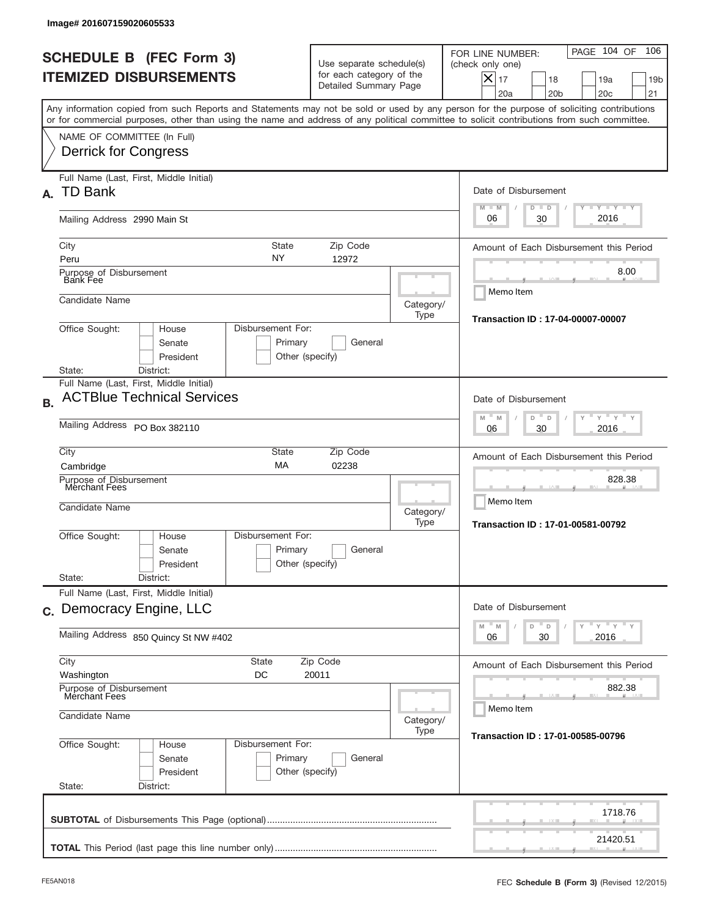Image# 201607159020605533

# SCHEDULE B (FEC Form 3)
## ITEMIZED DISBURSEMENTS

Use separate schedule(s) for each category of the Detailed Summary Page

FOR LINE NUMBER: (check only one)

| | | | |
|---|---|---|---|
| [X] 17 | [ ] 18 | [ ] 19a | [ ] 19b |
| [ ] 20a | [ ] 20b | [ ] 20c | [ ] 21 |

PAGE 104 OF 106

Any information copied from such Reports and Statements may not be sold or used by any person for the purpose of soliciting contributions or for commercial purposes, other than using the name and address of any political committee to solicit contributions from such committee.

NAME OF COMMITTEE (In Full)
Derrick for Congress

---

**A.** Full Name (Last, First, Middle Initial): TD Bank

Mailing Address: 2990 Main St

City: Peru | State: NY | Zip Code: 12972

Purpose of Disbursement: Bank Fee

Candidate Name:

Category/Type:

Office Sought: [ ] House [ ] Senate [ ] President

State: District:

Disbursement For: [ ] Primary [ ] General [ ] Other (specify)

Date of Disbursement: 06 / 30 / 2016

Amount of Each Disbursement this Period: 8.00

[ ] Memo Item

**Transaction ID : 17-04-00007-00007**

---

**B.** Full Name (Last, First, Middle Initial): ACTBlue Technical Services

Mailing Address: PO Box 382110

City: Cambridge | State: MA | Zip Code: 02238

Purpose of Disbursement: Merchant Fees

Candidate Name:

Category/Type:

Office Sought: [ ] House [ ] Senate [ ] President

State: District:

Disbursement For: [ ] Primary [ ] General [ ] Other (specify)

Date of Disbursement: 06 / 30 / 2016

Amount of Each Disbursement this Period: 828.38

[ ] Memo Item

**Transaction ID : 17-01-00581-00792**

---

**C.** Full Name (Last, First, Middle Initial): Democracy Engine, LLC

Mailing Address: 850 Quincy St NW #402

City: Washington | State: DC | Zip Code: 20011

Purpose of Disbursement: Merchant Fees

Candidate Name:

Category/Type:

Office Sought: [ ] House [ ] Senate [ ] President

State: District:

Disbursement For: [ ] Primary [ ] General [ ] Other (specify)

Date of Disbursement: 06 / 30 / 2016

Amount of Each Disbursement this Period: 882.38

[ ] Memo Item

**Transaction ID : 17-01-00585-00796**

---

**SUBTOTAL** of Disbursements This Page (optional): 1718.76

**TOTAL** This Period (last page this line number only): 21420.51

FE5AN018

FEC **Schedule B (Form 3)** (Revised 12/2015)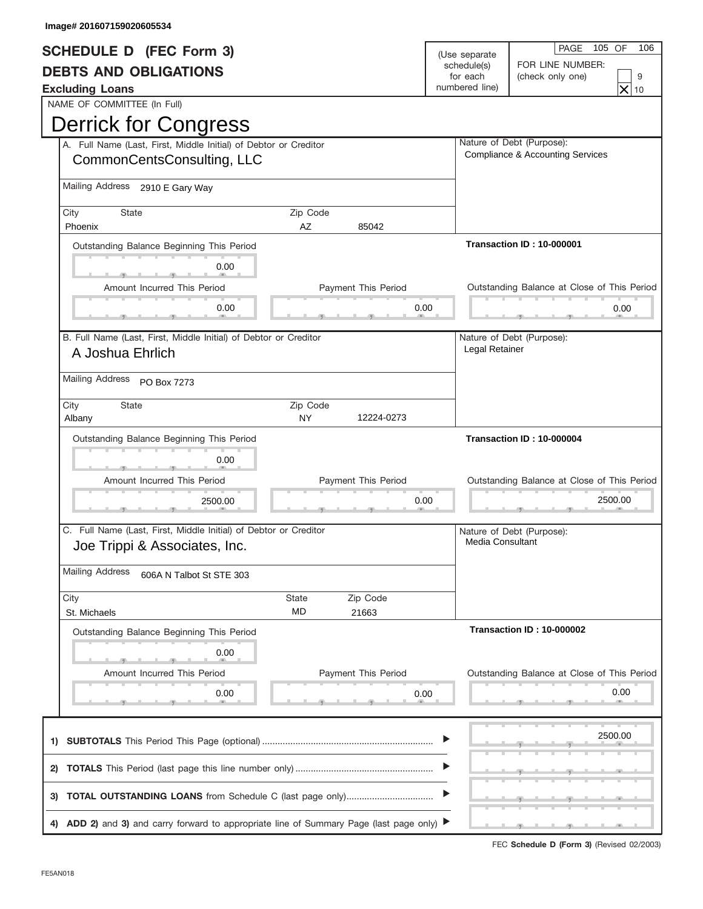Image# 201607159020605534

# SCHEDULE D (FEC Form 3)
## DEBTS AND OBLIGATIONS
**Excluding Loans**

(Use separate schedule(s) for each numbered line)

PAGE 105 OF 106

FOR LINE NUMBER: (check only one)
- [ ] 9
- [X] 10

NAME OF COMMITTEE (In Full)

# Derrick for Congress

---

**A.** Full Name (Last, First, Middle Initial) of Debtor or Creditor
CommonCentsConsulting, LLC

Nature of Debt (Purpose): Compliance & Accounting Services

Mailing Address: 2910 E Gary Way

| City | State | Zip Code |
|---|---|---|
| Phoenix | AZ | 85042 |

Transaction ID : 10-000001

| Outstanding Balance Beginning This Period | Amount Incurred This Period | Payment This Period | Outstanding Balance at Close of This Period |
|---|---|---|---|
| 0.00 | 0.00 | 0.00 | 0.00 |

---

**B.** Full Name (Last, First, Middle Initial) of Debtor or Creditor
A Joshua Ehrlich

Nature of Debt (Purpose): Legal Retainer

Mailing Address: PO Box 7273

| City | State | Zip Code |
|---|---|---|
| Albany | NY | 12224-0273 |

Transaction ID : 10-000004

| Outstanding Balance Beginning This Period | Amount Incurred This Period | Payment This Period | Outstanding Balance at Close of This Period |
|---|---|---|---|
| 0.00 | 2500.00 | 0.00 | 2500.00 |

---

**C.** Full Name (Last, First, Middle Initial) of Debtor or Creditor
Joe Trippi & Associates, Inc.

Nature of Debt (Purpose): Media Consultant

Mailing Address: 606A N Talbot St STE 303

| City | State | Zip Code |
|---|---|---|
| St. Michaels | MD | 21663 |

Transaction ID : 10-000002

| Outstanding Balance Beginning This Period | Amount Incurred This Period | Payment This Period | Outstanding Balance at Close of This Period |
|---|---|---|---|
| 0.00 | 0.00 | 0.00 | 0.00 |

---

| | | |
|---|---|---|
| 1) | **SUBTOTALS** This Period This Page (optional) | 2500.00 |
| 2) | **TOTALS** This Period (last page this line number only) | |
| 3) | **TOTAL OUTSTANDING LOANS** from Schedule C (last page only) | |
| 4) | **ADD 2)** and **3)** and carry forward to appropriate line of Summary Page (last page only) | |

FEC **Schedule D (Form 3)** (Revised 02/2003)

FE5AN018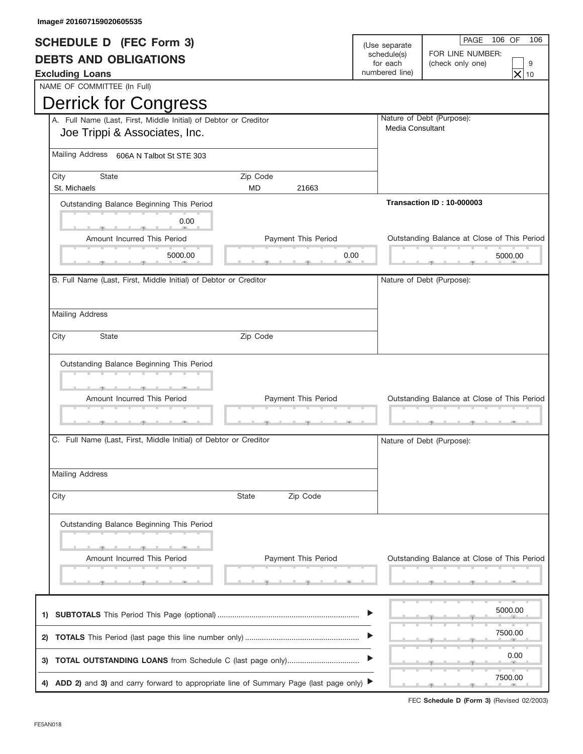Image# 201607159020605535

# SCHEDULE D (FEC Form 3)
## DEBTS AND OBLIGATIONS
**Excluding Loans**

(Use separate schedule(s) for each numbered line)

FOR LINE NUMBER: (check only one)
- [ ] 9
- [x] 10

NAME OF COMMITTEE (In Full)

# Derrick for Congress

**A.** Full Name (Last, First, Middle Initial) of Debtor or Creditor
Joe Trippi & Associates, Inc.

Mailing Address: 606A N Talbot St STE 303

City: St. Michaels
State: MD
Zip Code: 21663

Nature of Debt (Purpose): Media Consultant

**Transaction ID : 10-000003**

| Outstanding Balance Beginning This Period | Amount Incurred This Period | Payment This Period | Outstanding Balance at Close of This Period |
|---|---|---|---|
| 0.00 | 5000.00 | 0.00 | 5000.00 |

**B.** Full Name (Last, First, Middle Initial) of Debtor or Creditor

Mailing Address

City / State / Zip Code

Nature of Debt (Purpose):

| Outstanding Balance Beginning This Period | Amount Incurred This Period | Payment This Period | Outstanding Balance at Close of This Period |
|---|---|---|---|
| | | | |

**C.** Full Name (Last, First, Middle Initial) of Debtor or Creditor

Mailing Address

City / State / Zip Code

Nature of Debt (Purpose):

| Outstanding Balance Beginning This Period | Amount Incurred This Period | Payment This Period | Outstanding Balance at Close of This Period |
|---|---|---|---|
| | | | |

| | | |
|---|---|---|
| 1) | **SUBTOTALS** This Period This Page (optional) | 5000.00 |
| 2) | **TOTALS** This Period (last page this line number only) | 7500.00 |
| 3) | **TOTAL OUTSTANDING LOANS** from Schedule C (last page only) | 0.00 |
| 4) | **ADD 2)** and **3)** and carry forward to appropriate line of Summary Page (last page only) | 7500.00 |

FEC **Schedule D (Form 3)** (Revised 02/2003)

FE5AN018